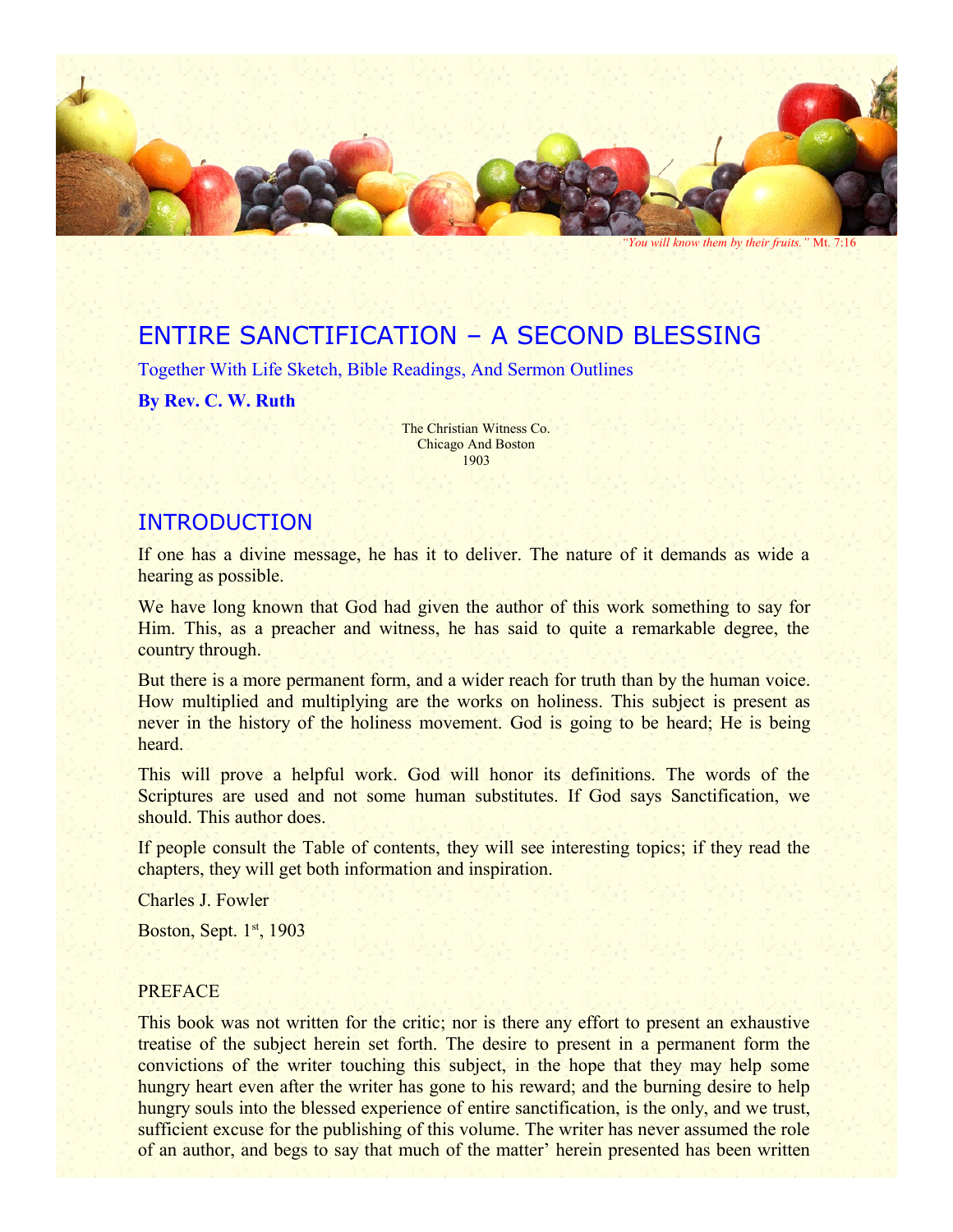*"You will know them by their fruits."* Mt. 7:16

# ENTIRE SANCTIFICATION – A SECOND BLESSING

Together With Life Sketch, Bible Readings, And Sermon Outlines

**By Rev. C. W. Ruth**

The Christian Witness Co.
Chicago And Boston
1903

## INTRODUCTION

If one has a divine message, he has it to deliver. The nature of it demands as wide a hearing as possible.

We have long known that God had given the author of this work something to say for Him. This, as a preacher and witness, he has said to quite a remarkable degree, the country through.

But there is a more permanent form, and a wider reach for truth than by the human voice. How multiplied and multiplying are the works on holiness. This subject is present as never in the history of the holiness movement. God is going to be heard; He is being heard.

This will prove a helpful work. God will honor its definitions. The words of the Scriptures are used and not some human substitutes. If God says Sanctification, we should. This author does.

If people consult the Table of contents, they will see interesting topics; if they read the chapters, they will get both information and inspiration.

Charles J. Fowler

Boston, Sept. 1st, 1903

PREFACE

This book was not written for the critic; nor is there any effort to present an exhaustive treatise of the subject herein set forth. The desire to present in a permanent form the convictions of the writer touching this subject, in the hope that they may help some hungry heart even after the writer has gone to his reward; and the burning desire to help hungry souls into the blessed experience of entire sanctification, is the only, and we trust, sufficient excuse for the publishing of this volume. The writer has never assumed the role of an author, and begs to say that much of the matter' herein presented has been written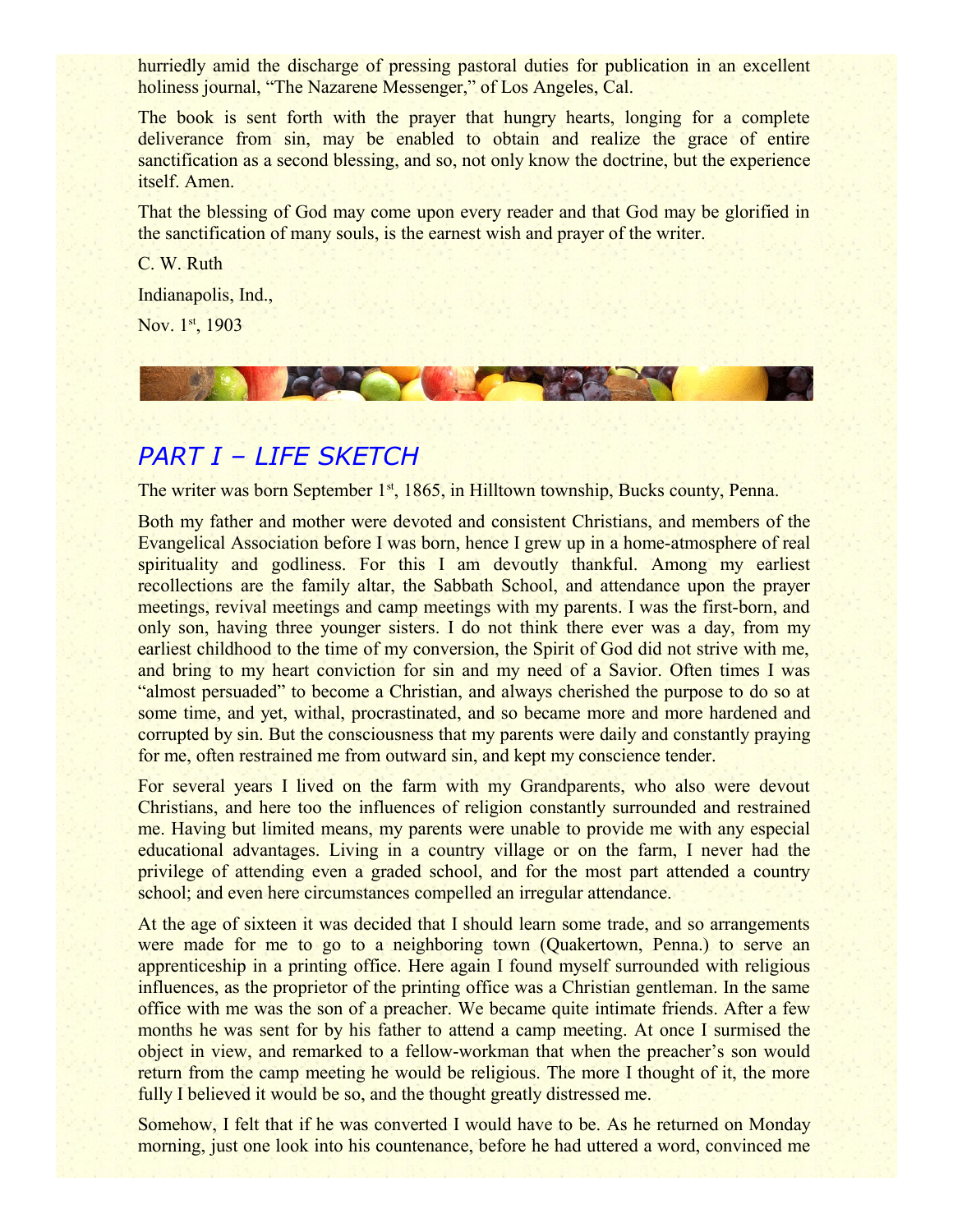hurriedly amid the discharge of pressing pastoral duties for publication in an excellent holiness journal, "The Nazarene Messenger," of Los Angeles, Cal.

The book is sent forth with the prayer that hungry hearts, longing for a complete deliverance from sin, may be enabled to obtain and realize the grace of entire sanctification as a second blessing, and so, not only know the doctrine, but the experience itself. Amen.

That the blessing of God may come upon every reader and that God may be glorified in the sanctification of many souls, is the earnest wish and prayer of the writer.

C. W. Ruth

Indianapolis, Ind.,

Nov. 1st, 1903

## *PART I – LIFE SKETCH*

The writer was born September 1st, 1865, in Hilltown township, Bucks county, Penna.

Both my father and mother were devoted and consistent Christians, and members of the Evangelical Association before I was born, hence I grew up in a home-atmosphere of real spirituality and godliness. For this I am devoutly thankful. Among my earliest recollections are the family altar, the Sabbath School, and attendance upon the prayer meetings, revival meetings and camp meetings with my parents. I was the first-born, and only son, having three younger sisters. I do not think there ever was a day, from my earliest childhood to the time of my conversion, the Spirit of God did not strive with me, and bring to my heart conviction for sin and my need of a Savior. Often times I was "almost persuaded" to become a Christian, and always cherished the purpose to do so at some time, and yet, withal, procrastinated, and so became more and more hardened and corrupted by sin. But the consciousness that my parents were daily and constantly praying for me, often restrained me from outward sin, and kept my conscience tender.

For several years I lived on the farm with my Grandparents, who also were devout Christians, and here too the influences of religion constantly surrounded and restrained me. Having but limited means, my parents were unable to provide me with any especial educational advantages. Living in a country village or on the farm, I never had the privilege of attending even a graded school, and for the most part attended a country school; and even here circumstances compelled an irregular attendance.

At the age of sixteen it was decided that I should learn some trade, and so arrangements were made for me to go to a neighboring town (Quakertown, Penna.) to serve an apprenticeship in a printing office. Here again I found myself surrounded with religious influences, as the proprietor of the printing office was a Christian gentleman. In the same office with me was the son of a preacher. We became quite intimate friends. After a few months he was sent for by his father to attend a camp meeting. At once I surmised the object in view, and remarked to a fellow-workman that when the preacher's son would return from the camp meeting he would be religious. The more I thought of it, the more fully I believed it would be so, and the thought greatly distressed me.

Somehow, I felt that if he was converted I would have to be. As he returned on Monday morning, just one look into his countenance, before he had uttered a word, convinced me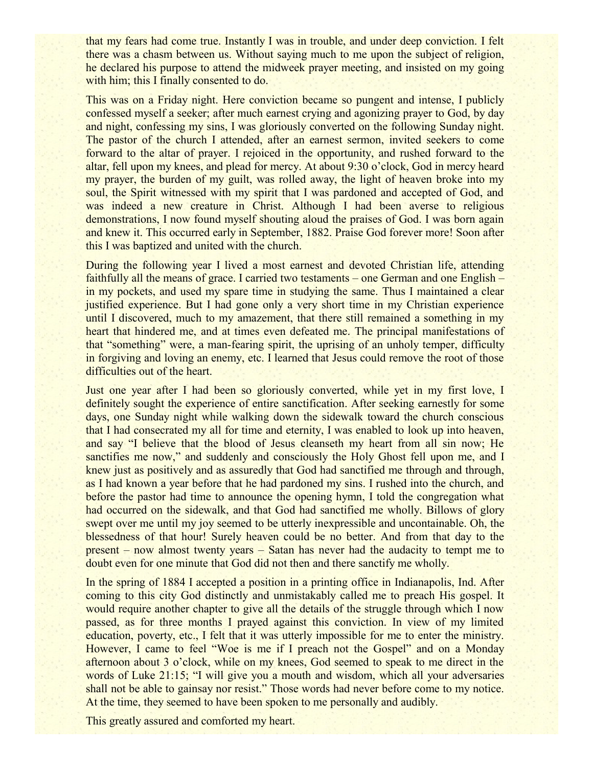that my fears had come true. Instantly I was in trouble, and under deep conviction. I felt there was a chasm between us. Without saying much to me upon the subject of religion, he declared his purpose to attend the midweek prayer meeting, and insisted on my going with him; this I finally consented to do.

This was on a Friday night. Here conviction became so pungent and intense, I publicly confessed myself a seeker; after much earnest crying and agonizing prayer to God, by day and night, confessing my sins, I was gloriously converted on the following Sunday night. The pastor of the church I attended, after an earnest sermon, invited seekers to come forward to the altar of prayer. I rejoiced in the opportunity, and rushed forward to the altar, fell upon my knees, and plead for mercy. At about 9:30 o'clock, God in mercy heard my prayer, the burden of my guilt, was rolled away, the light of heaven broke into my soul, the Spirit witnessed with my spirit that I was pardoned and accepted of God, and was indeed a new creature in Christ. Although I had been averse to religious demonstrations, I now found myself shouting aloud the praises of God. I was born again and knew it. This occurred early in September, 1882. Praise God forever more! Soon after this I was baptized and united with the church.

During the following year I lived a most earnest and devoted Christian life, attending faithfully all the means of grace. I carried two testaments – one German and one English – in my pockets, and used my spare time in studying the same. Thus I maintained a clear justified experience. But I had gone only a very short time in my Christian experience until I discovered, much to my amazement, that there still remained a something in my heart that hindered me, and at times even defeated me. The principal manifestations of that "something" were, a man-fearing spirit, the uprising of an unholy temper, difficulty in forgiving and loving an enemy, etc. I learned that Jesus could remove the root of those difficulties out of the heart.

Just one year after I had been so gloriously converted, while yet in my first love, I definitely sought the experience of entire sanctification. After seeking earnestly for some days, one Sunday night while walking down the sidewalk toward the church conscious that I had consecrated my all for time and eternity, I was enabled to look up into heaven, and say "I believe that the blood of Jesus cleanseth my heart from all sin now; He sanctifies me now," and suddenly and consciously the Holy Ghost fell upon me, and I knew just as positively and as assuredly that God had sanctified me through and through, as I had known a year before that he had pardoned my sins. I rushed into the church, and before the pastor had time to announce the opening hymn, I told the congregation what had occurred on the sidewalk, and that God had sanctified me wholly. Billows of glory swept over me until my joy seemed to be utterly inexpressible and uncontainable. Oh, the blessedness of that hour! Surely heaven could be no better. And from that day to the present – now almost twenty years – Satan has never had the audacity to tempt me to doubt even for one minute that God did not then and there sanctify me wholly.

In the spring of 1884 I accepted a position in a printing office in Indianapolis, Ind. After coming to this city God distinctly and unmistakably called me to preach His gospel. It would require another chapter to give all the details of the struggle through which I now passed, as for three months I prayed against this conviction. In view of my limited education, poverty, etc., I felt that it was utterly impossible for me to enter the ministry. However, I came to feel "Woe is me if I preach not the Gospel" and on a Monday afternoon about 3 o'clock, while on my knees, God seemed to speak to me direct in the words of Luke 21:15; "I will give you a mouth and wisdom, which all your adversaries shall not be able to gainsay nor resist." Those words had never before come to my notice. At the time, they seemed to have been spoken to me personally and audibly.

This greatly assured and comforted my heart.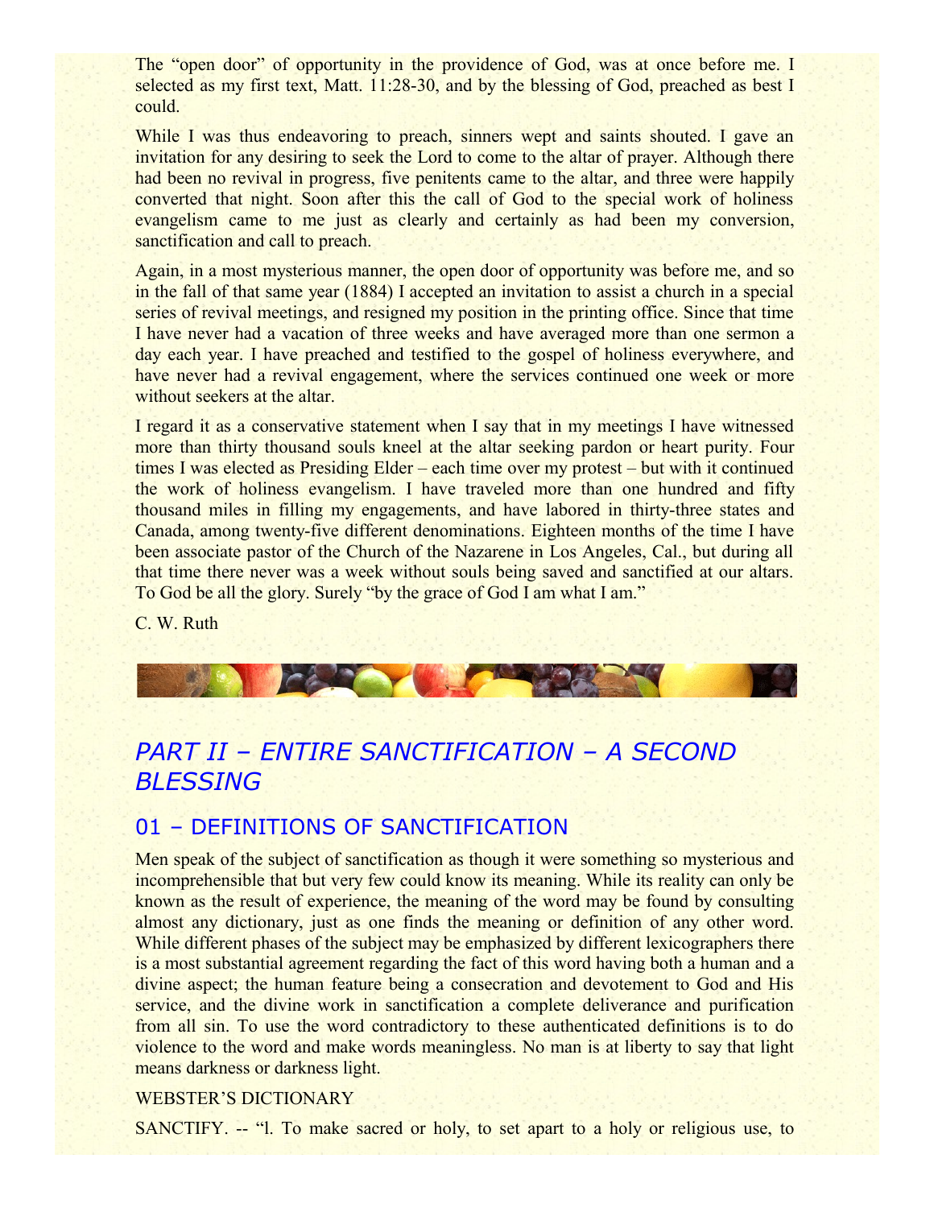The "open door" of opportunity in the providence of God, was at once before me. I selected as my first text, Matt. 11:28-30, and by the blessing of God, preached as best I could.

While I was thus endeavoring to preach, sinners wept and saints shouted. I gave an invitation for any desiring to seek the Lord to come to the altar of prayer. Although there had been no revival in progress, five penitents came to the altar, and three were happily converted that night. Soon after this the call of God to the special work of holiness evangelism came to me just as clearly and certainly as had been my conversion, sanctification and call to preach.

Again, in a most mysterious manner, the open door of opportunity was before me, and so in the fall of that same year (1884) I accepted an invitation to assist a church in a special series of revival meetings, and resigned my position in the printing office. Since that time I have never had a vacation of three weeks and have averaged more than one sermon a day each year. I have preached and testified to the gospel of holiness everywhere, and have never had a revival engagement, where the services continued one week or more without seekers at the altar.

I regard it as a conservative statement when I say that in my meetings I have witnessed more than thirty thousand souls kneel at the altar seeking pardon or heart purity. Four times I was elected as Presiding Elder – each time over my protest – but with it continued the work of holiness evangelism. I have traveled more than one hundred and fifty thousand miles in filling my engagements, and have labored in thirty-three states and Canada, among twenty-five different denominations. Eighteen months of the time I have been associate pastor of the Church of the Nazarene in Los Angeles, Cal., but during all that time there never was a week without souls being saved and sanctified at our altars. To God be all the glory. Surely "by the grace of God I am what I am."

C. W. Ruth

# PART II – ENTIRE SANCTIFICATION – A SECOND BLESSING

## 01 – DEFINITIONS OF SANCTIFICATION

Men speak of the subject of sanctification as though it were something so mysterious and incomprehensible that but very few could know its meaning. While its reality can only be known as the result of experience, the meaning of the word may be found by consulting almost any dictionary, just as one finds the meaning or definition of any other word. While different phases of the subject may be emphasized by different lexicographers there is a most substantial agreement regarding the fact of this word having both a human and a divine aspect; the human feature being a consecration and devotement to God and His service, and the divine work in sanctification a complete deliverance and purification from all sin. To use the word contradictory to these authenticated definitions is to do violence to the word and make words meaningless. No man is at liberty to say that light means darkness or darkness light.

WEBSTER'S DICTIONARY

SANCTIFY. -- "l. To make sacred or holy, to set apart to a holy or religious use, to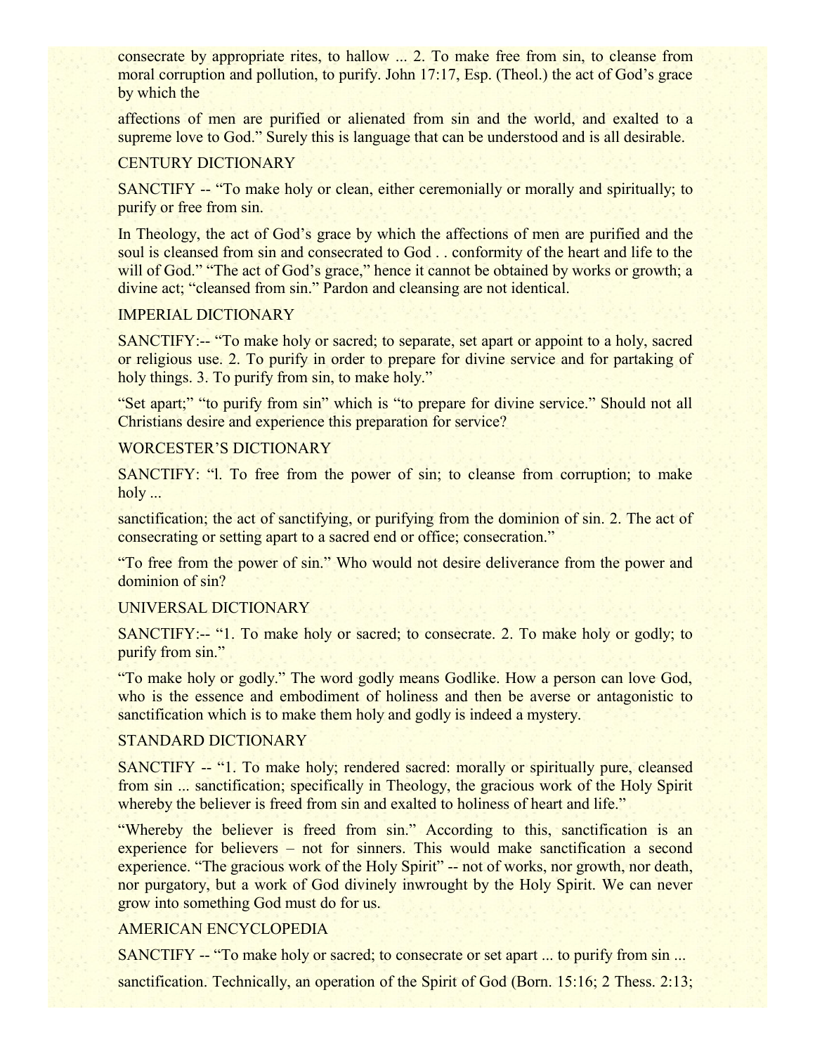consecrate by appropriate rites, to hallow ... 2. To make free from sin, to cleanse from moral corruption and pollution, to purify. John 17:17, Esp. (Theol.) the act of God's grace by which the

affections of men are purified or alienated from sin and the world, and exalted to a supreme love to God." Surely this is language that can be understood and is all desirable.

CENTURY DICTIONARY

SANCTIFY -- "To make holy or clean, either ceremonially or morally and spiritually; to purify or free from sin.

In Theology, the act of God's grace by which the affections of men are purified and the soul is cleansed from sin and consecrated to God . . conformity of the heart and life to the will of God." "The act of God's grace," hence it cannot be obtained by works or growth; a divine act; "cleansed from sin." Pardon and cleansing are not identical.

IMPERIAL DICTIONARY

SANCTIFY:-- "To make holy or sacred; to separate, set apart or appoint to a holy, sacred or religious use. 2. To purify in order to prepare for divine service and for partaking of holy things. 3. To purify from sin, to make holy."

"Set apart;" "to purify from sin" which is "to prepare for divine service." Should not all Christians desire and experience this preparation for service?

WORCESTER'S DICTIONARY

SANCTIFY: "l. To free from the power of sin; to cleanse from corruption; to make holy ...

sanctification; the act of sanctifying, or purifying from the dominion of sin. 2. The act of consecrating or setting apart to a sacred end or office; consecration."

"To free from the power of sin." Who would not desire deliverance from the power and dominion of sin?

UNIVERSAL DICTIONARY

SANCTIFY:-- "1. To make holy or sacred; to consecrate. 2. To make holy or godly; to purify from sin."

"To make holy or godly." The word godly means Godlike. How a person can love God, who is the essence and embodiment of holiness and then be averse or antagonistic to sanctification which is to make them holy and godly is indeed a mystery.

STANDARD DICTIONARY

SANCTIFY -- "1. To make holy; rendered sacred: morally or spiritually pure, cleansed from sin ... sanctification; specifically in Theology, the gracious work of the Holy Spirit whereby the believer is freed from sin and exalted to holiness of heart and life."

"Whereby the believer is freed from sin." According to this, sanctification is an experience for believers – not for sinners. This would make sanctification a second experience. "The gracious work of the Holy Spirit" -- not of works, nor growth, nor death, nor purgatory, but a work of God divinely inwrought by the Holy Spirit. We can never grow into something God must do for us.

AMERICAN ENCYCLOPEDIA

SANCTIFY -- "To make holy or sacred; to consecrate or set apart ... to purify from sin ...

sanctification. Technically, an operation of the Spirit of God (Born. 15:16; 2 Thess. 2:13;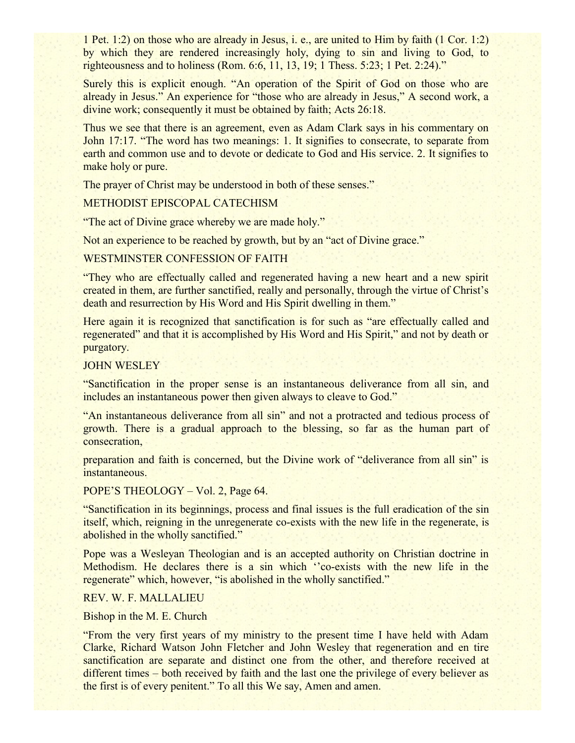1 Pet. 1:2) on those who are already in Jesus, i. e., are united to Him by faith (1 Cor. 1:2) by which they are rendered increasingly holy, dying to sin and living to God, to righteousness and to holiness (Rom. 6:6, 11, 13, 19; 1 Thess. 5:23; 1 Pet. 2:24)."

Surely this is explicit enough. "An operation of the Spirit of God on those who are already in Jesus." An experience for "those who are already in Jesus," A second work, a divine work; consequently it must be obtained by faith; Acts 26:18.

Thus we see that there is an agreement, even as Adam Clark says in his commentary on John 17:17. "The word has two meanings: 1. It signifies to consecrate, to separate from earth and common use and to devote or dedicate to God and His service. 2. It signifies to make holy or pure.

The prayer of Christ may be understood in both of these senses."

METHODIST EPISCOPAL CATECHISM

"The act of Divine grace whereby we are made holy."

Not an experience to be reached by growth, but by an "act of Divine grace."

WESTMINSTER CONFESSION OF FAITH

"They who are effectually called and regenerated having a new heart and a new spirit created in them, are further sanctified, really and personally, through the virtue of Christ's death and resurrection by His Word and His Spirit dwelling in them."

Here again it is recognized that sanctification is for such as "are effectually called and regenerated" and that it is accomplished by His Word and His Spirit," and not by death or purgatory.

JOHN WESLEY

"Sanctification in the proper sense is an instantaneous deliverance from all sin, and includes an instantaneous power then given always to cleave to God."

"An instantaneous deliverance from all sin" and not a protracted and tedious process of growth. There is a gradual approach to the blessing, so far as the human part of consecration,

preparation and faith is concerned, but the Divine work of "deliverance from all sin" is instantaneous.

POPE'S THEOLOGY – Vol. 2, Page 64.

"Sanctification in its beginnings, process and final issues is the full eradication of the sin itself, which, reigning in the unregenerate co-exists with the new life in the regenerate, is abolished in the wholly sanctified."

Pope was a Wesleyan Theologian and is an accepted authority on Christian doctrine in Methodism. He declares there is a sin which ''co-exists with the new life in the regenerate" which, however, "is abolished in the wholly sanctified."

REV. W. F. MALLALIEU

Bishop in the M. E. Church

"From the very first years of my ministry to the present time I have held with Adam Clarke, Richard Watson John Fletcher and John Wesley that regeneration and en tire sanctification are separate and distinct one from the other, and therefore received at different times – both received by faith and the last one the privilege of every believer as the first is of every penitent." To all this We say, Amen and amen.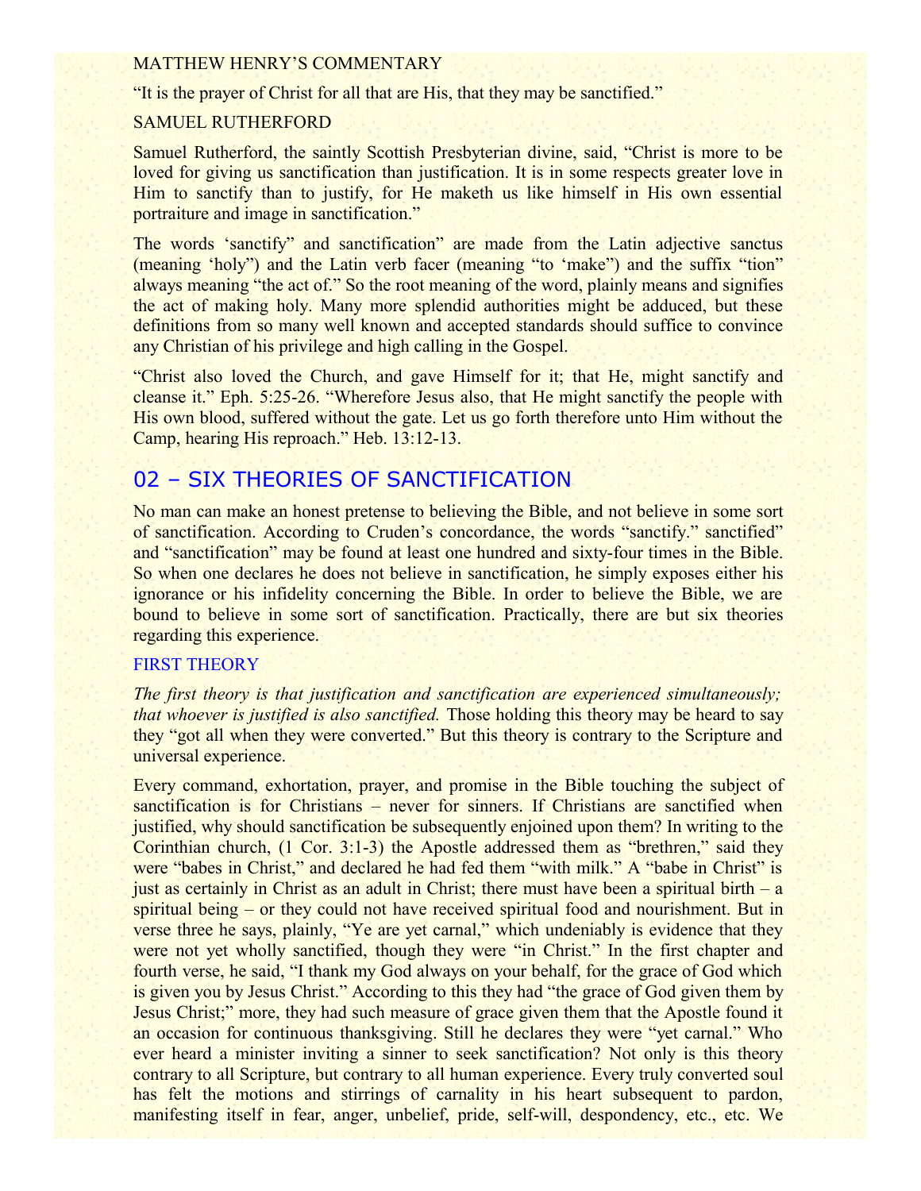MATTHEW HENRY'S COMMENTARY

"It is the prayer of Christ for all that are His, that they may be sanctified."

SAMUEL RUTHERFORD

Samuel Rutherford, the saintly Scottish Presbyterian divine, said, "Christ is more to be loved for giving us sanctification than justification. It is in some respects greater love in Him to sanctify than to justify, for He maketh us like himself in His own essential portraiture and image in sanctification."

The words 'sanctify" and sanctification" are made from the Latin adjective sanctus (meaning 'holy") and the Latin verb facer (meaning "to 'make") and the suffix "tion" always meaning "the act of." So the root meaning of the word, plainly means and signifies the act of making holy. Many more splendid authorities might be adduced, but these definitions from so many well known and accepted standards should suffice to convince any Christian of his privilege and high calling in the Gospel.

"Christ also loved the Church, and gave Himself for it; that He, might sanctify and cleanse it." Eph. 5:25-26. "Wherefore Jesus also, that He might sanctify the people with His own blood, suffered without the gate. Let us go forth therefore unto Him without the Camp, hearing His reproach." Heb. 13:12-13.

## 02 – SIX THEORIES OF SANCTIFICATION

No man can make an honest pretense to believing the Bible, and not believe in some sort of sanctification. According to Cruden's concordance, the words "sanctify." sanctified" and "sanctification" may be found at least one hundred and sixty-four times in the Bible. So when one declares he does not believe in sanctification, he simply exposes either his ignorance or his infidelity concerning the Bible. In order to believe the Bible, we are bound to believe in some sort of sanctification. Practically, there are but six theories regarding this experience.

### FIRST THEORY

*The first theory is that justification and sanctification are experienced simultaneously; that whoever is justified is also sanctified.* Those holding this theory may be heard to say they "got all when they were converted." But this theory is contrary to the Scripture and universal experience.

Every command, exhortation, prayer, and promise in the Bible touching the subject of sanctification is for Christians – never for sinners. If Christians are sanctified when justified, why should sanctification be subsequently enjoined upon them? In writing to the Corinthian church, (1 Cor. 3:1-3) the Apostle addressed them as "brethren," said they were "babes in Christ," and declared he had fed them "with milk." A "babe in Christ" is just as certainly in Christ as an adult in Christ; there must have been a spiritual birth – a spiritual being – or they could not have received spiritual food and nourishment. But in verse three he says, plainly, "Ye are yet carnal," which undeniably is evidence that they were not yet wholly sanctified, though they were "in Christ." In the first chapter and fourth verse, he said, "I thank my God always on your behalf, for the grace of God which is given you by Jesus Christ." According to this they had "the grace of God given them by Jesus Christ;" more, they had such measure of grace given them that the Apostle found it an occasion for continuous thanksgiving. Still he declares they were "yet carnal." Who ever heard a minister inviting a sinner to seek sanctification? Not only is this theory contrary to all Scripture, but contrary to all human experience. Every truly converted soul has felt the motions and stirrings of carnality in his heart subsequent to pardon, manifesting itself in fear, anger, unbelief, pride, self-will, despondency, etc., etc. We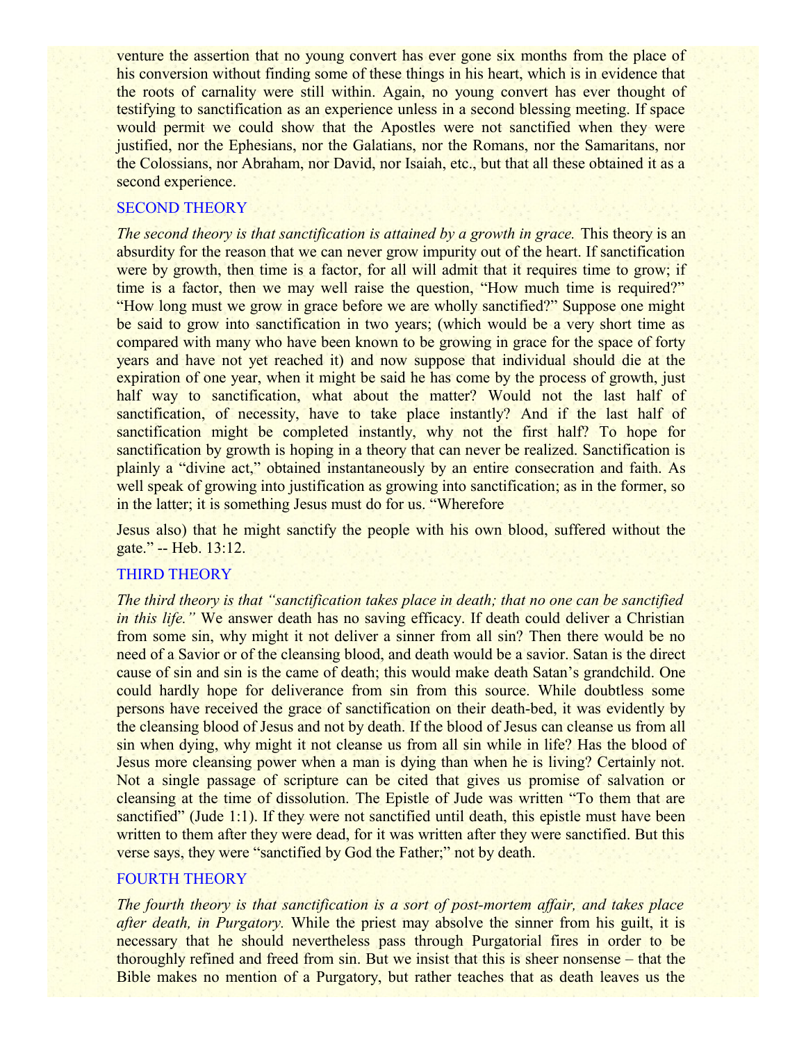venture the assertion that no young convert has ever gone six months from the place of his conversion without finding some of these things in his heart, which is in evidence that the roots of carnality were still within. Again, no young convert has ever thought of testifying to sanctification as an experience unless in a second blessing meeting. If space would permit we could show that the Apostles were not sanctified when they were justified, nor the Ephesians, nor the Galatians, nor the Romans, nor the Samaritans, nor the Colossians, nor Abraham, nor David, nor Isaiah, etc., but that all these obtained it as a second experience.

## SECOND THEORY

*The second theory is that sanctification is attained by a growth in grace.* This theory is an absurdity for the reason that we can never grow impurity out of the heart. If sanctification were by growth, then time is a factor, for all will admit that it requires time to grow; if time is a factor, then we may well raise the question, "How much time is required?" "How long must we grow in grace before we are wholly sanctified?" Suppose one might be said to grow into sanctification in two years; (which would be a very short time as compared with many who have been known to be growing in grace for the space of forty years and have not yet reached it) and now suppose that individual should die at the expiration of one year, when it might be said he has come by the process of growth, just half way to sanctification, what about the matter? Would not the last half of sanctification, of necessity, have to take place instantly? And if the last half of sanctification might be completed instantly, why not the first half? To hope for sanctification by growth is hoping in a theory that can never be realized. Sanctification is plainly a "divine act," obtained instantaneously by an entire consecration and faith. As well speak of growing into justification as growing into sanctification; as in the former, so in the latter; it is something Jesus must do for us. "Wherefore

Jesus also) that he might sanctify the people with his own blood, suffered without the gate." -- Heb. 13:12.

## THIRD THEORY

*The third theory is that "sanctification takes place in death; that no one can be sanctified in this life."* We answer death has no saving efficacy. If death could deliver a Christian from some sin, why might it not deliver a sinner from all sin? Then there would be no need of a Savior or of the cleansing blood, and death would be a savior. Satan is the direct cause of sin and sin is the came of death; this would make death Satan's grandchild. One could hardly hope for deliverance from sin from this source. While doubtless some persons have received the grace of sanctification on their death-bed, it was evidently by the cleansing blood of Jesus and not by death. If the blood of Jesus can cleanse us from all sin when dying, why might it not cleanse us from all sin while in life? Has the blood of Jesus more cleansing power when a man is dying than when he is living? Certainly not. Not a single passage of scripture can be cited that gives us promise of salvation or cleansing at the time of dissolution. The Epistle of Jude was written "To them that are sanctified" (Jude 1:1). If they were not sanctified until death, this epistle must have been written to them after they were dead, for it was written after they were sanctified. But this verse says, they were "sanctified by God the Father;" not by death.

## FOURTH THEORY

*The fourth theory is that sanctification is a sort of post-mortem affair, and takes place after death, in Purgatory.* While the priest may absolve the sinner from his guilt, it is necessary that he should nevertheless pass through Purgatorial fires in order to be thoroughly refined and freed from sin. But we insist that this is sheer nonsense – that the Bible makes no mention of a Purgatory, but rather teaches that as death leaves us the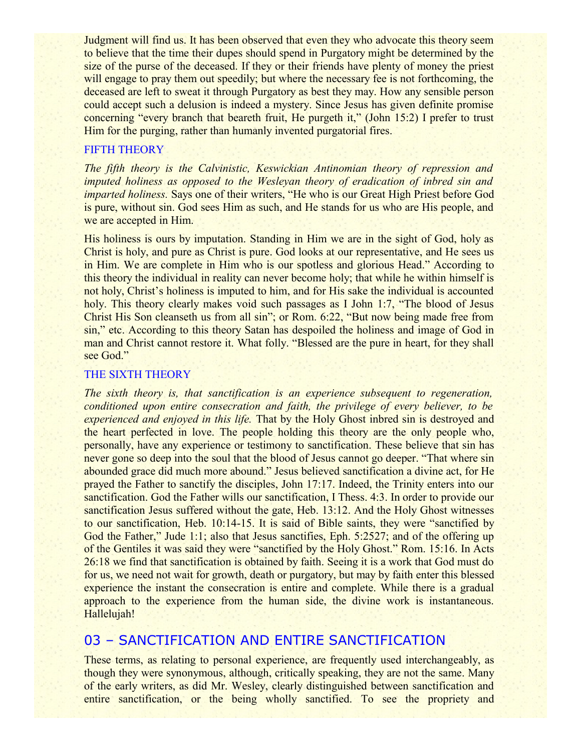Judgment will find us. It has been observed that even they who advocate this theory seem to believe that the time their dupes should spend in Purgatory might be determined by the size of the purse of the deceased. If they or their friends have plenty of money the priest will engage to pray them out speedily; but where the necessary fee is not forthcoming, the deceased are left to sweat it through Purgatory as best they may. How any sensible person could accept such a delusion is indeed a mystery. Since Jesus has given definite promise concerning "every branch that beareth fruit, He purgeth it," (John 15:2) I prefer to trust Him for the purging, rather than humanly invented purgatorial fires.

### FIFTH THEORY

*The fifth theory is the Calvinistic, Keswickian Antinomian theory of repression and imputed holiness as opposed to the Wesleyan theory of eradication of inbred sin and imparted holiness.* Says one of their writers, "He who is our Great High Priest before God is pure, without sin. God sees Him as such, and He stands for us who are His people, and we are accepted in Him.

His holiness is ours by imputation. Standing in Him we are in the sight of God, holy as Christ is holy, and pure as Christ is pure. God looks at our representative, and He sees us in Him. We are complete in Him who is our spotless and glorious Head." According to this theory the individual in reality can never become holy; that while he within himself is not holy, Christ's holiness is imputed to him, and for His sake the individual is accounted holy. This theory clearly makes void such passages as I John 1:7, "The blood of Jesus Christ His Son cleanseth us from all sin"; or Rom. 6:22, "But now being made free from sin," etc. According to this theory Satan has despoiled the holiness and image of God in man and Christ cannot restore it. What folly. "Blessed are the pure in heart, for they shall see God."

### THE SIXTH THEORY

*The sixth theory is, that sanctification is an experience subsequent to regeneration, conditioned upon entire consecration and faith, the privilege of every believer, to be experienced and enjoyed in this life.* That by the Holy Ghost inbred sin is destroyed and the heart perfected in love. The people holding this theory are the only people who, personally, have any experience or testimony to sanctification. These believe that sin has never gone so deep into the soul that the blood of Jesus cannot go deeper. "That where sin abounded grace did much more abound." Jesus believed sanctification a divine act, for He prayed the Father to sanctify the disciples, John 17:17. Indeed, the Trinity enters into our sanctification. God the Father wills our sanctification, I Thess. 4:3. In order to provide our sanctification Jesus suffered without the gate, Heb. 13:12. And the Holy Ghost witnesses to our sanctification, Heb. 10:14-15. It is said of Bible saints, they were "sanctified by God the Father," Jude 1:1; also that Jesus sanctifies, Eph. 5:2527; and of the offering up of the Gentiles it was said they were "sanctified by the Holy Ghost." Rom. 15:16. In Acts 26:18 we find that sanctification is obtained by faith. Seeing it is a work that God must do for us, we need not wait for growth, death or purgatory, but may by faith enter this blessed experience the instant the consecration is entire and complete. While there is a gradual approach to the experience from the human side, the divine work is instantaneous. Hallelujah!

## 03 – SANCTIFICATION AND ENTIRE SANCTIFICATION

These terms, as relating to personal experience, are frequently used interchangeably, as though they were synonymous, although, critically speaking, they are not the same. Many of the early writers, as did Mr. Wesley, clearly distinguished between sanctification and entire sanctification, or the being wholly sanctified. To see the propriety and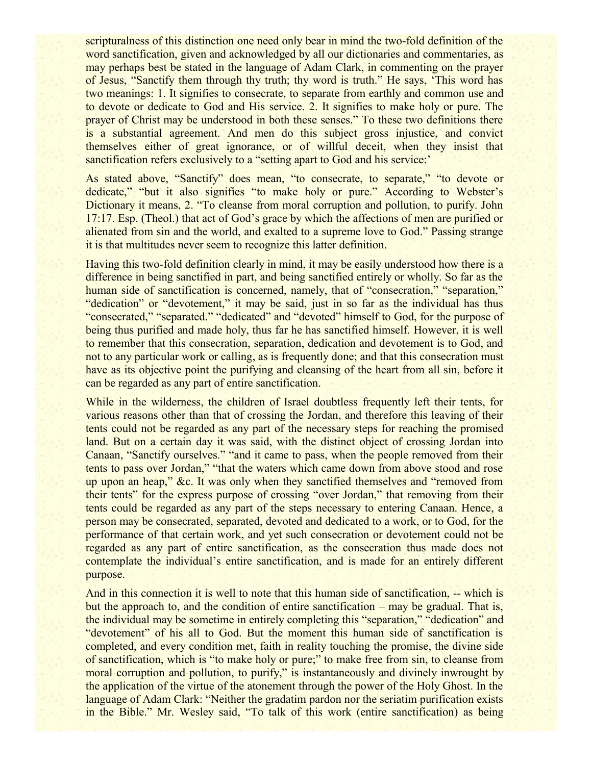scripturalness of this distinction one need only bear in mind the two-fold definition of the word sanctification, given and acknowledged by all our dictionaries and commentaries, as may perhaps best be stated in the language of Adam Clark, in commenting on the prayer of Jesus, "Sanctify them through thy truth; thy word is truth." He says, 'This word has two meanings: 1. It signifies to consecrate, to separate from earthly and common use and to devote or dedicate to God and His service. 2. It signifies to make holy or pure. The prayer of Christ may be understood in both these senses." To these two definitions there is a substantial agreement. And men do this subject gross injustice, and convict themselves either of great ignorance, or of willful deceit, when they insist that sanctification refers exclusively to a "setting apart to God and his service:'

As stated above, "Sanctify" does mean, "to consecrate, to separate," "to devote or dedicate," "but it also signifies "to make holy or pure." According to Webster's Dictionary it means, 2. "To cleanse from moral corruption and pollution, to purify. John 17:17. Esp. (Theol.) that act of God's grace by which the affections of men are purified or alienated from sin and the world, and exalted to a supreme love to God." Passing strange it is that multitudes never seem to recognize this latter definition.

Having this two-fold definition clearly in mind, it may be easily understood how there is a difference in being sanctified in part, and being sanctified entirely or wholly. So far as the human side of sanctification is concerned, namely, that of "consecration," "separation," "dedication" or "devotement," it may be said, just in so far as the individual has thus "consecrated," "separated." "dedicated" and "devoted" himself to God, for the purpose of being thus purified and made holy, thus far he has sanctified himself. However, it is well to remember that this consecration, separation, dedication and devotement is to God, and not to any particular work or calling, as is frequently done; and that this consecration must have as its objective point the purifying and cleansing of the heart from all sin, before it can be regarded as any part of entire sanctification.

While in the wilderness, the children of Israel doubtless frequently left their tents, for various reasons other than that of crossing the Jordan, and therefore this leaving of their tents could not be regarded as any part of the necessary steps for reaching the promised land. But on a certain day it was said, with the distinct object of crossing Jordan into Canaan, "Sanctify ourselves." "and it came to pass, when the people removed from their tents to pass over Jordan," "that the waters which came down from above stood and rose up upon an heap," &c. It was only when they sanctified themselves and "removed from their tents" for the express purpose of crossing "over Jordan," that removing from their tents could be regarded as any part of the steps necessary to entering Canaan. Hence, a person may be consecrated, separated, devoted and dedicated to a work, or to God, for the performance of that certain work, and yet such consecration or devotement could not be regarded as any part of entire sanctification, as the consecration thus made does not contemplate the individual's entire sanctification, and is made for an entirely different purpose.

And in this connection it is well to note that this human side of sanctification, -- which is but the approach to, and the condition of entire sanctification – may be gradual. That is, the individual may be sometime in entirely completing this "separation," "dedication" and "devotement" of his all to God. But the moment this human side of sanctification is completed, and every condition met, faith in reality touching the promise, the divine side of sanctification, which is "to make holy or pure;" to make free from sin, to cleanse from moral corruption and pollution, to purify," is instantaneously and divinely inwrought by the application of the virtue of the atonement through the power of the Holy Ghost. In the language of Adam Clark: "Neither the gradatim pardon nor the seriatim purification exists in the Bible." Mr. Wesley said, "To talk of this work (entire sanctification) as being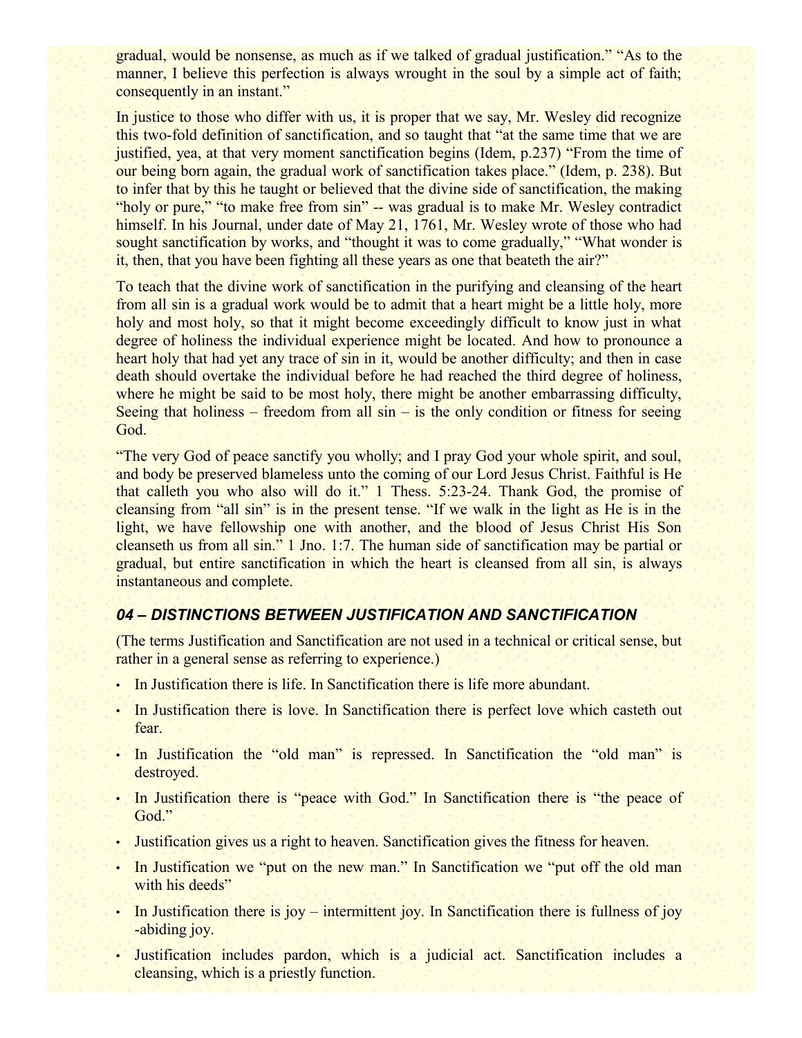gradual, would be nonsense, as much as if we talked of gradual justification." "As to the manner, I believe this perfection is always wrought in the soul by a simple act of faith; consequently in an instant."

In justice to those who differ with us, it is proper that we say, Mr. Wesley did recognize this two-fold definition of sanctification, and so taught that "at the same time that we are justified, yea, at that very moment sanctification begins (Idem, p.237) "From the time of our being born again, the gradual work of sanctification takes place." (Idem, p. 238). But to infer that by this he taught or believed that the divine side of sanctification, the making "holy or pure," "to make free from sin" -- was gradual is to make Mr. Wesley contradict himself. In his Journal, under date of May 21, 1761, Mr. Wesley wrote of those who had sought sanctification by works, and "thought it was to come gradually," "What wonder is it, then, that you have been fighting all these years as one that beateth the air?"

To teach that the divine work of sanctification in the purifying and cleansing of the heart from all sin is a gradual work would be to admit that a heart might be a little holy, more holy and most holy, so that it might become exceedingly difficult to know just in what degree of holiness the individual experience might be located. And how to pronounce a heart holy that had yet any trace of sin in it, would be another difficulty; and then in case death should overtake the individual before he had reached the third degree of holiness, where he might be said to be most holy, there might be another embarrassing difficulty, Seeing that holiness – freedom from all sin – is the only condition or fitness for seeing God.

"The very God of peace sanctify you wholly; and I pray God your whole spirit, and soul, and body be preserved blameless unto the coming of our Lord Jesus Christ. Faithful is He that calleth you who also will do it." 1 Thess. 5:23-24. Thank God, the promise of cleansing from "all sin" is in the present tense. "If we walk in the light as He is in the light, we have fellowship one with another, and the blood of Jesus Christ His Son cleanseth us from all sin." 1 Jno. 1:7. The human side of sanctification may be partial or gradual, but entire sanctification in which the heart is cleansed from all sin, is always instantaneous and complete.

### *04 – DISTINCTIONS BETWEEN JUSTIFICATION AND SANCTIFICATION*

(The terms Justification and Sanctification are not used in a technical or critical sense, but rather in a general sense as referring to experience.)

- In Justification there is life. In Sanctification there is life more abundant.
- In Justification there is love. In Sanctification there is perfect love which casteth out fear.
- In Justification the "old man" is repressed. In Sanctification the "old man" is destroyed.
- In Justification there is "peace with God." In Sanctification there is "the peace of God."
- Justification gives us a right to heaven. Sanctification gives the fitness for heaven.
- In Justification we "put on the new man." In Sanctification we "put off the old man with his deeds"
- In Justification there is joy – intermittent joy. In Sanctification there is fullness of joy -abiding joy.
- Justification includes pardon, which is a judicial act. Sanctification includes a cleansing, which is a priestly function.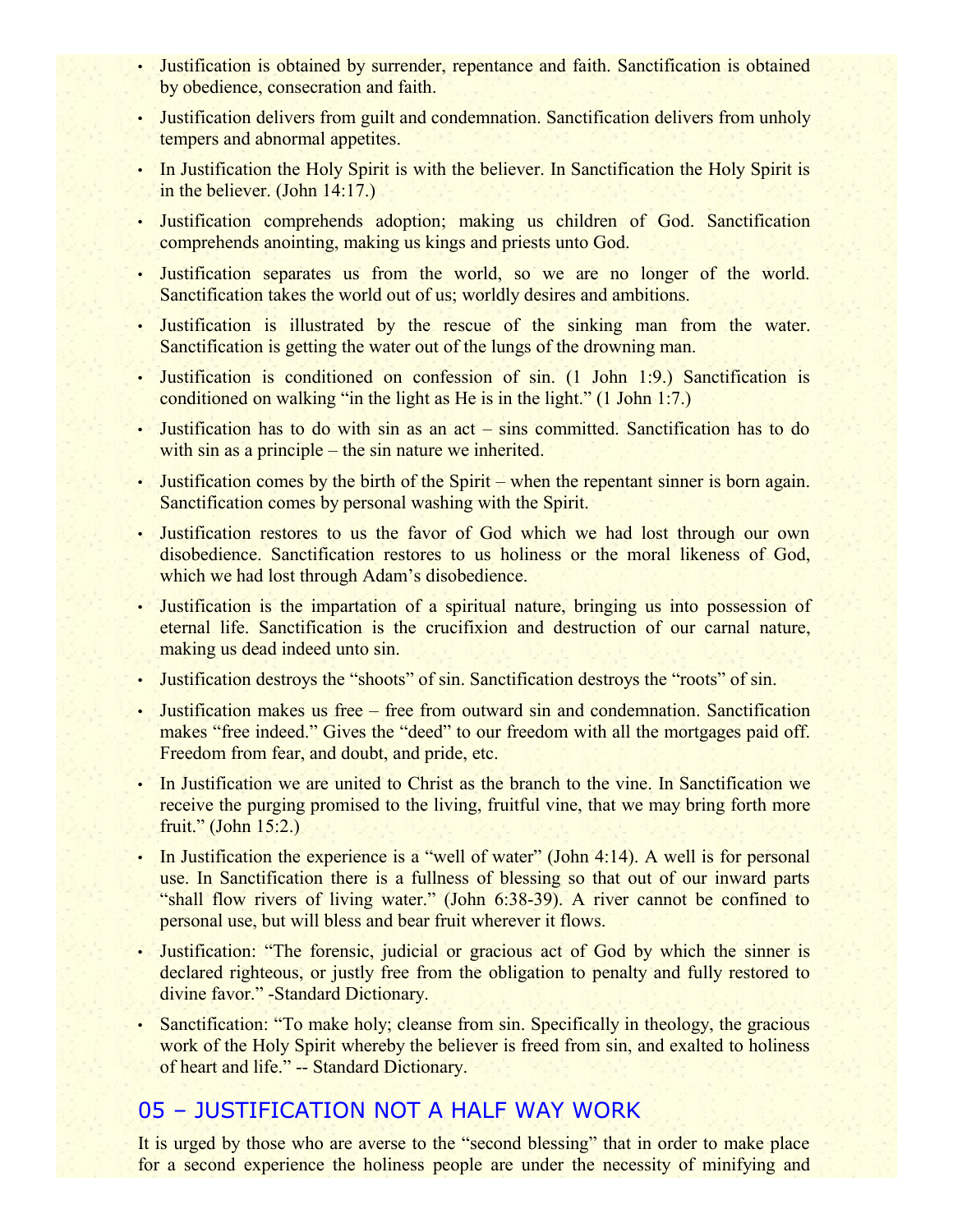- Justification is obtained by surrender, repentance and faith. Sanctification is obtained by obedience, consecration and faith.
- Justification delivers from guilt and condemnation. Sanctification delivers from unholy tempers and abnormal appetites.
- In Justification the Holy Spirit is with the believer. In Sanctification the Holy Spirit is in the believer. (John 14:17.)
- Justification comprehends adoption; making us children of God. Sanctification comprehends anointing, making us kings and priests unto God.
- Justification separates us from the world, so we are no longer of the world. Sanctification takes the world out of us; worldly desires and ambitions.
- Justification is illustrated by the rescue of the sinking man from the water. Sanctification is getting the water out of the lungs of the drowning man.
- Justification is conditioned on confession of sin. (1 John 1:9.) Sanctification is conditioned on walking "in the light as He is in the light." (1 John 1:7.)
- Justification has to do with sin as an act – sins committed. Sanctification has to do with sin as a principle – the sin nature we inherited.
- Justification comes by the birth of the Spirit – when the repentant sinner is born again. Sanctification comes by personal washing with the Spirit.
- Justification restores to us the favor of God which we had lost through our own disobedience. Sanctification restores to us holiness or the moral likeness of God, which we had lost through Adam's disobedience.
- Justification is the impartation of a spiritual nature, bringing us into possession of eternal life. Sanctification is the crucifixion and destruction of our carnal nature, making us dead indeed unto sin.
- Justification destroys the "shoots" of sin. Sanctification destroys the "roots" of sin.
- Justification makes us free – free from outward sin and condemnation. Sanctification makes "free indeed." Gives the "deed" to our freedom with all the mortgages paid off. Freedom from fear, and doubt, and pride, etc.
- In Justification we are united to Christ as the branch to the vine. In Sanctification we receive the purging promised to the living, fruitful vine, that we may bring forth more fruit." (John 15:2.)
- In Justification the experience is a "well of water" (John 4:14). A well is for personal use. In Sanctification there is a fullness of blessing so that out of our inward parts "shall flow rivers of living water." (John 6:38-39). A river cannot be confined to personal use, but will bless and bear fruit wherever it flows.
- Justification: "The forensic, judicial or gracious act of God by which the sinner is declared righteous, or justly free from the obligation to penalty and fully restored to divine favor." -Standard Dictionary.
- Sanctification: "To make holy; cleanse from sin. Specifically in theology, the gracious work of the Holy Spirit whereby the believer is freed from sin, and exalted to holiness of heart and life." -- Standard Dictionary.

## 05 – JUSTIFICATION NOT A HALF WAY WORK

It is urged by those who are averse to the "second blessing" that in order to make place for a second experience the holiness people are under the necessity of minifying and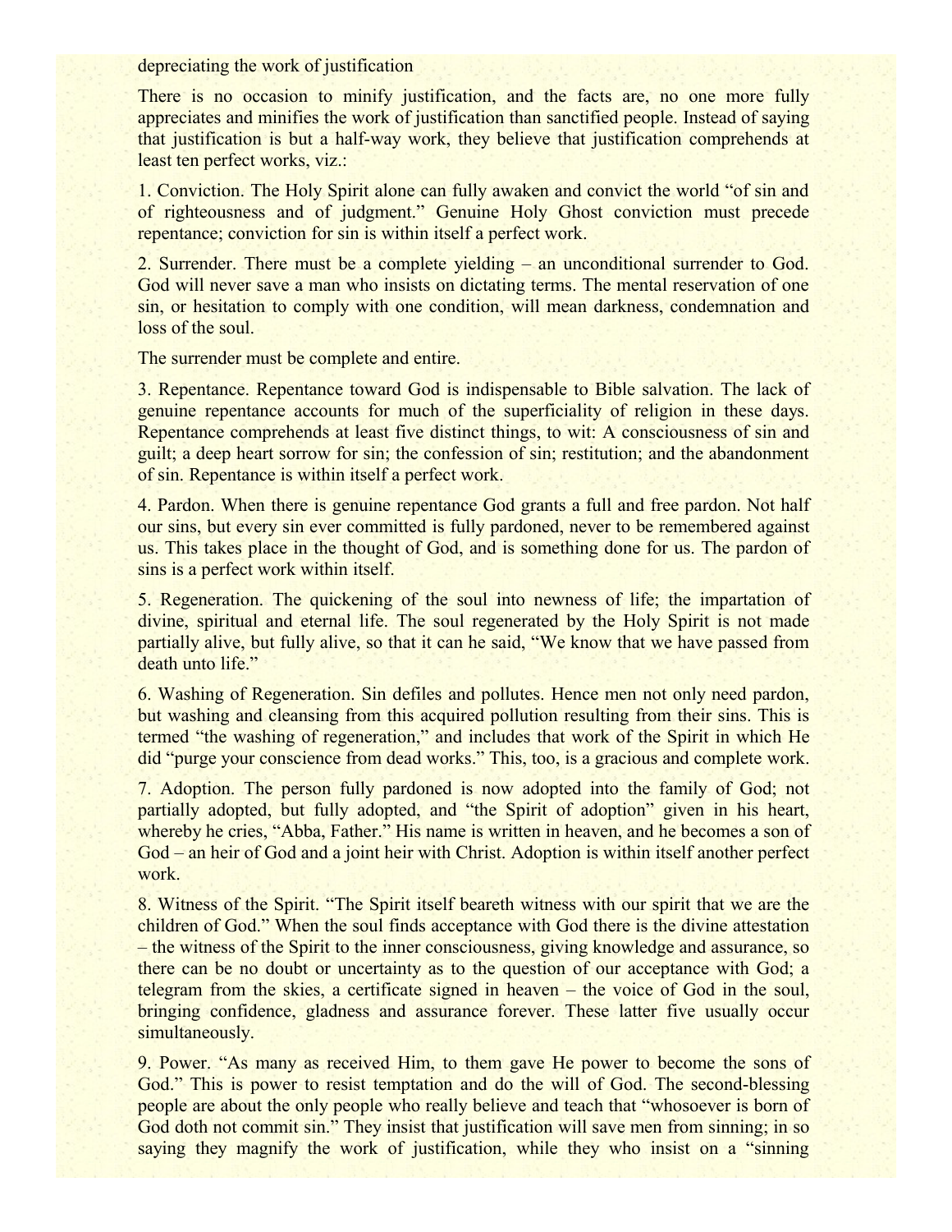depreciating the work of justification

There is no occasion to minify justification, and the facts are, no one more fully appreciates and minifies the work of justification than sanctified people. Instead of saying that justification is but a half-way work, they believe that justification comprehends at least ten perfect works, viz.:

1. Conviction. The Holy Spirit alone can fully awaken and convict the world "of sin and of righteousness and of judgment." Genuine Holy Ghost conviction must precede repentance; conviction for sin is within itself a perfect work.

2. Surrender. There must be a complete yielding – an unconditional surrender to God. God will never save a man who insists on dictating terms. The mental reservation of one sin, or hesitation to comply with one condition, will mean darkness, condemnation and loss of the soul.

The surrender must be complete and entire.

3. Repentance. Repentance toward God is indispensable to Bible salvation. The lack of genuine repentance accounts for much of the superficiality of religion in these days. Repentance comprehends at least five distinct things, to wit: A consciousness of sin and guilt; a deep heart sorrow for sin; the confession of sin; restitution; and the abandonment of sin. Repentance is within itself a perfect work.

4. Pardon. When there is genuine repentance God grants a full and free pardon. Not half our sins, but every sin ever committed is fully pardoned, never to be remembered against us. This takes place in the thought of God, and is something done for us. The pardon of sins is a perfect work within itself.

5. Regeneration. The quickening of the soul into newness of life; the impartation of divine, spiritual and eternal life. The soul regenerated by the Holy Spirit is not made partially alive, but fully alive, so that it can he said, "We know that we have passed from death unto life."

6. Washing of Regeneration. Sin defiles and pollutes. Hence men not only need pardon, but washing and cleansing from this acquired pollution resulting from their sins. This is termed "the washing of regeneration," and includes that work of the Spirit in which He did "purge your conscience from dead works." This, too, is a gracious and complete work.

7. Adoption. The person fully pardoned is now adopted into the family of God; not partially adopted, but fully adopted, and "the Spirit of adoption" given in his heart, whereby he cries, "Abba, Father." His name is written in heaven, and he becomes a son of God – an heir of God and a joint heir with Christ. Adoption is within itself another perfect work.

8. Witness of the Spirit. "The Spirit itself beareth witness with our spirit that we are the children of God." When the soul finds acceptance with God there is the divine attestation – the witness of the Spirit to the inner consciousness, giving knowledge and assurance, so there can be no doubt or uncertainty as to the question of our acceptance with God; a telegram from the skies, a certificate signed in heaven – the voice of God in the soul, bringing confidence, gladness and assurance forever. These latter five usually occur simultaneously.

9. Power. "As many as received Him, to them gave He power to become the sons of God." This is power to resist temptation and do the will of God. The second-blessing people are about the only people who really believe and teach that "whosoever is born of God doth not commit sin." They insist that justification will save men from sinning; in so saying they magnify the work of justification, while they who insist on a "sinning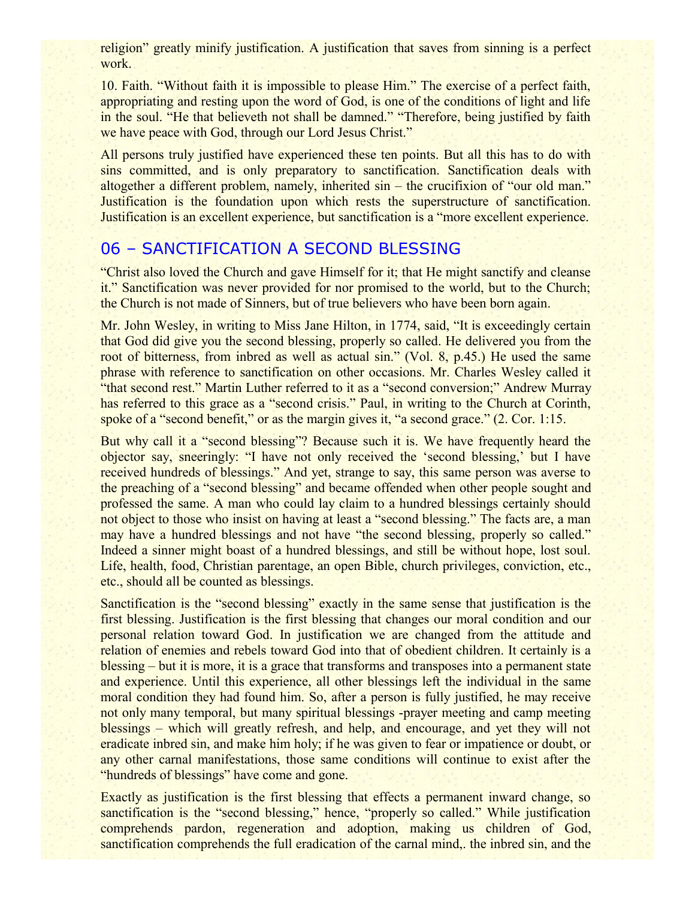religion" greatly minify justification. A justification that saves from sinning is a perfect work.

10. Faith. "Without faith it is impossible to please Him." The exercise of a perfect faith, appropriating and resting upon the word of God, is one of the conditions of light and life in the soul. "He that believeth not shall be damned." "Therefore, being justified by faith we have peace with God, through our Lord Jesus Christ."

All persons truly justified have experienced these ten points. But all this has to do with sins committed, and is only preparatory to sanctification. Sanctification deals with altogether a different problem, namely, inherited sin – the crucifixion of "our old man." Justification is the foundation upon which rests the superstructure of sanctification. Justification is an excellent experience, but sanctification is a "more excellent experience.

## 06 – SANCTIFICATION A SECOND BLESSING

"Christ also loved the Church and gave Himself for it; that He might sanctify and cleanse it." Sanctification was never provided for nor promised to the world, but to the Church; the Church is not made of Sinners, but of true believers who have been born again.

Mr. John Wesley, in writing to Miss Jane Hilton, in 1774, said, "It is exceedingly certain that God did give you the second blessing, properly so called. He delivered you from the root of bitterness, from inbred as well as actual sin." (Vol. 8, p.45.) He used the same phrase with reference to sanctification on other occasions. Mr. Charles Wesley called it "that second rest." Martin Luther referred to it as a "second conversion;" Andrew Murray has referred to this grace as a "second crisis." Paul, in writing to the Church at Corinth, spoke of a "second benefit," or as the margin gives it, "a second grace." (2. Cor. 1:15.

But why call it a "second blessing"? Because such it is. We have frequently heard the objector say, sneeringly: "I have not only received the 'second blessing,' but I have received hundreds of blessings." And yet, strange to say, this same person was averse to the preaching of a "second blessing" and became offended when other people sought and professed the same. A man who could lay claim to a hundred blessings certainly should not object to those who insist on having at least a "second blessing." The facts are, a man may have a hundred blessings and not have "the second blessing, properly so called." Indeed a sinner might boast of a hundred blessings, and still be without hope, lost soul. Life, health, food, Christian parentage, an open Bible, church privileges, conviction, etc., etc., should all be counted as blessings.

Sanctification is the "second blessing" exactly in the same sense that justification is the first blessing. Justification is the first blessing that changes our moral condition and our personal relation toward God. In justification we are changed from the attitude and relation of enemies and rebels toward God into that of obedient children. It certainly is a blessing – but it is more, it is a grace that transforms and transposes into a permanent state and experience. Until this experience, all other blessings left the individual in the same moral condition they had found him. So, after a person is fully justified, he may receive not only many temporal, but many spiritual blessings -prayer meeting and camp meeting blessings – which will greatly refresh, and help, and encourage, and yet they will not eradicate inbred sin, and make him holy; if he was given to fear or impatience or doubt, or any other carnal manifestations, those same conditions will continue to exist after the "hundreds of blessings" have come and gone.

Exactly as justification is the first blessing that effects a permanent inward change, so sanctification is the "second blessing," hence, "properly so called." While justification comprehends pardon, regeneration and adoption, making us children of God, sanctification comprehends the full eradication of the carnal mind,. the inbred sin, and the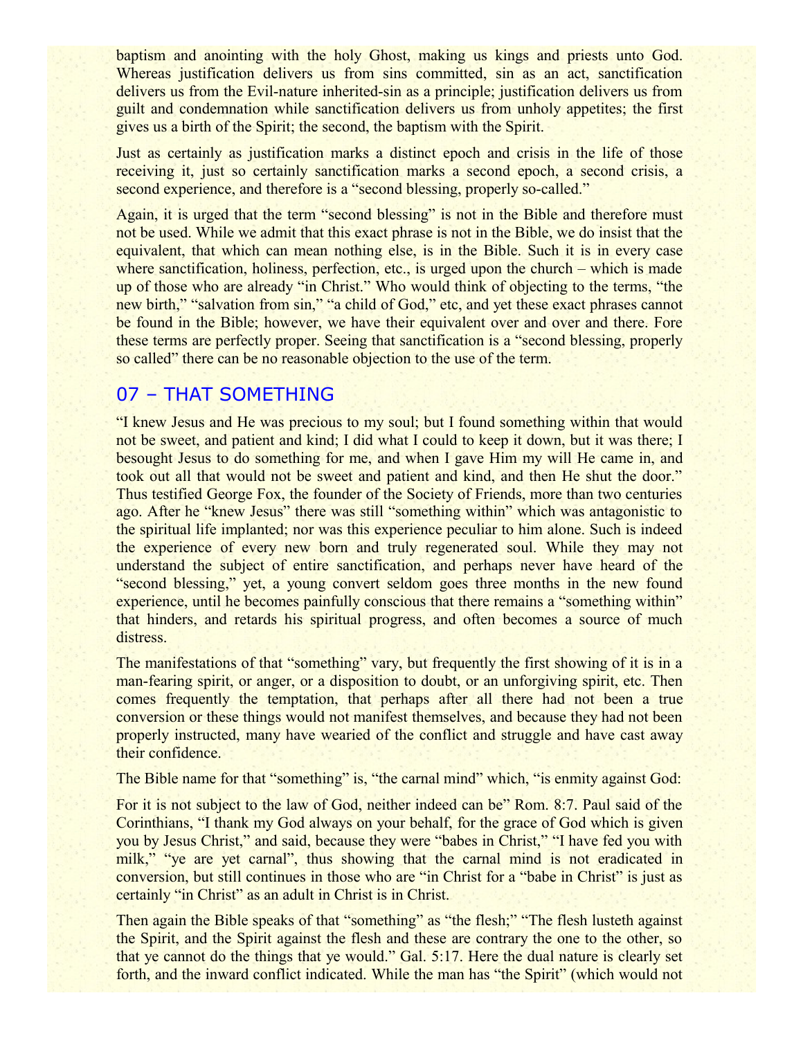baptism and anointing with the holy Ghost, making us kings and priests unto God. Whereas justification delivers us from sins committed, sin as an act, sanctification delivers us from the Evil-nature inherited-sin as a principle; justification delivers us from guilt and condemnation while sanctification delivers us from unholy appetites; the first gives us a birth of the Spirit; the second, the baptism with the Spirit.

Just as certainly as justification marks a distinct epoch and crisis in the life of those receiving it, just so certainly sanctification marks a second epoch, a second crisis, a second experience, and therefore is a "second blessing, properly so-called."

Again, it is urged that the term "second blessing" is not in the Bible and therefore must not be used. While we admit that this exact phrase is not in the Bible, we do insist that the equivalent, that which can mean nothing else, is in the Bible. Such it is in every case where sanctification, holiness, perfection, etc., is urged upon the church – which is made up of those who are already "in Christ." Who would think of objecting to the terms, "the new birth," "salvation from sin," "a child of God," etc, and yet these exact phrases cannot be found in the Bible; however, we have their equivalent over and over and there. Fore these terms are perfectly proper. Seeing that sanctification is a "second blessing, properly so called" there can be no reasonable objection to the use of the term.

## 07 – THAT SOMETHING

"I knew Jesus and He was precious to my soul; but I found something within that would not be sweet, and patient and kind; I did what I could to keep it down, but it was there; I besought Jesus to do something for me, and when I gave Him my will He came in, and took out all that would not be sweet and patient and kind, and then He shut the door." Thus testified George Fox, the founder of the Society of Friends, more than two centuries ago. After he "knew Jesus" there was still "something within" which was antagonistic to the spiritual life implanted; nor was this experience peculiar to him alone. Such is indeed the experience of every new born and truly regenerated soul. While they may not understand the subject of entire sanctification, and perhaps never have heard of the "second blessing," yet, a young convert seldom goes three months in the new found experience, until he becomes painfully conscious that there remains a "something within" that hinders, and retards his spiritual progress, and often becomes a source of much distress.

The manifestations of that "something" vary, but frequently the first showing of it is in a man-fearing spirit, or anger, or a disposition to doubt, or an unforgiving spirit, etc. Then comes frequently the temptation, that perhaps after all there had not been a true conversion or these things would not manifest themselves, and because they had not been properly instructed, many have wearied of the conflict and struggle and have cast away their confidence.

The Bible name for that "something" is, "the carnal mind" which, "is enmity against God:

For it is not subject to the law of God, neither indeed can be" Rom. 8:7. Paul said of the Corinthians, "I thank my God always on your behalf, for the grace of God which is given you by Jesus Christ," and said, because they were "babes in Christ," "I have fed you with milk," "ye are yet carnal", thus showing that the carnal mind is not eradicated in conversion, but still continues in those who are "in Christ for a "babe in Christ" is just as certainly "in Christ" as an adult in Christ is in Christ.

Then again the Bible speaks of that "something" as "the flesh;" "The flesh lusteth against the Spirit, and the Spirit against the flesh and these are contrary the one to the other, so that ye cannot do the things that ye would." Gal. 5:17. Here the dual nature is clearly set forth, and the inward conflict indicated. While the man has "the Spirit" (which would not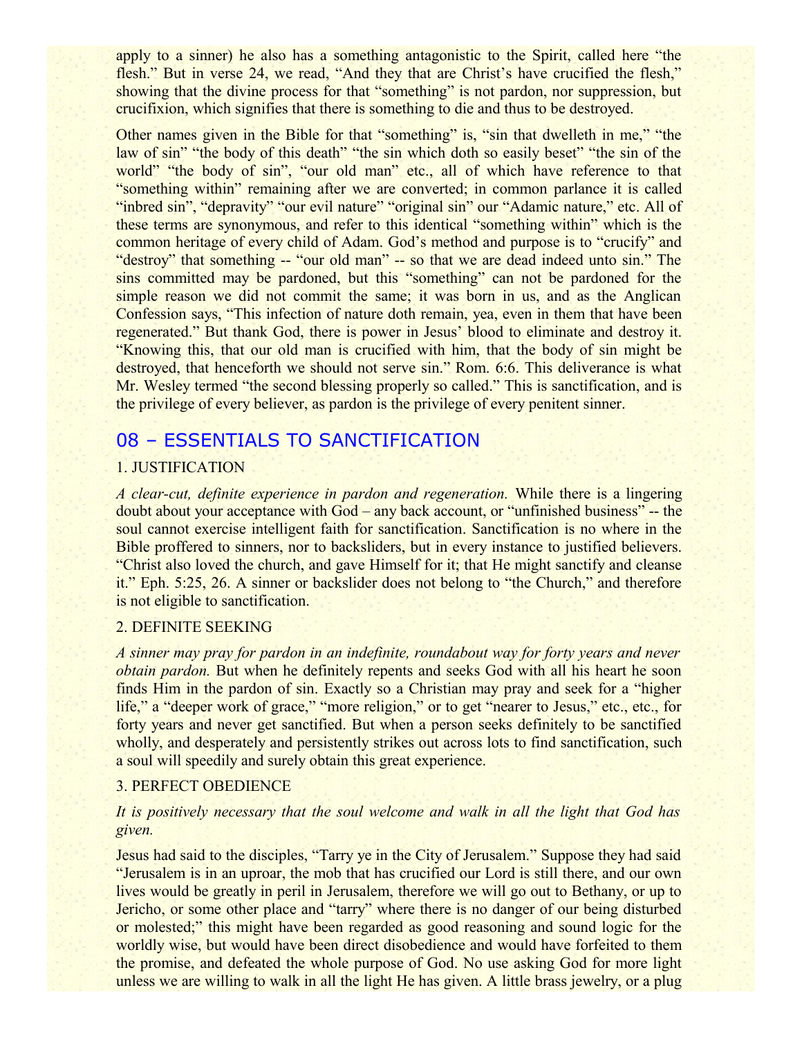apply to a sinner) he also has a something antagonistic to the Spirit, called here "the flesh." But in verse 24, we read, "And they that are Christ's have crucified the flesh," showing that the divine process for that "something" is not pardon, nor suppression, but crucifixion, which signifies that there is something to die and thus to be destroyed.

Other names given in the Bible for that "something" is, "sin that dwelleth in me," "the law of sin" "the body of this death" "the sin which doth so easily beset" "the sin of the world" "the body of sin", "our old man" etc., all of which have reference to that "something within" remaining after we are converted; in common parlance it is called "inbred sin", "depravity" "our evil nature" "original sin" our "Adamic nature," etc. All of these terms are synonymous, and refer to this identical "something within" which is the common heritage of every child of Adam. God's method and purpose is to "crucify" and "destroy" that something -- "our old man" -- so that we are dead indeed unto sin." The sins committed may be pardoned, but this "something" can not be pardoned for the simple reason we did not commit the same; it was born in us, and as the Anglican Confession says, "This infection of nature doth remain, yea, even in them that have been regenerated." But thank God, there is power in Jesus' blood to eliminate and destroy it. "Knowing this, that our old man is crucified with him, that the body of sin might be destroyed, that henceforth we should not serve sin." Rom. 6:6. This deliverance is what Mr. Wesley termed "the second blessing properly so called." This is sanctification, and is the privilege of every believer, as pardon is the privilege of every penitent sinner.

## 08 – ESSENTIALS TO SANCTIFICATION

1. JUSTIFICATION

*A clear-cut, definite experience in pardon and regeneration.* While there is a lingering doubt about your acceptance with God – any back account, or "unfinished business" -- the soul cannot exercise intelligent faith for sanctification. Sanctification is no where in the Bible proffered to sinners, nor to backsliders, but in every instance to justified believers. "Christ also loved the church, and gave Himself for it; that He might sanctify and cleanse it." Eph. 5:25, 26. A sinner or backslider does not belong to "the Church," and therefore is not eligible to sanctification.

2. DEFINITE SEEKING

*A sinner may pray for pardon in an indefinite, roundabout way for forty years and never obtain pardon.* But when he definitely repents and seeks God with all his heart he soon finds Him in the pardon of sin. Exactly so a Christian may pray and seek for a "higher life," a "deeper work of grace," "more religion," or to get "nearer to Jesus," etc., etc., for forty years and never get sanctified. But when a person seeks definitely to be sanctified wholly, and desperately and persistently strikes out across lots to find sanctification, such a soul will speedily and surely obtain this great experience.

3. PERFECT OBEDIENCE

*It is positively necessary that the soul welcome and walk in all the light that God has given.*

Jesus had said to the disciples, "Tarry ye in the City of Jerusalem." Suppose they had said "Jerusalem is in an uproar, the mob that has crucified our Lord is still there, and our own lives would be greatly in peril in Jerusalem, therefore we will go out to Bethany, or up to Jericho, or some other place and "tarry" where there is no danger of our being disturbed or molested;" this might have been regarded as good reasoning and sound logic for the worldly wise, but would have been direct disobedience and would have forfeited to them the promise, and defeated the whole purpose of God. No use asking God for more light unless we are willing to walk in all the light He has given. A little brass jewelry, or a plug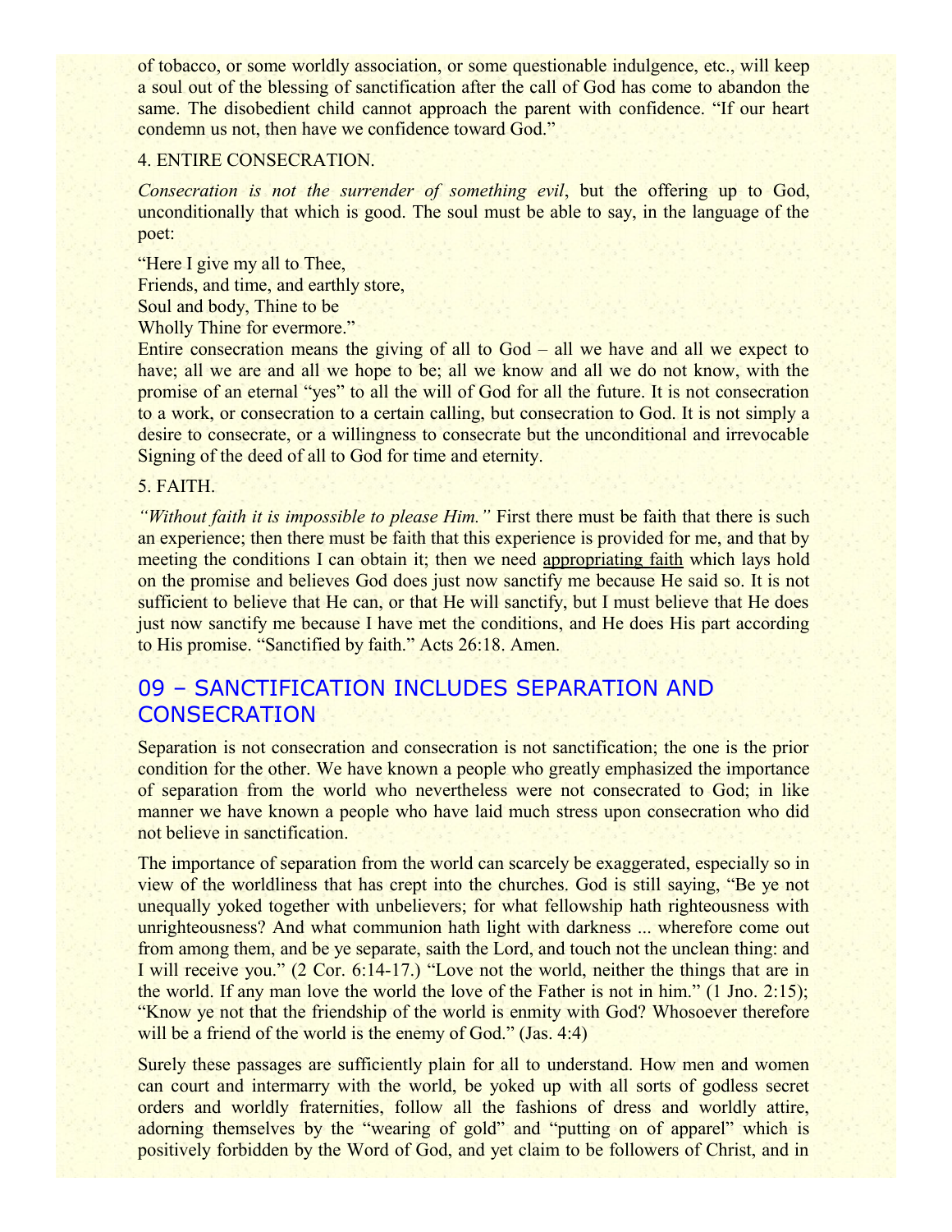of tobacco, or some worldly association, or some questionable indulgence, etc., will keep a soul out of the blessing of sanctification after the call of God has come to abandon the same. The disobedient child cannot approach the parent with confidence. "If our heart condemn us not, then have we confidence toward God."

4. ENTIRE CONSECRATION.

*Consecration is not the surrender of something evil*, but the offering up to God, unconditionally that which is good. The soul must be able to say, in the language of the poet:

"Here I give my all to Thee,
Friends, and time, and earthly store,
Soul and body, Thine to be
Wholly Thine for evermore."

Entire consecration means the giving of all to God – all we have and all we expect to have; all we are and all we hope to be; all we know and all we do not know, with the promise of an eternal "yes" to all the will of God for all the future. It is not consecration to a work, or consecration to a certain calling, but consecration to God. It is not simply a desire to consecrate, or a willingness to consecrate but the unconditional and irrevocable Signing of the deed of all to God for time and eternity.

5. FAITH.

*"Without faith it is impossible to please Him."* First there must be faith that there is such an experience; then there must be faith that this experience is provided for me, and that by meeting the conditions I can obtain it; then we need appropriating faith which lays hold on the promise and believes God does just now sanctify me because He said so. It is not sufficient to believe that He can, or that He will sanctify, but I must believe that He does just now sanctify me because I have met the conditions, and He does His part according to His promise. "Sanctified by faith." Acts 26:18. Amen.

## 09 – SANCTIFICATION INCLUDES SEPARATION AND CONSECRATION

Separation is not consecration and consecration is not sanctification; the one is the prior condition for the other. We have known a people who greatly emphasized the importance of separation from the world who nevertheless were not consecrated to God; in like manner we have known a people who have laid much stress upon consecration who did not believe in sanctification.

The importance of separation from the world can scarcely be exaggerated, especially so in view of the worldliness that has crept into the churches. God is still saying, "Be ye not unequally yoked together with unbelievers; for what fellowship hath righteousness with unrighteousness? And what communion hath light with darkness ... wherefore come out from among them, and be ye separate, saith the Lord, and touch not the unclean thing: and I will receive you." (2 Cor. 6:14-17.) "Love not the world, neither the things that are in the world. If any man love the world the love of the Father is not in him." (1 Jno. 2:15); "Know ye not that the friendship of the world is enmity with God? Whosoever therefore will be a friend of the world is the enemy of God." (Jas. 4:4)

Surely these passages are sufficiently plain for all to understand. How men and women can court and intermarry with the world, be yoked up with all sorts of godless secret orders and worldly fraternities, follow all the fashions of dress and worldly attire, adorning themselves by the "wearing of gold" and "putting on of apparel" which is positively forbidden by the Word of God, and yet claim to be followers of Christ, and in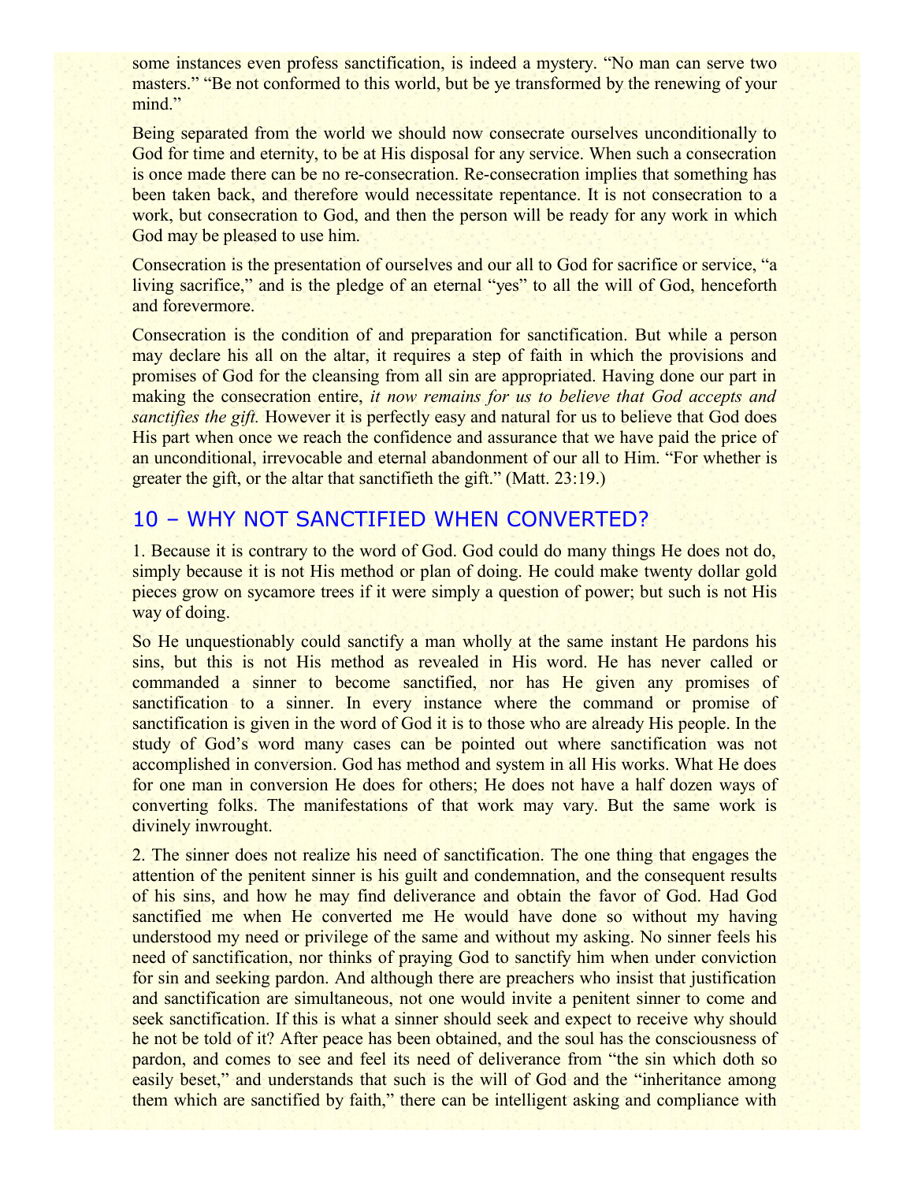some instances even profess sanctification, is indeed a mystery. “No man can serve two masters.” “Be not conformed to this world, but be ye transformed by the renewing of your mind.”

Being separated from the world we should now consecrate ourselves unconditionally to God for time and eternity, to be at His disposal for any service. When such a consecration is once made there can be no re-consecration. Re-consecration implies that something has been taken back, and therefore would necessitate repentance. It is not consecration to a work, but consecration to God, and then the person will be ready for any work in which God may be pleased to use him.

Consecration is the presentation of ourselves and our all to God for sacrifice or service, “a living sacrifice,” and is the pledge of an eternal “yes” to all the will of God, henceforth and forevermore.

Consecration is the condition of and preparation for sanctification. But while a person may declare his all on the altar, it requires a step of faith in which the provisions and promises of God for the cleansing from all sin are appropriated. Having done our part in making the consecration entire, *it now remains for us to believe that God accepts and sanctifies the gift.* However it is perfectly easy and natural for us to believe that God does His part when once we reach the confidence and assurance that we have paid the price of an unconditional, irrevocable and eternal abandonment of our all to Him. “For whether is greater the gift, or the altar that sanctifieth the gift.” (Matt. 23:19.)

## 10 – WHY NOT SANCTIFIED WHEN CONVERTED?

1. Because it is contrary to the word of God. God could do many things He does not do, simply because it is not His method or plan of doing. He could make twenty dollar gold pieces grow on sycamore trees if it were simply a question of power; but such is not His way of doing.

So He unquestionably could sanctify a man wholly at the same instant He pardons his sins, but this is not His method as revealed in His word. He has never called or commanded a sinner to become sanctified, nor has He given any promises of sanctification to a sinner. In every instance where the command or promise of sanctification is given in the word of God it is to those who are already His people. In the study of God’s word many cases can be pointed out where sanctification was not accomplished in conversion. God has method and system in all His works. What He does for one man in conversion He does for others; He does not have a half dozen ways of converting folks. The manifestations of that work may vary. But the same work is divinely inwrought.

2. The sinner does not realize his need of sanctification. The one thing that engages the attention of the penitent sinner is his guilt and condemnation, and the consequent results of his sins, and how he may find deliverance and obtain the favor of God. Had God sanctified me when He converted me He would have done so without my having understood my need or privilege of the same and without my asking. No sinner feels his need of sanctification, nor thinks of praying God to sanctify him when under conviction for sin and seeking pardon. And although there are preachers who insist that justification and sanctification are simultaneous, not one would invite a penitent sinner to come and seek sanctification. If this is what a sinner should seek and expect to receive why should he not be told of it? After peace has been obtained, and the soul has the consciousness of pardon, and comes to see and feel its need of deliverance from “the sin which doth so easily beset,” and understands that such is the will of God and the “inheritance among them which are sanctified by faith,” there can be intelligent asking and compliance with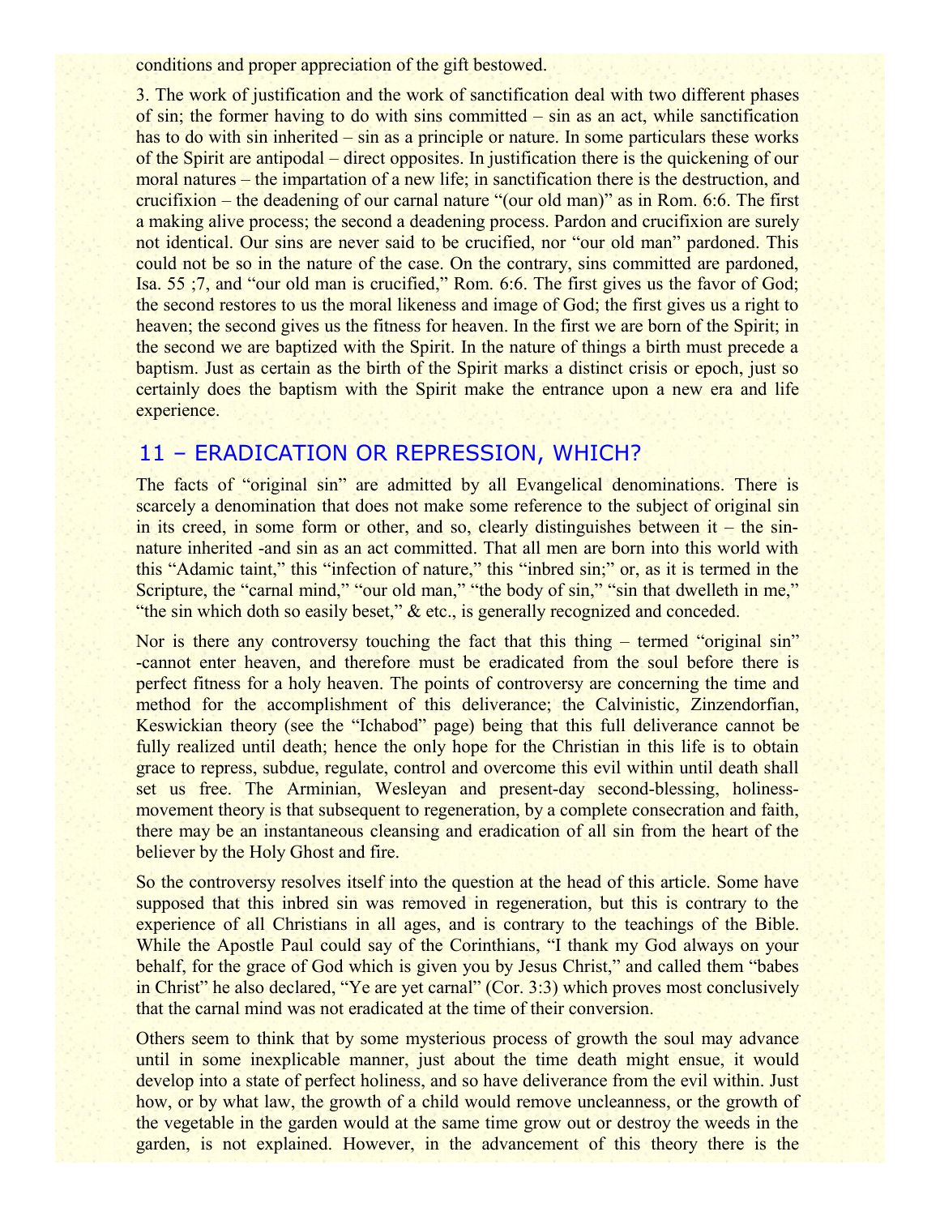conditions and proper appreciation of the gift bestowed.

3. The work of justification and the work of sanctification deal with two different phases of sin; the former having to do with sins committed – sin as an act, while sanctification has to do with sin inherited – sin as a principle or nature. In some particulars these works of the Spirit are antipodal – direct opposites. In justification there is the quickening of our moral natures – the impartation of a new life; in sanctification there is the destruction, and crucifixion – the deadening of our carnal nature "(our old man)" as in Rom. 6:6. The first a making alive process; the second a deadening process. Pardon and crucifixion are surely not identical. Our sins are never said to be crucified, nor "our old man" pardoned. This could not be so in the nature of the case. On the contrary, sins committed are pardoned, Isa. 55 ;7, and "our old man is crucified," Rom. 6:6. The first gives us the favor of God; the second restores to us the moral likeness and image of God; the first gives us a right to heaven; the second gives us the fitness for heaven. In the first we are born of the Spirit; in the second we are baptized with the Spirit. In the nature of things a birth must precede a baptism. Just as certain as the birth of the Spirit marks a distinct crisis or epoch, just so certainly does the baptism with the Spirit make the entrance upon a new era and life experience.

## 11 – ERADICATION OR REPRESSION, WHICH?

The facts of "original sin" are admitted by all Evangelical denominations. There is scarcely a denomination that does not make some reference to the subject of original sin in its creed, in some form or other, and so, clearly distinguishes between it – the sin-nature inherited -and sin as an act committed. That all men are born into this world with this "Adamic taint," this "infection of nature," this "inbred sin;" or, as it is termed in the Scripture, the "carnal mind," "our old man," "the body of sin," "sin that dwelleth in me," "the sin which doth so easily beset," & etc., is generally recognized and conceded.

Nor is there any controversy touching the fact that this thing – termed "original sin" -cannot enter heaven, and therefore must be eradicated from the soul before there is perfect fitness for a holy heaven. The points of controversy are concerning the time and method for the accomplishment of this deliverance; the Calvinistic, Zinzendorfian, Keswickian theory (see the "Ichabod" page) being that this full deliverance cannot be fully realized until death; hence the only hope for the Christian in this life is to obtain grace to repress, subdue, regulate, control and overcome this evil within until death shall set us free. The Arminian, Wesleyan and present-day second-blessing, holiness-movement theory is that subsequent to regeneration, by a complete consecration and faith, there may be an instantaneous cleansing and eradication of all sin from the heart of the believer by the Holy Ghost and fire.

So the controversy resolves itself into the question at the head of this article. Some have supposed that this inbred sin was removed in regeneration, but this is contrary to the experience of all Christians in all ages, and is contrary to the teachings of the Bible. While the Apostle Paul could say of the Corinthians, "I thank my God always on your behalf, for the grace of God which is given you by Jesus Christ," and called them "babes in Christ" he also declared, "Ye are yet carnal" (Cor. 3:3) which proves most conclusively that the carnal mind was not eradicated at the time of their conversion.

Others seem to think that by some mysterious process of growth the soul may advance until in some inexplicable manner, just about the time death might ensue, it would develop into a state of perfect holiness, and so have deliverance from the evil within. Just how, or by what law, the growth of a child would remove uncleanness, or the growth of the vegetable in the garden would at the same time grow out or destroy the weeds in the garden, is not explained. However, in the advancement of this theory there is the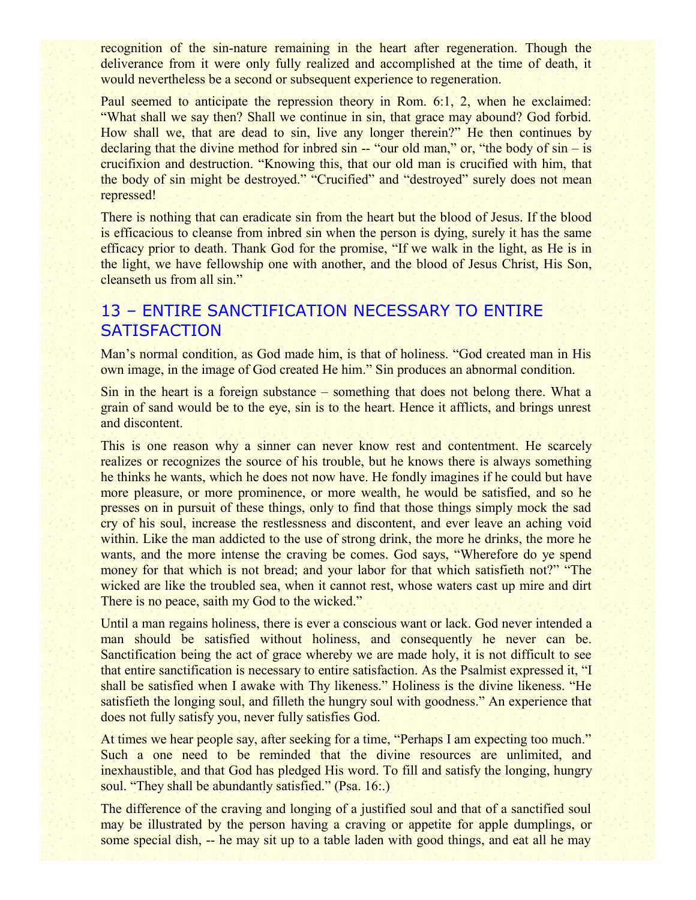recognition of the sin-nature remaining in the heart after regeneration. Though the deliverance from it were only fully realized and accomplished at the time of death, it would nevertheless be a second or subsequent experience to regeneration.

Paul seemed to anticipate the repression theory in Rom. 6:1, 2, when he exclaimed: "What shall we say then? Shall we continue in sin, that grace may abound? God forbid. How shall we, that are dead to sin, live any longer therein?" He then continues by declaring that the divine method for inbred sin -- "our old man," or, "the body of sin – is crucifixion and destruction. "Knowing this, that our old man is crucified with him, that the body of sin might be destroyed." "Crucified" and "destroyed" surely does not mean repressed!

There is nothing that can eradicate sin from the heart but the blood of Jesus. If the blood is efficacious to cleanse from inbred sin when the person is dying, surely it has the same efficacy prior to death. Thank God for the promise, "If we walk in the light, as He is in the light, we have fellowship one with another, and the blood of Jesus Christ, His Son, cleanseth us from all sin."

## 13 – ENTIRE SANCTIFICATION NECESSARY TO ENTIRE SATISFACTION

Man's normal condition, as God made him, is that of holiness. "God created man in His own image, in the image of God created He him." Sin produces an abnormal condition.

Sin in the heart is a foreign substance – something that does not belong there. What a grain of sand would be to the eye, sin is to the heart. Hence it afflicts, and brings unrest and discontent.

This is one reason why a sinner can never know rest and contentment. He scarcely realizes or recognizes the source of his trouble, but he knows there is always something he thinks he wants, which he does not now have. He fondly imagines if he could but have more pleasure, or more prominence, or more wealth, he would be satisfied, and so he presses on in pursuit of these things, only to find that those things simply mock the sad cry of his soul, increase the restlessness and discontent, and ever leave an aching void within. Like the man addicted to the use of strong drink, the more he drinks, the more he wants, and the more intense the craving be comes. God says, "Wherefore do ye spend money for that which is not bread; and your labor for that which satisfieth not?" "The wicked are like the troubled sea, when it cannot rest, whose waters cast up mire and dirt There is no peace, saith my God to the wicked."

Until a man regains holiness, there is ever a conscious want or lack. God never intended a man should be satisfied without holiness, and consequently he never can be. Sanctification being the act of grace whereby we are made holy, it is not difficult to see that entire sanctification is necessary to entire satisfaction. As the Psalmist expressed it, "I shall be satisfied when I awake with Thy likeness." Holiness is the divine likeness. "He satisfieth the longing soul, and filleth the hungry soul with goodness." An experience that does not fully satisfy you, never fully satisfies God.

At times we hear people say, after seeking for a time, "Perhaps I am expecting too much." Such a one need to be reminded that the divine resources are unlimited, and inexhaustible, and that God has pledged His word. To fill and satisfy the longing, hungry soul. "They shall be abundantly satisfied." (Psa. 16:.)

The difference of the craving and longing of a justified soul and that of a sanctified soul may be illustrated by the person having a craving or appetite for apple dumplings, or some special dish, -- he may sit up to a table laden with good things, and eat all he may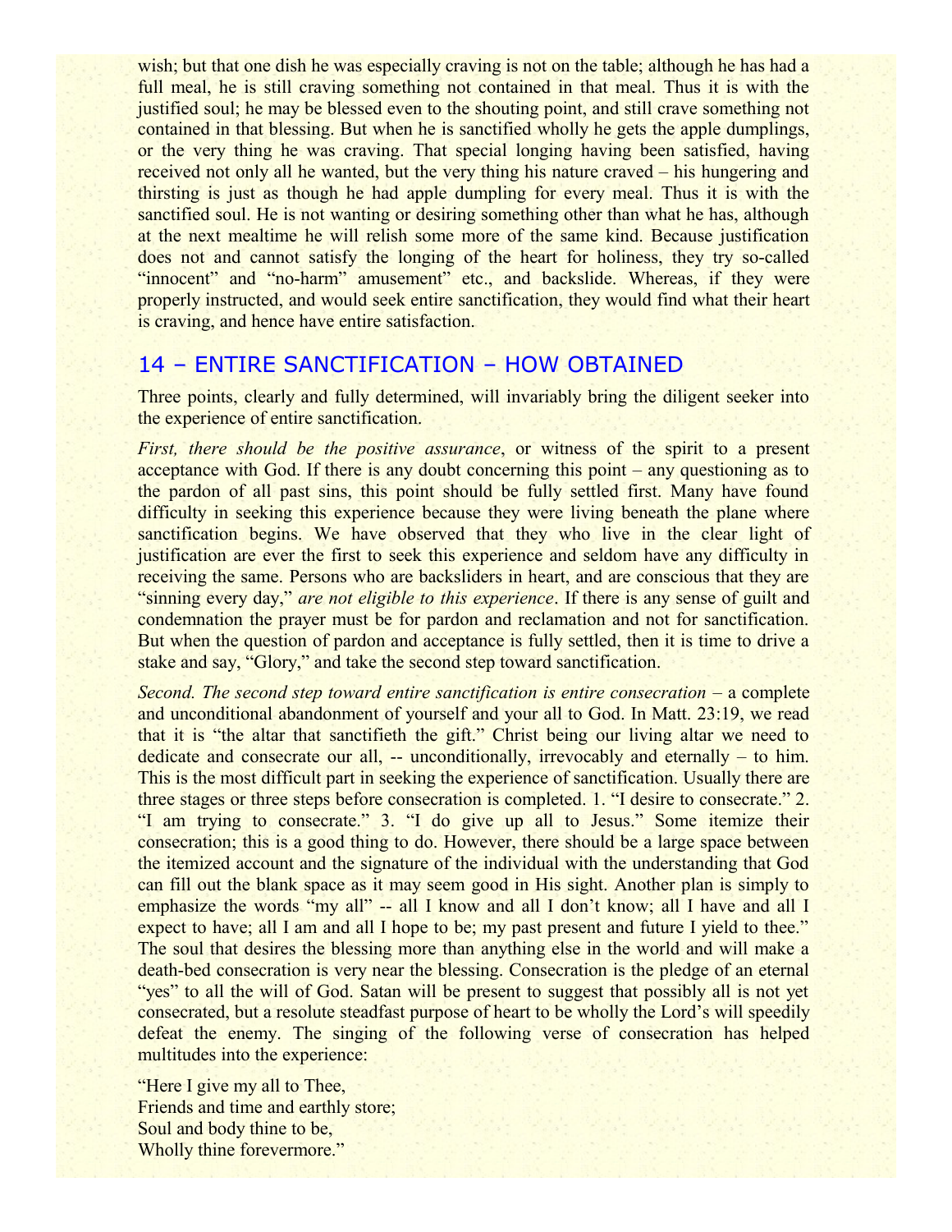wish; but that one dish he was especially craving is not on the table; although he has had a full meal, he is still craving something not contained in that meal. Thus it is with the justified soul; he may be blessed even to the shouting point, and still crave something not contained in that blessing. But when he is sanctified wholly he gets the apple dumplings, or the very thing he was craving. That special longing having been satisfied, having received not only all he wanted, but the very thing his nature craved – his hungering and thirsting is just as though he had apple dumpling for every meal. Thus it is with the sanctified soul. He is not wanting or desiring something other than what he has, although at the next mealtime he will relish some more of the same kind. Because justification does not and cannot satisfy the longing of the heart for holiness, they try so-called "innocent" and "no-harm" amusement" etc., and backslide. Whereas, if they were properly instructed, and would seek entire sanctification, they would find what their heart is craving, and hence have entire satisfaction.

## 14 – ENTIRE SANCTIFICATION – HOW OBTAINED

Three points, clearly and fully determined, will invariably bring the diligent seeker into the experience of entire sanctification.

*First, there should be the positive assurance*, or witness of the spirit to a present acceptance with God. If there is any doubt concerning this point – any questioning as to the pardon of all past sins, this point should be fully settled first. Many have found difficulty in seeking this experience because they were living beneath the plane where sanctification begins. We have observed that they who live in the clear light of justification are ever the first to seek this experience and seldom have any difficulty in receiving the same. Persons who are backsliders in heart, and are conscious that they are "sinning every day," *are not eligible to this experience*. If there is any sense of guilt and condemnation the prayer must be for pardon and reclamation and not for sanctification. But when the question of pardon and acceptance is fully settled, then it is time to drive a stake and say, "Glory," and take the second step toward sanctification.

*Second. The second step toward entire sanctification is entire consecration* – a complete and unconditional abandonment of yourself and your all to God. In Matt. 23:19, we read that it is "the altar that sanctifieth the gift." Christ being our living altar we need to dedicate and consecrate our all, -- unconditionally, irrevocably and eternally – to him. This is the most difficult part in seeking the experience of sanctification. Usually there are three stages or three steps before consecration is completed. 1. "I desire to consecrate." 2. "I am trying to consecrate." 3. "I do give up all to Jesus." Some itemize their consecration; this is a good thing to do. However, there should be a large space between the itemized account and the signature of the individual with the understanding that God can fill out the blank space as it may seem good in His sight. Another plan is simply to emphasize the words "my all" -- all I know and all I don't know; all I have and all I expect to have; all I am and all I hope to be; my past present and future I yield to thee." The soul that desires the blessing more than anything else in the world and will make a death-bed consecration is very near the blessing. Consecration is the pledge of an eternal "yes" to all the will of God. Satan will be present to suggest that possibly all is not yet consecrated, but a resolute steadfast purpose of heart to be wholly the Lord's will speedily defeat the enemy. The singing of the following verse of consecration has helped multitudes into the experience:

"Here I give my all to Thee,
Friends and time and earthly store;
Soul and body thine to be,
Wholly thine forevermore."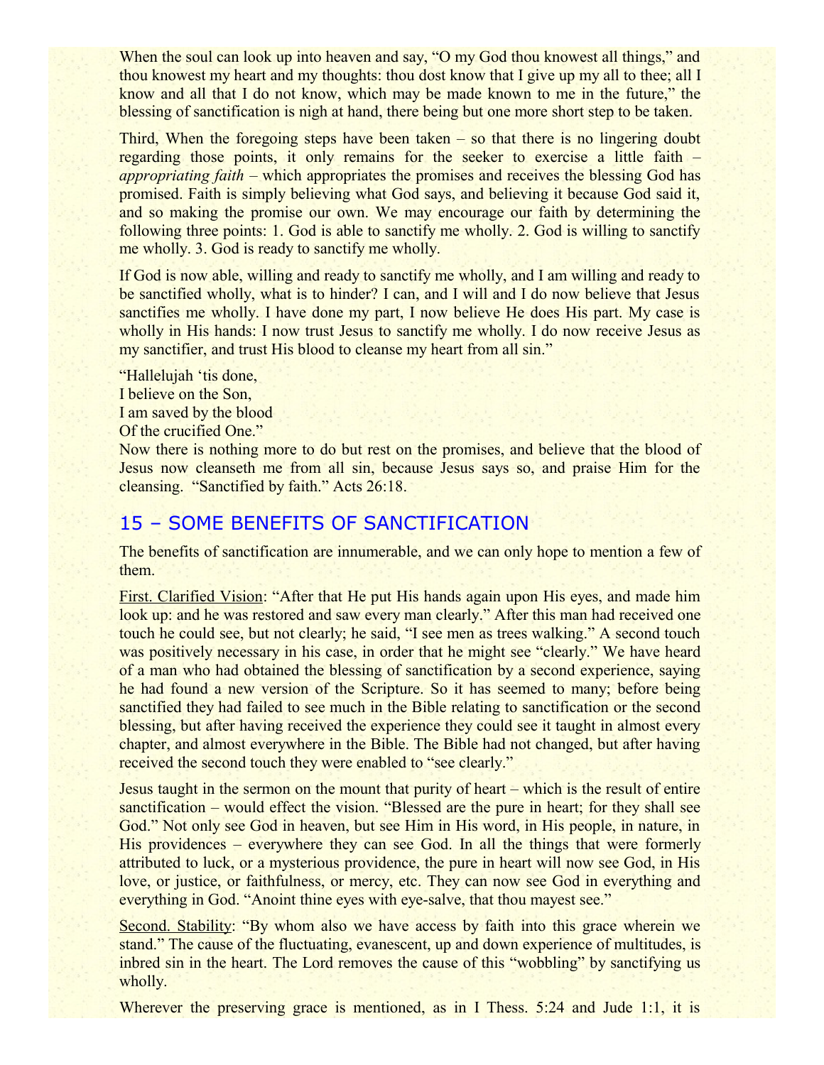When the soul can look up into heaven and say, "O my God thou knowest all things," and thou knowest my heart and my thoughts: thou dost know that I give up my all to thee; all I know and all that I do not know, which may be made known to me in the future," the blessing of sanctification is nigh at hand, there being but one more short step to be taken.

Third, When the foregoing steps have been taken – so that there is no lingering doubt regarding those points, it only remains for the seeker to exercise a little faith – *appropriating faith* – which appropriates the promises and receives the blessing God has promised. Faith is simply believing what God says, and believing it because God said it, and so making the promise our own. We may encourage our faith by determining the following three points: 1. God is able to sanctify me wholly. 2. God is willing to sanctify me wholly. 3. God is ready to sanctify me wholly.

If God is now able, willing and ready to sanctify me wholly, and I am willing and ready to be sanctified wholly, what is to hinder? I can, and I will and I do now believe that Jesus sanctifies me wholly. I have done my part, I now believe He does His part. My case is wholly in His hands: I now trust Jesus to sanctify me wholly. I do now receive Jesus as my sanctifier, and trust His blood to cleanse my heart from all sin."

"Hallelujah 'tis done,
I believe on the Son,
I am saved by the blood
Of the crucified One."
Now there is nothing more to do but rest on the promises, and believe that the blood of Jesus now cleanseth me from all sin, because Jesus says so, and praise Him for the cleansing. "Sanctified by faith." Acts 26:18.

## 15 – SOME BENEFITS OF SANCTIFICATION

The benefits of sanctification are innumerable, and we can only hope to mention a few of them.

First. Clarified Vision: "After that He put His hands again upon His eyes, and made him look up: and he was restored and saw every man clearly." After this man had received one touch he could see, but not clearly; he said, "I see men as trees walking." A second touch was positively necessary in his case, in order that he might see "clearly." We have heard of a man who had obtained the blessing of sanctification by a second experience, saying he had found a new version of the Scripture. So it has seemed to many; before being sanctified they had failed to see much in the Bible relating to sanctification or the second blessing, but after having received the experience they could see it taught in almost every chapter, and almost everywhere in the Bible. The Bible had not changed, but after having received the second touch they were enabled to "see clearly."

Jesus taught in the sermon on the mount that purity of heart – which is the result of entire sanctification – would effect the vision. "Blessed are the pure in heart; for they shall see God." Not only see God in heaven, but see Him in His word, in His people, in nature, in His providences – everywhere they can see God. In all the things that were formerly attributed to luck, or a mysterious providence, the pure in heart will now see God, in His love, or justice, or faithfulness, or mercy, etc. They can now see God in everything and everything in God. "Anoint thine eyes with eye-salve, that thou mayest see."

Second. Stability: "By whom also we have access by faith into this grace wherein we stand." The cause of the fluctuating, evanescent, up and down experience of multitudes, is inbred sin in the heart. The Lord removes the cause of this "wobbling" by sanctifying us wholly.

Wherever the preserving grace is mentioned, as in I Thess. 5:24 and Jude 1:1, it is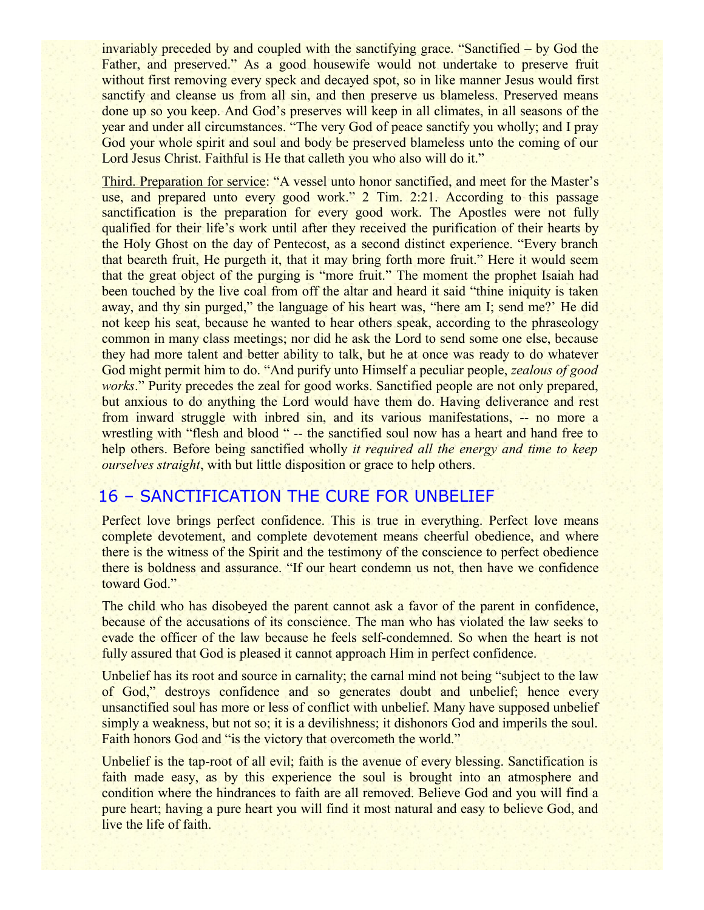invariably preceded by and coupled with the sanctifying grace. “Sanctified – by God the Father, and preserved.” As a good housewife would not undertake to preserve fruit without first removing every speck and decayed spot, so in like manner Jesus would first sanctify and cleanse us from all sin, and then preserve us blameless. Preserved means done up so you keep. And God’s preserves will keep in all climates, in all seasons of the year and under all circumstances. “The very God of peace sanctify you wholly; and I pray God your whole spirit and soul and body be preserved blameless unto the coming of our Lord Jesus Christ. Faithful is He that calleth you who also will do it.”

<u>Third. Preparation for service</u>: “A vessel unto honor sanctified, and meet for the Master’s use, and prepared unto every good work.” 2 Tim. 2:21. According to this passage sanctification is the preparation for every good work. The Apostles were not fully qualified for their life’s work until after they received the purification of their hearts by the Holy Ghost on the day of Pentecost, as a second distinct experience. “Every branch that beareth fruit, He purgeth it, that it may bring forth more fruit.” Here it would seem that the great object of the purging is “more fruit.” The moment the prophet Isaiah had been touched by the live coal from off the altar and heard it said “thine iniquity is taken away, and thy sin purged,” the language of his heart was, “here am I; send me?’ He did not keep his seat, because he wanted to hear others speak, according to the phraseology common in many class meetings; nor did he ask the Lord to send some one else, because they had more talent and better ability to talk, but he at once was ready to do whatever God might permit him to do. “And purify unto Himself a peculiar people, *zealous of good works*.” Purity precedes the zeal for good works. Sanctified people are not only prepared, but anxious to do anything the Lord would have them do. Having deliverance and rest from inward struggle with inbred sin, and its various manifestations, -- no more a wrestling with “flesh and blood “ -- the sanctified soul now has a heart and hand free to help others. Before being sanctified wholly *it required all the energy and time to keep ourselves straight*, with but little disposition or grace to help others.

## 16 – SANCTIFICATION THE CURE FOR UNBELIEF

Perfect love brings perfect confidence. This is true in everything. Perfect love means complete devotement, and complete devotement means cheerful obedience, and where there is the witness of the Spirit and the testimony of the conscience to perfect obedience there is boldness and assurance. “If our heart condemn us not, then have we confidence toward God.”

The child who has disobeyed the parent cannot ask a favor of the parent in confidence, because of the accusations of its conscience. The man who has violated the law seeks to evade the officer of the law because he feels self-condemned. So when the heart is not fully assured that God is pleased it cannot approach Him in perfect confidence.

Unbelief has its root and source in carnality; the carnal mind not being “subject to the law of God,” destroys confidence and so generates doubt and unbelief; hence every unsanctified soul has more or less of conflict with unbelief. Many have supposed unbelief simply a weakness, but not so; it is a devilishness; it dishonors God and imperils the soul. Faith honors God and “is the victory that overcometh the world.”

Unbelief is the tap-root of all evil; faith is the avenue of every blessing. Sanctification is faith made easy, as by this experience the soul is brought into an atmosphere and condition where the hindrances to faith are all removed. Believe God and you will find a pure heart; having a pure heart you will find it most natural and easy to believe God, and live the life of faith.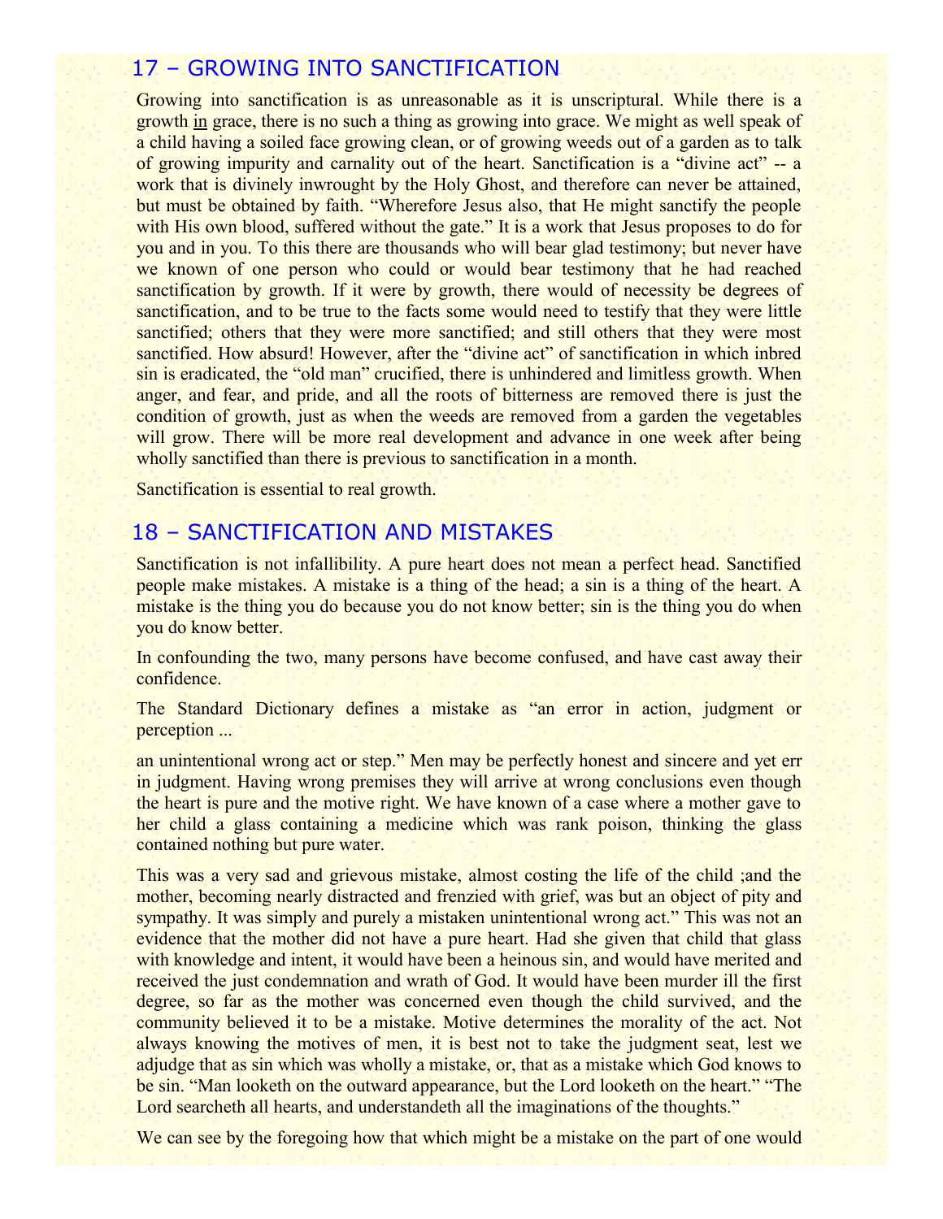## 17 – GROWING INTO SANCTIFICATION

Growing into sanctification is as unreasonable as it is unscriptural. While there is a growth in grace, there is no such a thing as growing into grace. We might as well speak of a child having a soiled face growing clean, or of growing weeds out of a garden as to talk of growing impurity and carnality out of the heart. Sanctification is a "divine act" -- a work that is divinely inwrought by the Holy Ghost, and therefore can never be attained, but must be obtained by faith. "Wherefore Jesus also, that He might sanctify the people with His own blood, suffered without the gate." It is a work that Jesus proposes to do for you and in you. To this there are thousands who will bear glad testimony; but never have we known of one person who could or would bear testimony that he had reached sanctification by growth. If it were by growth, there would of necessity be degrees of sanctification, and to be true to the facts some would need to testify that they were little sanctified; others that they were more sanctified; and still others that they were most sanctified. How absurd! However, after the "divine act" of sanctification in which inbred sin is eradicated, the "old man" crucified, there is unhindered and limitless growth. When anger, and fear, and pride, and all the roots of bitterness are removed there is just the condition of growth, just as when the weeds are removed from a garden the vegetables will grow. There will be more real development and advance in one week after being wholly sanctified than there is previous to sanctification in a month.

Sanctification is essential to real growth.

## 18 – SANCTIFICATION AND MISTAKES

Sanctification is not infallibility. A pure heart does not mean a perfect head. Sanctified people make mistakes. A mistake is a thing of the head; a sin is a thing of the heart. A mistake is the thing you do because you do not know better; sin is the thing you do when you do know better.

In confounding the two, many persons have become confused, and have cast away their confidence.

The Standard Dictionary defines a mistake as "an error in action, judgment or perception ...

an unintentional wrong act or step." Men may be perfectly honest and sincere and yet err in judgment. Having wrong premises they will arrive at wrong conclusions even though the heart is pure and the motive right. We have known of a case where a mother gave to her child a glass containing a medicine which was rank poison, thinking the glass contained nothing but pure water.

This was a very sad and grievous mistake, almost costing the life of the child ;and the mother, becoming nearly distracted and frenzied with grief, was but an object of pity and sympathy. It was simply and purely a mistaken unintentional wrong act." This was not an evidence that the mother did not have a pure heart. Had she given that child that glass with knowledge and intent, it would have been a heinous sin, and would have merited and received the just condemnation and wrath of God. It would have been murder ill the first degree, so far as the mother was concerned even though the child survived, and the community believed it to be a mistake. Motive determines the morality of the act. Not always knowing the motives of men, it is best not to take the judgment seat, lest we adjudge that as sin which was wholly a mistake, or, that as a mistake which God knows to be sin. "Man looketh on the outward appearance, but the Lord looketh on the heart." "The Lord searcheth all hearts, and understandeth all the imaginations of the thoughts."

We can see by the foregoing how that which might be a mistake on the part of one would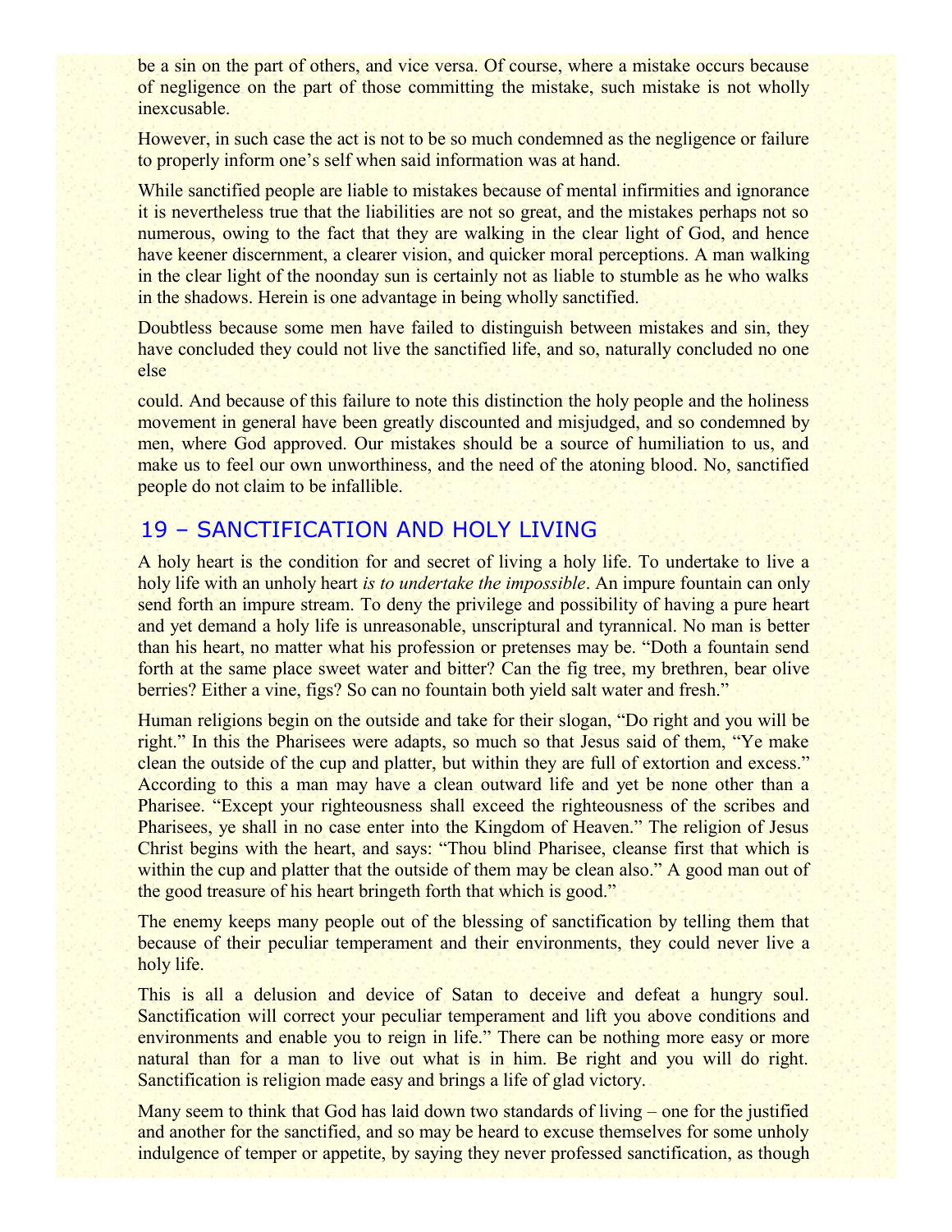be a sin on the part of others, and vice versa. Of course, where a mistake occurs because of negligence on the part of those committing the mistake, such mistake is not wholly inexcusable.

However, in such case the act is not to be so much condemned as the negligence or failure to properly inform one's self when said information was at hand.

While sanctified people are liable to mistakes because of mental infirmities and ignorance it is nevertheless true that the liabilities are not so great, and the mistakes perhaps not so numerous, owing to the fact that they are walking in the clear light of God, and hence have keener discernment, a clearer vision, and quicker moral perceptions. A man walking in the clear light of the noonday sun is certainly not as liable to stumble as he who walks in the shadows. Herein is one advantage in being wholly sanctified.

Doubtless because some men have failed to distinguish between mistakes and sin, they have concluded they could not live the sanctified life, and so, naturally concluded no one else

could. And because of this failure to note this distinction the holy people and the holiness movement in general have been greatly discounted and misjudged, and so condemned by men, where God approved. Our mistakes should be a source of humiliation to us, and make us to feel our own unworthiness, and the need of the atoning blood. No, sanctified people do not claim to be infallible.

## 19 – SANCTIFICATION AND HOLY LIVING

A holy heart is the condition for and secret of living a holy life. To undertake to live a holy life with an unholy heart *is to undertake the impossible*. An impure fountain can only send forth an impure stream. To deny the privilege and possibility of having a pure heart and yet demand a holy life is unreasonable, unscriptural and tyrannical. No man is better than his heart, no matter what his profession or pretenses may be. "Doth a fountain send forth at the same place sweet water and bitter? Can the fig tree, my brethren, bear olive berries? Either a vine, figs? So can no fountain both yield salt water and fresh."

Human religions begin on the outside and take for their slogan, "Do right and you will be right." In this the Pharisees were adapts, so much so that Jesus said of them, "Ye make clean the outside of the cup and platter, but within they are full of extortion and excess." According to this a man may have a clean outward life and yet be none other than a Pharisee. "Except your righteousness shall exceed the righteousness of the scribes and Pharisees, ye shall in no case enter into the Kingdom of Heaven." The religion of Jesus Christ begins with the heart, and says: "Thou blind Pharisee, cleanse first that which is within the cup and platter that the outside of them may be clean also." A good man out of the good treasure of his heart bringeth forth that which is good."

The enemy keeps many people out of the blessing of sanctification by telling them that because of their peculiar temperament and their environments, they could never live a holy life.

This is all a delusion and device of Satan to deceive and defeat a hungry soul. Sanctification will correct your peculiar temperament and lift you above conditions and environments and enable you to reign in life." There can be nothing more easy or more natural than for a man to live out what is in him. Be right and you will do right. Sanctification is religion made easy and brings a life of glad victory.

Many seem to think that God has laid down two standards of living – one for the justified and another for the sanctified, and so may be heard to excuse themselves for some unholy indulgence of temper or appetite, by saying they never professed sanctification, as though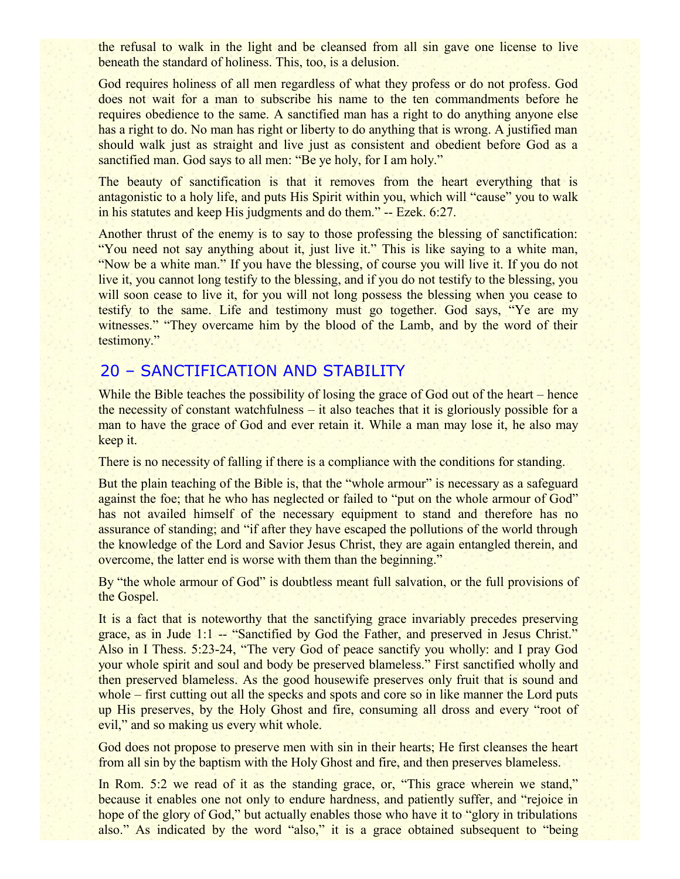the refusal to walk in the light and be cleansed from all sin gave one license to live beneath the standard of holiness. This, too, is a delusion.

God requires holiness of all men regardless of what they profess or do not profess. God does not wait for a man to subscribe his name to the ten commandments before he requires obedience to the same. A sanctified man has a right to do anything anyone else has a right to do. No man has right or liberty to do anything that is wrong. A justified man should walk just as straight and live just as consistent and obedient before God as a sanctified man. God says to all men: "Be ye holy, for I am holy."

The beauty of sanctification is that it removes from the heart everything that is antagonistic to a holy life, and puts His Spirit within you, which will "cause" you to walk in his statutes and keep His judgments and do them." -- Ezek. 6:27.

Another thrust of the enemy is to say to those professing the blessing of sanctification: "You need not say anything about it, just live it." This is like saying to a white man, "Now be a white man." If you have the blessing, of course you will live it. If you do not live it, you cannot long testify to the blessing, and if you do not testify to the blessing, you will soon cease to live it, for you will not long possess the blessing when you cease to testify to the same. Life and testimony must go together. God says, "Ye are my witnesses." "They overcame him by the blood of the Lamb, and by the word of their testimony."

## 20 – SANCTIFICATION AND STABILITY

While the Bible teaches the possibility of losing the grace of God out of the heart – hence the necessity of constant watchfulness – it also teaches that it is gloriously possible for a man to have the grace of God and ever retain it. While a man may lose it, he also may keep it.

There is no necessity of falling if there is a compliance with the conditions for standing.

But the plain teaching of the Bible is, that the "whole armour" is necessary as a safeguard against the foe; that he who has neglected or failed to "put on the whole armour of God" has not availed himself of the necessary equipment to stand and therefore has no assurance of standing; and "if after they have escaped the pollutions of the world through the knowledge of the Lord and Savior Jesus Christ, they are again entangled therein, and overcome, the latter end is worse with them than the beginning."

By "the whole armour of God" is doubtless meant full salvation, or the full provisions of the Gospel.

It is a fact that is noteworthy that the sanctifying grace invariably precedes preserving grace, as in Jude 1:1 -- "Sanctified by God the Father, and preserved in Jesus Christ." Also in I Thess. 5:23-24, "The very God of peace sanctify you wholly: and I pray God your whole spirit and soul and body be preserved blameless." First sanctified wholly and then preserved blameless. As the good housewife preserves only fruit that is sound and whole – first cutting out all the specks and spots and core so in like manner the Lord puts up His preserves, by the Holy Ghost and fire, consuming all dross and every "root of evil," and so making us every whit whole.

God does not propose to preserve men with sin in their hearts; He first cleanses the heart from all sin by the baptism with the Holy Ghost and fire, and then preserves blameless.

In Rom. 5:2 we read of it as the standing grace, or, "This grace wherein we stand," because it enables one not only to endure hardness, and patiently suffer, and "rejoice in hope of the glory of God," but actually enables those who have it to "glory in tribulations also." As indicated by the word "also," it is a grace obtained subsequent to "being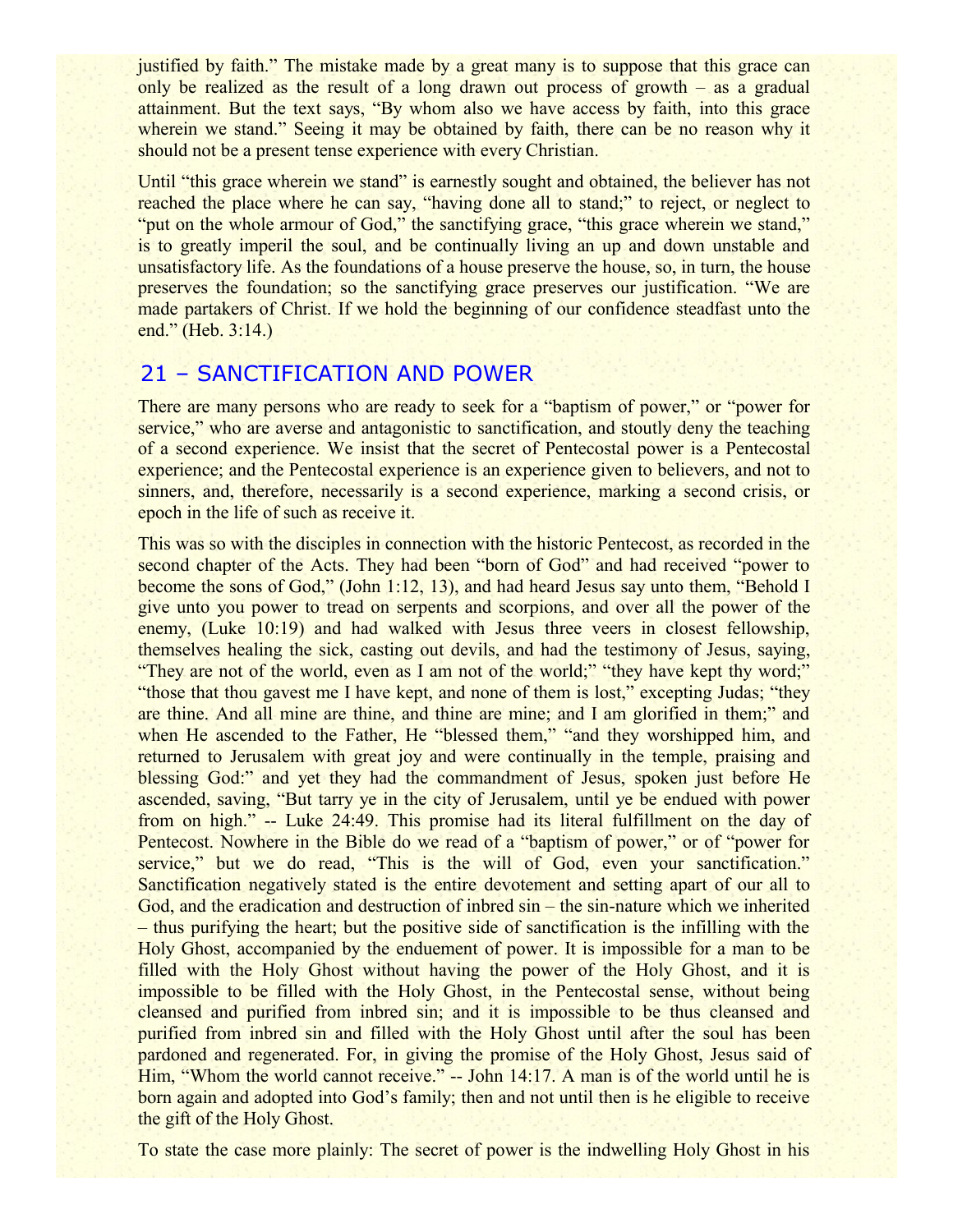justified by faith." The mistake made by a great many is to suppose that this grace can only be realized as the result of a long drawn out process of growth – as a gradual attainment. But the text says, "By whom also we have access by faith, into this grace wherein we stand." Seeing it may be obtained by faith, there can be no reason why it should not be a present tense experience with every Christian.

Until "this grace wherein we stand" is earnestly sought and obtained, the believer has not reached the place where he can say, "having done all to stand;" to reject, or neglect to "put on the whole armour of God," the sanctifying grace, "this grace wherein we stand," is to greatly imperil the soul, and be continually living an up and down unstable and unsatisfactory life. As the foundations of a house preserve the house, so, in turn, the house preserves the foundation; so the sanctifying grace preserves our justification. "We are made partakers of Christ. If we hold the beginning of our confidence steadfast unto the end." (Heb. 3:14.)

## 21 – SANCTIFICATION AND POWER

There are many persons who are ready to seek for a "baptism of power," or "power for service," who are averse and antagonistic to sanctification, and stoutly deny the teaching of a second experience. We insist that the secret of Pentecostal power is a Pentecostal experience; and the Pentecostal experience is an experience given to believers, and not to sinners, and, therefore, necessarily is a second experience, marking a second crisis, or epoch in the life of such as receive it.

This was so with the disciples in connection with the historic Pentecost, as recorded in the second chapter of the Acts. They had been "born of God" and had received "power to become the sons of God," (John 1:12, 13), and had heard Jesus say unto them, "Behold I give unto you power to tread on serpents and scorpions, and over all the power of the enemy, (Luke 10:19) and had walked with Jesus three veers in closest fellowship, themselves healing the sick, casting out devils, and had the testimony of Jesus, saying, "They are not of the world, even as I am not of the world;" "they have kept thy word;" "those that thou gavest me I have kept, and none of them is lost," excepting Judas; "they are thine. And all mine are thine, and thine are mine; and I am glorified in them;" and when He ascended to the Father, He "blessed them," "and they worshipped him, and returned to Jerusalem with great joy and were continually in the temple, praising and blessing God:" and yet they had the commandment of Jesus, spoken just before He ascended, saving, "But tarry ye in the city of Jerusalem, until ye be endued with power from on high." -- Luke 24:49. This promise had its literal fulfillment on the day of Pentecost. Nowhere in the Bible do we read of a "baptism of power," or of "power for service," but we do read, "This is the will of God, even your sanctification." Sanctification negatively stated is the entire devotement and setting apart of our all to God, and the eradication and destruction of inbred sin – the sin-nature which we inherited – thus purifying the heart; but the positive side of sanctification is the infilling with the Holy Ghost, accompanied by the enduement of power. It is impossible for a man to be filled with the Holy Ghost without having the power of the Holy Ghost, and it is impossible to be filled with the Holy Ghost, in the Pentecostal sense, without being cleansed and purified from inbred sin; and it is impossible to be thus cleansed and purified from inbred sin and filled with the Holy Ghost until after the soul has been pardoned and regenerated. For, in giving the promise of the Holy Ghost, Jesus said of Him, "Whom the world cannot receive." -- John 14:17. A man is of the world until he is born again and adopted into God's family; then and not until then is he eligible to receive the gift of the Holy Ghost.

To state the case more plainly: The secret of power is the indwelling Holy Ghost in his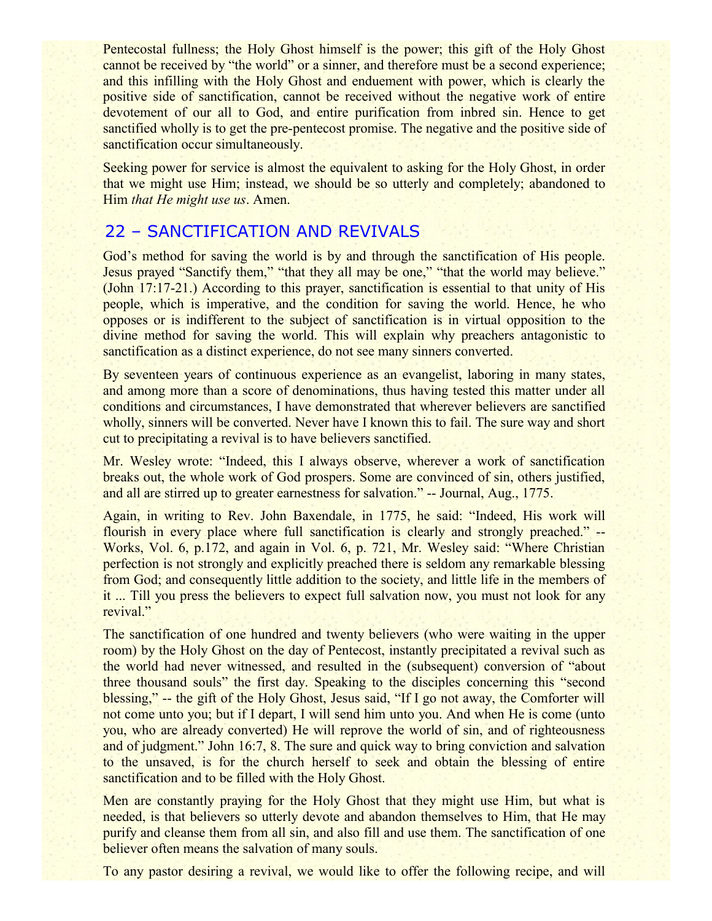Pentecostal fullness; the Holy Ghost himself is the power; this gift of the Holy Ghost cannot be received by "the world" or a sinner, and therefore must be a second experience; and this infilling with the Holy Ghost and enduement with power, which is clearly the positive side of sanctification, cannot be received without the negative work of entire devotement of our all to God, and entire purification from inbred sin. Hence to get sanctified wholly is to get the pre-pentecost promise. The negative and the positive side of sanctification occur simultaneously.

Seeking power for service is almost the equivalent to asking for the Holy Ghost, in order that we might use Him; instead, we should be so utterly and completely; abandoned to Him *that He might use us*. Amen.

## 22 – SANCTIFICATION AND REVIVALS

God's method for saving the world is by and through the sanctification of His people. Jesus prayed "Sanctify them," "that they all may be one," "that the world may believe." (John 17:17-21.) According to this prayer, sanctification is essential to that unity of His people, which is imperative, and the condition for saving the world. Hence, he who opposes or is indifferent to the subject of sanctification is in virtual opposition to the divine method for saving the world. This will explain why preachers antagonistic to sanctification as a distinct experience, do not see many sinners converted.

By seventeen years of continuous experience as an evangelist, laboring in many states, and among more than a score of denominations, thus having tested this matter under all conditions and circumstances, I have demonstrated that wherever believers are sanctified wholly, sinners will be converted. Never have I known this to fail. The sure way and short cut to precipitating a revival is to have believers sanctified.

Mr. Wesley wrote: "Indeed, this I always observe, wherever a work of sanctification breaks out, the whole work of God prospers. Some are convinced of sin, others justified, and all are stirred up to greater earnestness for salvation." -- Journal, Aug., 1775.

Again, in writing to Rev. John Baxendale, in 1775, he said: "Indeed, His work will flourish in every place where full sanctification is clearly and strongly preached." -- Works, Vol. 6, p.172, and again in Vol. 6, p. 721, Mr. Wesley said: "Where Christian perfection is not strongly and explicitly preached there is seldom any remarkable blessing from God; and consequently little addition to the society, and little life in the members of it ... Till you press the believers to expect full salvation now, you must not look for any revival."

The sanctification of one hundred and twenty believers (who were waiting in the upper room) by the Holy Ghost on the day of Pentecost, instantly precipitated a revival such as the world had never witnessed, and resulted in the (subsequent) conversion of "about three thousand souls" the first day. Speaking to the disciples concerning this "second blessing," -- the gift of the Holy Ghost, Jesus said, "If I go not away, the Comforter will not come unto you; but if I depart, I will send him unto you. And when He is come (unto you, who are already converted) He will reprove the world of sin, and of righteousness and of judgment." John 16:7, 8. The sure and quick way to bring conviction and salvation to the unsaved, is for the church herself to seek and obtain the blessing of entire sanctification and to be filled with the Holy Ghost.

Men are constantly praying for the Holy Ghost that they might use Him, but what is needed, is that believers so utterly devote and abandon themselves to Him, that He may purify and cleanse them from all sin, and also fill and use them. The sanctification of one believer often means the salvation of many souls.

To any pastor desiring a revival, we would like to offer the following recipe, and will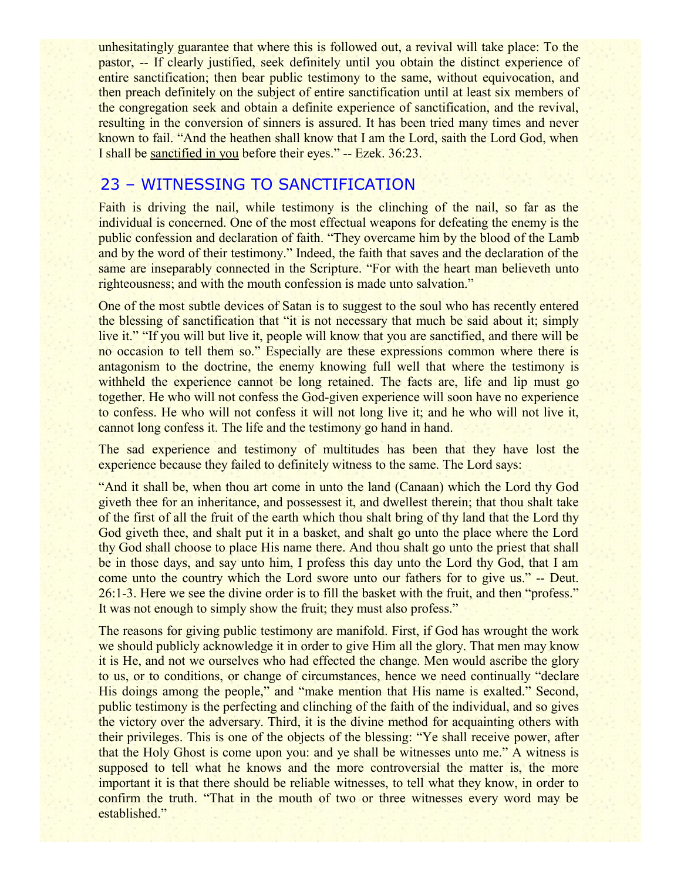unhesitatingly guarantee that where this is followed out, a revival will take place: To the pastor, -- If clearly justified, seek definitely until you obtain the distinct experience of entire sanctification; then bear public testimony to the same, without equivocation, and then preach definitely on the subject of entire sanctification until at least six members of the congregation seek and obtain a definite experience of sanctification, and the revival, resulting in the conversion of sinners is assured. It has been tried many times and never known to fail. "And the heathen shall know that I am the Lord, saith the Lord God, when I shall be <u>sanctified in you</u> before their eyes." -- Ezek. 36:23.

## 23 – WITNESSING TO SANCTIFICATION

Faith is driving the nail, while testimony is the clinching of the nail, so far as the individual is concerned. One of the most effectual weapons for defeating the enemy is the public confession and declaration of faith. "They overcame him by the blood of the Lamb and by the word of their testimony." Indeed, the faith that saves and the declaration of the same are inseparably connected in the Scripture. "For with the heart man believeth unto righteousness; and with the mouth confession is made unto salvation."

One of the most subtle devices of Satan is to suggest to the soul who has recently entered the blessing of sanctification that "it is not necessary that much be said about it; simply live it." "If you will but live it, people will know that you are sanctified, and there will be no occasion to tell them so." Especially are these expressions common where there is antagonism to the doctrine, the enemy knowing full well that where the testimony is withheld the experience cannot be long retained. The facts are, life and lip must go together. He who will not confess the God-given experience will soon have no experience to confess. He who will not confess it will not long live it; and he who will not live it, cannot long confess it. The life and the testimony go hand in hand.

The sad experience and testimony of multitudes has been that they have lost the experience because they failed to definitely witness to the same. The Lord says:

"And it shall be, when thou art come in unto the land (Canaan) which the Lord thy God giveth thee for an inheritance, and possessest it, and dwellest therein; that thou shalt take of the first of all the fruit of the earth which thou shalt bring of thy land that the Lord thy God giveth thee, and shalt put it in a basket, and shalt go unto the place where the Lord thy God shall choose to place His name there. And thou shalt go unto the priest that shall be in those days, and say unto him, I profess this day unto the Lord thy God, that I am come unto the country which the Lord swore unto our fathers for to give us." -- Deut. 26:1-3. Here we see the divine order is to fill the basket with the fruit, and then "profess." It was not enough to simply show the fruit; they must also profess."

The reasons for giving public testimony are manifold. First, if God has wrought the work we should publicly acknowledge it in order to give Him all the glory. That men may know it is He, and not we ourselves who had effected the change. Men would ascribe the glory to us, or to conditions, or change of circumstances, hence we need continually "declare His doings among the people," and "make mention that His name is exalted." Second, public testimony is the perfecting and clinching of the faith of the individual, and so gives the victory over the adversary. Third, it is the divine method for acquainting others with their privileges. This is one of the objects of the blessing: "Ye shall receive power, after that the Holy Ghost is come upon you: and ye shall be witnesses unto me." A witness is supposed to tell what he knows and the more controversial the matter is, the more important it is that there should be reliable witnesses, to tell what they know, in order to confirm the truth. "That in the mouth of two or three witnesses every word may be established."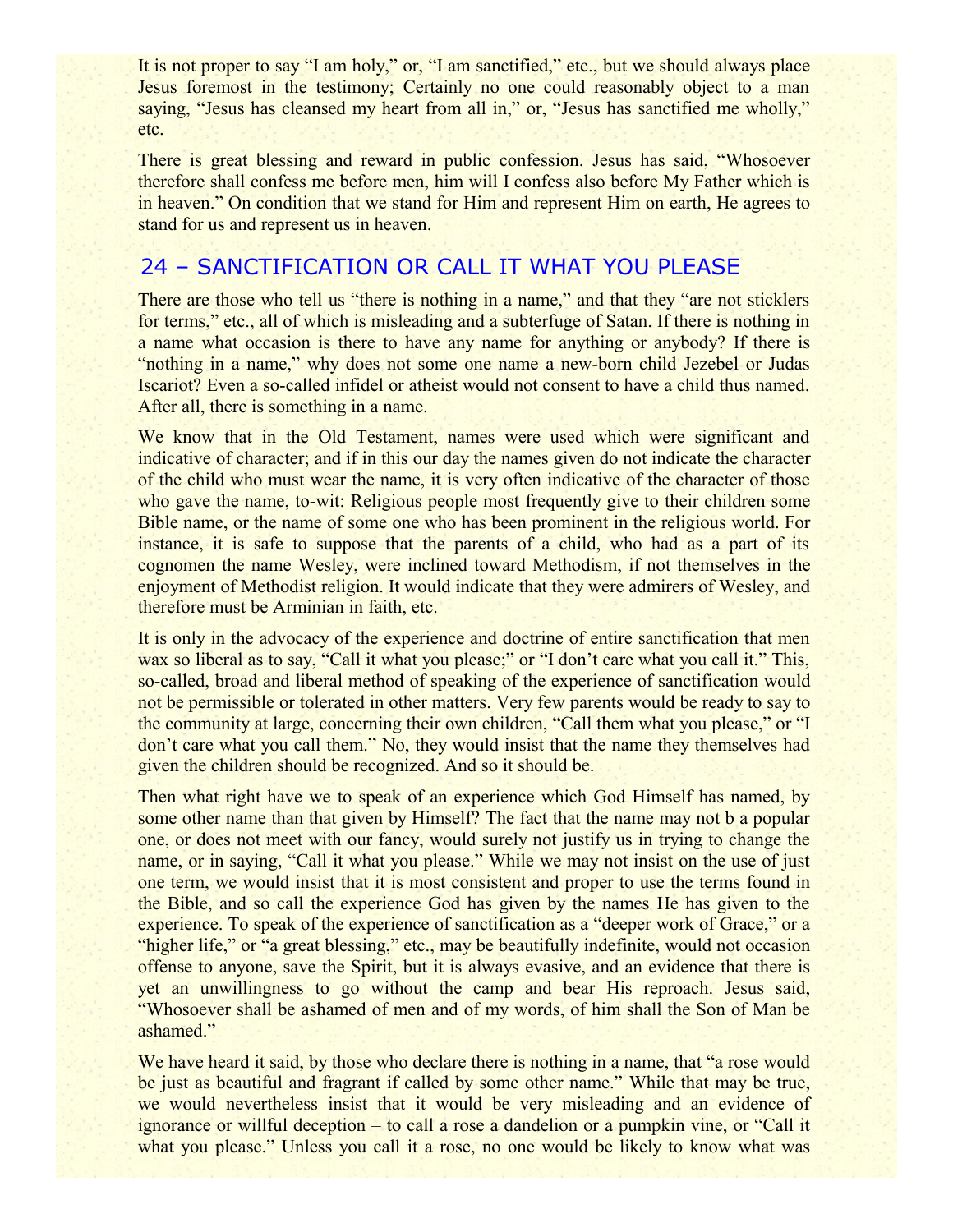It is not proper to say "I am holy," or, "I am sanctified," etc., but we should always place Jesus foremost in the testimony; Certainly no one could reasonably object to a man saying, "Jesus has cleansed my heart from all in," or, "Jesus has sanctified me wholly," etc.

There is great blessing and reward in public confession. Jesus has said, "Whosoever therefore shall confess me before men, him will I confess also before My Father which is in heaven." On condition that we stand for Him and represent Him on earth, He agrees to stand for us and represent us in heaven.

## 24 – SANCTIFICATION OR CALL IT WHAT YOU PLEASE

There are those who tell us "there is nothing in a name," and that they "are not sticklers for terms," etc., all of which is misleading and a subterfuge of Satan. If there is nothing in a name what occasion is there to have any name for anything or anybody? If there is "nothing in a name," why does not some one name a new-born child Jezebel or Judas Iscariot? Even a so-called infidel or atheist would not consent to have a child thus named. After all, there is something in a name.

We know that in the Old Testament, names were used which were significant and indicative of character; and if in this our day the names given do not indicate the character of the child who must wear the name, it is very often indicative of the character of those who gave the name, to-wit: Religious people most frequently give to their children some Bible name, or the name of some one who has been prominent in the religious world. For instance, it is safe to suppose that the parents of a child, who had as a part of its cognomen the name Wesley, were inclined toward Methodism, if not themselves in the enjoyment of Methodist religion. It would indicate that they were admirers of Wesley, and therefore must be Arminian in faith, etc.

It is only in the advocacy of the experience and doctrine of entire sanctification that men wax so liberal as to say, "Call it what you please;" or "I don't care what you call it." This, so-called, broad and liberal method of speaking of the experience of sanctification would not be permissible or tolerated in other matters. Very few parents would be ready to say to the community at large, concerning their own children, "Call them what you please," or "I don't care what you call them." No, they would insist that the name they themselves had given the children should be recognized. And so it should be.

Then what right have we to speak of an experience which God Himself has named, by some other name than that given by Himself? The fact that the name may not b a popular one, or does not meet with our fancy, would surely not justify us in trying to change the name, or in saying, "Call it what you please." While we may not insist on the use of just one term, we would insist that it is most consistent and proper to use the terms found in the Bible, and so call the experience God has given by the names He has given to the experience. To speak of the experience of sanctification as a "deeper work of Grace," or a "higher life," or "a great blessing," etc., may be beautifully indefinite, would not occasion offense to anyone, save the Spirit, but it is always evasive, and an evidence that there is yet an unwillingness to go without the camp and bear His reproach. Jesus said, "Whosoever shall be ashamed of men and of my words, of him shall the Son of Man be ashamed."

We have heard it said, by those who declare there is nothing in a name, that "a rose would be just as beautiful and fragrant if called by some other name." While that may be true, we would nevertheless insist that it would be very misleading and an evidence of ignorance or willful deception – to call a rose a dandelion or a pumpkin vine, or "Call it what you please." Unless you call it a rose, no one would be likely to know what was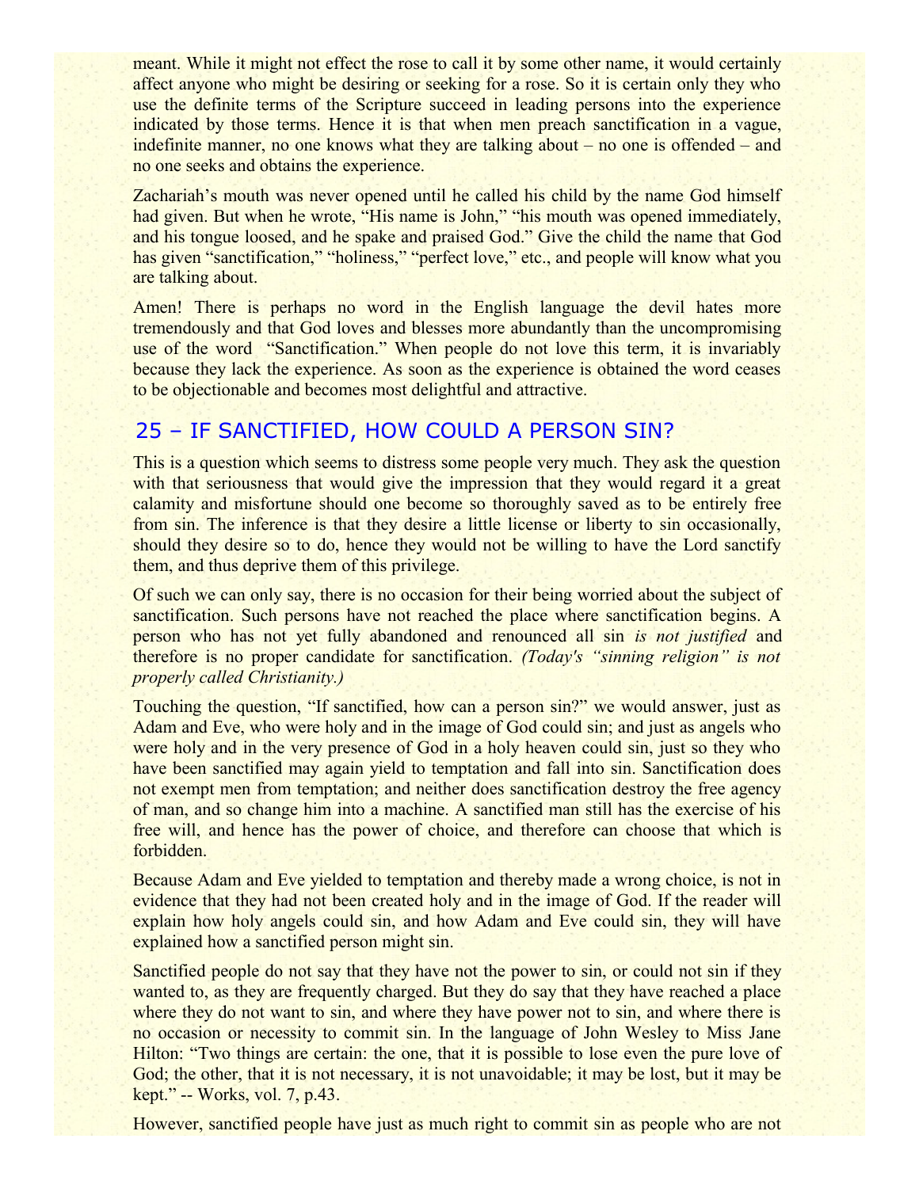meant. While it might not effect the rose to call it by some other name, it would certainly affect anyone who might be desiring or seeking for a rose. So it is certain only they who use the definite terms of the Scripture succeed in leading persons into the experience indicated by those terms. Hence it is that when men preach sanctification in a vague, indefinite manner, no one knows what they are talking about – no one is offended – and no one seeks and obtains the experience.

Zachariah's mouth was never opened until he called his child by the name God himself had given. But when he wrote, "His name is John," "his mouth was opened immediately, and his tongue loosed, and he spake and praised God." Give the child the name that God has given "sanctification," "holiness," "perfect love," etc., and people will know what you are talking about.

Amen! There is perhaps no word in the English language the devil hates more tremendously and that God loves and blesses more abundantly than the uncompromising use of the word "Sanctification." When people do not love this term, it is invariably because they lack the experience. As soon as the experience is obtained the word ceases to be objectionable and becomes most delightful and attractive.

## 25 – IF SANCTIFIED, HOW COULD A PERSON SIN?

This is a question which seems to distress some people very much. They ask the question with that seriousness that would give the impression that they would regard it a great calamity and misfortune should one become so thoroughly saved as to be entirely free from sin. The inference is that they desire a little license or liberty to sin occasionally, should they desire so to do, hence they would not be willing to have the Lord sanctify them, and thus deprive them of this privilege.

Of such we can only say, there is no occasion for their being worried about the subject of sanctification. Such persons have not reached the place where sanctification begins. A person who has not yet fully abandoned and renounced all sin *is not justified* and therefore is no proper candidate for sanctification. *(Today's "sinning religion" is not properly called Christianity.)*

Touching the question, "If sanctified, how can a person sin?" we would answer, just as Adam and Eve, who were holy and in the image of God could sin; and just as angels who were holy and in the very presence of God in a holy heaven could sin, just so they who have been sanctified may again yield to temptation and fall into sin. Sanctification does not exempt men from temptation; and neither does sanctification destroy the free agency of man, and so change him into a machine. A sanctified man still has the exercise of his free will, and hence has the power of choice, and therefore can choose that which is forbidden.

Because Adam and Eve yielded to temptation and thereby made a wrong choice, is not in evidence that they had not been created holy and in the image of God. If the reader will explain how holy angels could sin, and how Adam and Eve could sin, they will have explained how a sanctified person might sin.

Sanctified people do not say that they have not the power to sin, or could not sin if they wanted to, as they are frequently charged. But they do say that they have reached a place where they do not want to sin, and where they have power not to sin, and where there is no occasion or necessity to commit sin. In the language of John Wesley to Miss Jane Hilton: "Two things are certain: the one, that it is possible to lose even the pure love of God; the other, that it is not necessary, it is not unavoidable; it may be lost, but it may be kept." -- Works, vol. 7, p.43.

However, sanctified people have just as much right to commit sin as people who are not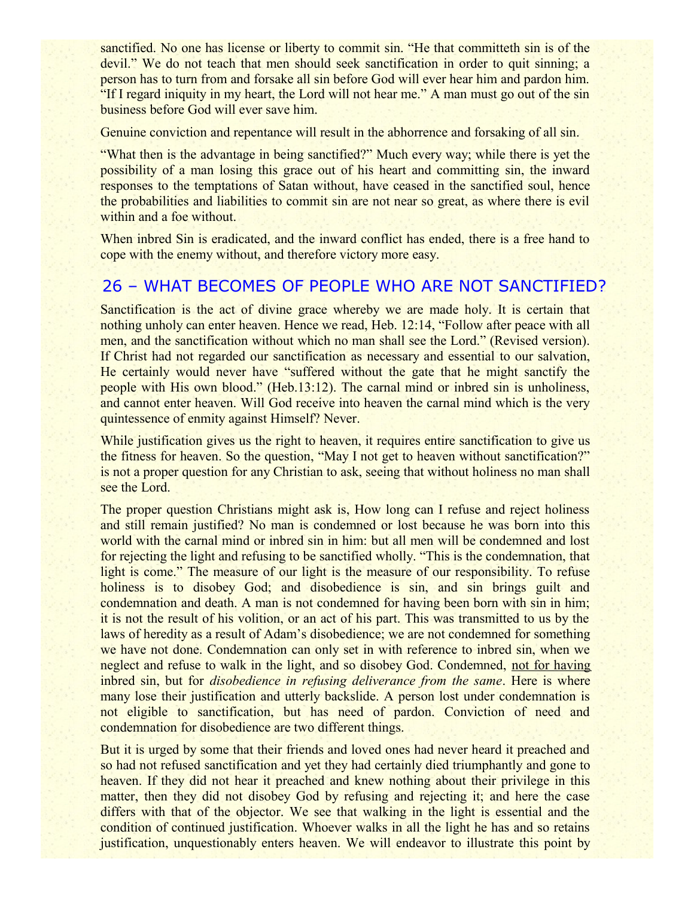sanctified. No one has license or liberty to commit sin. “He that committeth sin is of the devil.” We do not teach that men should seek sanctification in order to quit sinning; a person has to turn from and forsake all sin before God will ever hear him and pardon him. “If I regard iniquity in my heart, the Lord will not hear me.” A man must go out of the sin business before God will ever save him.

Genuine conviction and repentance will result in the abhorrence and forsaking of all sin.

“What then is the advantage in being sanctified?” Much every way; while there is yet the possibility of a man losing this grace out of his heart and committing sin, the inward responses to the temptations of Satan without, have ceased in the sanctified soul, hence the probabilities and liabilities to commit sin are not near so great, as where there is evil within and a foe without.

When inbred Sin is eradicated, and the inward conflict has ended, there is a free hand to cope with the enemy without, and therefore victory more easy.

## 26 – WHAT BECOMES OF PEOPLE WHO ARE NOT SANCTIFIED?

Sanctification is the act of divine grace whereby we are made holy. It is certain that nothing unholy can enter heaven. Hence we read, Heb. 12:14, “Follow after peace with all men, and the sanctification without which no man shall see the Lord.” (Revised version). If Christ had not regarded our sanctification as necessary and essential to our salvation, He certainly would never have “suffered without the gate that he might sanctify the people with His own blood.” (Heb.13:12). The carnal mind or inbred sin is unholiness, and cannot enter heaven. Will God receive into heaven the carnal mind which is the very quintessence of enmity against Himself? Never.

While justification gives us the right to heaven, it requires entire sanctification to give us the fitness for heaven. So the question, “May I not get to heaven without sanctification?” is not a proper question for any Christian to ask, seeing that without holiness no man shall see the Lord.

The proper question Christians might ask is, How long can I refuse and reject holiness and still remain justified? No man is condemned or lost because he was born into this world with the carnal mind or inbred sin in him: but all men will be condemned and lost for rejecting the light and refusing to be sanctified wholly. “This is the condemnation, that light is come.” The measure of our light is the measure of our responsibility. To refuse holiness is to disobey God; and disobedience is sin, and sin brings guilt and condemnation and death. A man is not condemned for having been born with sin in him; it is not the result of his volition, or an act of his part. This was transmitted to us by the laws of heredity as a result of Adam’s disobedience; we are not condemned for something we have not done. Condemnation can only set in with reference to inbred sin, when we neglect and refuse to walk in the light, and so disobey God. Condemned, not for having inbred sin, but for *disobedience in refusing deliverance from the same*. Here is where many lose their justification and utterly backslide. A person lost under condemnation is not eligible to sanctification, but has need of pardon. Conviction of need and condemnation for disobedience are two different things.

But it is urged by some that their friends and loved ones had never heard it preached and so had not refused sanctification and yet they had certainly died triumphantly and gone to heaven. If they did not hear it preached and knew nothing about their privilege in this matter, then they did not disobey God by refusing and rejecting it; and here the case differs with that of the objector. We see that walking in the light is essential and the condition of continued justification. Whoever walks in all the light he has and so retains justification, unquestionably enters heaven. We will endeavor to illustrate this point by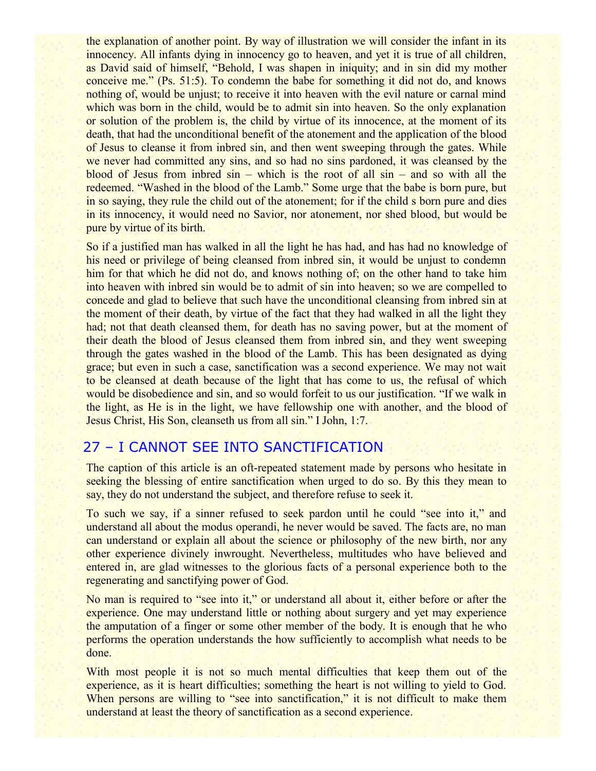the explanation of another point. By way of illustration we will consider the infant in its innocency. All infants dying in innocency go to heaven, and yet it is true of all children, as David said of himself, "Behold, I was shapen in iniquity; and in sin did my mother conceive me." (Ps. 51:5). To condemn the babe for something it did not do, and knows nothing of, would be unjust; to receive it into heaven with the evil nature or carnal mind which was born in the child, would be to admit sin into heaven. So the only explanation or solution of the problem is, the child by virtue of its innocence, at the moment of its death, that had the unconditional benefit of the atonement and the application of the blood of Jesus to cleanse it from inbred sin, and then went sweeping through the gates. While we never had committed any sins, and so had no sins pardoned, it was cleansed by the blood of Jesus from inbred sin – which is the root of all sin – and so with all the redeemed. "Washed in the blood of the Lamb." Some urge that the babe is born pure, but in so saying, they rule the child out of the atonement; for if the child s born pure and dies in its innocency, it would need no Savior, nor atonement, nor shed blood, but would be pure by virtue of its birth.

So if a justified man has walked in all the light he has had, and has had no knowledge of his need or privilege of being cleansed from inbred sin, it would be unjust to condemn him for that which he did not do, and knows nothing of; on the other hand to take him into heaven with inbred sin would be to admit of sin into heaven; so we are compelled to concede and glad to believe that such have the unconditional cleansing from inbred sin at the moment of their death, by virtue of the fact that they had walked in all the light they had; not that death cleansed them, for death has no saving power, but at the moment of their death the blood of Jesus cleansed them from inbred sin, and they went sweeping through the gates washed in the blood of the Lamb. This has been designated as dying grace; but even in such a case, sanctification was a second experience. We may not wait to be cleansed at death because of the light that has come to us, the refusal of which would be disobedience and sin, and so would forfeit to us our justification. "If we walk in the light, as He is in the light, we have fellowship one with another, and the blood of Jesus Christ, His Son, cleanseth us from all sin." I John, 1:7.

## 27 – I CANNOT SEE INTO SANCTIFICATION

The caption of this article is an oft-repeated statement made by persons who hesitate in seeking the blessing of entire sanctification when urged to do so. By this they mean to say, they do not understand the subject, and therefore refuse to seek it.

To such we say, if a sinner refused to seek pardon until he could "see into it," and understand all about the modus operandi, he never would be saved. The facts are, no man can understand or explain all about the science or philosophy of the new birth, nor any other experience divinely inwrought. Nevertheless, multitudes who have believed and entered in, are glad witnesses to the glorious facts of a personal experience both to the regenerating and sanctifying power of God.

No man is required to "see into it," or understand all about it, either before or after the experience. One may understand little or nothing about surgery and yet may experience the amputation of a finger or some other member of the body. It is enough that he who performs the operation understands the how sufficiently to accomplish what needs to be done.

With most people it is not so much mental difficulties that keep them out of the experience, as it is heart difficulties; something the heart is not willing to yield to God. When persons are willing to "see into sanctification," it is not difficult to make them understand at least the theory of sanctification as a second experience.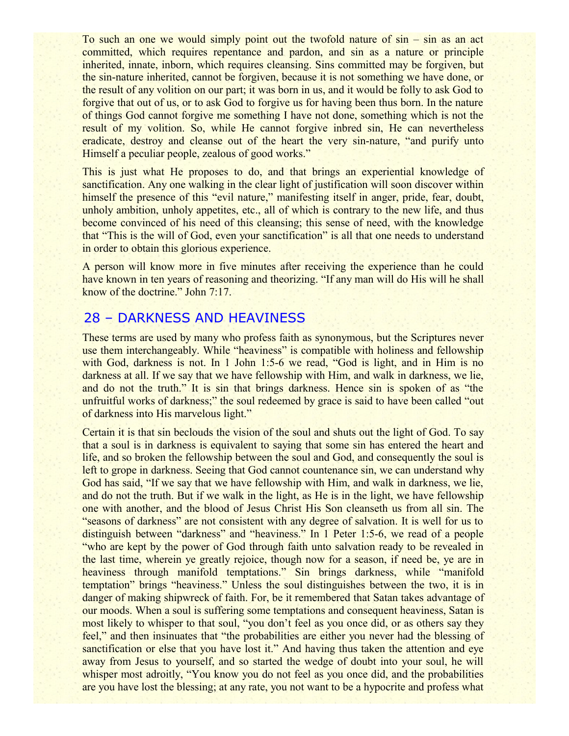To such an one we would simply point out the twofold nature of sin – sin as an act committed, which requires repentance and pardon, and sin as a nature or principle inherited, innate, inborn, which requires cleansing. Sins committed may be forgiven, but the sin-nature inherited, cannot be forgiven, because it is not something we have done, or the result of any volition on our part; it was born in us, and it would be folly to ask God to forgive that out of us, or to ask God to forgive us for having been thus born. In the nature of things God cannot forgive me something I have not done, something which is not the result of my volition. So, while He cannot forgive inbred sin, He can nevertheless eradicate, destroy and cleanse out of the heart the very sin-nature, "and purify unto Himself a peculiar people, zealous of good works."

This is just what He proposes to do, and that brings an experiential knowledge of sanctification. Any one walking in the clear light of justification will soon discover within himself the presence of this "evil nature," manifesting itself in anger, pride, fear, doubt, unholy ambition, unholy appetites, etc., all of which is contrary to the new life, and thus become convinced of his need of this cleansing; this sense of need, with the knowledge that "This is the will of God, even your sanctification" is all that one needs to understand in order to obtain this glorious experience.

A person will know more in five minutes after receiving the experience than he could have known in ten years of reasoning and theorizing. "If any man will do His will he shall know of the doctrine." John 7:17.

## 28 – DARKNESS AND HEAVINESS

These terms are used by many who profess faith as synonymous, but the Scriptures never use them interchangeably. While "heaviness" is compatible with holiness and fellowship with God, darkness is not. In 1 John 1:5-6 we read, "God is light, and in Him is no darkness at all. If we say that we have fellowship with Him, and walk in darkness, we lie, and do not the truth." It is sin that brings darkness. Hence sin is spoken of as "the unfruitful works of darkness;" the soul redeemed by grace is said to have been called "out of darkness into His marvelous light."

Certain it is that sin beclouds the vision of the soul and shuts out the light of God. To say that a soul is in darkness is equivalent to saying that some sin has entered the heart and life, and so broken the fellowship between the soul and God, and consequently the soul is left to grope in darkness. Seeing that God cannot countenance sin, we can understand why God has said, "If we say that we have fellowship with Him, and walk in darkness, we lie, and do not the truth. But if we walk in the light, as He is in the light, we have fellowship one with another, and the blood of Jesus Christ His Son cleanseth us from all sin. The "seasons of darkness" are not consistent with any degree of salvation. It is well for us to distinguish between "darkness" and "heaviness." In 1 Peter 1:5-6, we read of a people "who are kept by the power of God through faith unto salvation ready to be revealed in the last time, wherein ye greatly rejoice, though now for a season, if need be, ye are in heaviness through manifold temptations." Sin brings darkness, while "manifold temptation" brings "heaviness." Unless the soul distinguishes between the two, it is in danger of making shipwreck of faith. For, be it remembered that Satan takes advantage of our moods. When a soul is suffering some temptations and consequent heaviness, Satan is most likely to whisper to that soul, "you don't feel as you once did, or as others say they feel," and then insinuates that "the probabilities are either you never had the blessing of sanctification or else that you have lost it." And having thus taken the attention and eye away from Jesus to yourself, and so started the wedge of doubt into your soul, he will whisper most adroitly, "You know you do not feel as you once did, and the probabilities are you have lost the blessing; at any rate, you not want to be a hypocrite and profess what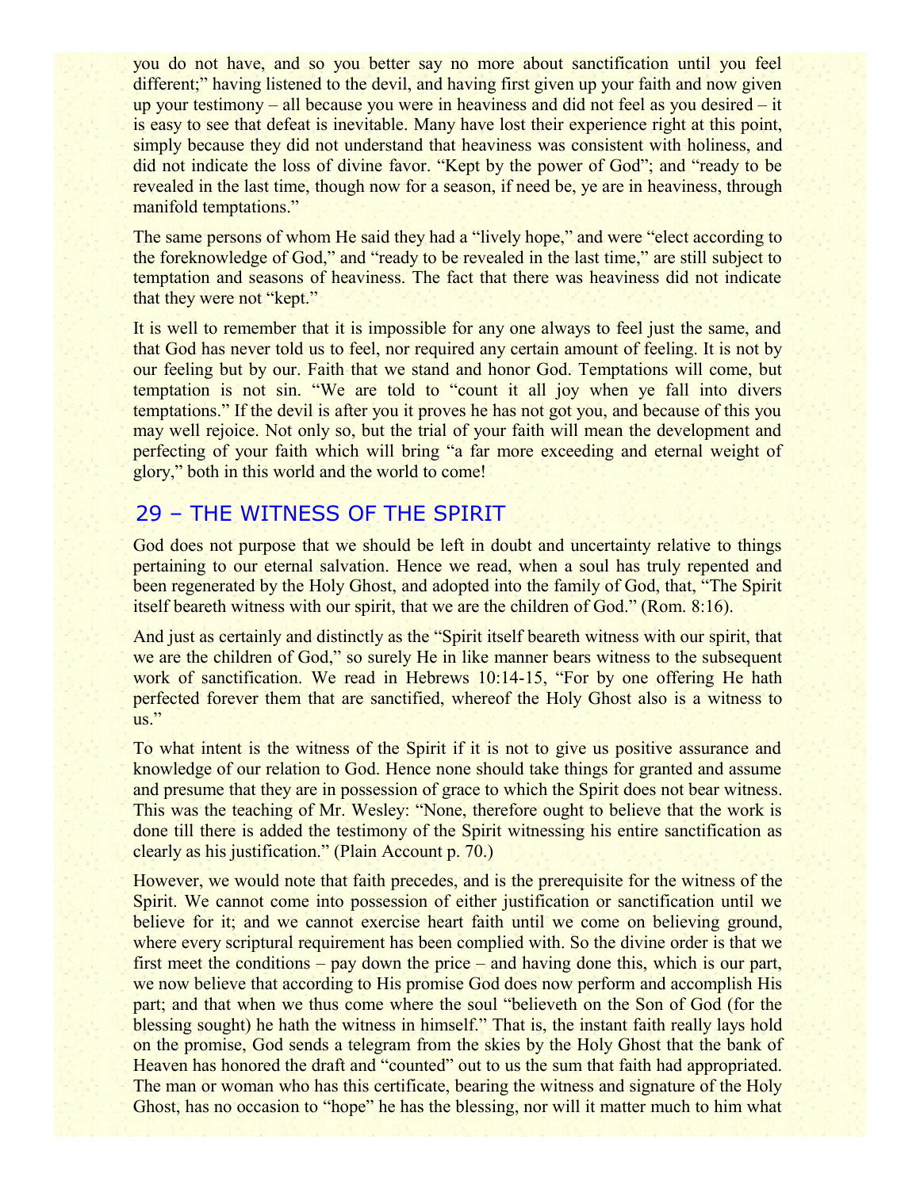you do not have, and so you better say no more about sanctification until you feel different;" having listened to the devil, and having first given up your faith and now given up your testimony – all because you were in heaviness and did not feel as you desired – it is easy to see that defeat is inevitable. Many have lost their experience right at this point, simply because they did not understand that heaviness was consistent with holiness, and did not indicate the loss of divine favor. "Kept by the power of God"; and "ready to be revealed in the last time, though now for a season, if need be, ye are in heaviness, through manifold temptations."

The same persons of whom He said they had a "lively hope," and were "elect according to the foreknowledge of God," and "ready to be revealed in the last time," are still subject to temptation and seasons of heaviness. The fact that there was heaviness did not indicate that they were not "kept."

It is well to remember that it is impossible for any one always to feel just the same, and that God has never told us to feel, nor required any certain amount of feeling. It is not by our feeling but by our. Faith that we stand and honor God. Temptations will come, but temptation is not sin. "We are told to "count it all joy when ye fall into divers temptations." If the devil is after you it proves he has not got you, and because of this you may well rejoice. Not only so, but the trial of your faith will mean the development and perfecting of your faith which will bring "a far more exceeding and eternal weight of glory," both in this world and the world to come!

## 29 – THE WITNESS OF THE SPIRIT

God does not purpose that we should be left in doubt and uncertainty relative to things pertaining to our eternal salvation. Hence we read, when a soul has truly repented and been regenerated by the Holy Ghost, and adopted into the family of God, that, "The Spirit itself beareth witness with our spirit, that we are the children of God." (Rom. 8:16).

And just as certainly and distinctly as the "Spirit itself beareth witness with our spirit, that we are the children of God," so surely He in like manner bears witness to the subsequent work of sanctification. We read in Hebrews 10:14-15, "For by one offering He hath perfected forever them that are sanctified, whereof the Holy Ghost also is a witness to us."

To what intent is the witness of the Spirit if it is not to give us positive assurance and knowledge of our relation to God. Hence none should take things for granted and assume and presume that they are in possession of grace to which the Spirit does not bear witness. This was the teaching of Mr. Wesley: "None, therefore ought to believe that the work is done till there is added the testimony of the Spirit witnessing his entire sanctification as clearly as his justification." (Plain Account p. 70.)

However, we would note that faith precedes, and is the prerequisite for the witness of the Spirit. We cannot come into possession of either justification or sanctification until we believe for it; and we cannot exercise heart faith until we come on believing ground, where every scriptural requirement has been complied with. So the divine order is that we first meet the conditions – pay down the price – and having done this, which is our part, we now believe that according to His promise God does now perform and accomplish His part; and that when we thus come where the soul "believeth on the Son of God (for the blessing sought) he hath the witness in himself." That is, the instant faith really lays hold on the promise, God sends a telegram from the skies by the Holy Ghost that the bank of Heaven has honored the draft and "counted" out to us the sum that faith had appropriated. The man or woman who has this certificate, bearing the witness and signature of the Holy Ghost, has no occasion to "hope" he has the blessing, nor will it matter much to him what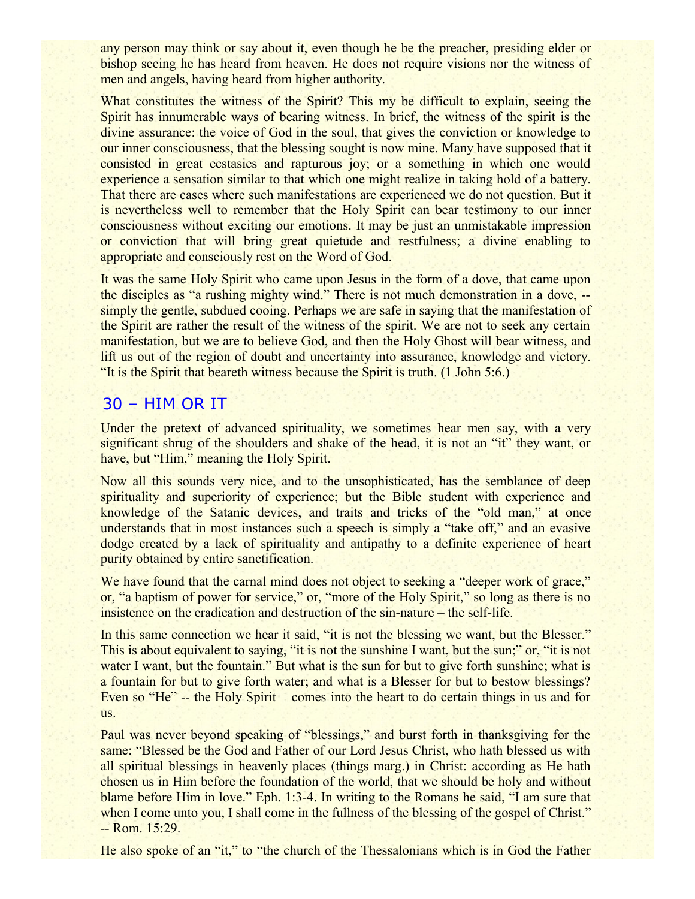any person may think or say about it, even though he be the preacher, presiding elder or bishop seeing he has heard from heaven. He does not require visions nor the witness of men and angels, having heard from higher authority.

What constitutes the witness of the Spirit? This my be difficult to explain, seeing the Spirit has innumerable ways of bearing witness. In brief, the witness of the spirit is the divine assurance: the voice of God in the soul, that gives the conviction or knowledge to our inner consciousness, that the blessing sought is now mine. Many have supposed that it consisted in great ecstasies and rapturous joy; or a something in which one would experience a sensation similar to that which one might realize in taking hold of a battery. That there are cases where such manifestations are experienced we do not question. But it is nevertheless well to remember that the Holy Spirit can bear testimony to our inner consciousness without exciting our emotions. It may be just an unmistakable impression or conviction that will bring great quietude and restfulness; a divine enabling to appropriate and consciously rest on the Word of God.

It was the same Holy Spirit who came upon Jesus in the form of a dove, that came upon the disciples as "a rushing mighty wind." There is not much demonstration in a dove, -- simply the gentle, subdued cooing. Perhaps we are safe in saying that the manifestation of the Spirit are rather the result of the witness of the spirit. We are not to seek any certain manifestation, but we are to believe God, and then the Holy Ghost will bear witness, and lift us out of the region of doubt and uncertainty into assurance, knowledge and victory. "It is the Spirit that beareth witness because the Spirit is truth. (1 John 5:6.)

## 30 – HIM OR IT

Under the pretext of advanced spirituality, we sometimes hear men say, with a very significant shrug of the shoulders and shake of the head, it is not an "it" they want, or have, but "Him," meaning the Holy Spirit.

Now all this sounds very nice, and to the unsophisticated, has the semblance of deep spirituality and superiority of experience; but the Bible student with experience and knowledge of the Satanic devices, and traits and tricks of the "old man," at once understands that in most instances such a speech is simply a "take off," and an evasive dodge created by a lack of spirituality and antipathy to a definite experience of heart purity obtained by entire sanctification.

We have found that the carnal mind does not object to seeking a "deeper work of grace," or, "a baptism of power for service," or, "more of the Holy Spirit," so long as there is no insistence on the eradication and destruction of the sin-nature – the self-life.

In this same connection we hear it said, "it is not the blessing we want, but the Blesser." This is about equivalent to saying, "it is not the sunshine I want, but the sun;" or, "it is not water I want, but the fountain." But what is the sun for but to give forth sunshine; what is a fountain for but to give forth water; and what is a Blesser for but to bestow blessings? Even so "He" -- the Holy Spirit – comes into the heart to do certain things in us and for us.

Paul was never beyond speaking of "blessings," and burst forth in thanksgiving for the same: "Blessed be the God and Father of our Lord Jesus Christ, who hath blessed us with all spiritual blessings in heavenly places (things marg.) in Christ: according as He hath chosen us in Him before the foundation of the world, that we should be holy and without blame before Him in love." Eph. 1:3-4. In writing to the Romans he said, "I am sure that when I come unto you, I shall come in the fullness of the blessing of the gospel of Christ." -- Rom. 15:29.

He also spoke of an "it," to "the church of the Thessalonians which is in God the Father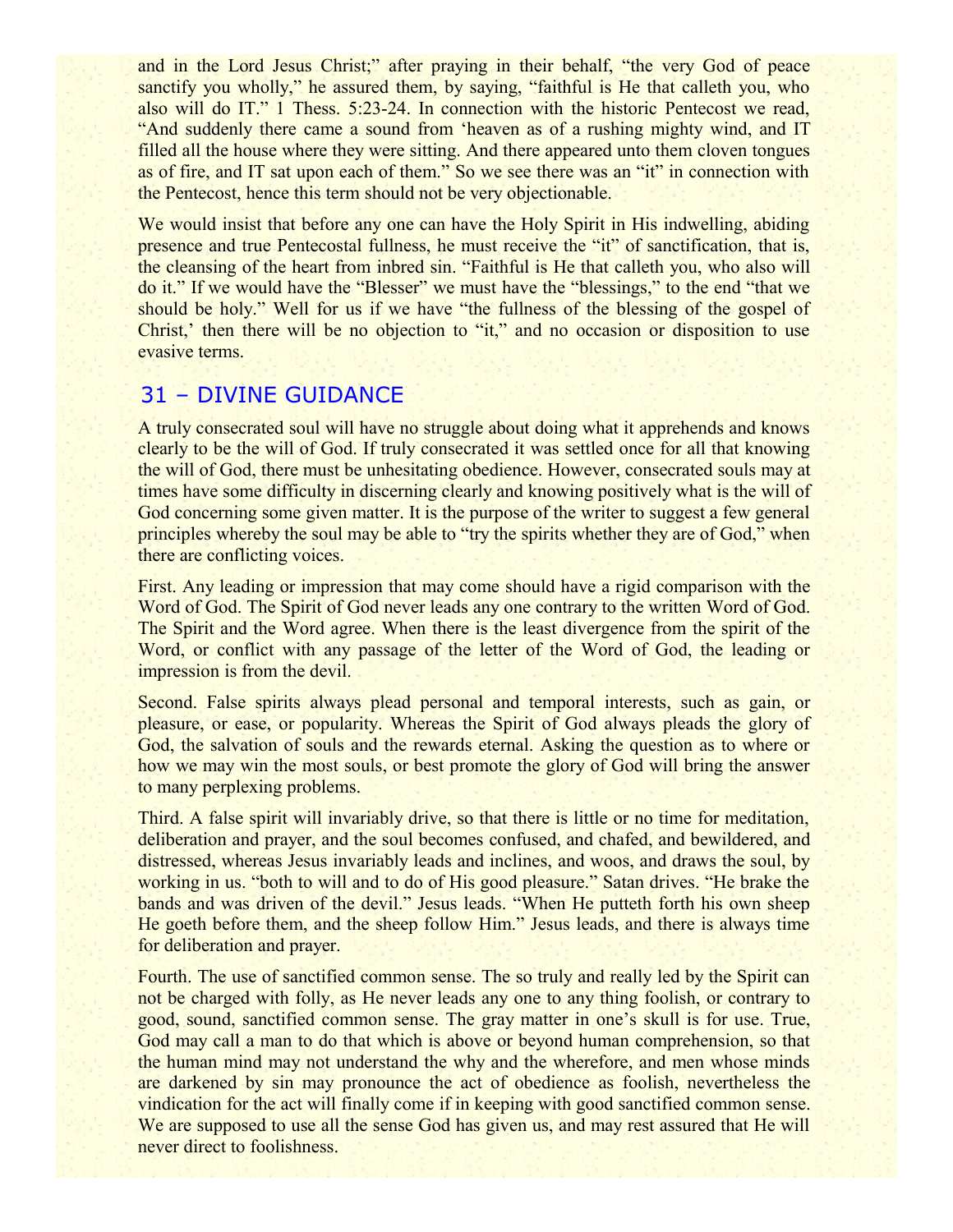and in the Lord Jesus Christ;" after praying in their behalf, "the very God of peace sanctify you wholly," he assured them, by saying, "faithful is He that calleth you, who also will do IT." 1 Thess. 5:23-24. In connection with the historic Pentecost we read, "And suddenly there came a sound from 'heaven as of a rushing mighty wind, and IT filled all the house where they were sitting. And there appeared unto them cloven tongues as of fire, and IT sat upon each of them." So we see there was an "it" in connection with the Pentecost, hence this term should not be very objectionable.

We would insist that before any one can have the Holy Spirit in His indwelling, abiding presence and true Pentecostal fullness, he must receive the "it" of sanctification, that is, the cleansing of the heart from inbred sin. "Faithful is He that calleth you, who also will do it." If we would have the "Blesser" we must have the "blessings," to the end "that we should be holy." Well for us if we have "the fullness of the blessing of the gospel of Christ,' then there will be no objection to "it," and no occasion or disposition to use evasive terms.

## 31 – DIVINE GUIDANCE

A truly consecrated soul will have no struggle about doing what it apprehends and knows clearly to be the will of God. If truly consecrated it was settled once for all that knowing the will of God, there must be unhesitating obedience. However, consecrated souls may at times have some difficulty in discerning clearly and knowing positively what is the will of God concerning some given matter. It is the purpose of the writer to suggest a few general principles whereby the soul may be able to "try the spirits whether they are of God," when there are conflicting voices.

First. Any leading or impression that may come should have a rigid comparison with the Word of God. The Spirit of God never leads any one contrary to the written Word of God. The Spirit and the Word agree. When there is the least divergence from the spirit of the Word, or conflict with any passage of the letter of the Word of God, the leading or impression is from the devil.

Second. False spirits always plead personal and temporal interests, such as gain, or pleasure, or ease, or popularity. Whereas the Spirit of God always pleads the glory of God, the salvation of souls and the rewards eternal. Asking the question as to where or how we may win the most souls, or best promote the glory of God will bring the answer to many perplexing problems.

Third. A false spirit will invariably drive, so that there is little or no time for meditation, deliberation and prayer, and the soul becomes confused, and chafed, and bewildered, and distressed, whereas Jesus invariably leads and inclines, and woos, and draws the soul, by working in us. "both to will and to do of His good pleasure." Satan drives. "He brake the bands and was driven of the devil." Jesus leads. "When He putteth forth his own sheep He goeth before them, and the sheep follow Him." Jesus leads, and there is always time for deliberation and prayer.

Fourth. The use of sanctified common sense. The so truly and really led by the Spirit can not be charged with folly, as He never leads any one to any thing foolish, or contrary to good, sound, sanctified common sense. The gray matter in one's skull is for use. True, God may call a man to do that which is above or beyond human comprehension, so that the human mind may not understand the why and the wherefore, and men whose minds are darkened by sin may pronounce the act of obedience as foolish, nevertheless the vindication for the act will finally come if in keeping with good sanctified common sense. We are supposed to use all the sense God has given us, and may rest assured that He will never direct to foolishness.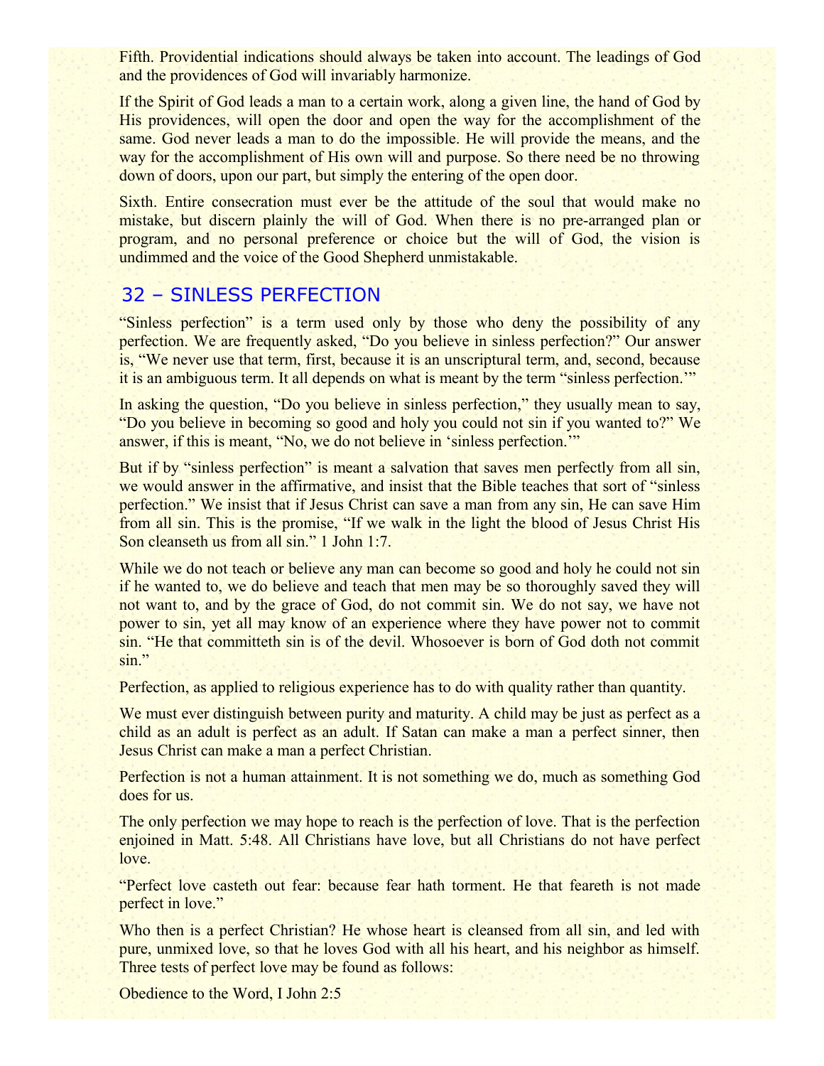Fifth. Providential indications should always be taken into account. The leadings of God and the providences of God will invariably harmonize.

If the Spirit of God leads a man to a certain work, along a given line, the hand of God by His providences, will open the door and open the way for the accomplishment of the same. God never leads a man to do the impossible. He will provide the means, and the way for the accomplishment of His own will and purpose. So there need be no throwing down of doors, upon our part, but simply the entering of the open door.

Sixth. Entire consecration must ever be the attitude of the soul that would make no mistake, but discern plainly the will of God. When there is no pre-arranged plan or program, and no personal preference or choice but the will of God, the vision is undimmed and the voice of the Good Shepherd unmistakable.

## 32 – SINLESS PERFECTION

"Sinless perfection" is a term used only by those who deny the possibility of any perfection. We are frequently asked, "Do you believe in sinless perfection?" Our answer is, "We never use that term, first, because it is an unscriptural term, and, second, because it is an ambiguous term. It all depends on what is meant by the term "sinless perfection.'"

In asking the question, "Do you believe in sinless perfection," they usually mean to say, "Do you believe in becoming so good and holy you could not sin if you wanted to?" We answer, if this is meant, "No, we do not believe in 'sinless perfection.'"

But if by "sinless perfection" is meant a salvation that saves men perfectly from all sin, we would answer in the affirmative, and insist that the Bible teaches that sort of "sinless perfection." We insist that if Jesus Christ can save a man from any sin, He can save Him from all sin. This is the promise, "If we walk in the light the blood of Jesus Christ His Son cleanseth us from all sin." 1 John 1:7.

While we do not teach or believe any man can become so good and holy he could not sin if he wanted to, we do believe and teach that men may be so thoroughly saved they will not want to, and by the grace of God, do not commit sin. We do not say, we have not power to sin, yet all may know of an experience where they have power not to commit sin. "He that committeth sin is of the devil. Whosoever is born of God doth not commit sin."

Perfection, as applied to religious experience has to do with quality rather than quantity.

We must ever distinguish between purity and maturity. A child may be just as perfect as a child as an adult is perfect as an adult. If Satan can make a man a perfect sinner, then Jesus Christ can make a man a perfect Christian.

Perfection is not a human attainment. It is not something we do, much as something God does for us.

The only perfection we may hope to reach is the perfection of love. That is the perfection enjoined in Matt. 5:48. All Christians have love, but all Christians do not have perfect love.

"Perfect love casteth out fear: because fear hath torment. He that feareth is not made perfect in love."

Who then is a perfect Christian? He whose heart is cleansed from all sin, and led with pure, unmixed love, so that he loves God with all his heart, and his neighbor as himself. Three tests of perfect love may be found as follows:

Obedience to the Word, I John 2:5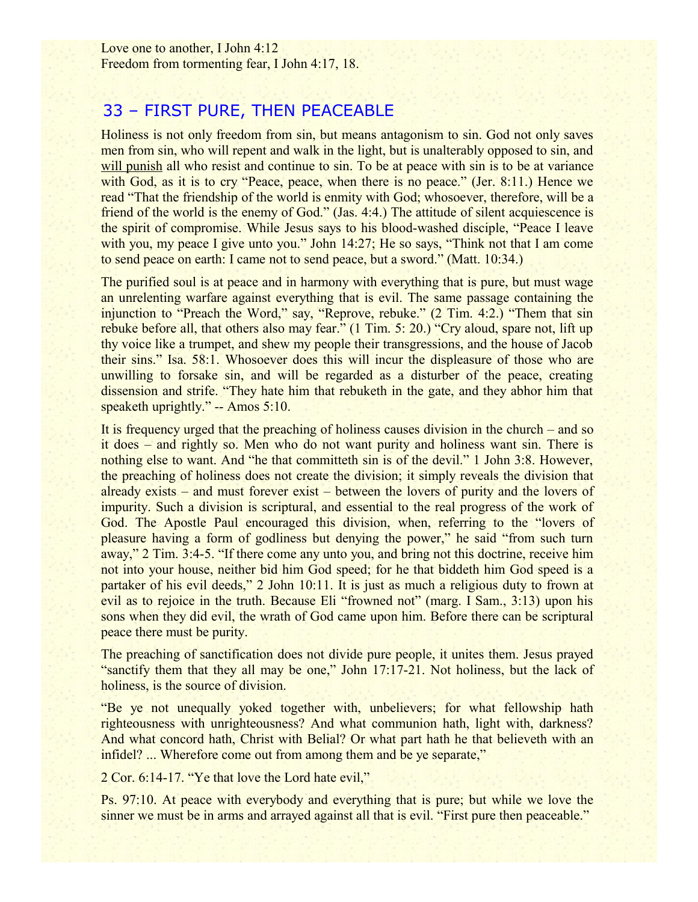Love one to another, I John 4:12
Freedom from tormenting fear, I John 4:17, 18.

## 33 – FIRST PURE, THEN PEACEABLE

Holiness is not only freedom from sin, but means antagonism to sin. God not only saves men from sin, who will repent and walk in the light, but is unalterably opposed to sin, and <u>will punish</u> all who resist and continue to sin. To be at peace with sin is to be at variance with God, as it is to cry "Peace, peace, when there is no peace." (Jer. 8:11.) Hence we read "That the friendship of the world is enmity with God; whosoever, therefore, will be a friend of the world is the enemy of God." (Jas. 4:4.) The attitude of silent acquiescence is the spirit of compromise. While Jesus says to his blood-washed disciple, "Peace I leave with you, my peace I give unto you." John 14:27; He so says, "Think not that I am come to send peace on earth: I came not to send peace, but a sword." (Matt. 10:34.)

The purified soul is at peace and in harmony with everything that is pure, but must wage an unrelenting warfare against everything that is evil. The same passage containing the injunction to "Preach the Word," say, "Reprove, rebuke." (2 Tim. 4:2.) "Them that sin rebuke before all, that others also may fear." (1 Tim. 5: 20.) "Cry aloud, spare not, lift up thy voice like a trumpet, and shew my people their transgressions, and the house of Jacob their sins." Isa. 58:1. Whosoever does this will incur the displeasure of those who are unwilling to forsake sin, and will be regarded as a disturber of the peace, creating dissension and strife. "They hate him that rebuketh in the gate, and they abhor him that speaketh uprightly." -- Amos 5:10.

It is frequency urged that the preaching of holiness causes division in the church – and so it does – and rightly so. Men who do not want purity and holiness want sin. There is nothing else to want. And "he that committeth sin is of the devil." 1 John 3:8. However, the preaching of holiness does not create the division; it simply reveals the division that already exists – and must forever exist – between the lovers of purity and the lovers of impurity. Such a division is scriptural, and essential to the real progress of the work of God. The Apostle Paul encouraged this division, when, referring to the "lovers of pleasure having a form of godliness but denying the power," he said "from such turn away," 2 Tim. 3:4-5. "If there come any unto you, and bring not this doctrine, receive him not into your house, neither bid him God speed; for he that biddeth him God speed is a partaker of his evil deeds," 2 John 10:11. It is just as much a religious duty to frown at evil as to rejoice in the truth. Because Eli "frowned not" (marg. I Sam., 3:13) upon his sons when they did evil, the wrath of God came upon him. Before there can be scriptural peace there must be purity.

The preaching of sanctification does not divide pure people, it unites them. Jesus prayed "sanctify them that they all may be one," John 17:17-21. Not holiness, but the lack of holiness, is the source of division.

"Be ye not unequally yoked together with, unbelievers; for what fellowship hath righteousness with unrighteousness? And what communion hath, light with, darkness? And what concord hath, Christ with Belial? Or what part hath he that believeth with an infidel? ... Wherefore come out from among them and be ye separate,"

2 Cor. 6:14-17. "Ye that love the Lord hate evil,"

Ps. 97:10. At peace with everybody and everything that is pure; but while we love the sinner we must be in arms and arrayed against all that is evil. "First pure then peaceable."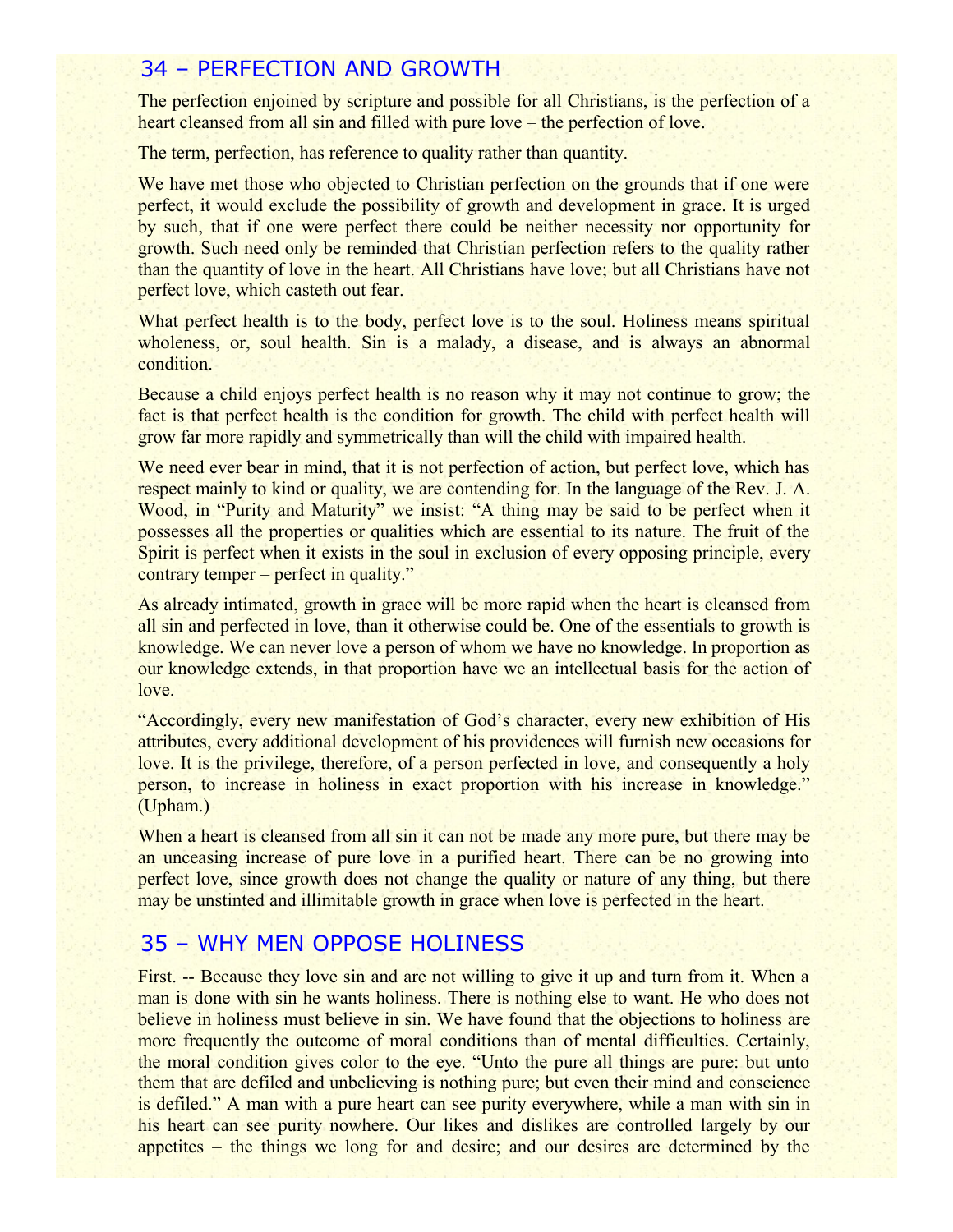## 34 – PERFECTION AND GROWTH

The perfection enjoined by scripture and possible for all Christians, is the perfection of a heart cleansed from all sin and filled with pure love – the perfection of love.

The term, perfection, has reference to quality rather than quantity.

We have met those who objected to Christian perfection on the grounds that if one were perfect, it would exclude the possibility of growth and development in grace. It is urged by such, that if one were perfect there could be neither necessity nor opportunity for growth. Such need only be reminded that Christian perfection refers to the quality rather than the quantity of love in the heart. All Christians have love; but all Christians have not perfect love, which casteth out fear.

What perfect health is to the body, perfect love is to the soul. Holiness means spiritual wholeness, or, soul health. Sin is a malady, a disease, and is always an abnormal condition.

Because a child enjoys perfect health is no reason why it may not continue to grow; the fact is that perfect health is the condition for growth. The child with perfect health will grow far more rapidly and symmetrically than will the child with impaired health.

We need ever bear in mind, that it is not perfection of action, but perfect love, which has respect mainly to kind or quality, we are contending for. In the language of the Rev. J. A. Wood, in "Purity and Maturity" we insist: "A thing may be said to be perfect when it possesses all the properties or qualities which are essential to its nature. The fruit of the Spirit is perfect when it exists in the soul in exclusion of every opposing principle, every contrary temper – perfect in quality."

As already intimated, growth in grace will be more rapid when the heart is cleansed from all sin and perfected in love, than it otherwise could be. One of the essentials to growth is knowledge. We can never love a person of whom we have no knowledge. In proportion as our knowledge extends, in that proportion have we an intellectual basis for the action of love.

"Accordingly, every new manifestation of God's character, every new exhibition of His attributes, every additional development of his providences will furnish new occasions for love. It is the privilege, therefore, of a person perfected in love, and consequently a holy person, to increase in holiness in exact proportion with his increase in knowledge." (Upham.)

When a heart is cleansed from all sin it can not be made any more pure, but there may be an unceasing increase of pure love in a purified heart. There can be no growing into perfect love, since growth does not change the quality or nature of any thing, but there may be unstinted and illimitable growth in grace when love is perfected in the heart.

## 35 – WHY MEN OPPOSE HOLINESS

First. -- Because they love sin and are not willing to give it up and turn from it. When a man is done with sin he wants holiness. There is nothing else to want. He who does not believe in holiness must believe in sin. We have found that the objections to holiness are more frequently the outcome of moral conditions than of mental difficulties. Certainly, the moral condition gives color to the eye. "Unto the pure all things are pure: but unto them that are defiled and unbelieving is nothing pure; but even their mind and conscience is defiled." A man with a pure heart can see purity everywhere, while a man with sin in his heart can see purity nowhere. Our likes and dislikes are controlled largely by our appetites – the things we long for and desire; and our desires are determined by the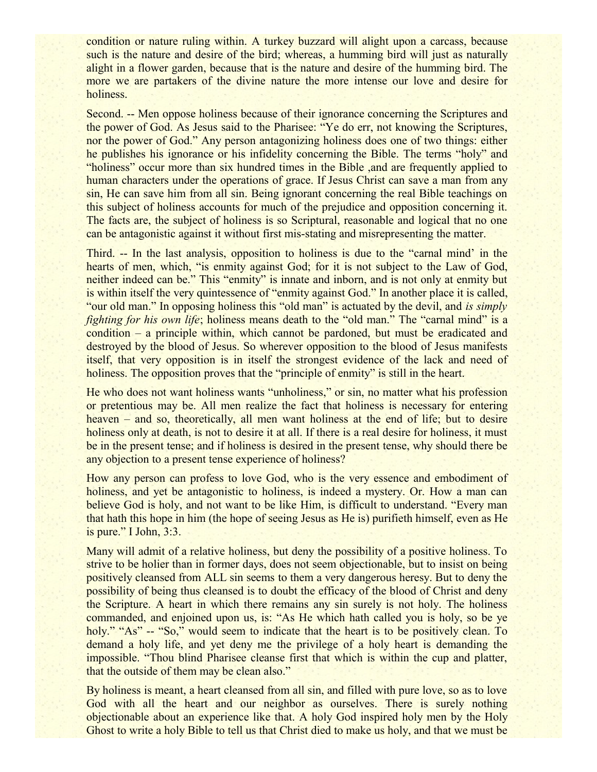condition or nature ruling within. A turkey buzzard will alight upon a carcass, because such is the nature and desire of the bird; whereas, a humming bird will just as naturally alight in a flower garden, because that is the nature and desire of the humming bird. The more we are partakers of the divine nature the more intense our love and desire for holiness.

Second. -- Men oppose holiness because of their ignorance concerning the Scriptures and the power of God. As Jesus said to the Pharisee: "Ye do err, not knowing the Scriptures, nor the power of God." Any person antagonizing holiness does one of two things: either he publishes his ignorance or his infidelity concerning the Bible. The terms "holy" and "holiness" occur more than six hundred times in the Bible ,and are frequently applied to human characters under the operations of grace. If Jesus Christ can save a man from any sin, He can save him from all sin. Being ignorant concerning the real Bible teachings on this subject of holiness accounts for much of the prejudice and opposition concerning it. The facts are, the subject of holiness is so Scriptural, reasonable and logical that no one can be antagonistic against it without first mis-stating and misrepresenting the matter.

Third. -- In the last analysis, opposition to holiness is due to the "carnal mind' in the hearts of men, which, "is enmity against God; for it is not subject to the Law of God, neither indeed can be." This "enmity" is innate and inborn, and is not only at enmity but is within itself the very quintessence of "enmity against God." In another place it is called, "our old man." In opposing holiness this "old man" is actuated by the devil, and *is simply fighting for his own life*; holiness means death to the "old man." The "carnal mind" is a condition – a principle within, which cannot be pardoned, but must be eradicated and destroyed by the blood of Jesus. So wherever opposition to the blood of Jesus manifests itself, that very opposition is in itself the strongest evidence of the lack and need of holiness. The opposition proves that the "principle of enmity" is still in the heart.

He who does not want holiness wants "unholiness," or sin, no matter what his profession or pretentious may be. All men realize the fact that holiness is necessary for entering heaven – and so, theoretically, all men want holiness at the end of life; but to desire holiness only at death, is not to desire it at all. If there is a real desire for holiness, it must be in the present tense; and if holiness is desired in the present tense, why should there be any objection to a present tense experience of holiness?

How any person can profess to love God, who is the very essence and embodiment of holiness, and yet be antagonistic to holiness, is indeed a mystery. Or. How a man can believe God is holy, and not want to be like Him, is difficult to understand. "Every man that hath this hope in him (the hope of seeing Jesus as He is) purifieth himself, even as He is pure." I John, 3:3.

Many will admit of a relative holiness, but deny the possibility of a positive holiness. To strive to be holier than in former days, does not seem objectionable, but to insist on being positively cleansed from ALL sin seems to them a very dangerous heresy. But to deny the possibility of being thus cleansed is to doubt the efficacy of the blood of Christ and deny the Scripture. A heart in which there remains any sin surely is not holy. The holiness commanded, and enjoined upon us, is: "As He which hath called you is holy, so be ye holy." "As" -- "So," would seem to indicate that the heart is to be positively clean. To demand a holy life, and yet deny me the privilege of a holy heart is demanding the impossible. "Thou blind Pharisee cleanse first that which is within the cup and platter, that the outside of them may be clean also."

By holiness is meant, a heart cleansed from all sin, and filled with pure love, so as to love God with all the heart and our neighbor as ourselves. There is surely nothing objectionable about an experience like that. A holy God inspired holy men by the Holy Ghost to write a holy Bible to tell us that Christ died to make us holy, and that we must be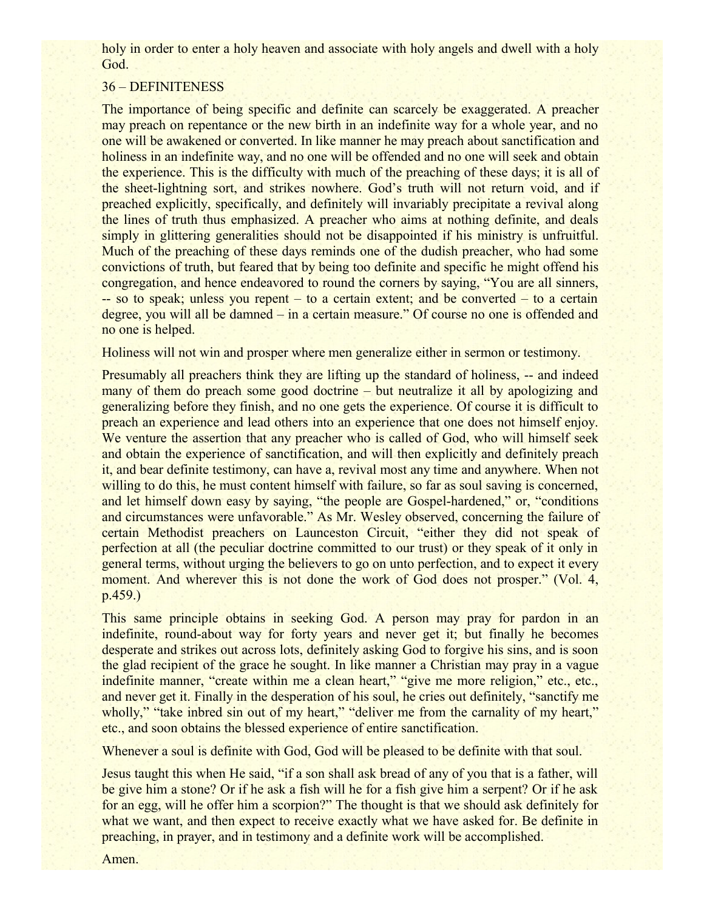holy in order to enter a holy heaven and associate with holy angels and dwell with a holy God.

## 36 – DEFINITENESS

The importance of being specific and definite can scarcely be exaggerated. A preacher may preach on repentance or the new birth in an indefinite way for a whole year, and no one will be awakened or converted. In like manner he may preach about sanctification and holiness in an indefinite way, and no one will be offended and no one will seek and obtain the experience. This is the difficulty with much of the preaching of these days; it is all of the sheet-lightning sort, and strikes nowhere. God's truth will not return void, and if preached explicitly, specifically, and definitely will invariably precipitate a revival along the lines of truth thus emphasized. A preacher who aims at nothing definite, and deals simply in glittering generalities should not be disappointed if his ministry is unfruitful. Much of the preaching of these days reminds one of the dudish preacher, who had some convictions of truth, but feared that by being too definite and specific he might offend his congregation, and hence endeavored to round the corners by saying, "You are all sinners, -- so to speak; unless you repent – to a certain extent; and be converted – to a certain degree, you will all be damned – in a certain measure." Of course no one is offended and no one is helped.

Holiness will not win and prosper where men generalize either in sermon or testimony.

Presumably all preachers think they are lifting up the standard of holiness, -- and indeed many of them do preach some good doctrine – but neutralize it all by apologizing and generalizing before they finish, and no one gets the experience. Of course it is difficult to preach an experience and lead others into an experience that one does not himself enjoy. We venture the assertion that any preacher who is called of God, who will himself seek and obtain the experience of sanctification, and will then explicitly and definitely preach it, and bear definite testimony, can have a, revival most any time and anywhere. When not willing to do this, he must content himself with failure, so far as soul saving is concerned, and let himself down easy by saying, "the people are Gospel-hardened," or, "conditions and circumstances were unfavorable." As Mr. Wesley observed, concerning the failure of certain Methodist preachers on Launceston Circuit, "either they did not speak of perfection at all (the peculiar doctrine committed to our trust) or they speak of it only in general terms, without urging the believers to go on unto perfection, and to expect it every moment. And wherever this is not done the work of God does not prosper." (Vol. 4, p.459.)

This same principle obtains in seeking God. A person may pray for pardon in an indefinite, round-about way for forty years and never get it; but finally he becomes desperate and strikes out across lots, definitely asking God to forgive his sins, and is soon the glad recipient of the grace he sought. In like manner a Christian may pray in a vague indefinite manner, "create within me a clean heart," "give me more religion," etc., etc., and never get it. Finally in the desperation of his soul, he cries out definitely, "sanctify me wholly," "take inbred sin out of my heart," "deliver me from the carnality of my heart," etc., and soon obtains the blessed experience of entire sanctification.

Whenever a soul is definite with God, God will be pleased to be definite with that soul.

Jesus taught this when He said, "if a son shall ask bread of any of you that is a father, will be give him a stone? Or if he ask a fish will he for a fish give him a serpent? Or if he ask for an egg, will he offer him a scorpion?" The thought is that we should ask definitely for what we want, and then expect to receive exactly what we have asked for. Be definite in preaching, in prayer, and in testimony and a definite work will be accomplished.

Amen.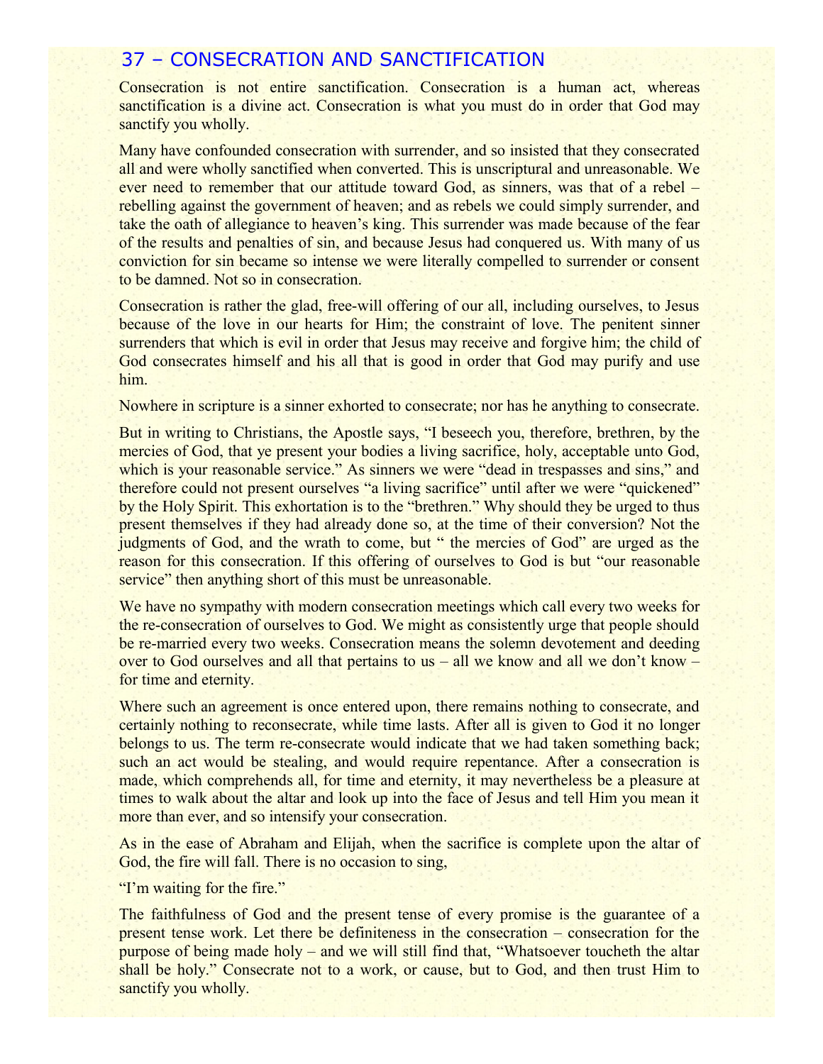## 37 – CONSECRATION AND SANCTIFICATION

Consecration is not entire sanctification. Consecration is a human act, whereas sanctification is a divine act. Consecration is what you must do in order that God may sanctify you wholly.

Many have confounded consecration with surrender, and so insisted that they consecrated all and were wholly sanctified when converted. This is unscriptural and unreasonable. We ever need to remember that our attitude toward God, as sinners, was that of a rebel – rebelling against the government of heaven; and as rebels we could simply surrender, and take the oath of allegiance to heaven's king. This surrender was made because of the fear of the results and penalties of sin, and because Jesus had conquered us. With many of us conviction for sin became so intense we were literally compelled to surrender or consent to be damned. Not so in consecration.

Consecration is rather the glad, free-will offering of our all, including ourselves, to Jesus because of the love in our hearts for Him; the constraint of love. The penitent sinner surrenders that which is evil in order that Jesus may receive and forgive him; the child of God consecrates himself and his all that is good in order that God may purify and use him.

Nowhere in scripture is a sinner exhorted to consecrate; nor has he anything to consecrate.

But in writing to Christians, the Apostle says, "I beseech you, therefore, brethren, by the mercies of God, that ye present your bodies a living sacrifice, holy, acceptable unto God, which is your reasonable service." As sinners we were "dead in trespasses and sins," and therefore could not present ourselves "a living sacrifice" until after we were "quickened" by the Holy Spirit. This exhortation is to the "brethren." Why should they be urged to thus present themselves if they had already done so, at the time of their conversion? Not the judgments of God, and the wrath to come, but " the mercies of God" are urged as the reason for this consecration. If this offering of ourselves to God is but "our reasonable service" then anything short of this must be unreasonable.

We have no sympathy with modern consecration meetings which call every two weeks for the re-consecration of ourselves to God. We might as consistently urge that people should be re-married every two weeks. Consecration means the solemn devotement and deeding over to God ourselves and all that pertains to us – all we know and all we don't know – for time and eternity.

Where such an agreement is once entered upon, there remains nothing to consecrate, and certainly nothing to reconsecrate, while time lasts. After all is given to God it no longer belongs to us. The term re-consecrate would indicate that we had taken something back; such an act would be stealing, and would require repentance. After a consecration is made, which comprehends all, for time and eternity, it may nevertheless be a pleasure at times to walk about the altar and look up into the face of Jesus and tell Him you mean it more than ever, and so intensify your consecration.

As in the ease of Abraham and Elijah, when the sacrifice is complete upon the altar of God, the fire will fall. There is no occasion to sing,

"I'm waiting for the fire."

The faithfulness of God and the present tense of every promise is the guarantee of a present tense work. Let there be definiteness in the consecration – consecration for the purpose of being made holy – and we will still find that, "Whatsoever toucheth the altar shall be holy." Consecrate not to a work, or cause, but to God, and then trust Him to sanctify you wholly.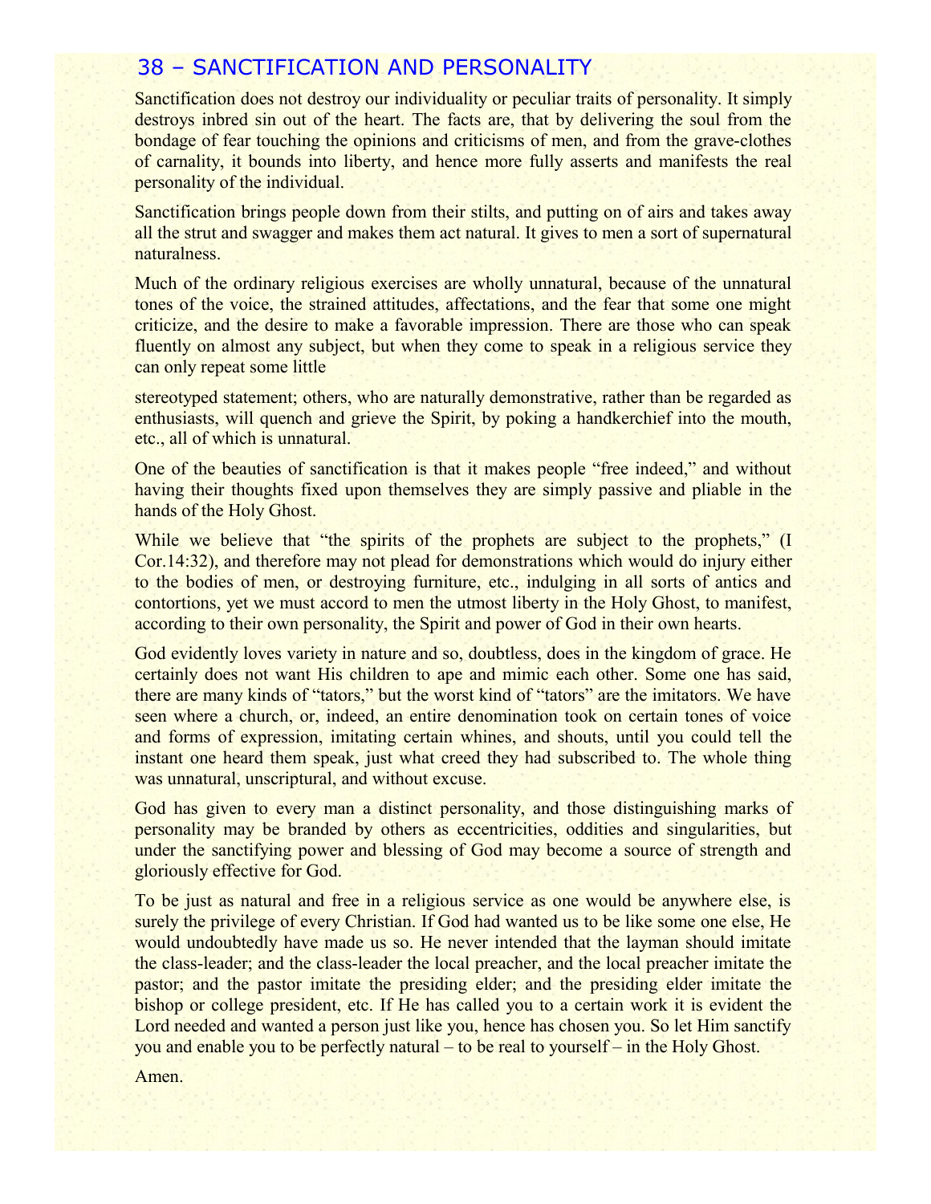## 38 – SANCTIFICATION AND PERSONALITY

Sanctification does not destroy our individuality or peculiar traits of personality. It simply destroys inbred sin out of the heart. The facts are, that by delivering the soul from the bondage of fear touching the opinions and criticisms of men, and from the grave-clothes of carnality, it bounds into liberty, and hence more fully asserts and manifests the real personality of the individual.

Sanctification brings people down from their stilts, and putting on of airs and takes away all the strut and swagger and makes them act natural. It gives to men a sort of supernatural naturalness.

Much of the ordinary religious exercises are wholly unnatural, because of the unnatural tones of the voice, the strained attitudes, affectations, and the fear that some one might criticize, and the desire to make a favorable impression. There are those who can speak fluently on almost any subject, but when they come to speak in a religious service they can only repeat some little stereotyped statement; others, who are naturally demonstrative, rather than be regarded as enthusiasts, will quench and grieve the Spirit, by poking a handkerchief into the mouth, etc., all of which is unnatural.

One of the beauties of sanctification is that it makes people "free indeed," and without having their thoughts fixed upon themselves they are simply passive and pliable in the hands of the Holy Ghost.

While we believe that "the spirits of the prophets are subject to the prophets," (I Cor.14:32), and therefore may not plead for demonstrations which would do injury either to the bodies of men, or destroying furniture, etc., indulging in all sorts of antics and contortions, yet we must accord to men the utmost liberty in the Holy Ghost, to manifest, according to their own personality, the Spirit and power of God in their own hearts.

God evidently loves variety in nature and so, doubtless, does in the kingdom of grace. He certainly does not want His children to ape and mimic each other. Some one has said, there are many kinds of "tators," but the worst kind of "tators" are the imitators. We have seen where a church, or, indeed, an entire denomination took on certain tones of voice and forms of expression, imitating certain whines, and shouts, until you could tell the instant one heard them speak, just what creed they had subscribed to. The whole thing was unnatural, unscriptural, and without excuse.

God has given to every man a distinct personality, and those distinguishing marks of personality may be branded by others as eccentricities, oddities and singularities, but under the sanctifying power and blessing of God may become a source of strength and gloriously effective for God.

To be just as natural and free in a religious service as one would be anywhere else, is surely the privilege of every Christian. If God had wanted us to be like some one else, He would undoubtedly have made us so. He never intended that the layman should imitate the class-leader; and the class-leader the local preacher, and the local preacher imitate the pastor; and the pastor imitate the presiding elder; and the presiding elder imitate the bishop or college president, etc. If He has called you to a certain work it is evident the Lord needed and wanted a person just like you, hence has chosen you. So let Him sanctify you and enable you to be perfectly natural – to be real to yourself – in the Holy Ghost.

Amen.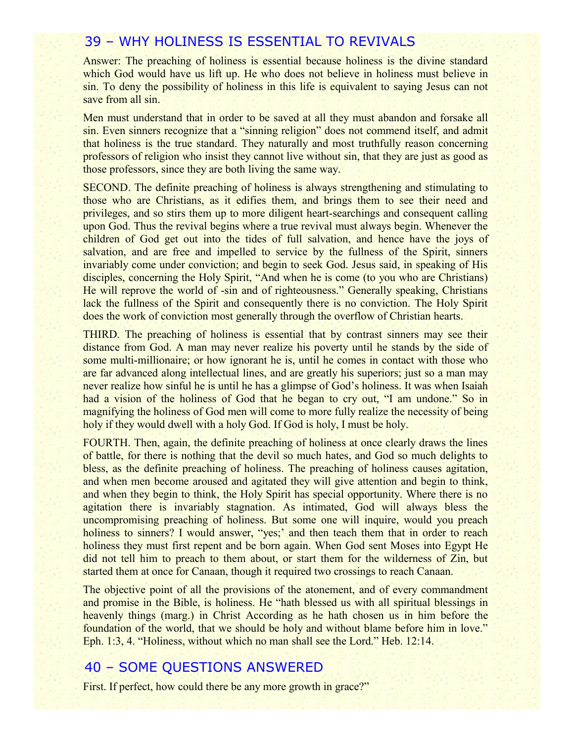## 39 – WHY HOLINESS IS ESSENTIAL TO REVIVALS

Answer: The preaching of holiness is essential because holiness is the divine standard which God would have us lift up. He who does not believe in holiness must believe in sin. To deny the possibility of holiness in this life is equivalent to saying Jesus can not save from all sin.

Men must understand that in order to be saved at all they must abandon and forsake all sin. Even sinners recognize that a "sinning religion" does not commend itself, and admit that holiness is the true standard. They naturally and most truthfully reason concerning professors of religion who insist they cannot live without sin, that they are just as good as those professors, since they are both living the same way.

SECOND. The definite preaching of holiness is always strengthening and stimulating to those who are Christians, as it edifies them, and brings them to see their need and privileges, and so stirs them up to more diligent heart-searchings and consequent calling upon God. Thus the revival begins where a true revival must always begin. Whenever the children of God get out into the tides of full salvation, and hence have the joys of salvation, and are free and impelled to service by the fullness of the Spirit, sinners invariably come under conviction; and begin to seek God. Jesus said, in speaking of His disciples, concerning the Holy Spirit, "And when he is come (to you who are Christians) He will reprove the world of -sin and of righteousness." Generally speaking, Christians lack the fullness of the Spirit and consequently there is no conviction. The Holy Spirit does the work of conviction most generally through the overflow of Christian hearts.

THIRD. The preaching of holiness is essential that by contrast sinners may see their distance from God. A man may never realize his poverty until he stands by the side of some multi-millionaire; or how ignorant he is, until he comes in contact with those who are far advanced along intellectual lines, and are greatly his superiors; just so a man may never realize how sinful he is until he has a glimpse of God's holiness. It was when Isaiah had a vision of the holiness of God that he began to cry out, "I am undone." So in magnifying the holiness of God men will come to more fully realize the necessity of being holy if they would dwell with a holy God. If God is holy, I must be holy.

FOURTH. Then, again, the definite preaching of holiness at once clearly draws the lines of battle, for there is nothing that the devil so much hates, and God so much delights to bless, as the definite preaching of holiness. The preaching of holiness causes agitation, and when men become aroused and agitated they will give attention and begin to think, and when they begin to think, the Holy Spirit has special opportunity. Where there is no agitation there is invariably stagnation. As intimated, God will always bless the uncompromising preaching of holiness. But some one will inquire, would you preach holiness to sinners? I would answer, "yes;' and then teach them that in order to reach holiness they must first repent and be born again. When God sent Moses into Egypt He did not tell him to preach to them about, or start them for the wilderness of Zin, but started them at once for Canaan, though it required two crossings to reach Canaan.

The objective point of all the provisions of the atonement, and of every commandment and promise in the Bible, is holiness. He "hath blessed us with all spiritual blessings in heavenly things (marg.) in Christ According as he hath chosen us in him before the foundation of the world, that we should be holy and without blame before him in love." Eph. 1:3, 4. "Holiness, without which no man shall see the Lord." Heb. 12:14.

## 40 – SOME QUESTIONS ANSWERED

First. If perfect, how could there be any more growth in grace?"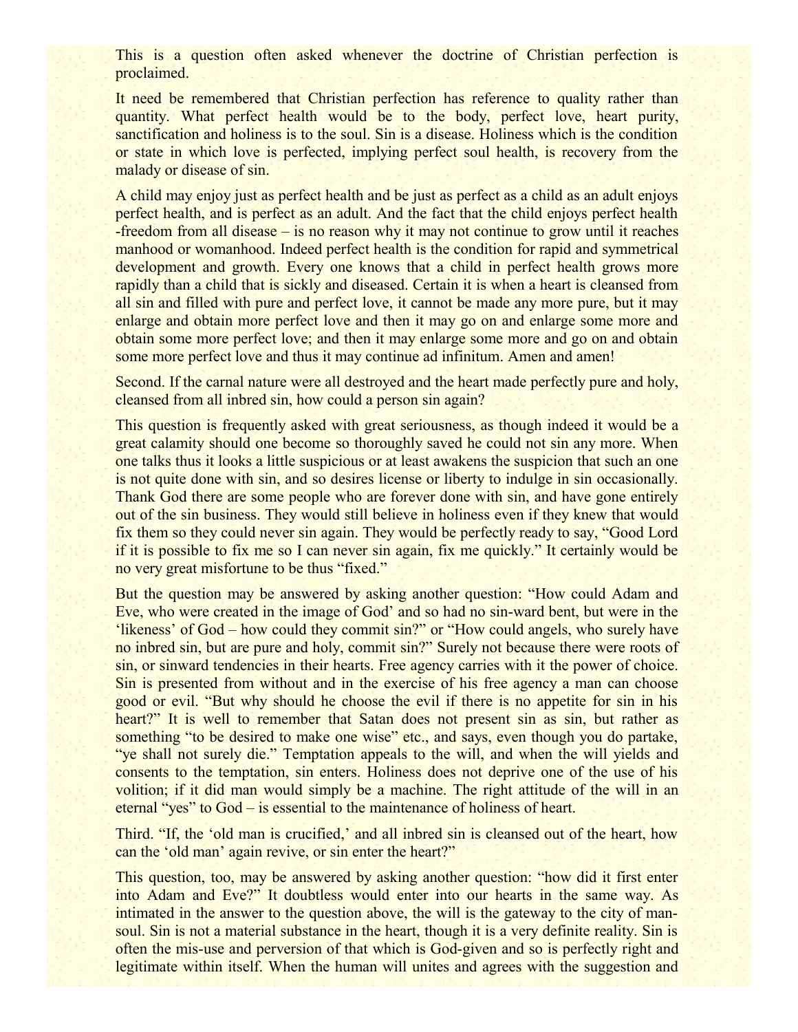This is a question often asked whenever the doctrine of Christian perfection is proclaimed.

It need be remembered that Christian perfection has reference to quality rather than quantity. What perfect health would be to the body, perfect love, heart purity, sanctification and holiness is to the soul. Sin is a disease. Holiness which is the condition or state in which love is perfected, implying perfect soul health, is recovery from the malady or disease of sin.

A child may enjoy just as perfect health and be just as perfect as a child as an adult enjoys perfect health, and is perfect as an adult. And the fact that the child enjoys perfect health -freedom from all disease – is no reason why it may not continue to grow until it reaches manhood or womanhood. Indeed perfect health is the condition for rapid and symmetrical development and growth. Every one knows that a child in perfect health grows more rapidly than a child that is sickly and diseased. Certain it is when a heart is cleansed from all sin and filled with pure and perfect love, it cannot be made any more pure, but it may enlarge and obtain more perfect love and then it may go on and enlarge some more and obtain some more perfect love; and then it may enlarge some more and go on and obtain some more perfect love and thus it may continue ad infinitum. Amen and amen!

Second. If the carnal nature were all destroyed and the heart made perfectly pure and holy, cleansed from all inbred sin, how could a person sin again?

This question is frequently asked with great seriousness, as though indeed it would be a great calamity should one become so thoroughly saved he could not sin any more. When one talks thus it looks a little suspicious or at least awakens the suspicion that such an one is not quite done with sin, and so desires license or liberty to indulge in sin occasionally. Thank God there are some people who are forever done with sin, and have gone entirely out of the sin business. They would still believe in holiness even if they knew that would fix them so they could never sin again. They would be perfectly ready to say, "Good Lord if it is possible to fix me so I can never sin again, fix me quickly." It certainly would be no very great misfortune to be thus "fixed."

But the question may be answered by asking another question: "How could Adam and Eve, who were created in the image of God' and so had no sin-ward bent, but were in the 'likeness' of God – how could they commit sin?" or "How could angels, who surely have no inbred sin, but are pure and holy, commit sin?" Surely not because there were roots of sin, or sinward tendencies in their hearts. Free agency carries with it the power of choice. Sin is presented from without and in the exercise of his free agency a man can choose good or evil. "But why should he choose the evil if there is no appetite for sin in his heart?" It is well to remember that Satan does not present sin as sin, but rather as something "to be desired to make one wise" etc., and says, even though you do partake, "ye shall not surely die." Temptation appeals to the will, and when the will yields and consents to the temptation, sin enters. Holiness does not deprive one of the use of his volition; if it did man would simply be a machine. The right attitude of the will in an eternal "yes" to God – is essential to the maintenance of holiness of heart.

Third. "If, the 'old man is crucified,' and all inbred sin is cleansed out of the heart, how can the 'old man' again revive, or sin enter the heart?"

This question, too, may be answered by asking another question: "how did it first enter into Adam and Eve?" It doubtless would enter into our hearts in the same way. As intimated in the answer to the question above, the will is the gateway to the city of man-soul. Sin is not a material substance in the heart, though it is a very definite reality. Sin is often the mis-use and perversion of that which is God-given and so is perfectly right and legitimate within itself. When the human will unites and agrees with the suggestion and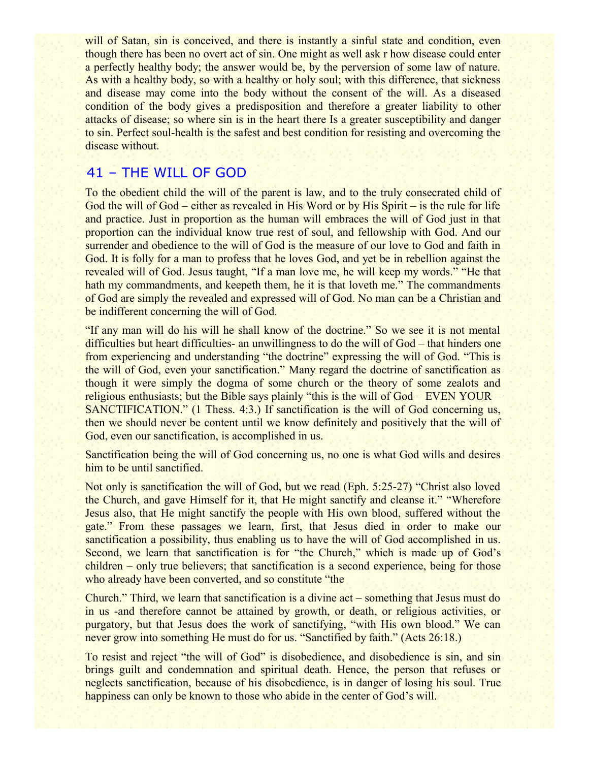will of Satan, sin is conceived, and there is instantly a sinful state and condition, even though there has been no overt act of sin. One might as well ask r how disease could enter a perfectly healthy body; the answer would be, by the perversion of some law of nature. As with a healthy body, so with a healthy or holy soul; with this difference, that sickness and disease may come into the body without the consent of the will. As a diseased condition of the body gives a predisposition and therefore a greater liability to other attacks of disease; so where sin is in the heart there Is a greater susceptibility and danger to sin. Perfect soul-health is the safest and best condition for resisting and overcoming the disease without.

## 41 – THE WILL OF GOD

To the obedient child the will of the parent is law, and to the truly consecrated child of God the will of God – either as revealed in His Word or by His Spirit – is the rule for life and practice. Just in proportion as the human will embraces the will of God just in that proportion can the individual know true rest of soul, and fellowship with God. And our surrender and obedience to the will of God is the measure of our love to God and faith in God. It is folly for a man to profess that he loves God, and yet be in rebellion against the revealed will of God. Jesus taught, "If a man love me, he will keep my words." "He that hath my commandments, and keepeth them, he it is that loveth me." The commandments of God are simply the revealed and expressed will of God. No man can be a Christian and be indifferent concerning the will of God.

"If any man will do his will he shall know of the doctrine." So we see it is not mental difficulties but heart difficulties- an unwillingness to do the will of God – that hinders one from experiencing and understanding "the doctrine" expressing the will of God. "This is the will of God, even your sanctification." Many regard the doctrine of sanctification as though it were simply the dogma of some church or the theory of some zealots and religious enthusiasts; but the Bible says plainly "this is the will of God – EVEN YOUR – SANCTIFICATION." (1 Thess. 4:3.) If sanctification is the will of God concerning us, then we should never be content until we know definitely and positively that the will of God, even our sanctification, is accomplished in us.

Sanctification being the will of God concerning us, no one is what God wills and desires him to be until sanctified.

Not only is sanctification the will of God, but we read (Eph. 5:25-27) "Christ also loved the Church, and gave Himself for it, that He might sanctify and cleanse it." "Wherefore Jesus also, that He might sanctify the people with His own blood, suffered without the gate." From these passages we learn, first, that Jesus died in order to make our sanctification a possibility, thus enabling us to have the will of God accomplished in us. Second, we learn that sanctification is for "the Church," which is made up of God's children – only true believers; that sanctification is a second experience, being for those who already have been converted, and so constitute "the Church." Third, we learn that sanctification is a divine act – something that Jesus must do in us -and therefore cannot be attained by growth, or death, or religious activities, or purgatory, but that Jesus does the work of sanctifying, "with His own blood." We can never grow into something He must do for us. "Sanctified by faith." (Acts 26:18.)

To resist and reject "the will of God" is disobedience, and disobedience is sin, and sin brings guilt and condemnation and spiritual death. Hence, the person that refuses or neglects sanctification, because of his disobedience, is in danger of losing his soul. True happiness can only be known to those who abide in the center of God's will.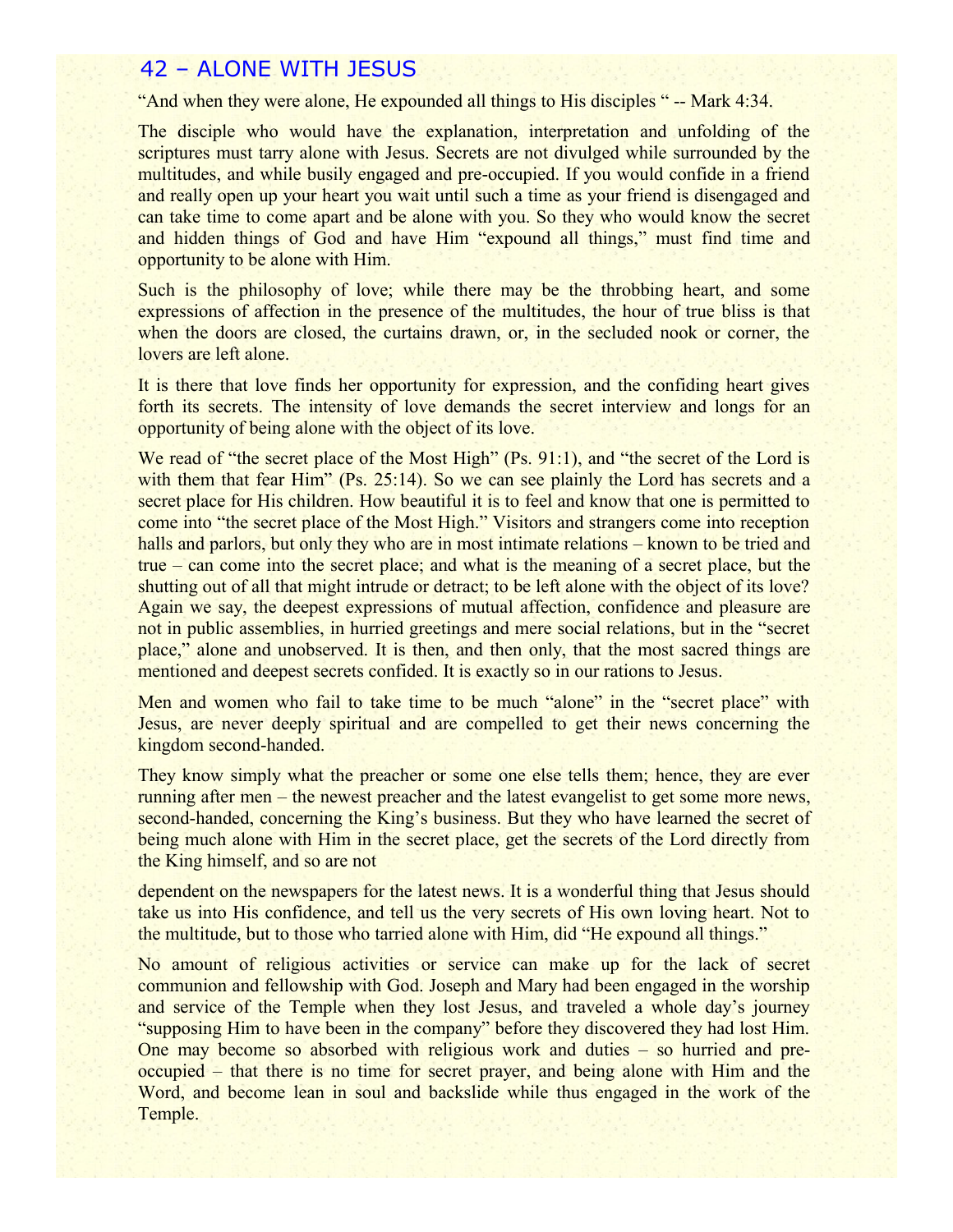## 42 – ALONE WITH JESUS

"And when they were alone, He expounded all things to His disciples " -- Mark 4:34.

The disciple who would have the explanation, interpretation and unfolding of the scriptures must tarry alone with Jesus. Secrets are not divulged while surrounded by the multitudes, and while busily engaged and pre-occupied. If you would confide in a friend and really open up your heart you wait until such a time as your friend is disengaged and can take time to come apart and be alone with you. So they who would know the secret and hidden things of God and have Him "expound all things," must find time and opportunity to be alone with Him.

Such is the philosophy of love; while there may be the throbbing heart, and some expressions of affection in the presence of the multitudes, the hour of true bliss is that when the doors are closed, the curtains drawn, or, in the secluded nook or corner, the lovers are left alone.

It is there that love finds her opportunity for expression, and the confiding heart gives forth its secrets. The intensity of love demands the secret interview and longs for an opportunity of being alone with the object of its love.

We read of "the secret place of the Most High" (Ps. 91:1), and "the secret of the Lord is with them that fear Him" (Ps. 25:14). So we can see plainly the Lord has secrets and a secret place for His children. How beautiful it is to feel and know that one is permitted to come into "the secret place of the Most High." Visitors and strangers come into reception halls and parlors, but only they who are in most intimate relations – known to be tried and true – can come into the secret place; and what is the meaning of a secret place, but the shutting out of all that might intrude or detract; to be left alone with the object of its love? Again we say, the deepest expressions of mutual affection, confidence and pleasure are not in public assemblies, in hurried greetings and mere social relations, but in the "secret place," alone and unobserved. It is then, and then only, that the most sacred things are mentioned and deepest secrets confided. It is exactly so in our rations to Jesus.

Men and women who fail to take time to be much "alone" in the "secret place" with Jesus, are never deeply spiritual and are compelled to get their news concerning the kingdom second-handed.

They know simply what the preacher or some one else tells them; hence, they are ever running after men – the newest preacher and the latest evangelist to get some more news, second-handed, concerning the King's business. But they who have learned the secret of being much alone with Him in the secret place, get the secrets of the Lord directly from the King himself, and so are not dependent on the newspapers for the latest news. It is a wonderful thing that Jesus should take us into His confidence, and tell us the very secrets of His own loving heart. Not to the multitude, but to those who tarried alone with Him, did "He expound all things."

No amount of religious activities or service can make up for the lack of secret communion and fellowship with God. Joseph and Mary had been engaged in the worship and service of the Temple when they lost Jesus, and traveled a whole day's journey "supposing Him to have been in the company" before they discovered they had lost Him. One may become so absorbed with religious work and duties – so hurried and pre-occupied – that there is no time for secret prayer, and being alone with Him and the Word, and become lean in soul and backslide while thus engaged in the work of the Temple.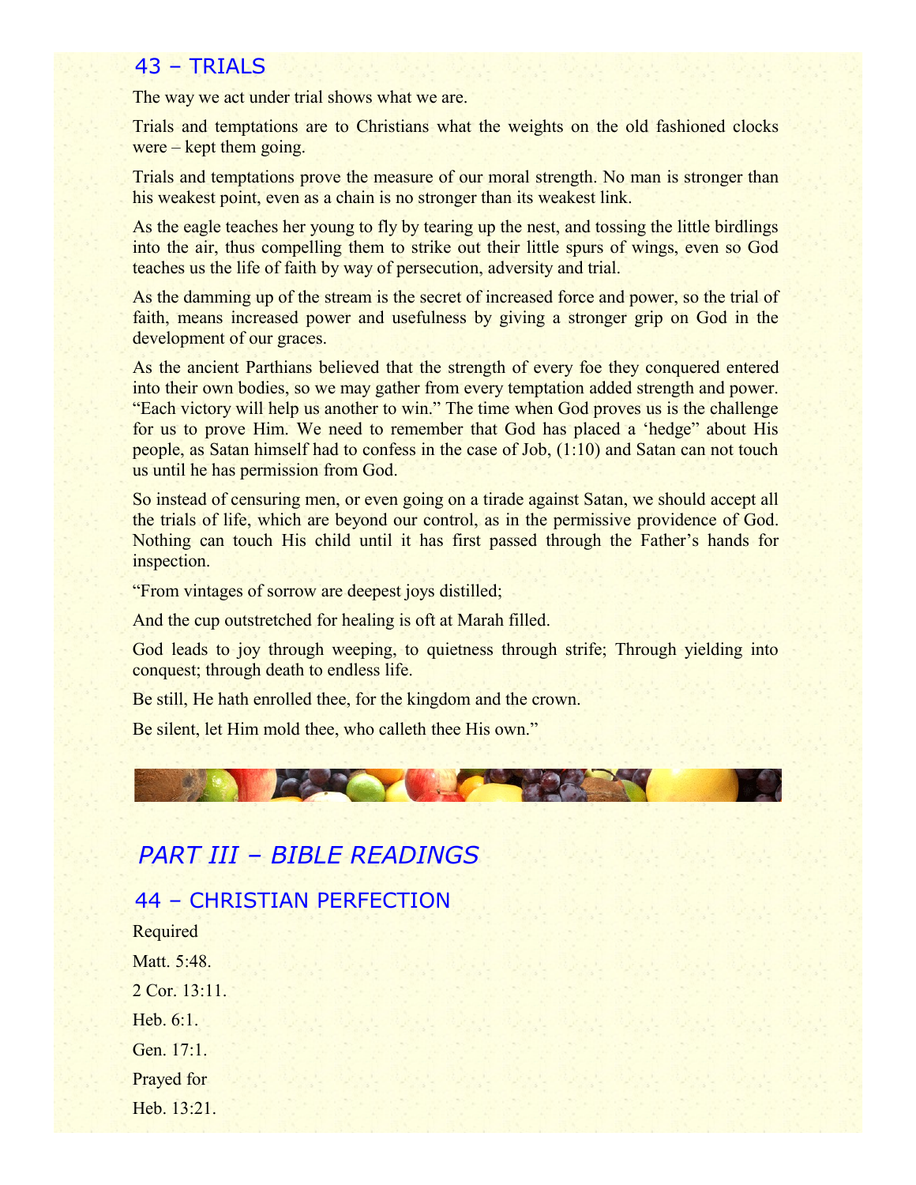## 43 – TRIALS

The way we act under trial shows what we are.

Trials and temptations are to Christians what the weights on the old fashioned clocks were – kept them going.

Trials and temptations prove the measure of our moral strength. No man is stronger than his weakest point, even as a chain is no stronger than its weakest link.

As the eagle teaches her young to fly by tearing up the nest, and tossing the little birdlings into the air, thus compelling them to strike out their little spurs of wings, even so God teaches us the life of faith by way of persecution, adversity and trial.

As the damming up of the stream is the secret of increased force and power, so the trial of faith, means increased power and usefulness by giving a stronger grip on God in the development of our graces.

As the ancient Parthians believed that the strength of every foe they conquered entered into their own bodies, so we may gather from every temptation added strength and power. "Each victory will help us another to win." The time when God proves us is the challenge for us to prove Him. We need to remember that God has placed a 'hedge" about His people, as Satan himself had to confess in the case of Job, (1:10) and Satan can not touch us until he has permission from God.

So instead of censuring men, or even going on a tirade against Satan, we should accept all the trials of life, which are beyond our control, as in the permissive providence of God. Nothing can touch His child until it has first passed through the Father's hands for inspection.

"From vintages of sorrow are deepest joys distilled;

And the cup outstretched for healing is oft at Marah filled.

God leads to joy through weeping, to quietness through strife; Through yielding into conquest; through death to endless life.

Be still, He hath enrolled thee, for the kingdom and the crown.

Be silent, let Him mold thee, who calleth thee His own."

# *PART III – BIBLE READINGS*

## 44 – CHRISTIAN PERFECTION

Required

Matt. 5:48.

2 Cor. 13:11.

Heb. 6:1.

Gen. 17:1.

Prayed for

Heb. 13:21.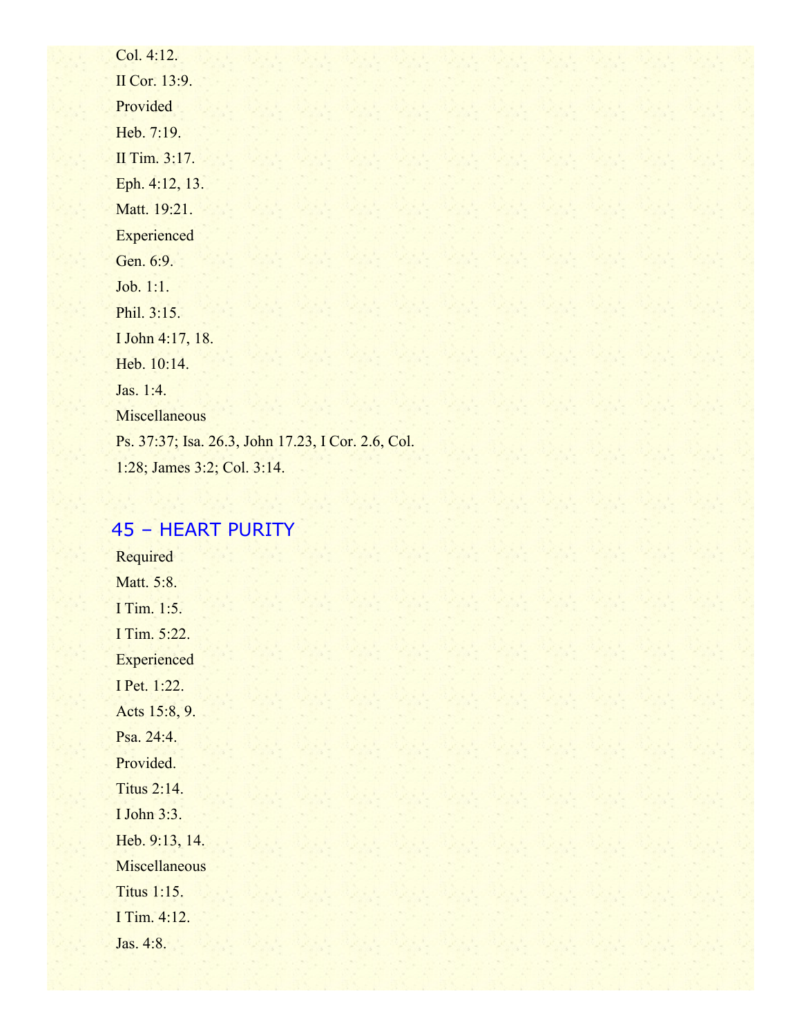Col. 4:12.

II Cor. 13:9.

Provided

Heb. 7:19.

II Tim. 3:17.

Eph. 4:12, 13.

Matt. 19:21.

Experienced

Gen. 6:9.

Job. 1:1.

Phil. 3:15.

I John 4:17, 18.

Heb. 10:14.

Jas. 1:4.

Miscellaneous

Ps. 37:37; Isa. 26.3, John 17.23, I Cor. 2.6, Col. 1:28; James 3:2; Col. 3:14.

## 45 – HEART PURITY

Required

Matt. 5:8.

I Tim. 1:5.

I Tim. 5:22.

Experienced

I Pet. 1:22.

Acts 15:8, 9.

Psa. 24:4.

Provided.

Titus 2:14.

I John 3:3.

Heb. 9:13, 14.

Miscellaneous

Titus 1:15.

I Tim. 4:12.

Jas. 4:8.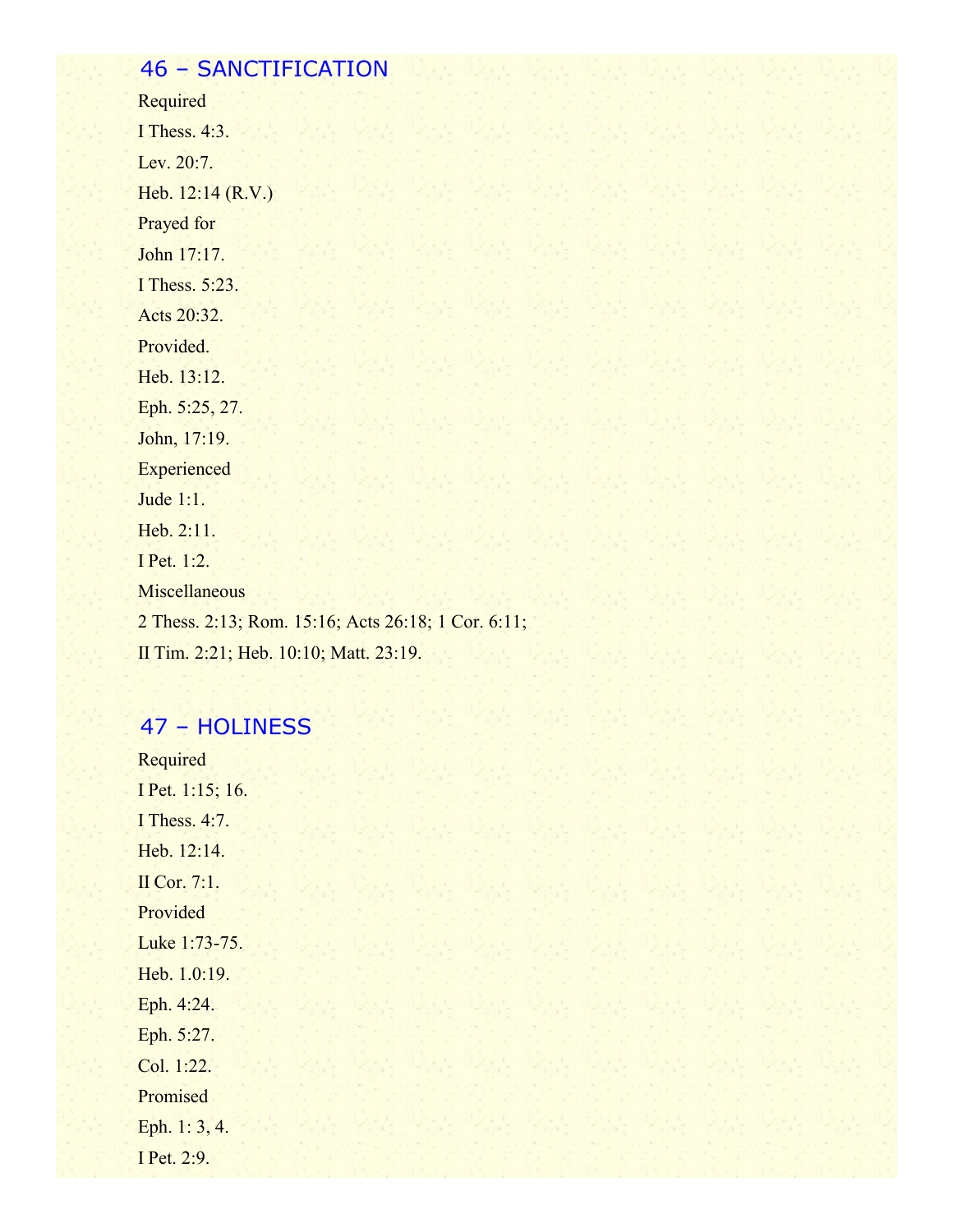## 46 – SANCTIFICATION

Required

I Thess. 4:3.

Lev. 20:7.

Heb. 12:14 (R.V.)

Prayed for

John 17:17.

I Thess. 5:23.

Acts 20:32.

Provided.

Heb. 13:12.

Eph. 5:25, 27.

John, 17:19.

Experienced

Jude 1:1.

Heb. 2:11.

I Pet. 1:2.

Miscellaneous

2 Thess. 2:13; Rom. 15:16; Acts 26:18; 1 Cor. 6:11;

II Tim. 2:21; Heb. 10:10; Matt. 23:19.

## 47 – HOLINESS

Required

I Pet. 1:15; 16.

I Thess. 4:7.

Heb. 12:14.

II Cor. 7:1.

Provided

Luke 1:73-75.

Heb. 1.0:19.

Eph. 4:24.

Eph. 5:27.

Col. 1:22.

Promised

Eph. 1: 3, 4.

I Pet. 2:9.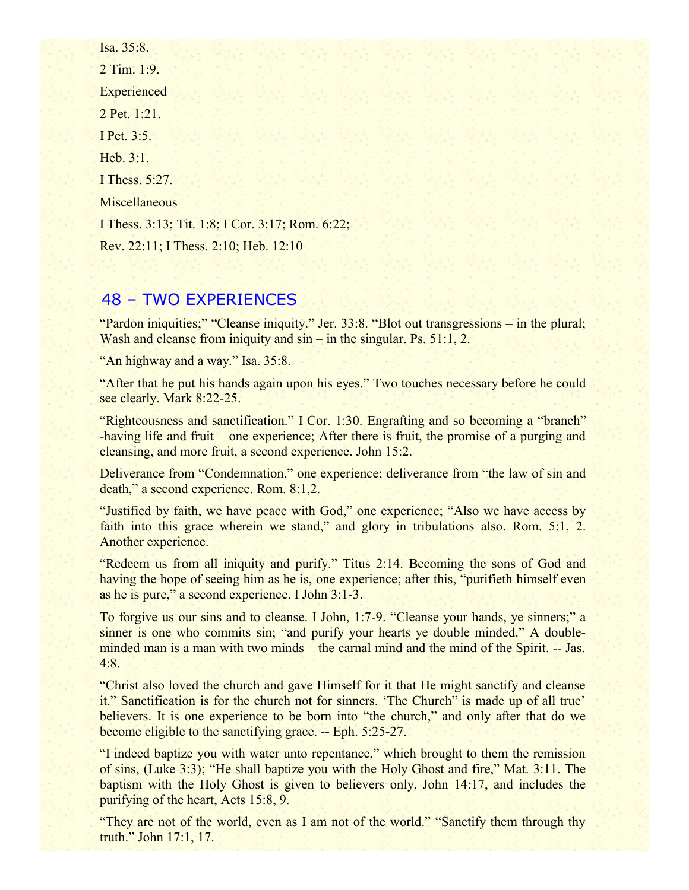Isa. 35:8.

2 Tim. 1:9.

Experienced

2 Pet. 1:21.

I Pet. 3:5.

Heb. 3:1.

I Thess. 5:27.

Miscellaneous

I Thess. 3:13; Tit. 1:8; I Cor. 3:17; Rom. 6:22;

Rev. 22:11; I Thess. 2:10; Heb. 12:10

## 48 – TWO EXPERIENCES

"Pardon iniquities;" "Cleanse iniquity." Jer. 33:8. "Blot out transgressions – in the plural; Wash and cleanse from iniquity and sin – in the singular. Ps. 51:1, 2.

"An highway and a way." Isa. 35:8.

"After that he put his hands again upon his eyes." Two touches necessary before he could see clearly. Mark 8:22-25.

"Righteousness and sanctification." I Cor. 1:30. Engrafting and so becoming a "branch" -having life and fruit – one experience; After there is fruit, the promise of a purging and cleansing, and more fruit, a second experience. John 15:2.

Deliverance from "Condemnation," one experience; deliverance from "the law of sin and death," a second experience. Rom. 8:1,2.

"Justified by faith, we have peace with God," one experience; "Also we have access by faith into this grace wherein we stand," and glory in tribulations also. Rom. 5:1, 2. Another experience.

"Redeem us from all iniquity and purify." Titus 2:14. Becoming the sons of God and having the hope of seeing him as he is, one experience; after this, "purifieth himself even as he is pure," a second experience. I John 3:1-3.

To forgive us our sins and to cleanse. I John, 1:7-9. "Cleanse your hands, ye sinners;" a sinner is one who commits sin; "and purify your hearts ye double minded." A double-minded man is a man with two minds – the carnal mind and the mind of the Spirit. -- Jas. 4:8.

"Christ also loved the church and gave Himself for it that He might sanctify and cleanse it." Sanctification is for the church not for sinners. 'The Church" is made up of all true' believers. It is one experience to be born into "the church," and only after that do we become eligible to the sanctifying grace. -- Eph. 5:25-27.

"I indeed baptize you with water unto repentance," which brought to them the remission of sins, (Luke 3:3); "He shall baptize you with the Holy Ghost and fire," Mat. 3:11. The baptism with the Holy Ghost is given to believers only, John 14:17, and includes the purifying of the heart, Acts 15:8, 9.

"They are not of the world, even as I am not of the world." "Sanctify them through thy truth." John 17:1, 17.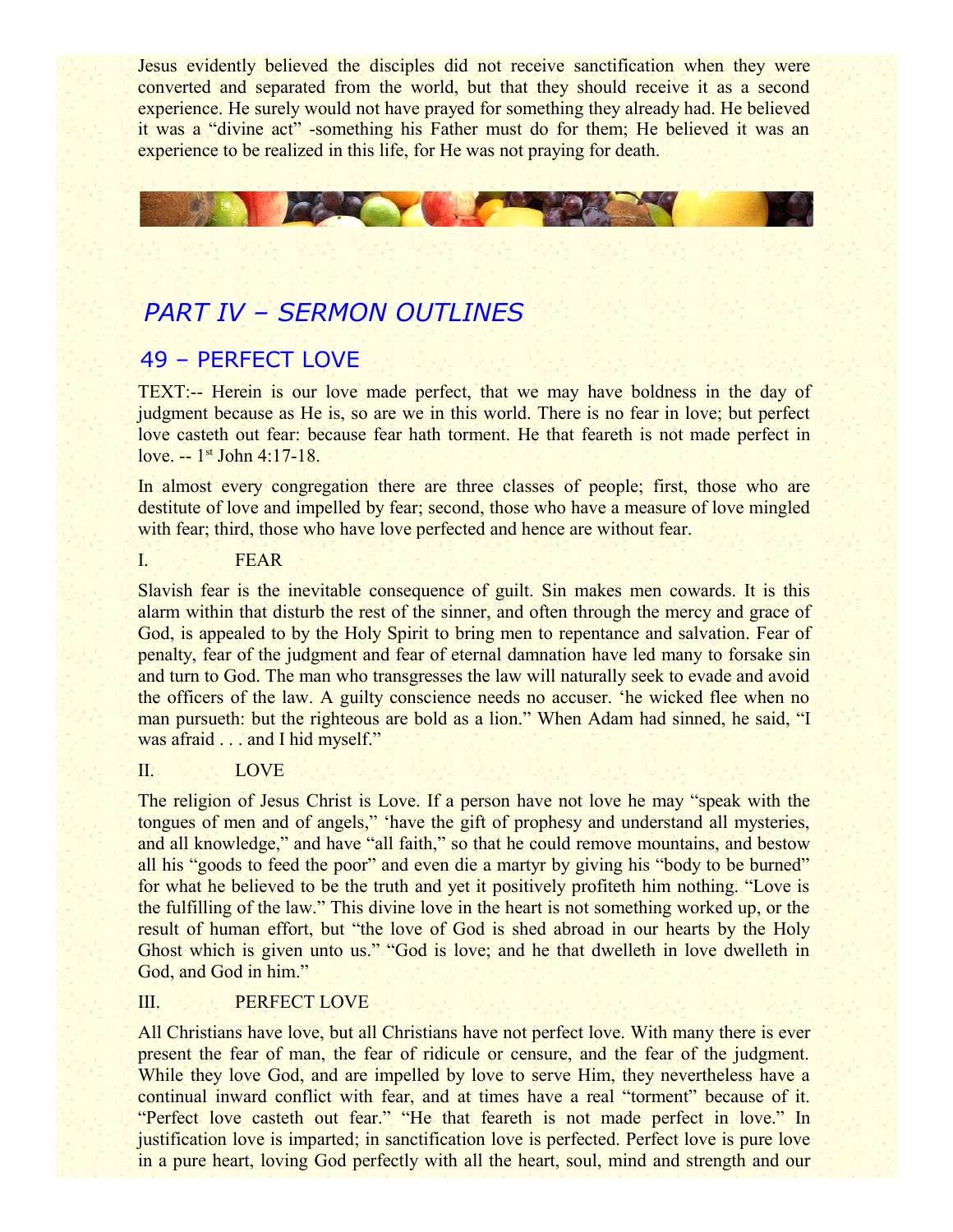Jesus evidently believed the disciples did not receive sanctification when they were converted and separated from the world, but that they should receive it as a second experience. He surely would not have prayed for something they already had. He believed it was a "divine act" -something his Father must do for them; He believed it was an experience to be realized in this life, for He was not praying for death.

# *PART IV – SERMON OUTLINES*

## 49 – PERFECT LOVE

TEXT:-- Herein is our love made perfect, that we may have boldness in the day of judgment because as He is, so are we in this world. There is no fear in love; but perfect love casteth out fear: because fear hath torment. He that feareth is not made perfect in love. -- 1st John 4:17-18.

In almost every congregation there are three classes of people; first, those who are destitute of love and impelled by fear; second, those who have a measure of love mingled with fear; third, those who have love perfected and hence are without fear.

I. FEAR

Slavish fear is the inevitable consequence of guilt. Sin makes men cowards. It is this alarm within that disturb the rest of the sinner, and often through the mercy and grace of God, is appealed to by the Holy Spirit to bring men to repentance and salvation. Fear of penalty, fear of the judgment and fear of eternal damnation have led many to forsake sin and turn to God. The man who transgresses the law will naturally seek to evade and avoid the officers of the law. A guilty conscience needs no accuser. 'he wicked flee when no man pursueth: but the righteous are bold as a lion." When Adam had sinned, he said, "I was afraid . . . and I hid myself."

II. LOVE

The religion of Jesus Christ is Love. If a person have not love he may "speak with the tongues of men and of angels," 'have the gift of prophesy and understand all mysteries, and all knowledge," and have "all faith," so that he could remove mountains, and bestow all his "goods to feed the poor" and even die a martyr by giving his "body to be burned" for what he believed to be the truth and yet it positively profiteth him nothing. "Love is the fulfilling of the law." This divine love in the heart is not something worked up, or the result of human effort, but "the love of God is shed abroad in our hearts by the Holy Ghost which is given unto us." "God is love; and he that dwelleth in love dwelleth in God, and God in him."

III. PERFECT LOVE

All Christians have love, but all Christians have not perfect love. With many there is ever present the fear of man, the fear of ridicule or censure, and the fear of the judgment. While they love God, and are impelled by love to serve Him, they nevertheless have a continual inward conflict with fear, and at times have a real "torment" because of it. "Perfect love casteth out fear." "He that feareth is not made perfect in love." In justification love is imparted; in sanctification love is perfected. Perfect love is pure love in a pure heart, loving God perfectly with all the heart, soul, mind and strength and our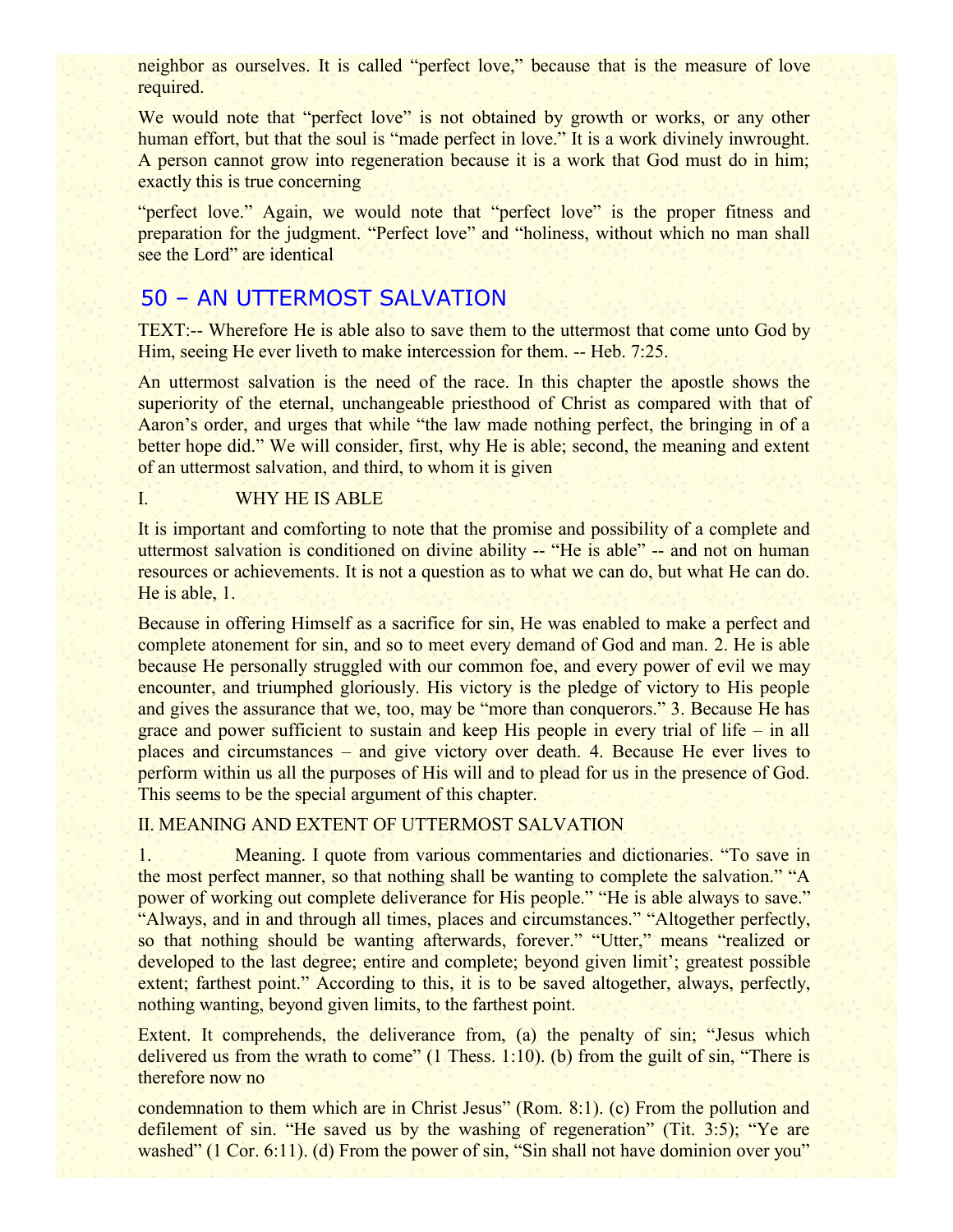neighbor as ourselves. It is called "perfect love," because that is the measure of love required.

We would note that "perfect love" is not obtained by growth or works, or any other human effort, but that the soul is "made perfect in love." It is a work divinely inwrought. A person cannot grow into regeneration because it is a work that God must do in him; exactly this is true concerning

"perfect love." Again, we would note that "perfect love" is the proper fitness and preparation for the judgment. "Perfect love" and "holiness, without which no man shall see the Lord" are identical

## 50 – AN UTTERMOST SALVATION

TEXT:-- Wherefore He is able also to save them to the uttermost that come unto God by Him, seeing He ever liveth to make intercession for them. -- Heb. 7:25.

An uttermost salvation is the need of the race. In this chapter the apostle shows the superiority of the eternal, unchangeable priesthood of Christ as compared with that of Aaron's order, and urges that while "the law made nothing perfect, the bringing in of a better hope did." We will consider, first, why He is able; second, the meaning and extent of an uttermost salvation, and third, to whom it is given

I. WHY HE IS ABLE

It is important and comforting to note that the promise and possibility of a complete and uttermost salvation is conditioned on divine ability -- "He is able" -- and not on human resources or achievements. It is not a question as to what we can do, but what He can do. He is able, 1.

Because in offering Himself as a sacrifice for sin, He was enabled to make a perfect and complete atonement for sin, and so to meet every demand of God and man. 2. He is able because He personally struggled with our common foe, and every power of evil we may encounter, and triumphed gloriously. His victory is the pledge of victory to His people and gives the assurance that we, too, may be "more than conquerors." 3. Because He has grace and power sufficient to sustain and keep His people in every trial of life – in all places and circumstances – and give victory over death. 4. Because He ever lives to perform within us all the purposes of His will and to plead for us in the presence of God. This seems to be the special argument of this chapter.

II. MEANING AND EXTENT OF UTTERMOST SALVATION

1. Meaning. I quote from various commentaries and dictionaries. "To save in the most perfect manner, so that nothing shall be wanting to complete the salvation." "A power of working out complete deliverance for His people." "He is able always to save." "Always, and in and through all times, places and circumstances." "Altogether perfectly, so that nothing should be wanting afterwards, forever." "Utter," means "realized or developed to the last degree; entire and complete; beyond given limit'; greatest possible extent; farthest point." According to this, it is to be saved altogether, always, perfectly, nothing wanting, beyond given limits, to the farthest point.

Extent. It comprehends, the deliverance from, (a) the penalty of sin; "Jesus which delivered us from the wrath to come" (1 Thess. 1:10). (b) from the guilt of sin, "There is therefore now no

condemnation to them which are in Christ Jesus" (Rom. 8:1). (c) From the pollution and defilement of sin. "He saved us by the washing of regeneration" (Tit. 3:5); "Ye are washed" (1 Cor. 6:11). (d) From the power of sin, "Sin shall not have dominion over you"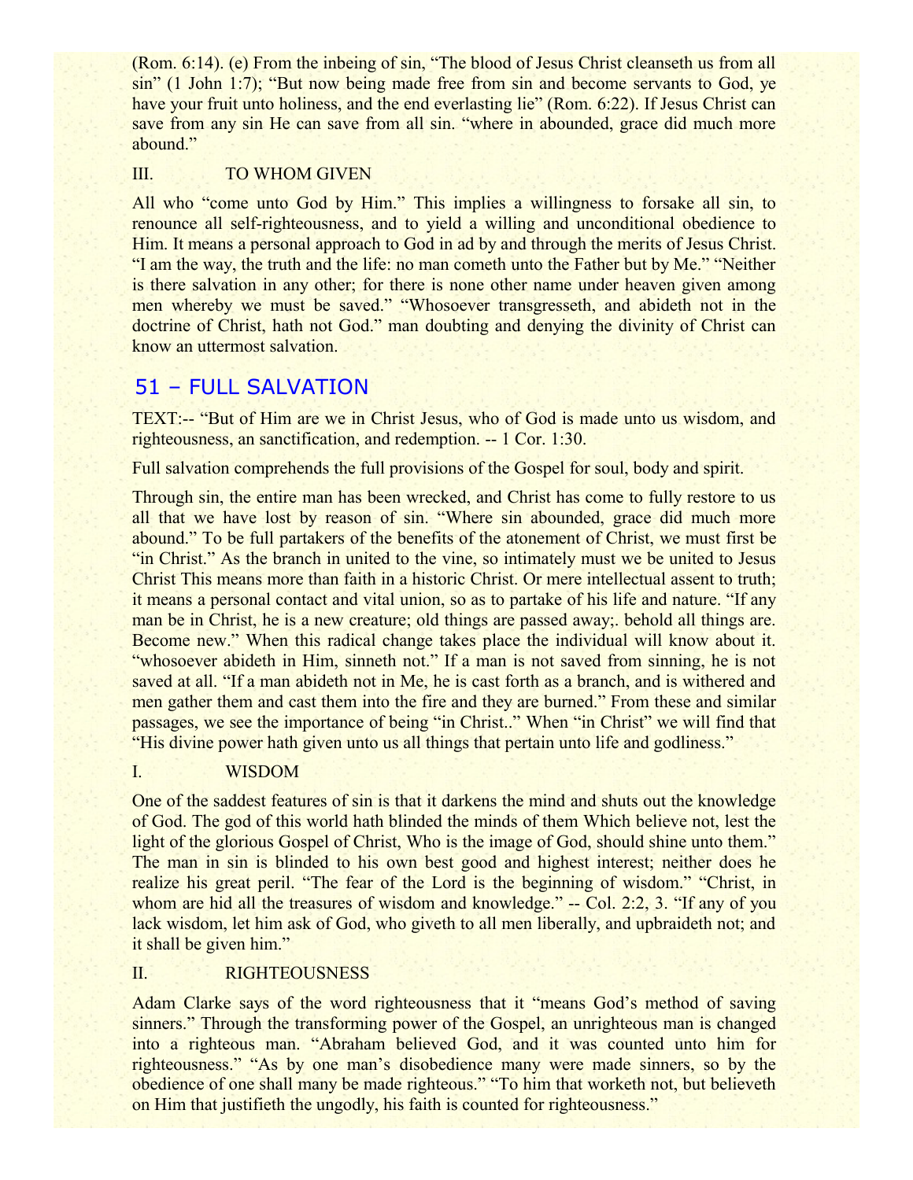(Rom. 6:14). (e) From the inbeing of sin, "The blood of Jesus Christ cleanseth us from all sin" (1 John 1:7); "But now being made free from sin and become servants to God, ye have your fruit unto holiness, and the end everlasting lie" (Rom. 6:22). If Jesus Christ can save from any sin He can save from all sin. "where in abounded, grace did much more abound."

III. TO WHOM GIVEN

All who "come unto God by Him." This implies a willingness to forsake all sin, to renounce all self-righteousness, and to yield a willing and unconditional obedience to Him. It means a personal approach to God in ad by and through the merits of Jesus Christ. "I am the way, the truth and the life: no man cometh unto the Father but by Me." "Neither is there salvation in any other; for there is none other name under heaven given among men whereby we must be saved." "Whosoever transgresseth, and abideth not in the doctrine of Christ, hath not God." man doubting and denying the divinity of Christ can know an uttermost salvation.

## 51 – FULL SALVATION

TEXT:-- "But of Him are we in Christ Jesus, who of God is made unto us wisdom, and righteousness, an sanctification, and redemption. -- 1 Cor. 1:30.

Full salvation comprehends the full provisions of the Gospel for soul, body and spirit.

Through sin, the entire man has been wrecked, and Christ has come to fully restore to us all that we have lost by reason of sin. "Where sin abounded, grace did much more abound." To be full partakers of the benefits of the atonement of Christ, we must first be "in Christ." As the branch in united to the vine, so intimately must we be united to Jesus Christ This means more than faith in a historic Christ. Or mere intellectual assent to truth; it means a personal contact and vital union, so as to partake of his life and nature. "If any man be in Christ, he is a new creature; old things are passed away;. behold all things are. Become new." When this radical change takes place the individual will know about it. "whosoever abideth in Him, sinneth not." If a man is not saved from sinning, he is not saved at all. "If a man abideth not in Me, he is cast forth as a branch, and is withered and men gather them and cast them into the fire and they are burned." From these and similar passages, we see the importance of being "in Christ.." When "in Christ" we will find that "His divine power hath given unto us all things that pertain unto life and godliness."

I. WISDOM

One of the saddest features of sin is that it darkens the mind and shuts out the knowledge of God. The god of this world hath blinded the minds of them Which believe not, lest the light of the glorious Gospel of Christ, Who is the image of God, should shine unto them." The man in sin is blinded to his own best good and highest interest; neither does he realize his great peril. "The fear of the Lord is the beginning of wisdom." "Christ, in whom are hid all the treasures of wisdom and knowledge." -- Col. 2:2, 3. "If any of you lack wisdom, let him ask of God, who giveth to all men liberally, and upbraideth not; and it shall be given him."

II. RIGHTEOUSNESS

Adam Clarke says of the word righteousness that it "means God's method of saving sinners." Through the transforming power of the Gospel, an unrighteous man is changed into a righteous man. "Abraham believed God, and it was counted unto him for righteousness." "As by one man's disobedience many were made sinners, so by the obedience of one shall many be made righteous." "To him that worketh not, but believeth on Him that justifieth the ungodly, his faith is counted for righteousness."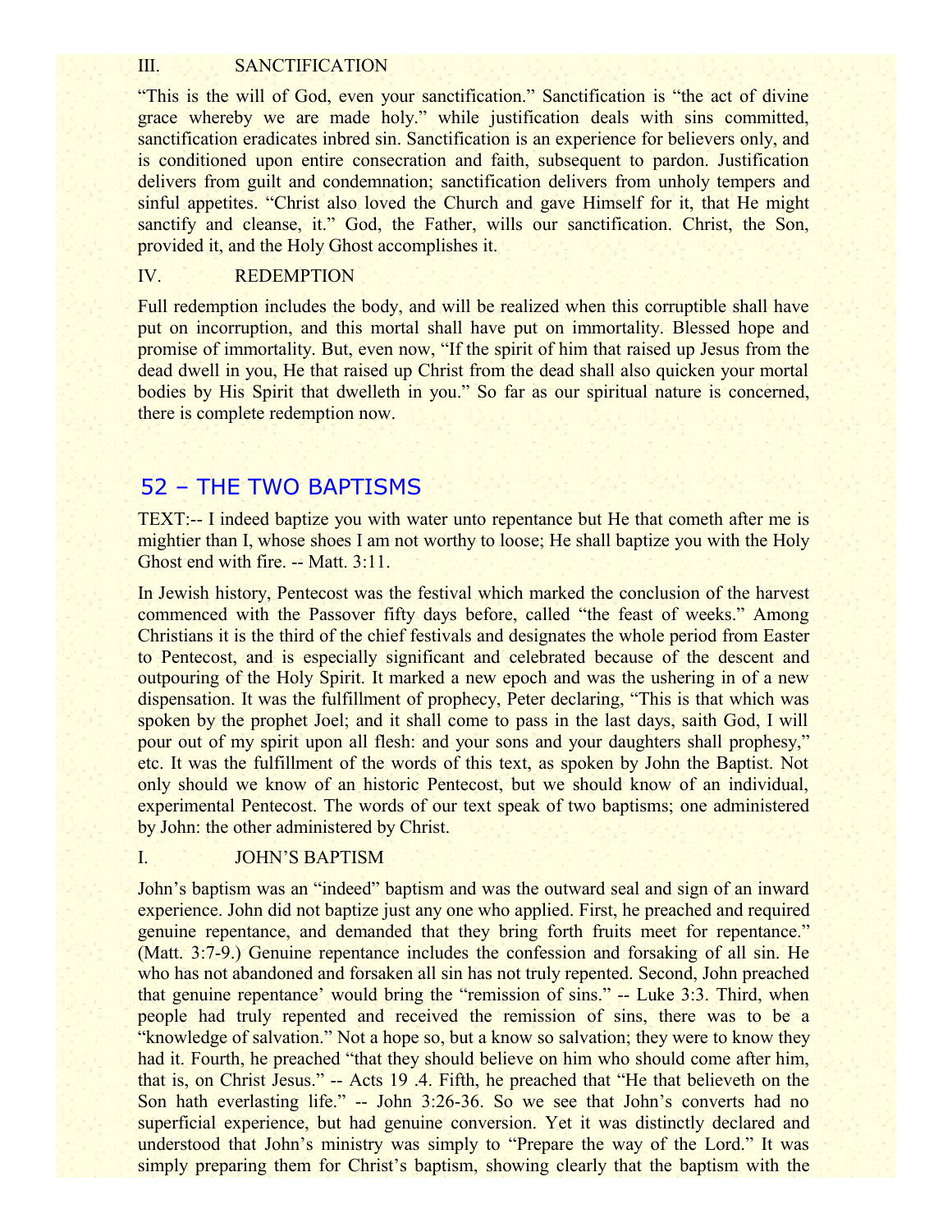III. SANCTIFICATION

"This is the will of God, even your sanctification." Sanctification is "the act of divine grace whereby we are made holy." while justification deals with sins committed, sanctification eradicates inbred sin. Sanctification is an experience for believers only, and is conditioned upon entire consecration and faith, subsequent to pardon. Justification delivers from guilt and condemnation; sanctification delivers from unholy tempers and sinful appetites. "Christ also loved the Church and gave Himself for it, that He might sanctify and cleanse, it." God, the Father, wills our sanctification. Christ, the Son, provided it, and the Holy Ghost accomplishes it.

IV. REDEMPTION

Full redemption includes the body, and will be realized when this corruptible shall have put on incorruption, and this mortal shall have put on immortality. Blessed hope and promise of immortality. But, even now, "If the spirit of him that raised up Jesus from the dead dwell in you, He that raised up Christ from the dead shall also quicken your mortal bodies by His Spirit that dwelleth in you." So far as our spiritual nature is concerned, there is complete redemption now.

## 52 – THE TWO BAPTISMS

TEXT:-- I indeed baptize you with water unto repentance but He that cometh after me is mightier than I, whose shoes I am not worthy to loose; He shall baptize you with the Holy Ghost end with fire. -- Matt. 3:11.

In Jewish history, Pentecost was the festival which marked the conclusion of the harvest commenced with the Passover fifty days before, called "the feast of weeks." Among Christians it is the third of the chief festivals and designates the whole period from Easter to Pentecost, and is especially significant and celebrated because of the descent and outpouring of the Holy Spirit. It marked a new epoch and was the ushering in of a new dispensation. It was the fulfillment of prophecy, Peter declaring, "This is that which was spoken by the prophet Joel; and it shall come to pass in the last days, saith God, I will pour out of my spirit upon all flesh: and your sons and your daughters shall prophesy," etc. It was the fulfillment of the words of this text, as spoken by John the Baptist. Not only should we know of an historic Pentecost, but we should know of an individual, experimental Pentecost. The words of our text speak of two baptisms; one administered by John: the other administered by Christ.

I. JOHN'S BAPTISM

John's baptism was an "indeed" baptism and was the outward seal and sign of an inward experience. John did not baptize just any one who applied. First, he preached and required genuine repentance, and demanded that they bring forth fruits meet for repentance." (Matt. 3:7-9.) Genuine repentance includes the confession and forsaking of all sin. He who has not abandoned and forsaken all sin has not truly repented. Second, John preached that genuine repentance' would bring the "remission of sins." -- Luke 3:3. Third, when people had truly repented and received the remission of sins, there was to be a "knowledge of salvation." Not a hope so, but a know so salvation; they were to know they had it. Fourth, he preached "that they should believe on him who should come after him, that is, on Christ Jesus." -- Acts 19 .4. Fifth, he preached that "He that believeth on the Son hath everlasting life." -- John 3:26-36. So we see that John's converts had no superficial experience, but had genuine conversion. Yet it was distinctly declared and understood that John's ministry was simply to "Prepare the way of the Lord." It was simply preparing them for Christ's baptism, showing clearly that the baptism with the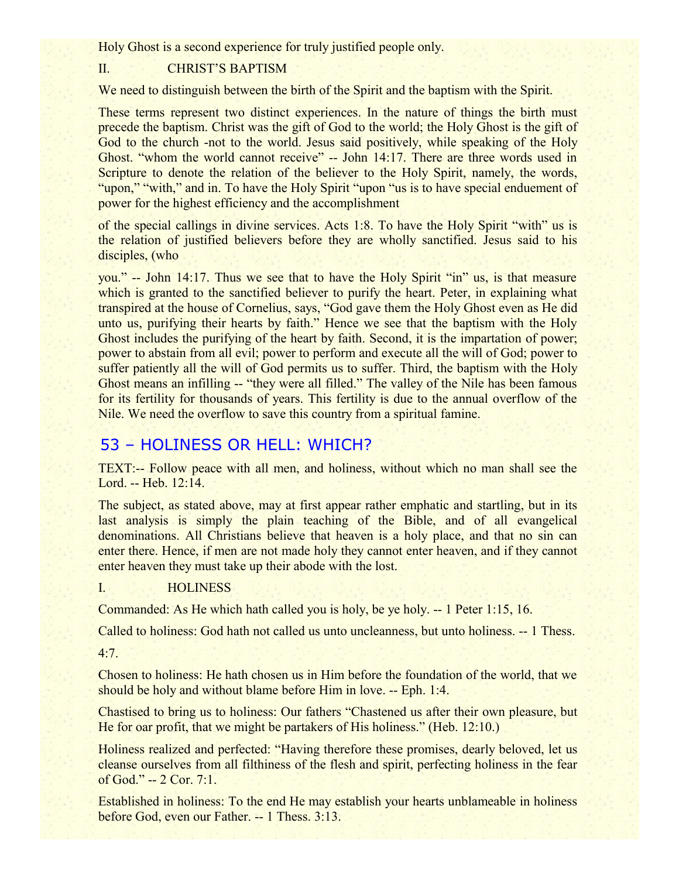Holy Ghost is a second experience for truly justified people only.

II. CHRIST'S BAPTISM

We need to distinguish between the birth of the Spirit and the baptism with the Spirit.

These terms represent two distinct experiences. In the nature of things the birth must precede the baptism. Christ was the gift of God to the world; the Holy Ghost is the gift of God to the church -not to the world. Jesus said positively, while speaking of the Holy Ghost. "whom the world cannot receive" -- John 14:17. There are three words used in Scripture to denote the relation of the believer to the Holy Spirit, namely, the words, "upon," "with," and in. To have the Holy Spirit "upon "us is to have special enduement of power for the highest efficiency and the accomplishment

of the special callings in divine services. Acts 1:8. To have the Holy Spirit "with" us is the relation of justified believers before they are wholly sanctified. Jesus said to his disciples, (who

you." -- John 14:17. Thus we see that to have the Holy Spirit "in" us, is that measure which is granted to the sanctified believer to purify the heart. Peter, in explaining what transpired at the house of Cornelius, says, "God gave them the Holy Ghost even as He did unto us, purifying their hearts by faith." Hence we see that the baptism with the Holy Ghost includes the purifying of the heart by faith. Second, it is the impartation of power; power to abstain from all evil; power to perform and execute all the will of God; power to suffer patiently all the will of God permits us to suffer. Third, the baptism with the Holy Ghost means an infilling -- "they were all filled." The valley of the Nile has been famous for its fertility for thousands of years. This fertility is due to the annual overflow of the Nile. We need the overflow to save this country from a spiritual famine.

## 53 – HOLINESS OR HELL: WHICH?

TEXT:-- Follow peace with all men, and holiness, without which no man shall see the Lord. -- Heb. 12:14.

The subject, as stated above, may at first appear rather emphatic and startling, but in its last analysis is simply the plain teaching of the Bible, and of all evangelical denominations. All Christians believe that heaven is a holy place, and that no sin can enter there. Hence, if men are not made holy they cannot enter heaven, and if they cannot enter heaven they must take up their abode with the lost.

I. HOLINESS

Commanded: As He which hath called you is holy, be ye holy. -- 1 Peter 1:15, 16.

Called to holiness: God hath not called us unto uncleanness, but unto holiness. -- 1 Thess. 4:7.

Chosen to holiness: He hath chosen us in Him before the foundation of the world, that we should be holy and without blame before Him in love. -- Eph. 1:4.

Chastised to bring us to holiness: Our fathers "Chastened us after their own pleasure, but He for oar profit, that we might be partakers of His holiness." (Heb. 12:10.)

Holiness realized and perfected: "Having therefore these promises, dearly beloved, let us cleanse ourselves from all filthiness of the flesh and spirit, perfecting holiness in the fear of God." -- 2 Cor. 7:1.

Established in holiness: To the end He may establish your hearts unblameable in holiness before God, even our Father. -- 1 Thess. 3:13.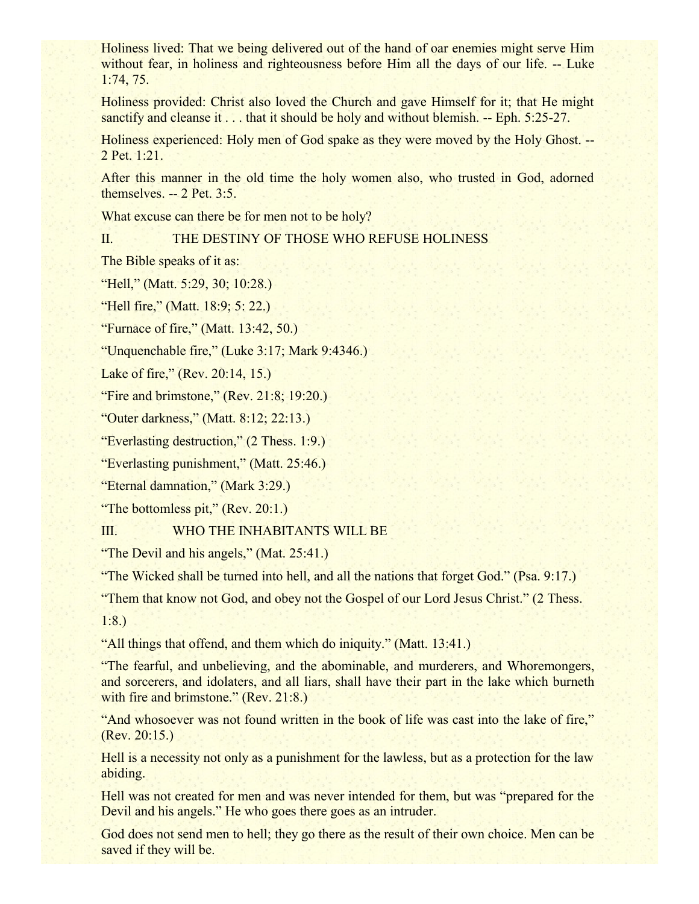Holiness lived: That we being delivered out of the hand of oar enemies might serve Him without fear, in holiness and righteousness before Him all the days of our life. -- Luke 1:74, 75.

Holiness provided: Christ also loved the Church and gave Himself for it; that He might sanctify and cleanse it . . . that it should be holy and without blemish. -- Eph. 5:25-27.

Holiness experienced: Holy men of God spake as they were moved by the Holy Ghost. -- 2 Pet. 1:21.

After this manner in the old time the holy women also, who trusted in God, adorned themselves. -- 2 Pet. 3:5.

What excuse can there be for men not to be holy?

## II. THE DESTINY OF THOSE WHO REFUSE HOLINESS

The Bible speaks of it as:

"Hell," (Matt. 5:29, 30; 10:28.)

"Hell fire," (Matt. 18:9; 5: 22.)

"Furnace of fire," (Matt. 13:42, 50.)

"Unquenchable fire," (Luke 3:17; Mark 9:4346.)

Lake of fire," (Rev. 20:14, 15.)

"Fire and brimstone," (Rev. 21:8; 19:20.)

"Outer darkness," (Matt. 8:12; 22:13.)

"Everlasting destruction," (2 Thess. 1:9.)

"Everlasting punishment," (Matt. 25:46.)

"Eternal damnation," (Mark 3:29.)

"The bottomless pit," (Rev. 20:1.)

## III. WHO THE INHABITANTS WILL BE

"The Devil and his angels," (Mat. 25:41.)

"The Wicked shall be turned into hell, and all the nations that forget God." (Psa. 9:17.)

"Them that know not God, and obey not the Gospel of our Lord Jesus Christ." (2 Thess. 1:8.)

"All things that offend, and them which do iniquity." (Matt. 13:41.)

"The fearful, and unbelieving, and the abominable, and murderers, and Whoremongers, and sorcerers, and idolaters, and all liars, shall have their part in the lake which burneth with fire and brimstone." (Rev. 21:8.)

"And whosoever was not found written in the book of life was cast into the lake of fire," (Rev. 20:15.)

Hell is a necessity not only as a punishment for the lawless, but as a protection for the law abiding.

Hell was not created for men and was never intended for them, but was "prepared for the Devil and his angels." He who goes there goes as an intruder.

God does not send men to hell; they go there as the result of their own choice. Men can be saved if they will be.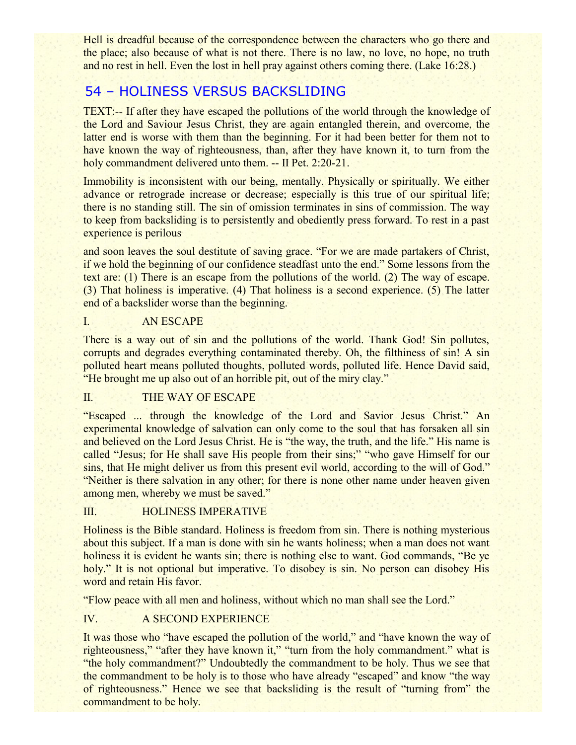Hell is dreadful because of the correspondence between the characters who go there and the place; also because of what is not there. There is no law, no love, no hope, no truth and no rest in hell. Even the lost in hell pray against others coming there. (Lake 16:28.)

## 54 – HOLINESS VERSUS BACKSLIDING

TEXT:-- If after they have escaped the pollutions of the world through the knowledge of the Lord and Saviour Jesus Christ, they are again entangled therein, and overcome, the latter end is worse with them than the beginning. For it had been better for them not to have known the way of righteousness, than, after they have known it, to turn from the holy commandment delivered unto them. -- II Pet. 2:20-21.

Immobility is inconsistent with our being, mentally. Physically or spiritually. We either advance or retrograde increase or decrease; especially is this true of our spiritual life; there is no standing still. The sin of omission terminates in sins of commission. The way to keep from backsliding is to persistently and obediently press forward. To rest in a past experience is perilous

and soon leaves the soul destitute of saving grace. "For we are made partakers of Christ, if we hold the beginning of our confidence steadfast unto the end." Some lessons from the text are: (1) There is an escape from the pollutions of the world. (2) The way of escape. (3) That holiness is imperative. (4) That holiness is a second experience. (5) The latter end of a backslider worse than the beginning.

### I. AN ESCAPE

There is a way out of sin and the pollutions of the world. Thank God! Sin pollutes, corrupts and degrades everything contaminated thereby. Oh, the filthiness of sin! A sin polluted heart means polluted thoughts, polluted words, polluted life. Hence David said, "He brought me up also out of an horrible pit, out of the miry clay."

### II. THE WAY OF ESCAPE

"Escaped ... through the knowledge of the Lord and Savior Jesus Christ." An experimental knowledge of salvation can only come to the soul that has forsaken all sin and believed on the Lord Jesus Christ. He is "the way, the truth, and the life." His name is called "Jesus; for He shall save His people from their sins;" "who gave Himself for our sins, that He might deliver us from this present evil world, according to the will of God." "Neither is there salvation in any other; for there is none other name under heaven given among men, whereby we must be saved."

### III. HOLINESS IMPERATIVE

Holiness is the Bible standard. Holiness is freedom from sin. There is nothing mysterious about this subject. If a man is done with sin he wants holiness; when a man does not want holiness it is evident he wants sin; there is nothing else to want. God commands, "Be ye holy." It is not optional but imperative. To disobey is sin. No person can disobey His word and retain His favor.

"Flow peace with all men and holiness, without which no man shall see the Lord."

### IV. A SECOND EXPERIENCE

It was those who "have escaped the pollution of the world," and "have known the way of righteousness," "after they have known it," "turn from the holy commandment." what is "the holy commandment?" Undoubtedly the commandment to be holy. Thus we see that the commandment to be holy is to those who have already "escaped" and know "the way of righteousness." Hence we see that backsliding is the result of "turning from" the commandment to be holy.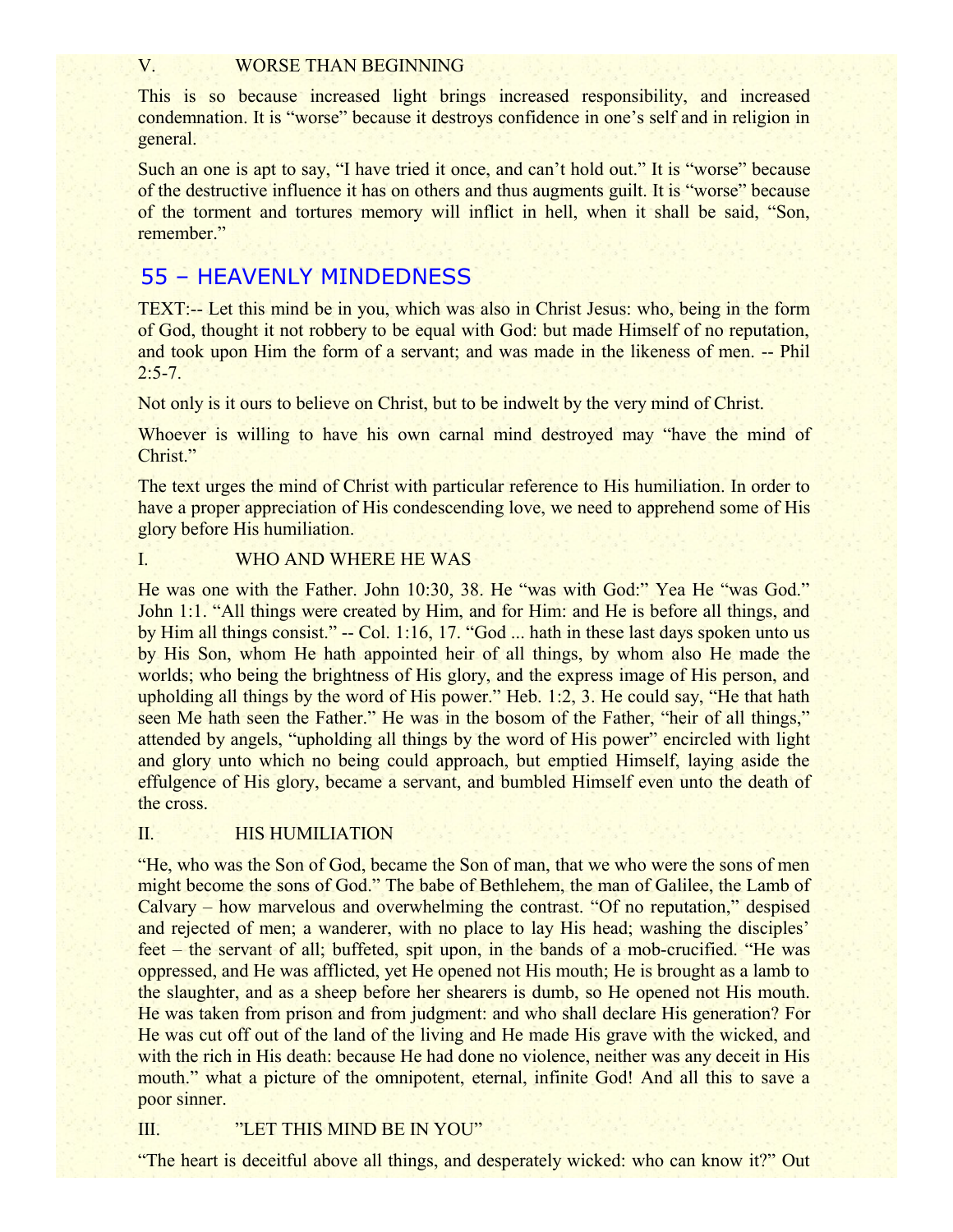### V. WORSE THAN BEGINNING

This is so because increased light brings increased responsibility, and increased condemnation. It is "worse" because it destroys confidence in one's self and in religion in general.

Such an one is apt to say, "I have tried it once, and can't hold out." It is "worse" because of the destructive influence it has on others and thus augments guilt. It is "worse" because of the torment and tortures memory will inflict in hell, when it shall be said, "Son, remember."

## 55 – HEAVENLY MINDEDNESS

TEXT:-- Let this mind be in you, which was also in Christ Jesus: who, being in the form of God, thought it not robbery to be equal with God: but made Himself of no reputation, and took upon Him the form of a servant; and was made in the likeness of men. -- Phil 2:5-7.

Not only is it ours to believe on Christ, but to be indwelt by the very mind of Christ.

Whoever is willing to have his own carnal mind destroyed may "have the mind of Christ."

The text urges the mind of Christ with particular reference to His humiliation. In order to have a proper appreciation of His condescending love, we need to apprehend some of His glory before His humiliation.

### I. WHO AND WHERE HE WAS

He was one with the Father. John 10:30, 38. He "was with God:" Yea He "was God." John 1:1. "All things were created by Him, and for Him: and He is before all things, and by Him all things consist." -- Col. 1:16, 17. "God ... hath in these last days spoken unto us by His Son, whom He hath appointed heir of all things, by whom also He made the worlds; who being the brightness of His glory, and the express image of His person, and upholding all things by the word of His power." Heb. 1:2, 3. He could say, "He that hath seen Me hath seen the Father." He was in the bosom of the Father, "heir of all things," attended by angels, "upholding all things by the word of His power" encircled with light and glory unto which no being could approach, but emptied Himself, laying aside the effulgence of His glory, became a servant, and bumbled Himself even unto the death of the cross.

### II. HIS HUMILIATION

"He, who was the Son of God, became the Son of man, that we who were the sons of men might become the sons of God." The babe of Bethlehem, the man of Galilee, the Lamb of Calvary – how marvelous and overwhelming the contrast. "Of no reputation," despised and rejected of men; a wanderer, with no place to lay His head; washing the disciples' feet – the servant of all; buffeted, spit upon, in the bands of a mob-crucified. "He was oppressed, and He was afflicted, yet He opened not His mouth; He is brought as a lamb to the slaughter, and as a sheep before her shearers is dumb, so He opened not His mouth. He was taken from prison and from judgment: and who shall declare His generation? For He was cut off out of the land of the living and He made His grave with the wicked, and with the rich in His death: because He had done no violence, neither was any deceit in His mouth." what a picture of the omnipotent, eternal, infinite God! And all this to save a poor sinner.

### III. "LET THIS MIND BE IN YOU"

"The heart is deceitful above all things, and desperately wicked: who can know it?" Out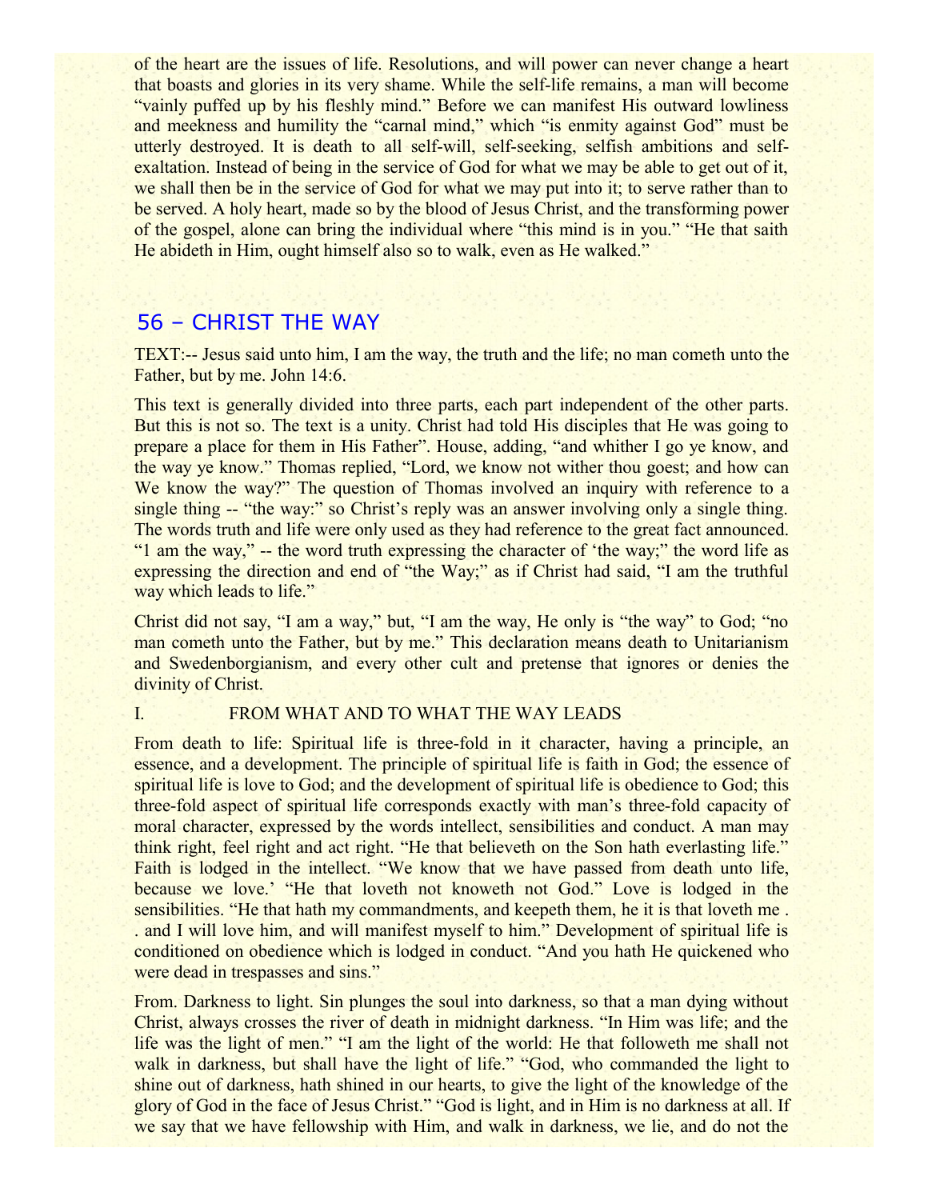of the heart are the issues of life. Resolutions, and will power can never change a heart that boasts and glories in its very shame. While the self-life remains, a man will become "vainly puffed up by his fleshly mind." Before we can manifest His outward lowliness and meekness and humility the "carnal mind," which "is enmity against God" must be utterly destroyed. It is death to all self-will, self-seeking, selfish ambitions and self-exaltation. Instead of being in the service of God for what we may be able to get out of it, we shall then be in the service of God for what we may put into it; to serve rather than to be served. A holy heart, made so by the blood of Jesus Christ, and the transforming power of the gospel, alone can bring the individual where "this mind is in you." "He that saith He abideth in Him, ought himself also so to walk, even as He walked."

## 56 – CHRIST THE WAY

TEXT:-- Jesus said unto him, I am the way, the truth and the life; no man cometh unto the Father, but by me. John 14:6.

This text is generally divided into three parts, each part independent of the other parts. But this is not so. The text is a unity. Christ had told His disciples that He was going to prepare a place for them in His Father". House, adding, "and whither I go ye know, and the way ye know." Thomas replied, "Lord, we know not wither thou goest; and how can We know the way?" The question of Thomas involved an inquiry with reference to a single thing -- "the way:" so Christ's reply was an answer involving only a single thing. The words truth and life were only used as they had reference to the great fact announced. "1 am the way," -- the word truth expressing the character of 'the way;" the word life as expressing the direction and end of "the Way;" as if Christ had said, "I am the truthful way which leads to life."

Christ did not say, "I am a way," but, "I am the way, He only is "the way" to God; "no man cometh unto the Father, but by me." This declaration means death to Unitarianism and Swedenborgianism, and every other cult and pretense that ignores or denies the divinity of Christ.

### I. FROM WHAT AND TO WHAT THE WAY LEADS

From death to life: Spiritual life is three-fold in it character, having a principle, an essence, and a development. The principle of spiritual life is faith in God; the essence of spiritual life is love to God; and the development of spiritual life is obedience to God; this three-fold aspect of spiritual life corresponds exactly with man's three-fold capacity of moral character, expressed by the words intellect, sensibilities and conduct. A man may think right, feel right and act right. "He that believeth on the Son hath everlasting life." Faith is lodged in the intellect. "We know that we have passed from death unto life, because we love.' "He that loveth not knoweth not God." Love is lodged in the sensibilities. "He that hath my commandments, and keepeth them, he it is that loveth me . . and I will love him, and will manifest myself to him." Development of spiritual life is conditioned on obedience which is lodged in conduct. "And you hath He quickened who were dead in trespasses and sins."

From. Darkness to light. Sin plunges the soul into darkness, so that a man dying without Christ, always crosses the river of death in midnight darkness. "In Him was life; and the life was the light of men." "I am the light of the world: He that followeth me shall not walk in darkness, but shall have the light of life." "God, who commanded the light to shine out of darkness, hath shined in our hearts, to give the light of the knowledge of the glory of God in the face of Jesus Christ." "God is light, and in Him is no darkness at all. If we say that we have fellowship with Him, and walk in darkness, we lie, and do not the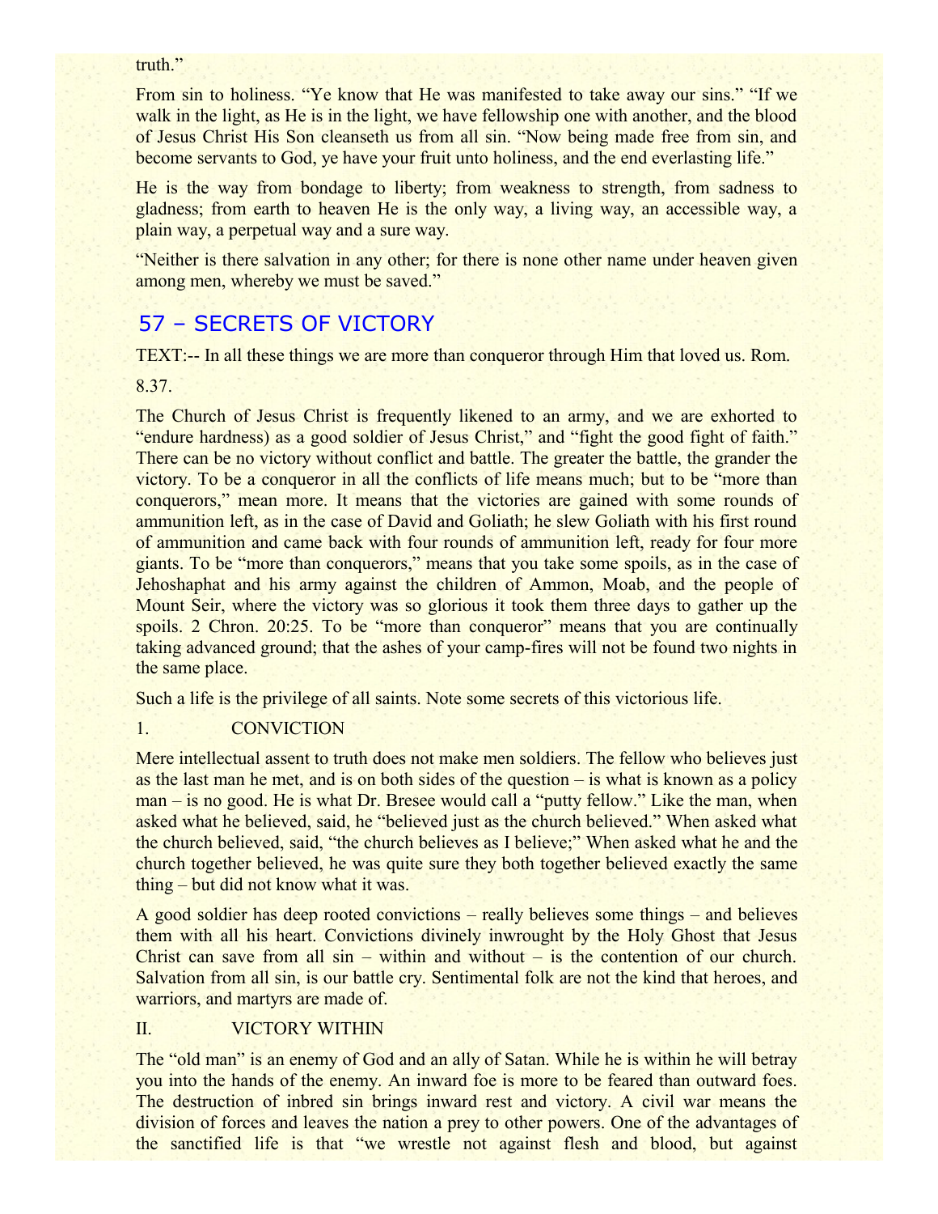truth."

From sin to holiness. "Ye know that He was manifested to take away our sins." "If we walk in the light, as He is in the light, we have fellowship one with another, and the blood of Jesus Christ His Son cleanseth us from all sin. "Now being made free from sin, and become servants to God, ye have your fruit unto holiness, and the end everlasting life."

He is the way from bondage to liberty; from weakness to strength, from sadness to gladness; from earth to heaven He is the only way, a living way, an accessible way, a plain way, a perpetual way and a sure way.

"Neither is there salvation in any other; for there is none other name under heaven given among men, whereby we must be saved."

## 57 – SECRETS OF VICTORY

TEXT:-- In all these things we are more than conqueror through Him that loved us. Rom. 8.37.

The Church of Jesus Christ is frequently likened to an army, and we are exhorted to "endure hardness) as a good soldier of Jesus Christ," and "fight the good fight of faith." There can be no victory without conflict and battle. The greater the battle, the grander the victory. To be a conqueror in all the conflicts of life means much; but to be "more than conquerors," mean more. It means that the victories are gained with some rounds of ammunition left, as in the case of David and Goliath; he slew Goliath with his first round of ammunition and came back with four rounds of ammunition left, ready for four more giants. To be "more than conquerors," means that you take some spoils, as in the case of Jehoshaphat and his army against the children of Ammon, Moab, and the people of Mount Seir, where the victory was so glorious it took them three days to gather up the spoils. 2 Chron. 20:25. To be "more than conqueror" means that you are continually taking advanced ground; that the ashes of your camp-fires will not be found two nights in the same place.

Such a life is the privilege of all saints. Note some secrets of this victorious life.

1. CONVICTION

Mere intellectual assent to truth does not make men soldiers. The fellow who believes just as the last man he met, and is on both sides of the question – is what is known as a policy man – is no good. He is what Dr. Bresee would call a "putty fellow." Like the man, when asked what he believed, said, he "believed just as the church believed." When asked what the church believed, said, "the church believes as I believe;" When asked what he and the church together believed, he was quite sure they both together believed exactly the same thing – but did not know what it was.

A good soldier has deep rooted convictions – really believes some things – and believes them with all his heart. Convictions divinely inwrought by the Holy Ghost that Jesus Christ can save from all sin – within and without – is the contention of our church. Salvation from all sin, is our battle cry. Sentimental folk are not the kind that heroes, and warriors, and martyrs are made of.

II. VICTORY WITHIN

The "old man" is an enemy of God and an ally of Satan. While he is within he will betray you into the hands of the enemy. An inward foe is more to be feared than outward foes. The destruction of inbred sin brings inward rest and victory. A civil war means the division of forces and leaves the nation a prey to other powers. One of the advantages of the sanctified life is that "we wrestle not against flesh and blood, but against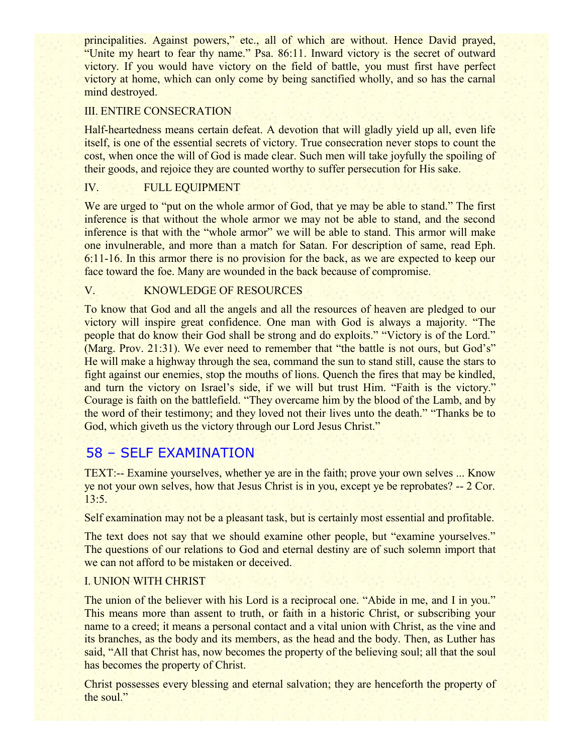principalities. Against powers," etc., all of which are without. Hence David prayed, "Unite my heart to fear thy name." Psa. 86:11. Inward victory is the secret of outward victory. If you would have victory on the field of battle, you must first have perfect victory at home, which can only come by being sanctified wholly, and so has the carnal mind destroyed.

III. ENTIRE CONSECRATION

Half-heartedness means certain defeat. A devotion that will gladly yield up all, even life itself, is one of the essential secrets of victory. True consecration never stops to count the cost, when once the will of God is made clear. Such men will take joyfully the spoiling of their goods, and rejoice they are counted worthy to suffer persecution for His sake.

IV. FULL EQUIPMENT

We are urged to "put on the whole armor of God, that ye may be able to stand." The first inference is that without the whole armor we may not be able to stand, and the second inference is that with the "whole armor" we will be able to stand. This armor will make one invulnerable, and more than a match for Satan. For description of same, read Eph. 6:11-16. In this armor there is no provision for the back, as we are expected to keep our face toward the foe. Many are wounded in the back because of compromise.

V. KNOWLEDGE OF RESOURCES

To know that God and all the angels and all the resources of heaven are pledged to our victory will inspire great confidence. One man with God is always a majority. "The people that do know their God shall be strong and do exploits." "Victory is of the Lord." (Marg. Prov. 21:31). We ever need to remember that "the battle is not ours, but God's" He will make a highway through the sea, command the sun to stand still, cause the stars to fight against our enemies, stop the mouths of lions. Quench the fires that may be kindled, and turn the victory on Israel's side, if we will but trust Him. "Faith is the victory." Courage is faith on the battlefield. "They overcame him by the blood of the Lamb, and by the word of their testimony; and they loved not their lives unto the death." "Thanks be to God, which giveth us the victory through our Lord Jesus Christ."

## 58 – SELF EXAMINATION

TEXT:-- Examine yourselves, whether ye are in the faith; prove your own selves ... Know ye not your own selves, how that Jesus Christ is in you, except ye be reprobates? -- 2 Cor. 13:5.

Self examination may not be a pleasant task, but is certainly most essential and profitable.

The text does not say that we should examine other people, but "examine yourselves." The questions of our relations to God and eternal destiny are of such solemn import that we can not afford to be mistaken or deceived.

I. UNION WITH CHRIST

The union of the believer with his Lord is a reciprocal one. "Abide in me, and I in you." This means more than assent to truth, or faith in a historic Christ, or subscribing your name to a creed; it means a personal contact and a vital union with Christ, as the vine and its branches, as the body and its members, as the head and the body. Then, as Luther has said, "All that Christ has, now becomes the property of the believing soul; all that the soul has becomes the property of Christ.

Christ possesses every blessing and eternal salvation; they are henceforth the property of the soul."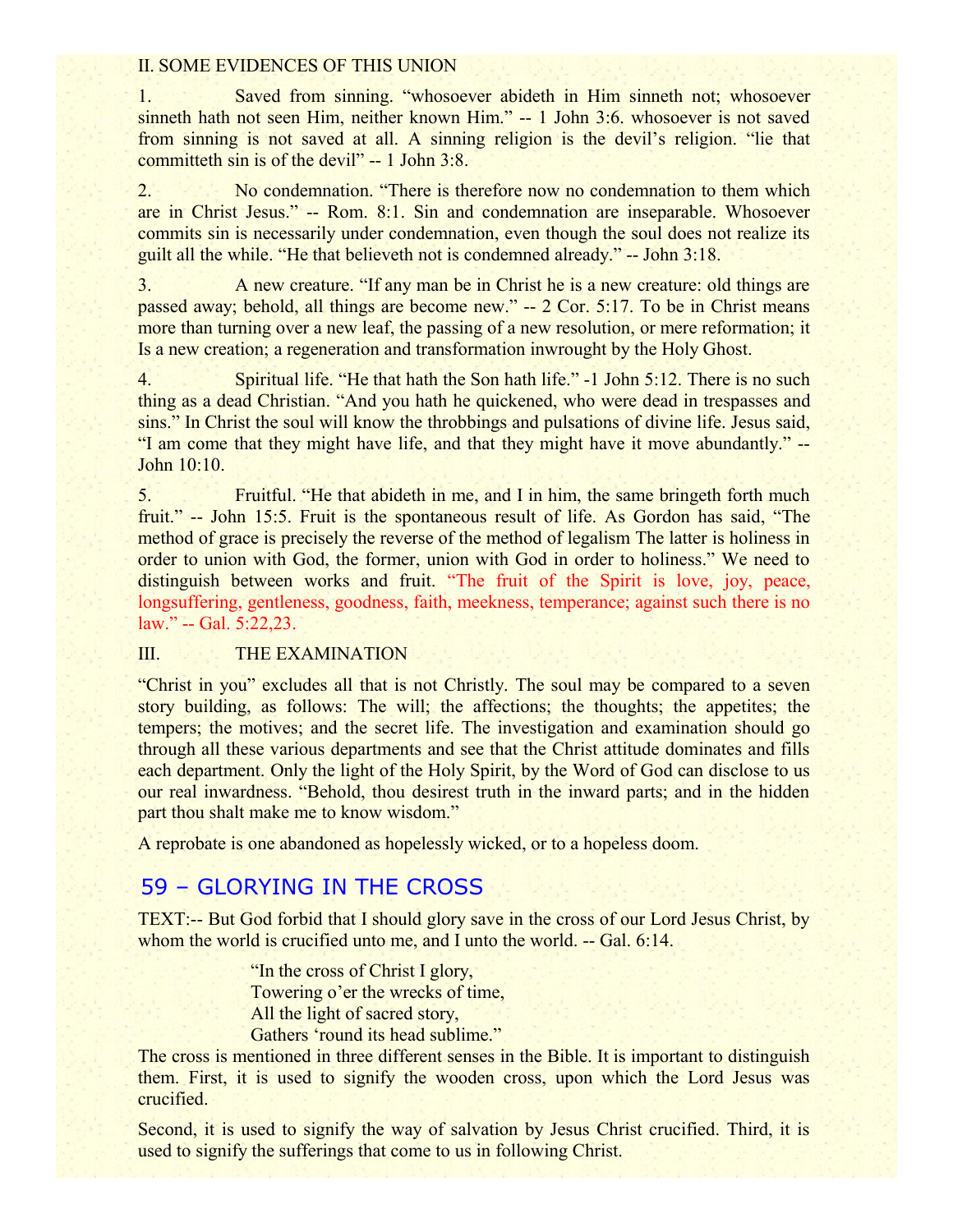II. SOME EVIDENCES OF THIS UNION

1. Saved from sinning. “whosoever abideth in Him sinneth not; whosoever sinneth hath not seen Him, neither known Him.” -- 1 John 3:6. whosoever is not saved from sinning is not saved at all. A sinning religion is the devil’s religion. “lie that committeth sin is of the devil” -- 1 John 3:8.

2. No condemnation. “There is therefore now no condemnation to them which are in Christ Jesus.” -- Rom. 8:1. Sin and condemnation are inseparable. Whosoever commits sin is necessarily under condemnation, even though the soul does not realize its guilt all the while. “He that believeth not is condemned already.” -- John 3:18.

3. A new creature. “If any man be in Christ he is a new creature: old things are passed away; behold, all things are become new.” -- 2 Cor. 5:17. To be in Christ means more than turning over a new leaf, the passing of a new resolution, or mere reformation; it Is a new creation; a regeneration and transformation inwrought by the Holy Ghost.

4. Spiritual life. “He that hath the Son hath life.” -1 John 5:12. There is no such thing as a dead Christian. “And you hath he quickened, who were dead in trespasses and sins.” In Christ the soul will know the throbbings and pulsations of divine life. Jesus said, “I am come that they might have life, and that they might have it move abundantly.” -- John 10:10.

5. Fruitful. “He that abideth in me, and I in him, the same bringeth forth much fruit.” -- John 15:5. Fruit is the spontaneous result of life. As Gordon has said, “The method of grace is precisely the reverse of the method of legalism The latter is holiness in order to union with God, the former, union with God in order to holiness.” We need to distinguish between works and fruit. “The fruit of the Spirit is love, joy, peace, longsuffering, gentleness, goodness, faith, meekness, temperance; against such there is no law.” -- Gal. 5:22,23.

III. THE EXAMINATION

“Christ in you” excludes all that is not Christly. The soul may be compared to a seven story building, as follows: The will; the affections; the thoughts; the appetites; the tempers; the motives; and the secret life. The investigation and examination should go through all these various departments and see that the Christ attitude dominates and fills each department. Only the light of the Holy Spirit, by the Word of God can disclose to us our real inwardness. “Behold, thou desirest truth in the inward parts; and in the hidden part thou shalt make me to know wisdom.”

A reprobate is one abandoned as hopelessly wicked, or to a hopeless doom.

## 59 – GLORYING IN THE CROSS

TEXT:-- But God forbid that I should glory save in the cross of our Lord Jesus Christ, by whom the world is crucified unto me, and I unto the world. -- Gal. 6:14.

> “In the cross of Christ I glory,
> Towering o’er the wrecks of time,
> All the light of sacred story,
> Gathers ‘round its head sublime.”

The cross is mentioned in three different senses in the Bible. It is important to distinguish them. First, it is used to signify the wooden cross, upon which the Lord Jesus was crucified.

Second, it is used to signify the way of salvation by Jesus Christ crucified. Third, it is used to signify the sufferings that come to us in following Christ.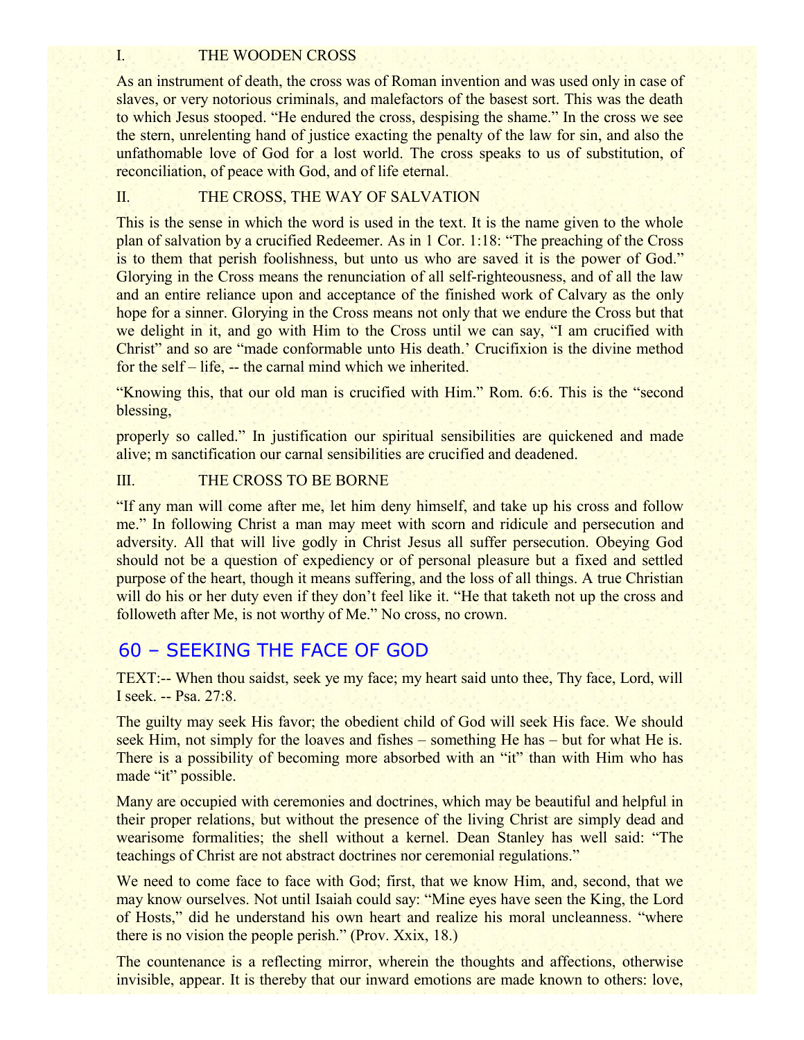### I. THE WOODEN CROSS

As an instrument of death, the cross was of Roman invention and was used only in case of slaves, or very notorious criminals, and malefactors of the basest sort. This was the death to which Jesus stooped. "He endured the cross, despising the shame." In the cross we see the stern, unrelenting hand of justice exacting the penalty of the law for sin, and also the unfathomable love of God for a lost world. The cross speaks to us of substitution, of reconciliation, of peace with God, and of life eternal.

### II. THE CROSS, THE WAY OF SALVATION

This is the sense in which the word is used in the text. It is the name given to the whole plan of salvation by a crucified Redeemer. As in 1 Cor. 1:18: "The preaching of the Cross is to them that perish foolishness, but unto us who are saved it is the power of God." Glorying in the Cross means the renunciation of all self-righteousness, and of all the law and an entire reliance upon and acceptance of the finished work of Calvary as the only hope for a sinner. Glorying in the Cross means not only that we endure the Cross but that we delight in it, and go with Him to the Cross until we can say, "I am crucified with Christ" and so are "made conformable unto His death.' Crucifixion is the divine method for the self – life, -- the carnal mind which we inherited.

"Knowing this, that our old man is crucified with Him." Rom. 6:6. This is the "second blessing,

properly so called." In justification our spiritual sensibilities are quickened and made alive; m sanctification our carnal sensibilities are crucified and deadened.

### III. THE CROSS TO BE BORNE

"If any man will come after me, let him deny himself, and take up his cross and follow me." In following Christ a man may meet with scorn and ridicule and persecution and adversity. All that will live godly in Christ Jesus all suffer persecution. Obeying God should not be a question of expediency or of personal pleasure but a fixed and settled purpose of the heart, though it means suffering, and the loss of all things. A true Christian will do his or her duty even if they don't feel like it. "He that taketh not up the cross and followeth after Me, is not worthy of Me." No cross, no crown.

## 60 – SEEKING THE FACE OF GOD

TEXT:-- When thou saidst, seek ye my face; my heart said unto thee, Thy face, Lord, will I seek. -- Psa. 27:8.

The guilty may seek His favor; the obedient child of God will seek His face. We should seek Him, not simply for the loaves and fishes – something He has – but for what He is. There is a possibility of becoming more absorbed with an "it" than with Him who has made "it" possible.

Many are occupied with ceremonies and doctrines, which may be beautiful and helpful in their proper relations, but without the presence of the living Christ are simply dead and wearisome formalities; the shell without a kernel. Dean Stanley has well said: "The teachings of Christ are not abstract doctrines nor ceremonial regulations."

We need to come face to face with God; first, that we know Him, and, second, that we may know ourselves. Not until Isaiah could say: "Mine eyes have seen the King, the Lord of Hosts," did he understand his own heart and realize his moral uncleanness. "where there is no vision the people perish." (Prov. Xxix, 18.)

The countenance is a reflecting mirror, wherein the thoughts and affections, otherwise invisible, appear. It is thereby that our inward emotions are made known to others: love,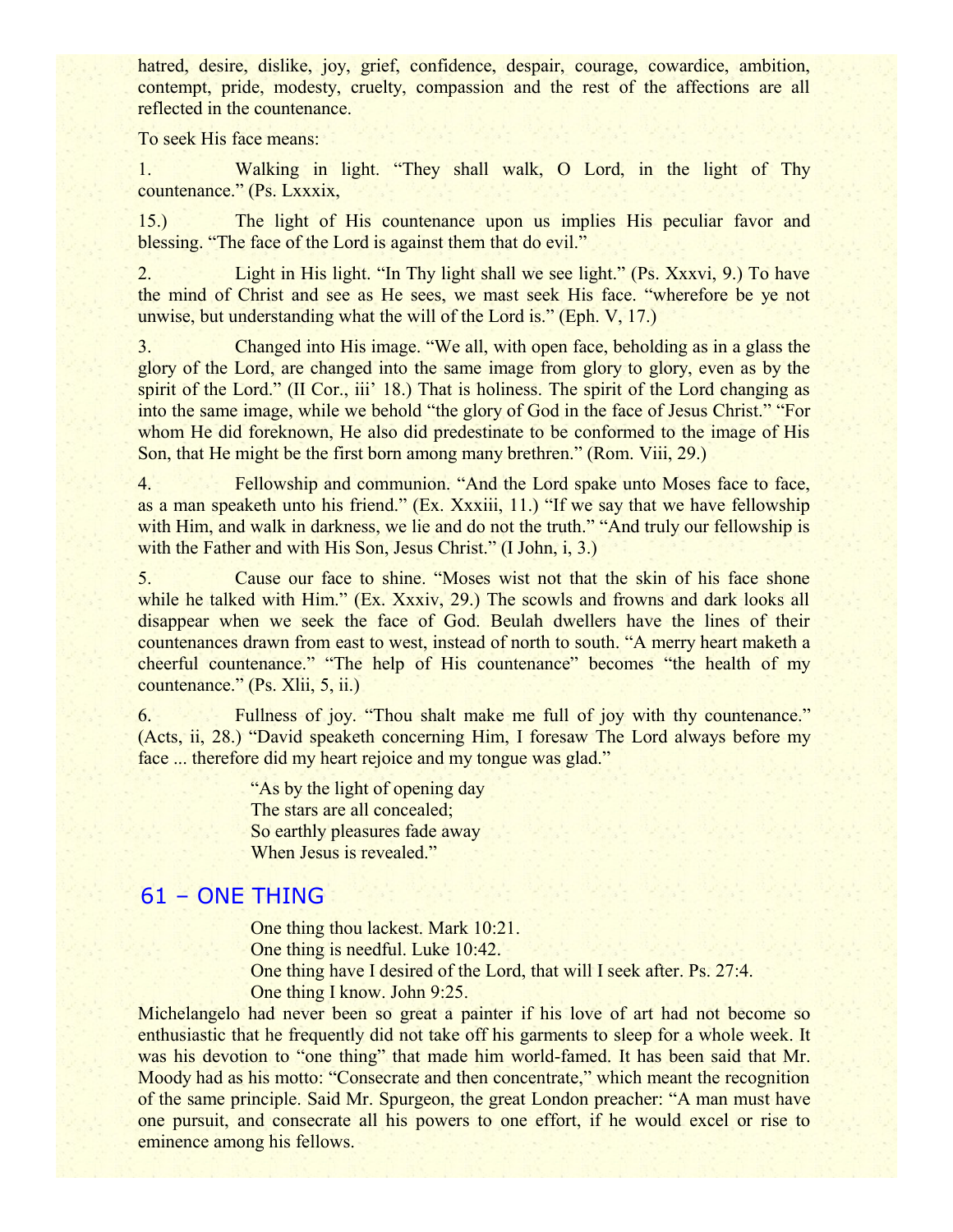hatred, desire, dislike, joy, grief, confidence, despair, courage, cowardice, ambition, contempt, pride, modesty, cruelty, compassion and the rest of the affections are all reflected in the countenance.

To seek His face means:

1. Walking in light. "They shall walk, O Lord, in the light of Thy countenance." (Ps. Lxxxix,

15.) The light of His countenance upon us implies His peculiar favor and blessing. "The face of the Lord is against them that do evil."

2. Light in His light. "In Thy light shall we see light." (Ps. Xxxvi, 9.) To have the mind of Christ and see as He sees, we mast seek His face. "wherefore be ye not unwise, but understanding what the will of the Lord is." (Eph. V, 17.)

3. Changed into His image. "We all, with open face, beholding as in a glass the glory of the Lord, are changed into the same image from glory to glory, even as by the spirit of the Lord." (II Cor., iii' 18.) That is holiness. The spirit of the Lord changing as into the same image, while we behold "the glory of God in the face of Jesus Christ." "For whom He did foreknown, He also did predestinate to be conformed to the image of His Son, that He might be the first born among many brethren." (Rom. Viii, 29.)

4. Fellowship and communion. "And the Lord spake unto Moses face to face, as a man speaketh unto his friend." (Ex. Xxxiii, 11.) "If we say that we have fellowship with Him, and walk in darkness, we lie and do not the truth." "And truly our fellowship is with the Father and with His Son, Jesus Christ." (I John, i, 3.)

5. Cause our face to shine. "Moses wist not that the skin of his face shone while he talked with Him." (Ex. Xxxiv, 29.) The scowls and frowns and dark looks all disappear when we seek the face of God. Beulah dwellers have the lines of their countenances drawn from east to west, instead of north to south. "A merry heart maketh a cheerful countenance." "The help of His countenance" becomes "the health of my countenance." (Ps. Xlii, 5, ii.)

6. Fullness of joy. "Thou shalt make me full of joy with thy countenance." (Acts, ii, 28.) "David speaketh concerning Him, I foresaw The Lord always before my face ... therefore did my heart rejoice and my tongue was glad."

> "As by the light of opening day
> The stars are all concealed;
> So earthly pleasures fade away
> When Jesus is revealed."

## 61 – ONE THING

> One thing thou lackest. Mark 10:21.
> One thing is needful. Luke 10:42.
> One thing have I desired of the Lord, that will I seek after. Ps. 27:4.
> One thing I know. John 9:25.

Michelangelo had never been so great a painter if his love of art had not become so enthusiastic that he frequently did not take off his garments to sleep for a whole week. It was his devotion to "one thing" that made him world-famed. It has been said that Mr. Moody had as his motto: "Consecrate and then concentrate," which meant the recognition of the same principle. Said Mr. Spurgeon, the great London preacher: "A man must have one pursuit, and consecrate all his powers to one effort, if he would excel or rise to eminence among his fellows.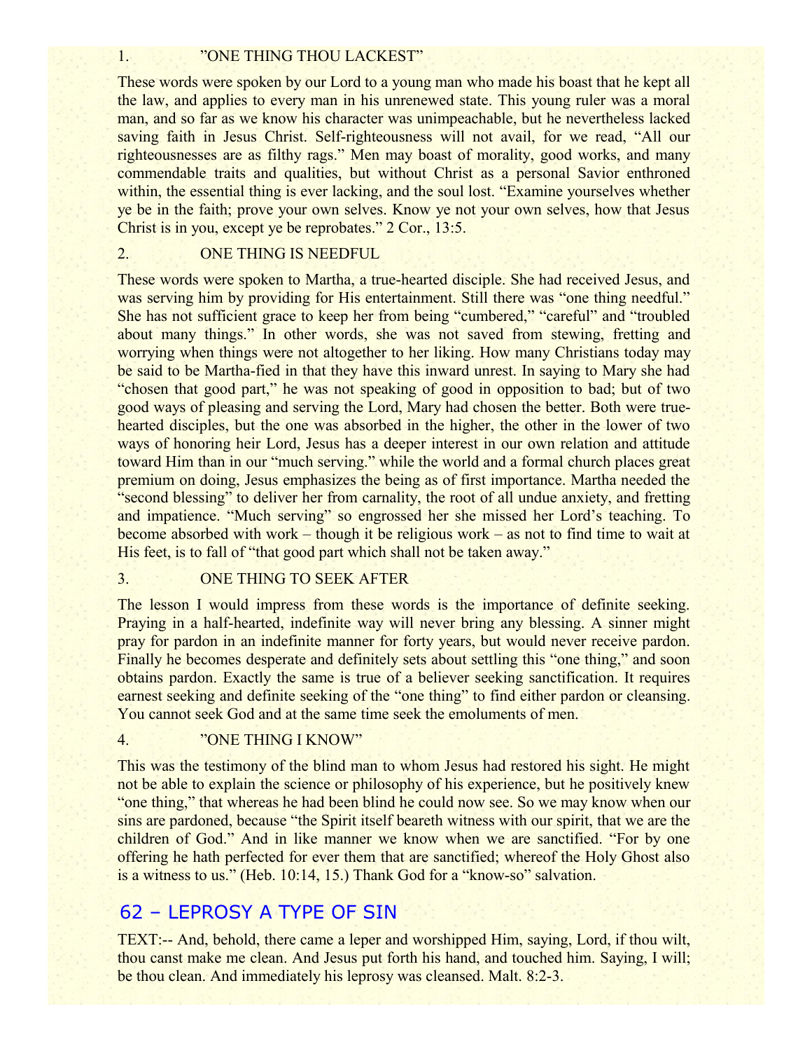1. "ONE THING THOU LACKEST"

These words were spoken by our Lord to a young man who made his boast that he kept all the law, and applies to every man in his unrenewed state. This young ruler was a moral man, and so far as we know his character was unimpeachable, but he nevertheless lacked saving faith in Jesus Christ. Self-righteousness will not avail, for we read, "All our righteousnesses are as filthy rags." Men may boast of morality, good works, and many commendable traits and qualities, but without Christ as a personal Savior enthroned within, the essential thing is ever lacking, and the soul lost. "Examine yourselves whether ye be in the faith; prove your own selves. Know ye not your own selves, how that Jesus Christ is in you, except ye be reprobates." 2 Cor., 13:5.

2. ONE THING IS NEEDFUL

These words were spoken to Martha, a true-hearted disciple. She had received Jesus, and was serving him by providing for His entertainment. Still there was "one thing needful." She has not sufficient grace to keep her from being "cumbered," "careful" and "troubled about many things." In other words, she was not saved from stewing, fretting and worrying when things were not altogether to her liking. How many Christians today may be said to be Martha-fied in that they have this inward unrest. In saying to Mary she had "chosen that good part," he was not speaking of good in opposition to bad; but of two good ways of pleasing and serving the Lord, Mary had chosen the better. Both were true-hearted disciples, but the one was absorbed in the higher, the other in the lower of two ways of honoring heir Lord, Jesus has a deeper interest in our own relation and attitude toward Him than in our "much serving." while the world and a formal church places great premium on doing, Jesus emphasizes the being as of first importance. Martha needed the "second blessing" to deliver her from carnality, the root of all undue anxiety, and fretting and impatience. "Much serving" so engrossed her she missed her Lord's teaching. To become absorbed with work – though it be religious work – as not to find time to wait at His feet, is to fall of "that good part which shall not be taken away."

3. ONE THING TO SEEK AFTER

The lesson I would impress from these words is the importance of definite seeking. Praying in a half-hearted, indefinite way will never bring any blessing. A sinner might pray for pardon in an indefinite manner for forty years, but would never receive pardon. Finally he becomes desperate and definitely sets about settling this "one thing," and soon obtains pardon. Exactly the same is true of a believer seeking sanctification. It requires earnest seeking and definite seeking of the "one thing" to find either pardon or cleansing. You cannot seek God and at the same time seek the emoluments of men.

4. "ONE THING I KNOW"

This was the testimony of the blind man to whom Jesus had restored his sight. He might not be able to explain the science or philosophy of his experience, but he positively knew "one thing," that whereas he had been blind he could now see. So we may know when our sins are pardoned, because "the Spirit itself beareth witness with our spirit, that we are the children of God." And in like manner we know when we are sanctified. "For by one offering he hath perfected for ever them that are sanctified; whereof the Holy Ghost also is a witness to us." (Heb. 10:14, 15.) Thank God for a "know-so" salvation.

## 62 – LEPROSY A TYPE OF SIN

TEXT:-- And, behold, there came a leper and worshipped Him, saying, Lord, if thou wilt, thou canst make me clean. And Jesus put forth his hand, and touched him. Saying, I will; be thou clean. And immediately his leprosy was cleansed. Malt. 8:2-3.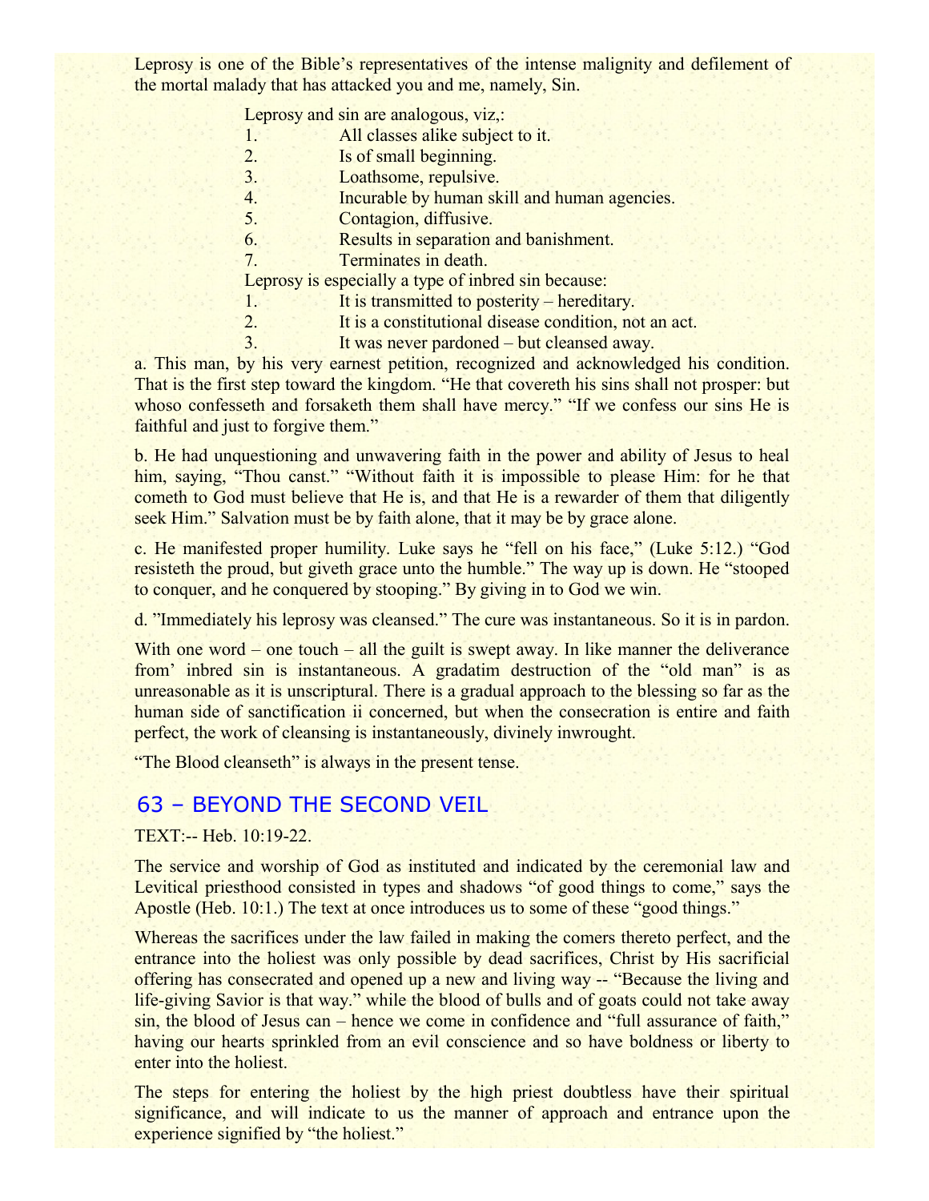Leprosy is one of the Bible's representatives of the intense malignity and defilement of the mortal malady that has attacked you and me, namely, Sin.

Leprosy and sin are analogous, viz,:

1. All classes alike subject to it.
2. Is of small beginning.
3. Loathsome, repulsive.
4. Incurable by human skill and human agencies.
5. Contagion, diffusive.
6. Results in separation and banishment.
7. Terminates in death.

Leprosy is especially a type of inbred sin because:

1. It is transmitted to posterity – hereditary.
2. It is a constitutional disease condition, not an act.
3. It was never pardoned – but cleansed away.

a. This man, by his very earnest petition, recognized and acknowledged his condition. That is the first step toward the kingdom. "He that covereth his sins shall not prosper: but whoso confesseth and forsaketh them shall have mercy." "If we confess our sins He is faithful and just to forgive them."

b. He had unquestioning and unwavering faith in the power and ability of Jesus to heal him, saying, "Thou canst." "Without faith it is impossible to please Him: for he that cometh to God must believe that He is, and that He is a rewarder of them that diligently seek Him." Salvation must be by faith alone, that it may be by grace alone.

c. He manifested proper humility. Luke says he "fell on his face," (Luke 5:12.) "God resisteth the proud, but giveth grace unto the humble." The way up is down. He "stooped to conquer, and he conquered by stooping." By giving in to God we win.

d. "Immediately his leprosy was cleansed." The cure was instantaneous. So it is in pardon.

With one word – one touch – all the guilt is swept away. In like manner the deliverance from' inbred sin is instantaneous. A gradatim destruction of the "old man" is as unreasonable as it is unscriptural. There is a gradual approach to the blessing so far as the human side of sanctification ii concerned, but when the consecration is entire and faith perfect, the work of cleansing is instantaneously, divinely inwrought.

"The Blood cleanseth" is always in the present tense.

## 63 – BEYOND THE SECOND VEIL

TEXT:-- Heb. 10:19-22.

The service and worship of God as instituted and indicated by the ceremonial law and Levitical priesthood consisted in types and shadows "of good things to come," says the Apostle (Heb. 10:1.) The text at once introduces us to some of these "good things."

Whereas the sacrifices under the law failed in making the comers thereto perfect, and the entrance into the holiest was only possible by dead sacrifices, Christ by His sacrificial offering has consecrated and opened up a new and living way -- "Because the living and life-giving Savior is that way." while the blood of bulls and of goats could not take away sin, the blood of Jesus can – hence we come in confidence and "full assurance of faith," having our hearts sprinkled from an evil conscience and so have boldness or liberty to enter into the holiest.

The steps for entering the holiest by the high priest doubtless have their spiritual significance, and will indicate to us the manner of approach and entrance upon the experience signified by "the holiest."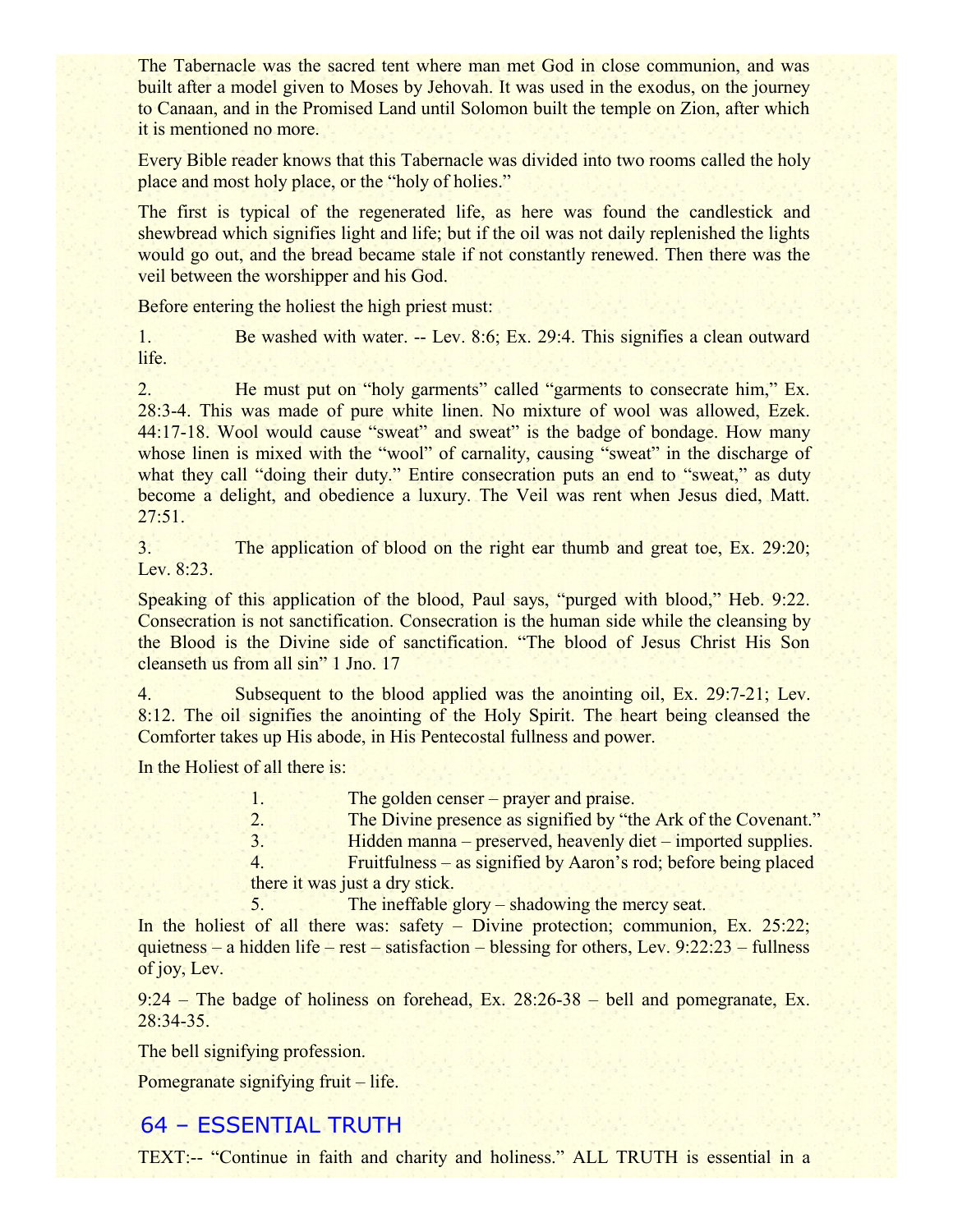The Tabernacle was the sacred tent where man met God in close communion, and was built after a model given to Moses by Jehovah. It was used in the exodus, on the journey to Canaan, and in the Promised Land until Solomon built the temple on Zion, after which it is mentioned no more.

Every Bible reader knows that this Tabernacle was divided into two rooms called the holy place and most holy place, or the "holy of holies."

The first is typical of the regenerated life, as here was found the candlestick and shewbread which signifies light and life; but if the oil was not daily replenished the lights would go out, and the bread became stale if not constantly renewed. Then there was the veil between the worshipper and his God.

Before entering the holiest the high priest must:

1. Be washed with water. -- Lev. 8:6; Ex. 29:4. This signifies a clean outward life.

2. He must put on "holy garments" called "garments to consecrate him," Ex. 28:3-4. This was made of pure white linen. No mixture of wool was allowed, Ezek. 44:17-18. Wool would cause "sweat" and sweat" is the badge of bondage. How many whose linen is mixed with the "wool" of carnality, causing "sweat" in the discharge of what they call "doing their duty." Entire consecration puts an end to "sweat," as duty become a delight, and obedience a luxury. The Veil was rent when Jesus died, Matt. 27:51.

3. The application of blood on the right ear thumb and great toe, Ex. 29:20; Lev. 8:23.

Speaking of this application of the blood, Paul says, "purged with blood," Heb. 9:22. Consecration is not sanctification. Consecration is the human side while the cleansing by the Blood is the Divine side of sanctification. "The blood of Jesus Christ His Son cleanseth us from all sin" 1 Jno. 17

4. Subsequent to the blood applied was the anointing oil, Ex. 29:7-21; Lev. 8:12. The oil signifies the anointing of the Holy Spirit. The heart being cleansed the Comforter takes up His abode, in His Pentecostal fullness and power.

In the Holiest of all there is:

1. The golden censer – prayer and praise.
2. The Divine presence as signified by "the Ark of the Covenant."
3. Hidden manna – preserved, heavenly diet – imported supplies.
4. Fruitfulness – as signified by Aaron's rod; before being placed there it was just a dry stick.
5. The ineffable glory – shadowing the mercy seat.

In the holiest of all there was: safety – Divine protection; communion, Ex. 25:22; quietness – a hidden life – rest – satisfaction – blessing for others, Lev. 9:22:23 – fullness of joy, Lev.

9:24 – The badge of holiness on forehead, Ex. 28:26-38 – bell and pomegranate, Ex. 28:34-35.

The bell signifying profession.

Pomegranate signifying fruit – life.

## 64 – ESSENTIAL TRUTH

TEXT:-- "Continue in faith and charity and holiness." ALL TRUTH is essential in a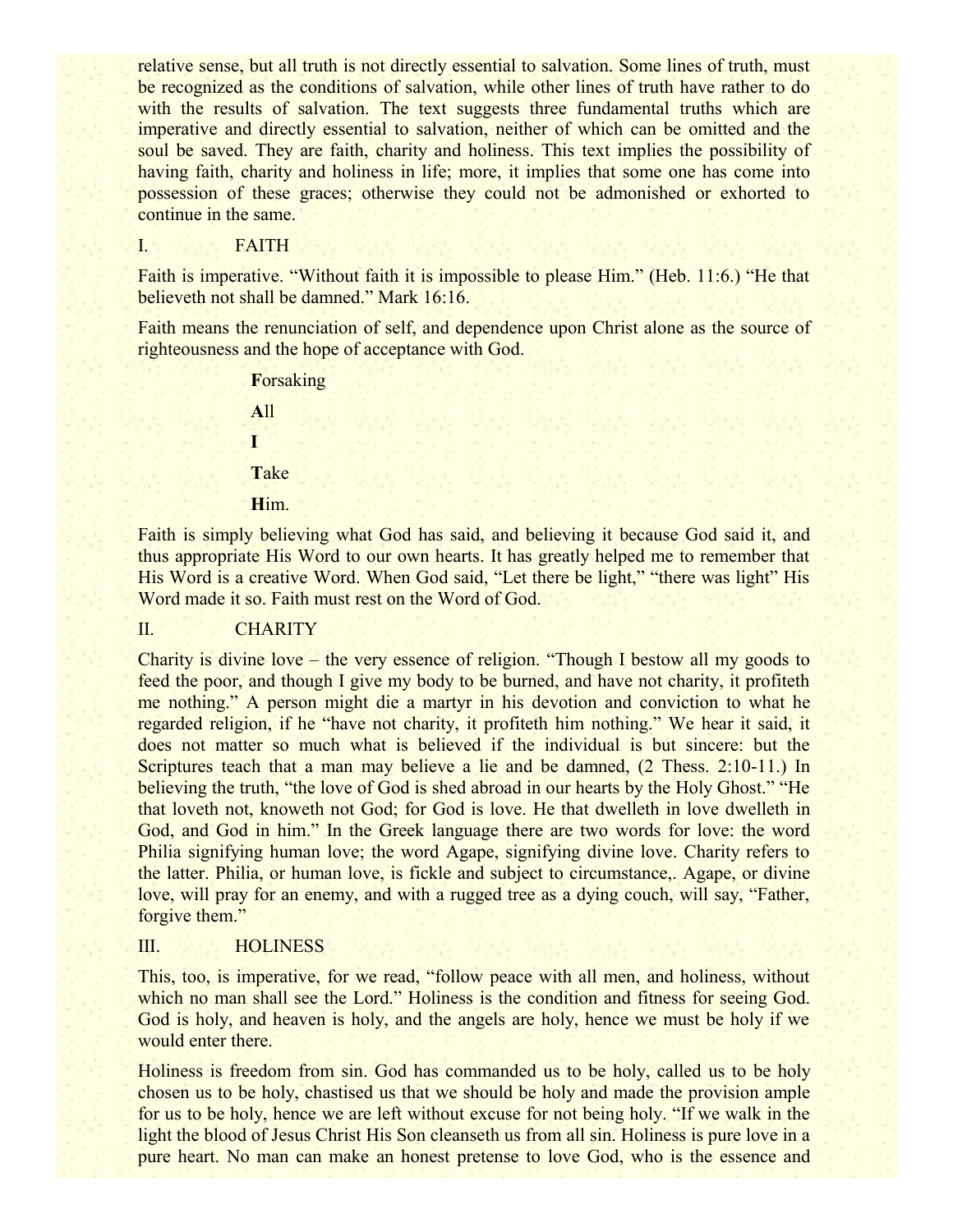relative sense, but all truth is not directly essential to salvation. Some lines of truth, must be recognized as the conditions of salvation, while other lines of truth have rather to do with the results of salvation. The text suggests three fundamental truths which are imperative and directly essential to salvation, neither of which can be omitted and the soul be saved. They are faith, charity and holiness. This text implies the possibility of having faith, charity and holiness in life; more, it implies that some one has come into possession of these graces; otherwise they could not be admonished or exhorted to continue in the same.

## I. FAITH

Faith is imperative. "Without faith it is impossible to please Him." (Heb. 11:6.) "He that believeth not shall be damned." Mark 16:16.

Faith means the renunciation of self, and dependence upon Christ alone as the source of righteousness and the hope of acceptance with God.

**F**orsaking

**A**ll

**I**

**T**ake

**H**im.

Faith is simply believing what God has said, and believing it because God said it, and thus appropriate His Word to our own hearts. It has greatly helped me to remember that His Word is a creative Word. When God said, "Let there be light," "there was light" His Word made it so. Faith must rest on the Word of God.

## II. CHARITY

Charity is divine love – the very essence of religion. "Though I bestow all my goods to feed the poor, and though I give my body to be burned, and have not charity, it profiteth me nothing." A person might die a martyr in his devotion and conviction to what he regarded religion, if he "have not charity, it profiteth him nothing." We hear it said, it does not matter so much what is believed if the individual is but sincere: but the Scriptures teach that a man may believe a lie and be damned, (2 Thess. 2:10-11.) In believing the truth, "the love of God is shed abroad in our hearts by the Holy Ghost." "He that loveth not, knoweth not God; for God is love. He that dwelleth in love dwelleth in God, and God in him." In the Greek language there are two words for love: the word Philia signifying human love; the word Agape, signifying divine love. Charity refers to the latter. Philia, or human love, is fickle and subject to circumstance,. Agape, or divine love, will pray for an enemy, and with a rugged tree as a dying couch, will say, "Father, forgive them."

## III. HOLINESS

This, too, is imperative, for we read, "follow peace with all men, and holiness, without which no man shall see the Lord." Holiness is the condition and fitness for seeing God. God is holy, and heaven is holy, and the angels are holy, hence we must be holy if we would enter there.

Holiness is freedom from sin. God has commanded us to be holy, called us to be holy chosen us to be holy, chastised us that we should be holy and made the provision ample for us to be holy, hence we are left without excuse for not being holy. "If we walk in the light the blood of Jesus Christ His Son cleanseth us from all sin. Holiness is pure love in a pure heart. No man can make an honest pretense to love God, who is the essence and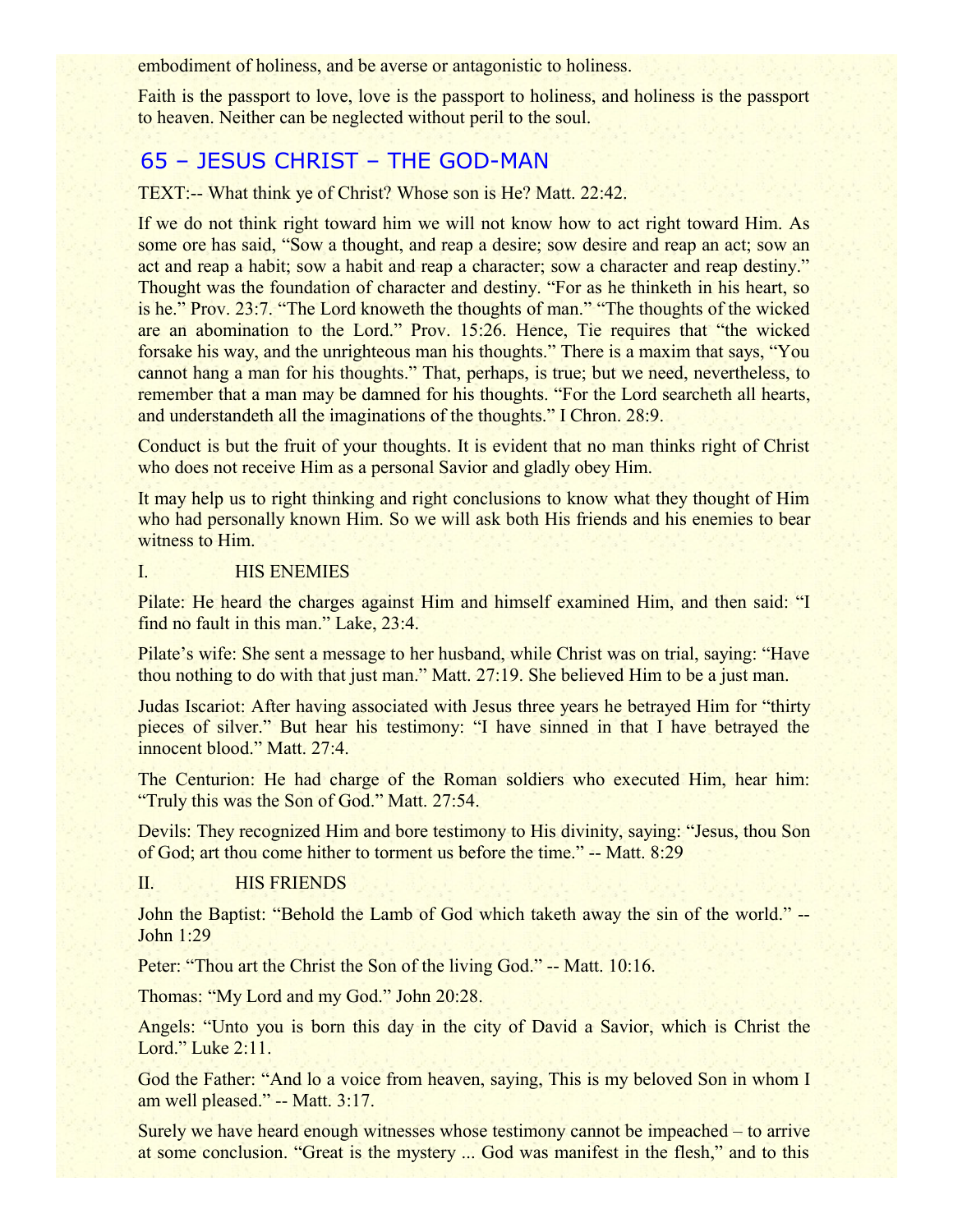embodiment of holiness, and be averse or antagonistic to holiness.

Faith is the passport to love, love is the passport to holiness, and holiness is the passport to heaven. Neither can be neglected without peril to the soul.

## 65 – JESUS CHRIST – THE GOD-MAN

TEXT:-- What think ye of Christ? Whose son is He? Matt. 22:42.

If we do not think right toward him we will not know how to act right toward Him. As some ore has said, "Sow a thought, and reap a desire; sow desire and reap an act; sow an act and reap a habit; sow a habit and reap a character; sow a character and reap destiny." Thought was the foundation of character and destiny. "For as he thinketh in his heart, so is he." Prov. 23:7. "The Lord knoweth the thoughts of man." "The thoughts of the wicked are an abomination to the Lord." Prov. 15:26. Hence, Tie requires that "the wicked forsake his way, and the unrighteous man his thoughts." There is a maxim that says, "You cannot hang a man for his thoughts." That, perhaps, is true; but we need, nevertheless, to remember that a man may be damned for his thoughts. "For the Lord searcheth all hearts, and understandeth all the imaginations of the thoughts." I Chron. 28:9.

Conduct is but the fruit of your thoughts. It is evident that no man thinks right of Christ who does not receive Him as a personal Savior and gladly obey Him.

It may help us to right thinking and right conclusions to know what they thought of Him who had personally known Him. So we will ask both His friends and his enemies to bear witness to Him.

I. HIS ENEMIES

Pilate: He heard the charges against Him and himself examined Him, and then said: "I find no fault in this man." Lake, 23:4.

Pilate's wife: She sent a message to her husband, while Christ was on trial, saying: "Have thou nothing to do with that just man." Matt. 27:19. She believed Him to be a just man.

Judas Iscariot: After having associated with Jesus three years he betrayed Him for "thirty pieces of silver." But hear his testimony: "I have sinned in that I have betrayed the innocent blood." Matt. 27:4.

The Centurion: He had charge of the Roman soldiers who executed Him, hear him: "Truly this was the Son of God." Matt. 27:54.

Devils: They recognized Him and bore testimony to His divinity, saying: "Jesus, thou Son of God; art thou come hither to torment us before the time." -- Matt. 8:29

II. HIS FRIENDS

John the Baptist: "Behold the Lamb of God which taketh away the sin of the world." -- John 1:29

Peter: "Thou art the Christ the Son of the living God." -- Matt. 10:16.

Thomas: "My Lord and my God." John 20:28.

Angels: "Unto you is born this day in the city of David a Savior, which is Christ the Lord." Luke 2:11.

God the Father: "And lo a voice from heaven, saying, This is my beloved Son in whom I am well pleased." -- Matt. 3:17.

Surely we have heard enough witnesses whose testimony cannot be impeached – to arrive at some conclusion. "Great is the mystery ... God was manifest in the flesh," and to this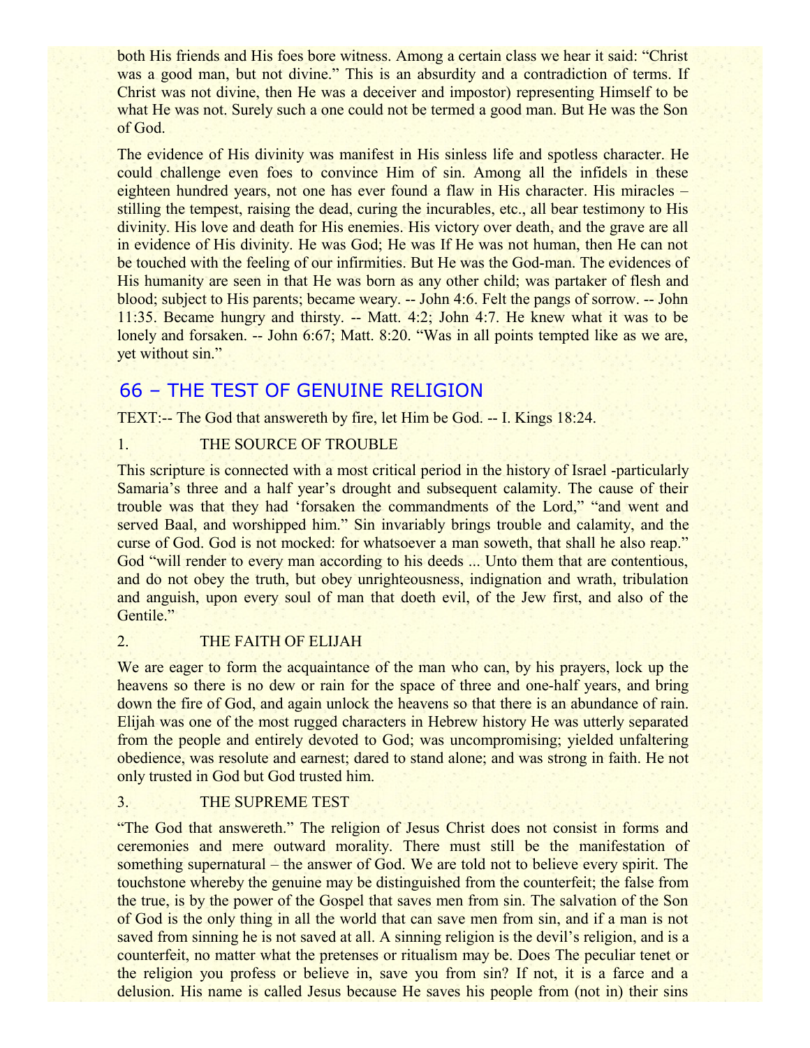both His friends and His foes bore witness. Among a certain class we hear it said: "Christ was a good man, but not divine." This is an absurdity and a contradiction of terms. If Christ was not divine, then He was a deceiver and impostor) representing Himself to be what He was not. Surely such a one could not be termed a good man. But He was the Son of God.

The evidence of His divinity was manifest in His sinless life and spotless character. He could challenge even foes to convince Him of sin. Among all the infidels in these eighteen hundred years, not one has ever found a flaw in His character. His miracles – stilling the tempest, raising the dead, curing the incurables, etc., all bear testimony to His divinity. His love and death for His enemies. His victory over death, and the grave are all in evidence of His divinity. He was God; He was If He was not human, then He can not be touched with the feeling of our infirmities. But He was the God-man. The evidences of His humanity are seen in that He was born as any other child; was partaker of flesh and blood; subject to His parents; became weary. -- John 4:6. Felt the pangs of sorrow. -- John 11:35. Became hungry and thirsty. -- Matt. 4:2; John 4:7. He knew what it was to be lonely and forsaken. -- John 6:67; Matt. 8:20. "Was in all points tempted like as we are, yet without sin."

## 66 – THE TEST OF GENUINE RELIGION

TEXT:-- The God that answereth by fire, let Him be God. -- I. Kings 18:24.

1. THE SOURCE OF TROUBLE

This scripture is connected with a most critical period in the history of Israel -particularly Samaria's three and a half year's drought and subsequent calamity. The cause of their trouble was that they had 'forsaken the commandments of the Lord," "and went and served Baal, and worshipped him." Sin invariably brings trouble and calamity, and the curse of God. God is not mocked: for whatsoever a man soweth, that shall he also reap." God "will render to every man according to his deeds ... Unto them that are contentious, and do not obey the truth, but obey unrighteousness, indignation and wrath, tribulation and anguish, upon every soul of man that doeth evil, of the Jew first, and also of the Gentile."

2. THE FAITH OF ELIJAH

We are eager to form the acquaintance of the man who can, by his prayers, lock up the heavens so there is no dew or rain for the space of three and one-half years, and bring down the fire of God, and again unlock the heavens so that there is an abundance of rain. Elijah was one of the most rugged characters in Hebrew history He was utterly separated from the people and entirely devoted to God; was uncompromising; yielded unfaltering obedience, was resolute and earnest; dared to stand alone; and was strong in faith. He not only trusted in God but God trusted him.

3. THE SUPREME TEST

"The God that answereth." The religion of Jesus Christ does not consist in forms and ceremonies and mere outward morality. There must still be the manifestation of something supernatural – the answer of God. We are told not to believe every spirit. The touchstone whereby the genuine may be distinguished from the counterfeit; the false from the true, is by the power of the Gospel that saves men from sin. The salvation of the Son of God is the only thing in all the world that can save men from sin, and if a man is not saved from sinning he is not saved at all. A sinning religion is the devil's religion, and is a counterfeit, no matter what the pretenses or ritualism may be. Does The peculiar tenet or the religion you profess or believe in, save you from sin? If not, it is a farce and a delusion. His name is called Jesus because He saves his people from (not in) their sins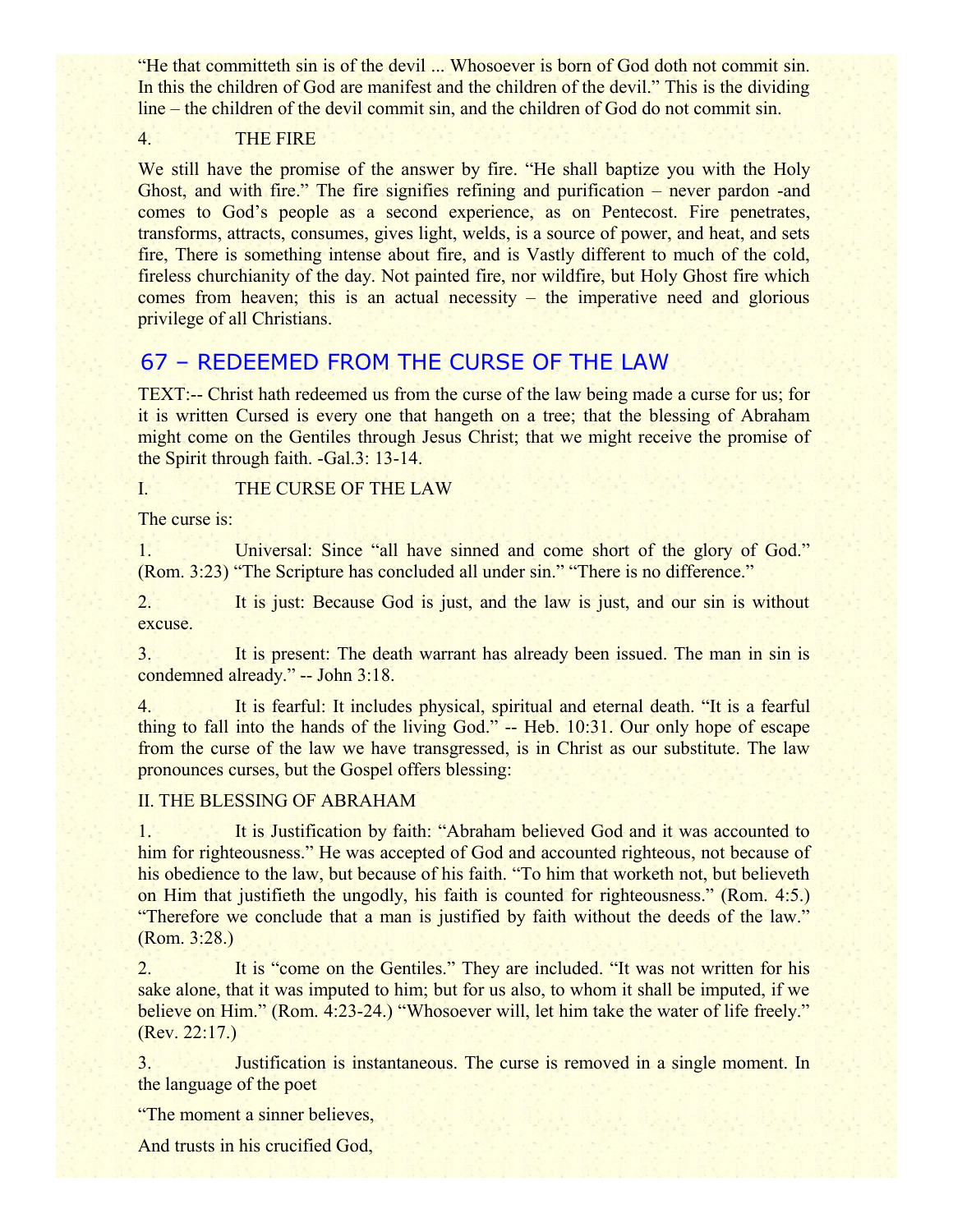"He that committeth sin is of the devil ... Whosoever is born of God doth not commit sin. In this the children of God are manifest and the children of the devil." This is the dividing line – the children of the devil commit sin, and the children of God do not commit sin.

4. THE FIRE

We still have the promise of the answer by fire. "He shall baptize you with the Holy Ghost, and with fire." The fire signifies refining and purification – never pardon -and comes to God's people as a second experience, as on Pentecost. Fire penetrates, transforms, attracts, consumes, gives light, welds, is a source of power, and heat, and sets fire, There is something intense about fire, and is Vastly different to much of the cold, fireless churchianity of the day. Not painted fire, nor wildfire, but Holy Ghost fire which comes from heaven; this is an actual necessity – the imperative need and glorious privilege of all Christians.

## 67 – REDEEMED FROM THE CURSE OF THE LAW

TEXT:-- Christ hath redeemed us from the curse of the law being made a curse for us; for it is written Cursed is every one that hangeth on a tree; that the blessing of Abraham might come on the Gentiles through Jesus Christ; that we might receive the promise of the Spirit through faith. -Gal.3: 13-14.

I. THE CURSE OF THE LAW

The curse is:

1. Universal: Since "all have sinned and come short of the glory of God." (Rom. 3:23) "The Scripture has concluded all under sin." "There is no difference."

2. It is just: Because God is just, and the law is just, and our sin is without excuse.

3. It is present: The death warrant has already been issued. The man in sin is condemned already." -- John 3:18.

4. It is fearful: It includes physical, spiritual and eternal death. "It is a fearful thing to fall into the hands of the living God." -- Heb. 10:31. Our only hope of escape from the curse of the law we have transgressed, is in Christ as our substitute. The law pronounces curses, but the Gospel offers blessing:

II. THE BLESSING OF ABRAHAM

1. It is Justification by faith: "Abraham believed God and it was accounted to him for righteousness." He was accepted of God and accounted righteous, not because of his obedience to the law, but because of his faith. "To him that worketh not, but believeth on Him that justifieth the ungodly, his faith is counted for righteousness." (Rom. 4:5.) "Therefore we conclude that a man is justified by faith without the deeds of the law." (Rom. 3:28.)

2. It is "come on the Gentiles." They are included. "It was not written for his sake alone, that it was imputed to him; but for us also, to whom it shall be imputed, if we believe on Him." (Rom. 4:23-24.) "Whosoever will, let him take the water of life freely." (Rev. 22:17.)

3. Justification is instantaneous. The curse is removed in a single moment. In the language of the poet

"The moment a sinner believes,

And trusts in his crucified God,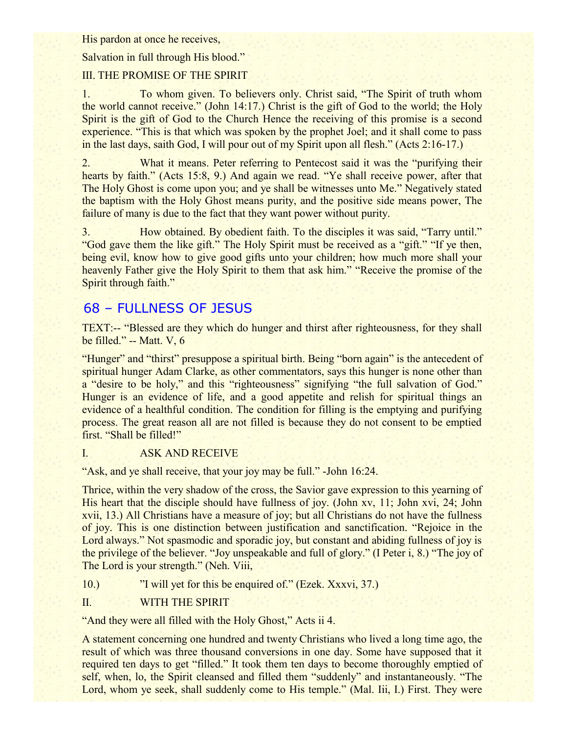His pardon at once he receives,

Salvation in full through His blood."

III. THE PROMISE OF THE SPIRIT

1. To whom given. To believers only. Christ said, "The Spirit of truth whom the world cannot receive." (John 14:17.) Christ is the gift of God to the world; the Holy Spirit is the gift of God to the Church Hence the receiving of this promise is a second experience. "This is that which was spoken by the prophet Joel; and it shall come to pass in the last days, saith God, I will pour out of my Spirit upon all flesh." (Acts 2:16-17.)

2. What it means. Peter referring to Pentecost said it was the "purifying their hearts by faith." (Acts 15:8, 9.) And again we read. "Ye shall receive power, after that The Holy Ghost is come upon you; and ye shall be witnesses unto Me." Negatively stated the baptism with the Holy Ghost means purity, and the positive side means power, The failure of many is due to the fact that they want power without purity.

3. How obtained. By obedient faith. To the disciples it was said, "Tarry until." "God gave them the like gift." The Holy Spirit must be received as a "gift." "If ye then, being evil, know how to give good gifts unto your children; how much more shall your heavenly Father give the Holy Spirit to them that ask him." "Receive the promise of the Spirit through faith."

## 68 – FULLNESS OF JESUS

TEXT:-- "Blessed are they which do hunger and thirst after righteousness, for they shall be filled." -- Matt. V, 6

"Hunger" and "thirst" presuppose a spiritual birth. Being "born again" is the antecedent of spiritual hunger Adam Clarke, as other commentators, says this hunger is none other than a "desire to be holy," and this "righteousness" signifying "the full salvation of God." Hunger is an evidence of life, and a good appetite and relish for spiritual things an evidence of a healthful condition. The condition for filling is the emptying and purifying process. The great reason all are not filled is because they do not consent to be emptied first. "Shall be filled!"

I. ASK AND RECEIVE

"Ask, and ye shall receive, that your joy may be full." -John 16:24.

Thrice, within the very shadow of the cross, the Savior gave expression to this yearning of His heart that the disciple should have fullness of joy. (John xv, 11; John xvi, 24; John xvii, 13.) All Christians have a measure of joy; but all Christians do not have the fullness of joy. This is one distinction between justification and sanctification. "Rejoice in the Lord always." Not spasmodic and sporadic joy, but constant and abiding fullness of joy is the privilege of the believer. "Joy unspeakable and full of glory." (I Peter i, 8.) "The joy of The Lord is your strength." (Neh. Viii,

10.) "I will yet for this be enquired of." (Ezek. Xxxvi, 37.)

II. WITH THE SPIRIT

"And they were all filled with the Holy Ghost," Acts ii 4.

A statement concerning one hundred and twenty Christians who lived a long time ago, the result of which was three thousand conversions in one day. Some have supposed that it required ten days to get "filled." It took them ten days to become thoroughly emptied of self, when, lo, the Spirit cleansed and filled them "suddenly" and instantaneously. "The Lord, whom ye seek, shall suddenly come to His temple." (Mal. Iii, I.) First. They were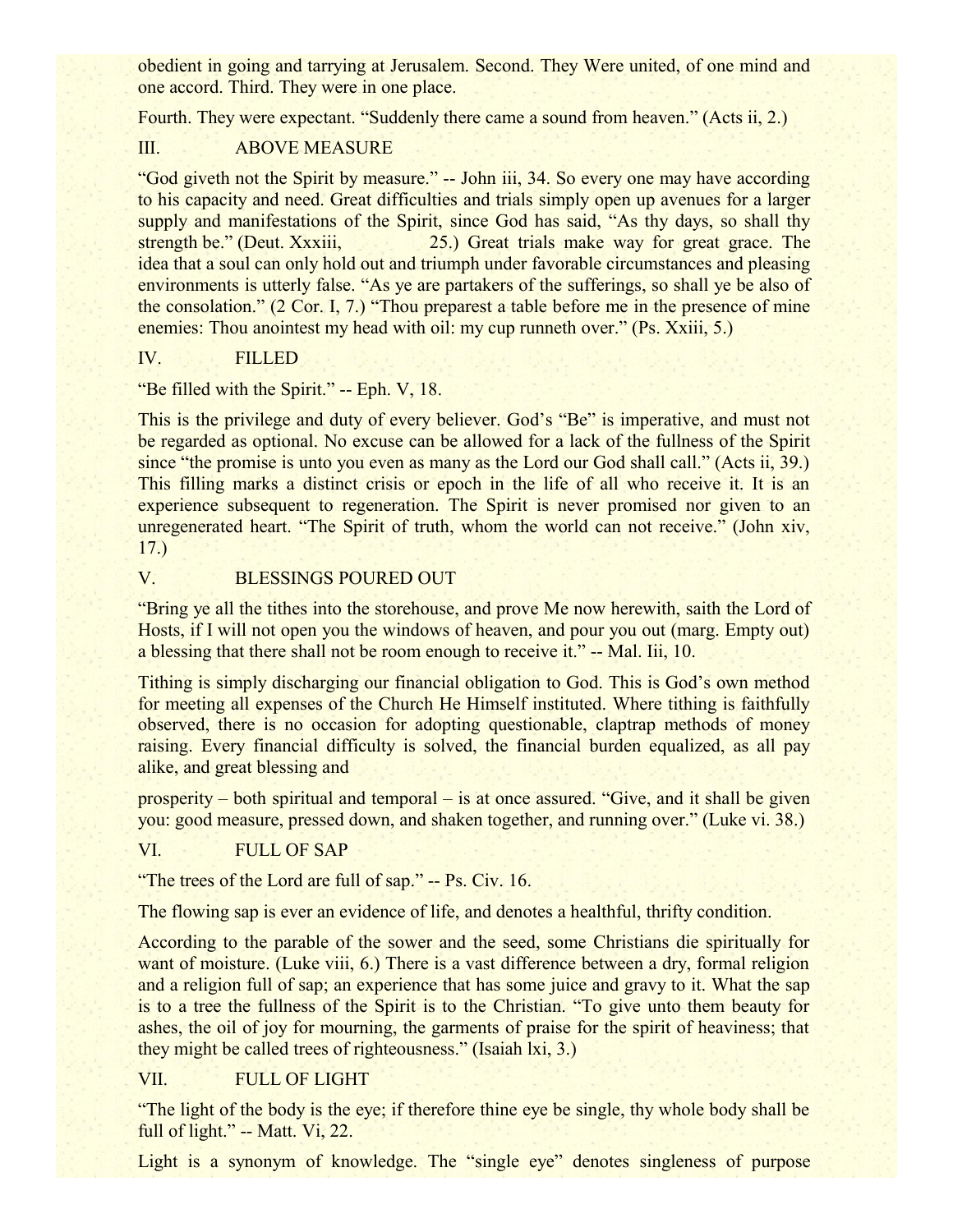obedient in going and tarrying at Jerusalem. Second. They Were united, of one mind and one accord. Third. They were in one place.

Fourth. They were expectant. "Suddenly there came a sound from heaven." (Acts ii, 2.)

## III. ABOVE MEASURE

"God giveth not the Spirit by measure." -- John iii, 34. So every one may have according to his capacity and need. Great difficulties and trials simply open up avenues for a larger supply and manifestations of the Spirit, since God has said, "As thy days, so shall thy strength be." (Deut. Xxxiii, 25.) Great trials make way for great grace. The idea that a soul can only hold out and triumph under favorable circumstances and pleasing environments is utterly false. "As ye are partakers of the sufferings, so shall ye be also of the consolation." (2 Cor. I, 7.) "Thou preparest a table before me in the presence of mine enemies: Thou anointest my head with oil: my cup runneth over." (Ps. Xxiii, 5.)

## IV. FILLED

"Be filled with the Spirit." -- Eph. V, 18.

This is the privilege and duty of every believer. God's "Be" is imperative, and must not be regarded as optional. No excuse can be allowed for a lack of the fullness of the Spirit since "the promise is unto you even as many as the Lord our God shall call." (Acts ii, 39.) This filling marks a distinct crisis or epoch in the life of all who receive it. It is an experience subsequent to regeneration. The Spirit is never promised nor given to an unregenerated heart. "The Spirit of truth, whom the world can not receive." (John xiv, 17.)

## V. BLESSINGS POURED OUT

"Bring ye all the tithes into the storehouse, and prove Me now herewith, saith the Lord of Hosts, if I will not open you the windows of heaven, and pour you out (marg. Empty out) a blessing that there shall not be room enough to receive it." -- Mal. Iii, 10.

Tithing is simply discharging our financial obligation to God. This is God's own method for meeting all expenses of the Church He Himself instituted. Where tithing is faithfully observed, there is no occasion for adopting questionable, claptrap methods of money raising. Every financial difficulty is solved, the financial burden equalized, as all pay alike, and great blessing and prosperity – both spiritual and temporal – is at once assured. "Give, and it shall be given you: good measure, pressed down, and shaken together, and running over." (Luke vi. 38.)

## VI. FULL OF SAP

"The trees of the Lord are full of sap." -- Ps. Civ. 16.

The flowing sap is ever an evidence of life, and denotes a healthful, thrifty condition.

According to the parable of the sower and the seed, some Christians die spiritually for want of moisture. (Luke viii, 6.) There is a vast difference between a dry, formal religion and a religion full of sap; an experience that has some juice and gravy to it. What the sap is to a tree the fullness of the Spirit is to the Christian. "To give unto them beauty for ashes, the oil of joy for mourning, the garments of praise for the spirit of heaviness; that they might be called trees of righteousness." (Isaiah lxi, 3.)

## VII. FULL OF LIGHT

"The light of the body is the eye; if therefore thine eye be single, thy whole body shall be full of light." -- Matt. Vi, 22.

Light is a synonym of knowledge. The "single eye" denotes singleness of purpose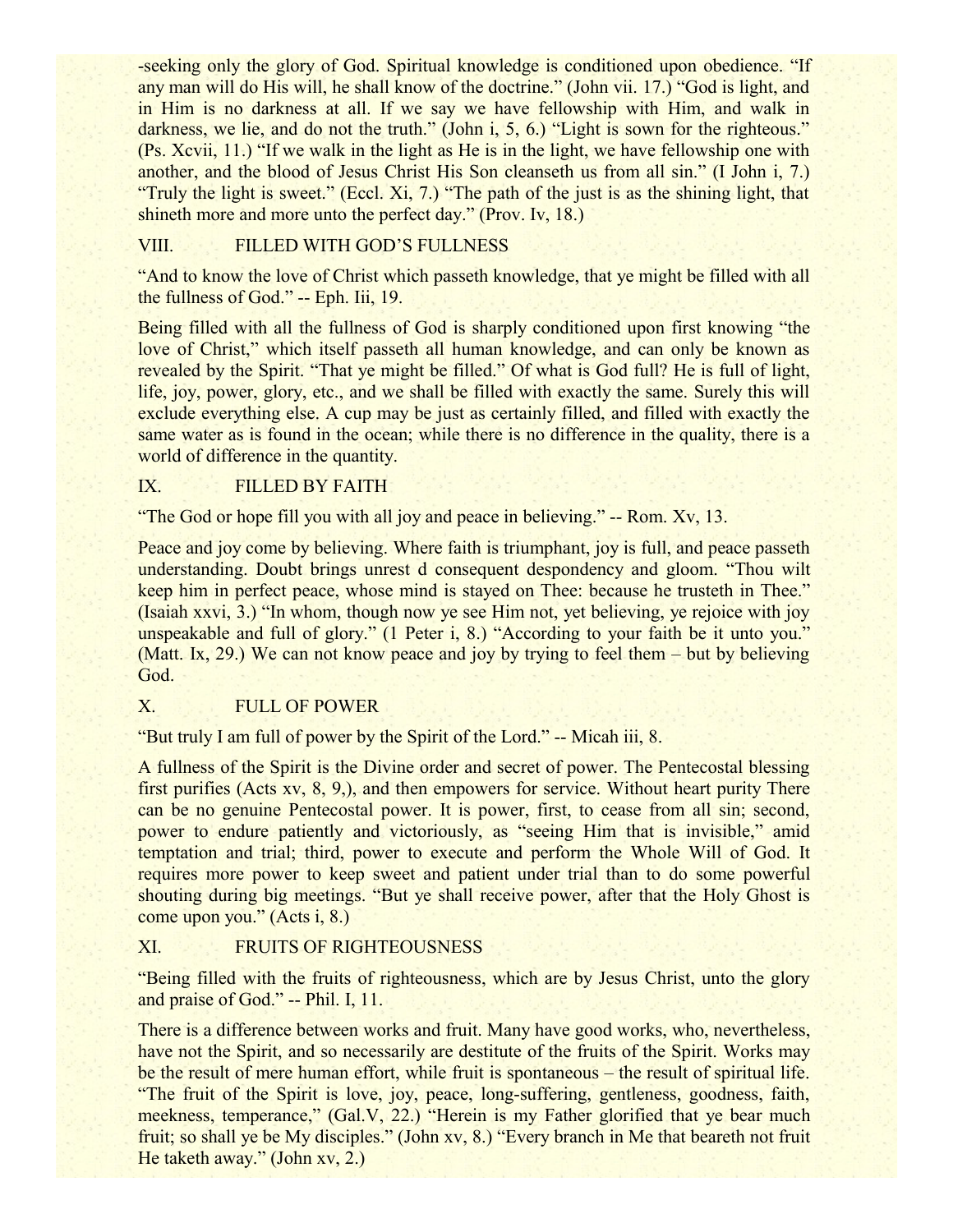-seeking only the glory of God. Spiritual knowledge is conditioned upon obedience. "If any man will do His will, he shall know of the doctrine." (John vii. 17.) "God is light, and in Him is no darkness at all. If we say we have fellowship with Him, and walk in darkness, we lie, and do not the truth." (John i, 5, 6.) "Light is sown for the righteous." (Ps. Xcvii, 11.) "If we walk in the light as He is in the light, we have fellowship one with another, and the blood of Jesus Christ His Son cleanseth us from all sin." (I John i, 7.) "Truly the light is sweet." (Eccl. Xi, 7.) "The path of the just is as the shining light, that shineth more and more unto the perfect day." (Prov. Iv, 18.)

## VIII. FILLED WITH GOD'S FULLNESS

"And to know the love of Christ which passeth knowledge, that ye might be filled with all the fullness of God." -- Eph. Iii, 19.

Being filled with all the fullness of God is sharply conditioned upon first knowing "the love of Christ," which itself passeth all human knowledge, and can only be known as revealed by the Spirit. "That ye might be filled." Of what is God full? He is full of light, life, joy, power, glory, etc., and we shall be filled with exactly the same. Surely this will exclude everything else. A cup may be just as certainly filled, and filled with exactly the same water as is found in the ocean; while there is no difference in the quality, there is a world of difference in the quantity.

## IX. FILLED BY FAITH

"The God or hope fill you with all joy and peace in believing." -- Rom. Xv, 13.

Peace and joy come by believing. Where faith is triumphant, joy is full, and peace passeth understanding. Doubt brings unrest d consequent despondency and gloom. "Thou wilt keep him in perfect peace, whose mind is stayed on Thee: because he trusteth in Thee." (Isaiah xxvi, 3.) "In whom, though now ye see Him not, yet believing, ye rejoice with joy unspeakable and full of glory." (1 Peter i, 8.) "According to your faith be it unto you." (Matt. Ix, 29.) We can not know peace and joy by trying to feel them – but by believing God.

## X. FULL OF POWER

"But truly I am full of power by the Spirit of the Lord." -- Micah iii, 8.

A fullness of the Spirit is the Divine order and secret of power. The Pentecostal blessing first purifies (Acts xv, 8, 9,), and then empowers for service. Without heart purity There can be no genuine Pentecostal power. It is power, first, to cease from all sin; second, power to endure patiently and victoriously, as "seeing Him that is invisible," amid temptation and trial; third, power to execute and perform the Whole Will of God. It requires more power to keep sweet and patient under trial than to do some powerful shouting during big meetings. "But ye shall receive power, after that the Holy Ghost is come upon you." (Acts i, 8.)

## XI. FRUITS OF RIGHTEOUSNESS

"Being filled with the fruits of righteousness, which are by Jesus Christ, unto the glory and praise of God." -- Phil. I, 11.

There is a difference between works and fruit. Many have good works, who, nevertheless, have not the Spirit, and so necessarily are destitute of the fruits of the Spirit. Works may be the result of mere human effort, while fruit is spontaneous – the result of spiritual life. "The fruit of the Spirit is love, joy, peace, long-suffering, gentleness, goodness, faith, meekness, temperance," (Gal.V, 22.) "Herein is my Father glorified that ye bear much fruit; so shall ye be My disciples." (John xv, 8.) "Every branch in Me that beareth not fruit He taketh away." (John xv, 2.)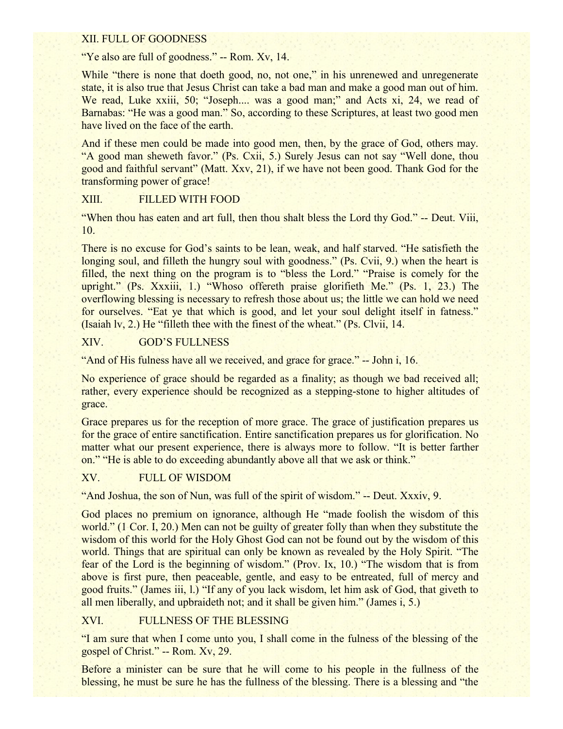## XII. FULL OF GOODNESS

"Ye also are full of goodness." -- Rom. Xv, 14.

While "there is none that doeth good, no, not one," in his unrenewed and unregenerate state, it is also true that Jesus Christ can take a bad man and make a good man out of him. We read, Luke xxiii, 50; "Joseph.... was a good man;" and Acts xi, 24, we read of Barnabas: "He was a good man." So, according to these Scriptures, at least two good men have lived on the face of the earth.

And if these men could be made into good men, then, by the grace of God, others may. "A good man sheweth favor." (Ps. Cxii, 5.) Surely Jesus can not say "Well done, thou good and faithful servant" (Matt. Xxv, 21), if we have not been good. Thank God for the transforming power of grace!

## XIII. FILLED WITH FOOD

"When thou has eaten and art full, then thou shalt bless the Lord thy God." -- Deut. Viii, 10.

There is no excuse for God's saints to be lean, weak, and half starved. "He satisfieth the longing soul, and filleth the hungry soul with goodness." (Ps. Cvii, 9.) when the heart is filled, the next thing on the program is to "bless the Lord." "Praise is comely for the upright." (Ps. Xxxiii, 1.) "Whoso offereth praise glorifieth Me." (Ps. 1, 23.) The overflowing blessing is necessary to refresh those about us; the little we can hold we need for ourselves. "Eat ye that which is good, and let your soul delight itself in fatness." (Isaiah lv, 2.) He "filleth thee with the finest of the wheat." (Ps. Clvii, 14.

## XIV. GOD'S FULLNESS

"And of His fulness have all we received, and grace for grace." -- John i, 16.

No experience of grace should be regarded as a finality; as though we bad received all; rather, every experience should be recognized as a stepping-stone to higher altitudes of grace.

Grace prepares us for the reception of more grace. The grace of justification prepares us for the grace of entire sanctification. Entire sanctification prepares us for glorification. No matter what our present experience, there is always more to follow. "It is better farther on." "He is able to do exceeding abundantly above all that we ask or think."

## XV. FULL OF WISDOM

"And Joshua, the son of Nun, was full of the spirit of wisdom." -- Deut. Xxxiv, 9.

God places no premium on ignorance, although He "made foolish the wisdom of this world." (1 Cor. I, 20.) Men can not be guilty of greater folly than when they substitute the wisdom of this world for the Holy Ghost God can not be found out by the wisdom of this world. Things that are spiritual can only be known as revealed by the Holy Spirit. "The fear of the Lord is the beginning of wisdom." (Prov. Ix, 10.) "The wisdom that is from above is first pure, then peaceable, gentle, and easy to be entreated, full of mercy and good fruits." (James iii, l.) "If any of you lack wisdom, let him ask of God, that giveth to all men liberally, and upbraideth not; and it shall be given him." (James i, 5.)

## XVI. FULLNESS OF THE BLESSING

"I am sure that when I come unto you, I shall come in the fulness of the blessing of the gospel of Christ." -- Rom. Xv, 29.

Before a minister can be sure that he will come to his people in the fullness of the blessing, he must be sure he has the fullness of the blessing. There is a blessing and "the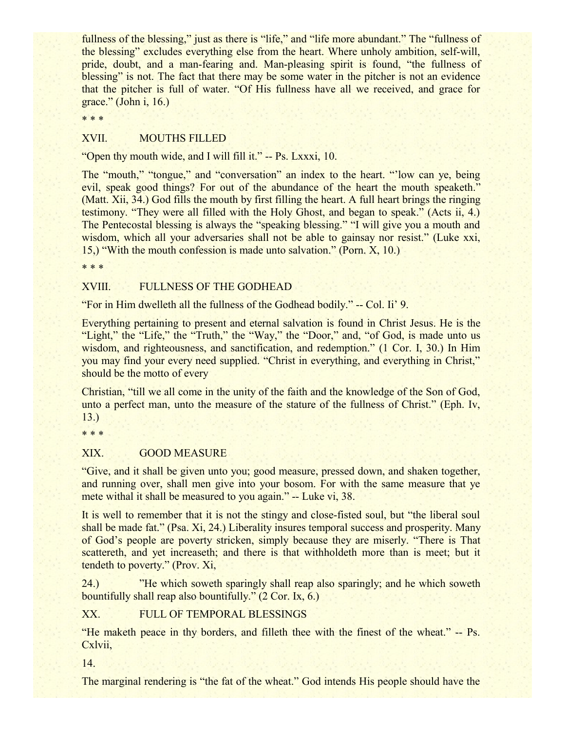fullness of the blessing," just as there is "life," and "life more abundant." The "fullness of the blessing" excludes everything else from the heart. Where unholy ambition, self-will, pride, doubt, and a man-fearing and. Man-pleasing spirit is found, "the fullness of blessing" is not. The fact that there may be some water in the pitcher is not an evidence that the pitcher is full of water. "Of His fullness have all we received, and grace for grace." (John i, 16.)

* * *

## XVII. MOUTHS FILLED

"Open thy mouth wide, and I will fill it." -- Ps. Lxxxi, 10.

The "mouth," "tongue," and "conversation" an index to the heart. "'low can ye, being evil, speak good things? For out of the abundance of the heart the mouth speaketh." (Matt. Xii, 34.) God fills the mouth by first filling the heart. A full heart brings the ringing testimony. "They were all filled with the Holy Ghost, and began to speak." (Acts ii, 4.) The Pentecostal blessing is always the "speaking blessing." "I will give you a mouth and wisdom, which all your adversaries shall not be able to gainsay nor resist." (Luke xxi, 15,) "With the mouth confession is made unto salvation." (Porn. X, 10.)

* * *

## XVIII. FULLNESS OF THE GODHEAD

"For in Him dwelleth all the fullness of the Godhead bodily." -- Col. Ii' 9.

Everything pertaining to present and eternal salvation is found in Christ Jesus. He is the "Light," the "Life," the "Truth," the "Way," the "Door," and, "of God, is made unto us wisdom, and righteousness, and sanctification, and redemption." (1 Cor. I, 30.) In Him you may find your every need supplied. "Christ in everything, and everything in Christ," should be the motto of every

Christian, "till we all come in the unity of the faith and the knowledge of the Son of God, unto a perfect man, unto the measure of the stature of the fullness of Christ." (Eph. Iv, 13.)

* * *

## XIX. GOOD MEASURE

"Give, and it shall be given unto you; good measure, pressed down, and shaken together, and running over, shall men give into your bosom. For with the same measure that ye mete withal it shall be measured to you again." -- Luke vi, 38.

It is well to remember that it is not the stingy and close-fisted soul, but "the liberal soul shall be made fat." (Psa. Xi, 24.) Liberality insures temporal success and prosperity. Many of God's people are poverty stricken, simply because they are miserly. "There is That scattereth, and yet increaseth; and there is that withholdeth more than is meet; but it tendeth to poverty." (Prov. Xi,

24.) "He which soweth sparingly shall reap also sparingly; and he which soweth bountifully shall reap also bountifully." (2 Cor. Ix, 6.)

## XX. FULL OF TEMPORAL BLESSINGS

"He maketh peace in thy borders, and filleth thee with the finest of the wheat." -- Ps. Cxlvii,

14.

The marginal rendering is "the fat of the wheat." God intends His people should have the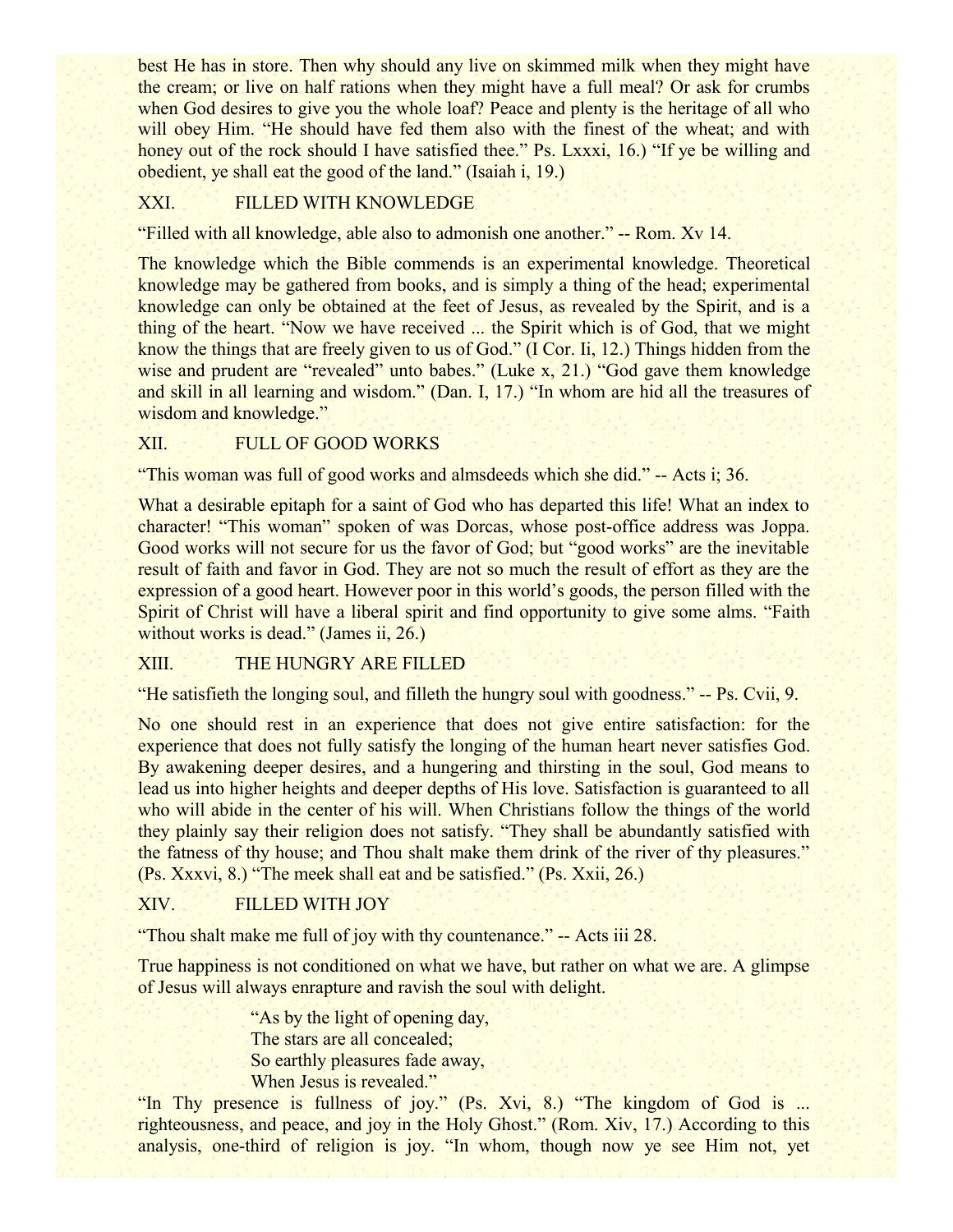best He has in store. Then why should any live on skimmed milk when they might have the cream; or live on half rations when they might have a full meal? Or ask for crumbs when God desires to give you the whole loaf? Peace and plenty is the heritage of all who will obey Him. "He should have fed them also with the finest of the wheat; and with honey out of the rock should I have satisfied thee." Ps. Lxxxi, 16.) "If ye be willing and obedient, ye shall eat the good of the land." (Isaiah i, 19.)

## XXI. FILLED WITH KNOWLEDGE

"Filled with all knowledge, able also to admonish one another." -- Rom. Xv 14.

The knowledge which the Bible commends is an experimental knowledge. Theoretical knowledge may be gathered from books, and is simply a thing of the head; experimental knowledge can only be obtained at the feet of Jesus, as revealed by the Spirit, and is a thing of the heart. "Now we have received ... the Spirit which is of God, that we might know the things that are freely given to us of God." (I Cor. Ii, 12.) Things hidden from the wise and prudent are "revealed" unto babes." (Luke x, 21.) "God gave them knowledge and skill in all learning and wisdom." (Dan. I, 17.) "In whom are hid all the treasures of wisdom and knowledge."

## XII. FULL OF GOOD WORKS

"This woman was full of good works and almsdeeds which she did." -- Acts i; 36.

What a desirable epitaph for a saint of God who has departed this life! What an index to character! "This woman" spoken of was Dorcas, whose post-office address was Joppa. Good works will not secure for us the favor of God; but "good works" are the inevitable result of faith and favor in God. They are not so much the result of effort as they are the expression of a good heart. However poor in this world's goods, the person filled with the Spirit of Christ will have a liberal spirit and find opportunity to give some alms. "Faith without works is dead." (James ii, 26.)

## XIII. THE HUNGRY ARE FILLED

"He satisfieth the longing soul, and filleth the hungry soul with goodness." -- Ps. Cvii, 9.

No one should rest in an experience that does not give entire satisfaction: for the experience that does not fully satisfy the longing of the human heart never satisfies God. By awakening deeper desires, and a hungering and thirsting in the soul, God means to lead us into higher heights and deeper depths of His love. Satisfaction is guaranteed to all who will abide in the center of his will. When Christians follow the things of the world they plainly say their religion does not satisfy. "They shall be abundantly satisfied with the fatness of thy house; and Thou shalt make them drink of the river of thy pleasures." (Ps. Xxxvi, 8.) "The meek shall eat and be satisfied." (Ps. Xxii, 26.)

## XIV. FILLED WITH JOY

"Thou shalt make me full of joy with thy countenance." -- Acts iii 28.

True happiness is not conditioned on what we have, but rather on what we are. A glimpse of Jesus will always enrapture and ravish the soul with delight.

> "As by the light of opening day,
> The stars are all concealed;
> So earthly pleasures fade away,
> When Jesus is revealed."

"In Thy presence is fullness of joy." (Ps. Xvi, 8.) "The kingdom of God is ... righteousness, and peace, and joy in the Holy Ghost." (Rom. Xiv, 17.) According to this analysis, one-third of religion is joy. "In whom, though now ye see Him not, yet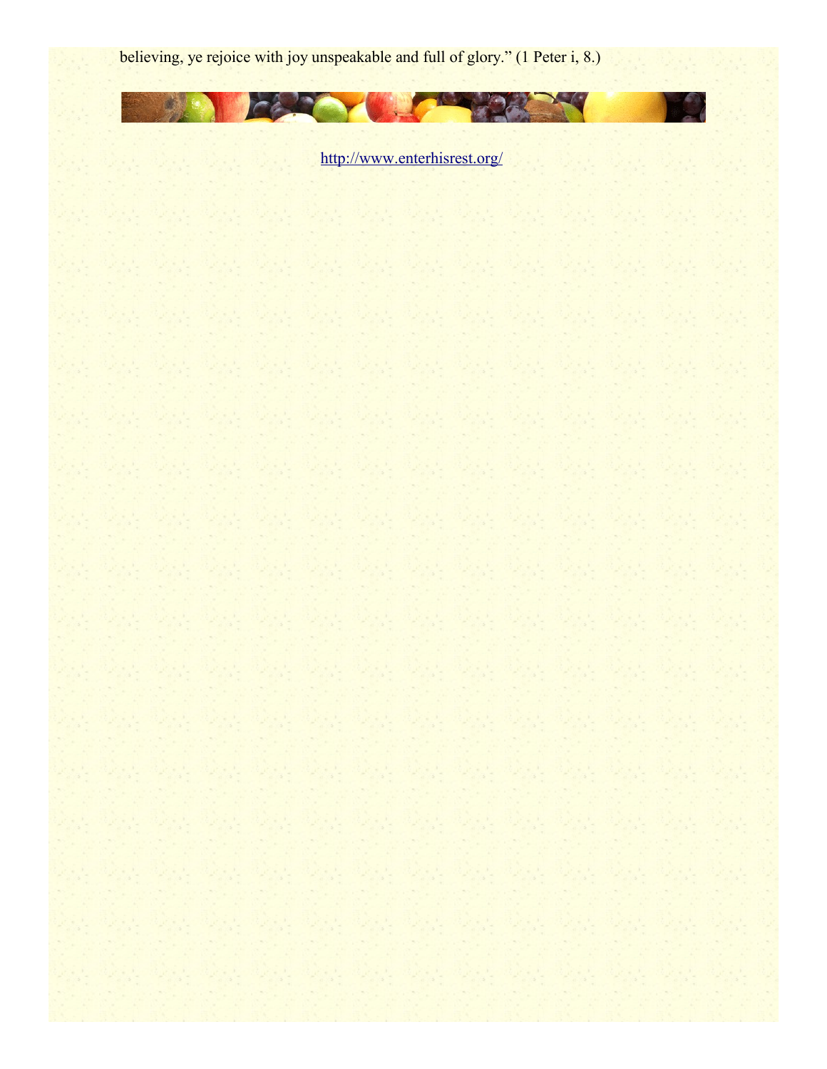believing, ye rejoice with joy unspeakable and full of glory." (1 Peter i, 8.)

http://www.enterhisrest.org/